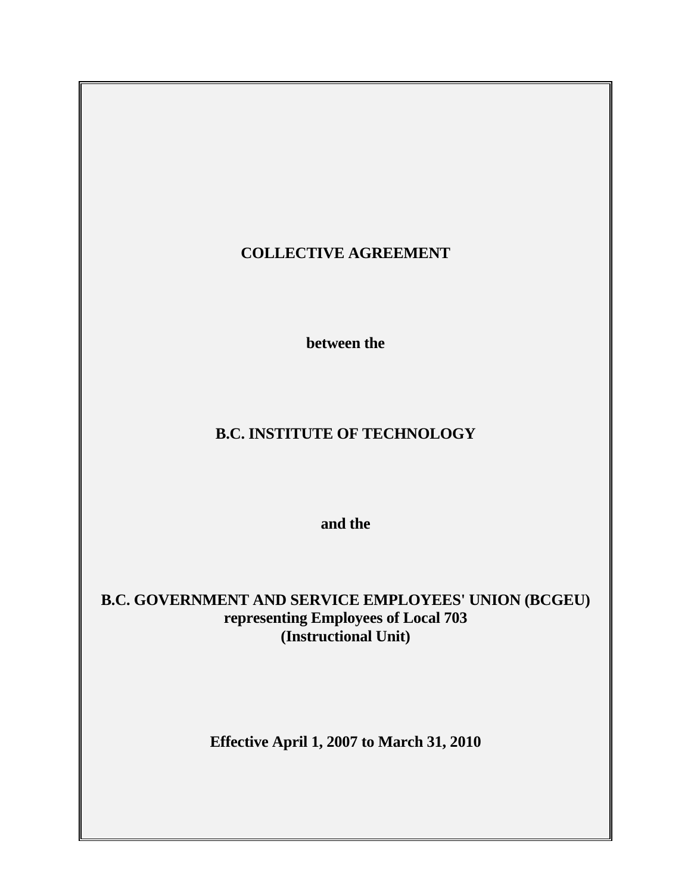# COLLECTIVE AGREEMENT

**between the**

# B.C. INSTITUTE OF TECHNOLOGY

**and the**

# B.C. GOVERNMENT AND SERVICE EMPLOYEES' UNION (BCGEU)
**representing Employees of Local 703**
**(Instructional Unit)**

**Effective April 1, 2007 to March 31, 2010**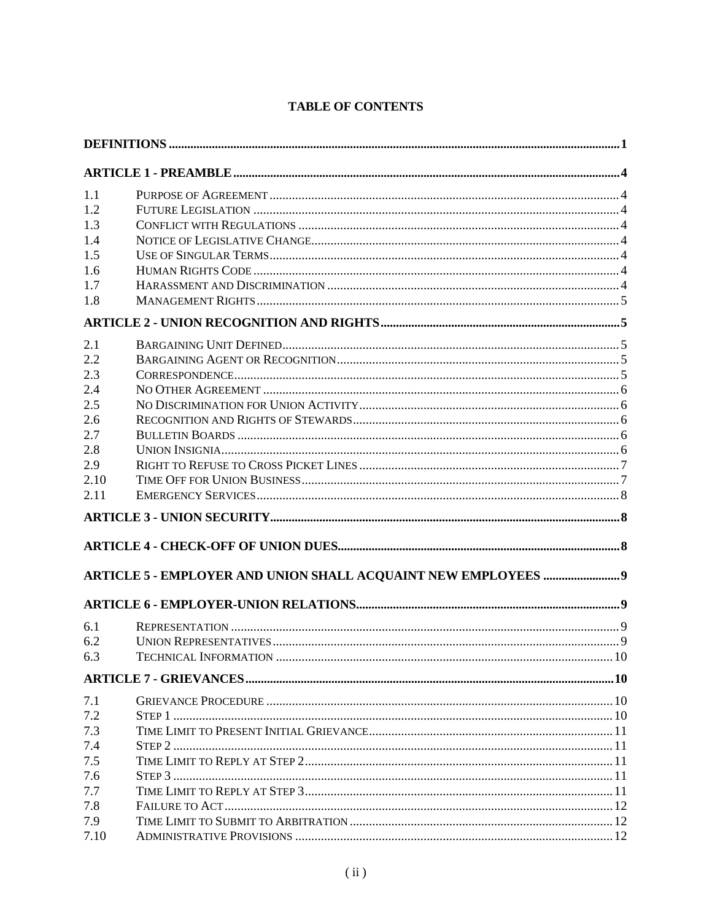# TABLE OF CONTENTS

**DEFINITIONS** ..... **1**

**ARTICLE 1 - PREAMBLE** ..... **4**

| | | |
|---|---|---|
| 1.1 | Purpose of Agreement | 4 |
| 1.2 | Future Legislation | 4 |
| 1.3 | Conflict with Regulations | 4 |
| 1.4 | Notice of Legislative Change | 4 |
| 1.5 | Use of Singular Terms | 4 |
| 1.6 | Human Rights Code | 4 |
| 1.7 | Harassment and Discrimination | 4 |
| 1.8 | Management Rights | 5 |

**ARTICLE 2 - UNION RECOGNITION AND RIGHTS** ..... **5**

| | | |
|---|---|---|
| 2.1 | Bargaining Unit Defined | 5 |
| 2.2 | Bargaining Agent or Recognition | 5 |
| 2.3 | Correspondence | 5 |
| 2.4 | No Other Agreement | 6 |
| 2.5 | No Discrimination for Union Activity | 6 |
| 2.6 | Recognition and Rights of Stewards | 6 |
| 2.7 | Bulletin Boards | 6 |
| 2.8 | Union Insignia | 6 |
| 2.9 | Right to Refuse to Cross Picket Lines | 7 |
| 2.10 | Time Off for Union Business | 7 |
| 2.11 | Emergency Services | 8 |

**ARTICLE 3 - UNION SECURITY** ..... **8**

**ARTICLE 4 - CHECK-OFF OF UNION DUES** ..... **8**

**ARTICLE 5 - EMPLOYER AND UNION SHALL ACQUAINT NEW EMPLOYEES** ..... **9**

**ARTICLE 6 - EMPLOYER-UNION RELATIONS** ..... **9**

| | | |
|---|---|---|
| 6.1 | Representation | 9 |
| 6.2 | Union Representatives | 9 |
| 6.3 | Technical Information | 10 |

**ARTICLE 7 - GRIEVANCES** ..... **10**

| | | |
|---|---|---|
| 7.1 | Grievance Procedure | 10 |
| 7.2 | Step 1 | 10 |
| 7.3 | Time Limit to Present Initial Grievance | 11 |
| 7.4 | Step 2 | 11 |
| 7.5 | Time Limit to Reply at Step 2 | 11 |
| 7.6 | Step 3 | 11 |
| 7.7 | Time Limit to Reply at Step 3 | 11 |
| 7.8 | Failure to Act | 12 |
| 7.9 | Time Limit to Submit to Arbitration | 12 |
| 7.10 | Administrative Provisions | 12 |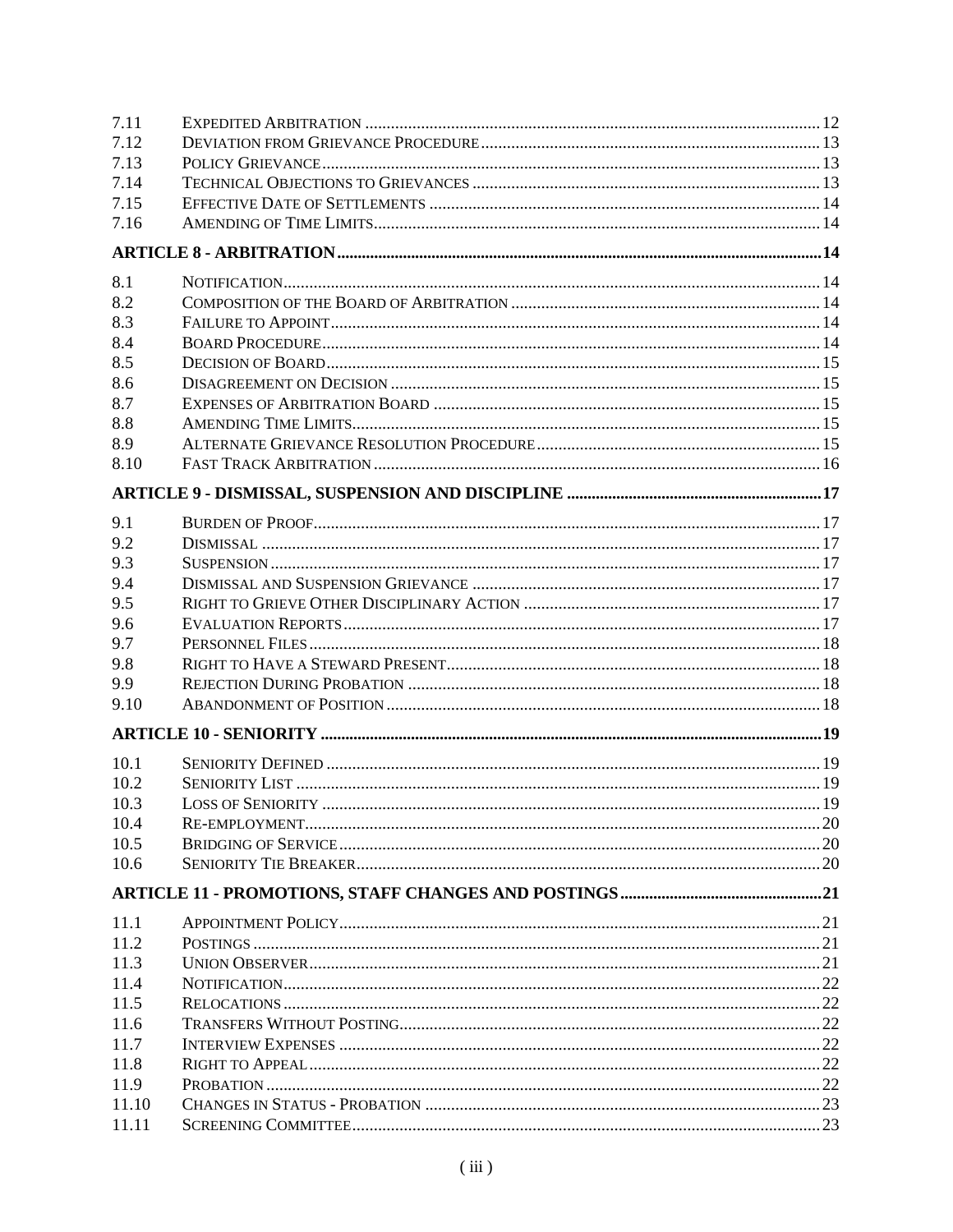| | | |
|---|---|---|
| 7.11 | EXPEDITED ARBITRATION | 12 |
| 7.12 | DEVIATION FROM GRIEVANCE PROCEDURE | 13 |
| 7.13 | POLICY GRIEVANCE | 13 |
| 7.14 | TECHNICAL OBJECTIONS TO GRIEVANCES | 13 |
| 7.15 | EFFECTIVE DATE OF SETTLEMENTS | 14 |
| 7.16 | AMENDING OF TIME LIMITS | 14 |
| **ARTICLE 8 - ARBITRATION** | | **14** |
| 8.1 | NOTIFICATION | 14 |
| 8.2 | COMPOSITION OF THE BOARD OF ARBITRATION | 14 |
| 8.3 | FAILURE TO APPOINT | 14 |
| 8.4 | BOARD PROCEDURE | 14 |
| 8.5 | DECISION OF BOARD | 15 |
| 8.6 | DISAGREEMENT ON DECISION | 15 |
| 8.7 | EXPENSES OF ARBITRATION BOARD | 15 |
| 8.8 | AMENDING TIME LIMITS | 15 |
| 8.9 | ALTERNATE GRIEVANCE RESOLUTION PROCEDURE | 15 |
| 8.10 | FAST TRACK ARBITRATION | 16 |
| **ARTICLE 9 - DISMISSAL, SUSPENSION AND DISCIPLINE** | | **17** |
| 9.1 | BURDEN OF PROOF | 17 |
| 9.2 | DISMISSAL | 17 |
| 9.3 | SUSPENSION | 17 |
| 9.4 | DISMISSAL AND SUSPENSION GRIEVANCE | 17 |
| 9.5 | RIGHT TO GRIEVE OTHER DISCIPLINARY ACTION | 17 |
| 9.6 | EVALUATION REPORTS | 17 |
| 9.7 | PERSONNEL FILES | 18 |
| 9.8 | RIGHT TO HAVE A STEWARD PRESENT | 18 |
| 9.9 | REJECTION DURING PROBATION | 18 |
| 9.10 | ABANDONMENT OF POSITION | 18 |
| **ARTICLE 10 - SENIORITY** | | **19** |
| 10.1 | SENIORITY DEFINED | 19 |
| 10.2 | SENIORITY LIST | 19 |
| 10.3 | LOSS OF SENIORITY | 19 |
| 10.4 | RE-EMPLOYMENT | 20 |
| 10.5 | BRIDGING OF SERVICE | 20 |
| 10.6 | SENIORITY TIE BREAKER | 20 |
| **ARTICLE 11 - PROMOTIONS, STAFF CHANGES AND POSTINGS** | | **21** |
| 11.1 | APPOINTMENT POLICY | 21 |
| 11.2 | POSTINGS | 21 |
| 11.3 | UNION OBSERVER | 21 |
| 11.4 | NOTIFICATION | 22 |
| 11.5 | RELOCATIONS | 22 |
| 11.6 | TRANSFERS WITHOUT POSTING | 22 |
| 11.7 | INTERVIEW EXPENSES | 22 |
| 11.8 | RIGHT TO APPEAL | 22 |
| 11.9 | PROBATION | 22 |
| 11.10 | CHANGES IN STATUS - PROBATION | 23 |
| 11.11 | SCREENING COMMITTEE | 23 |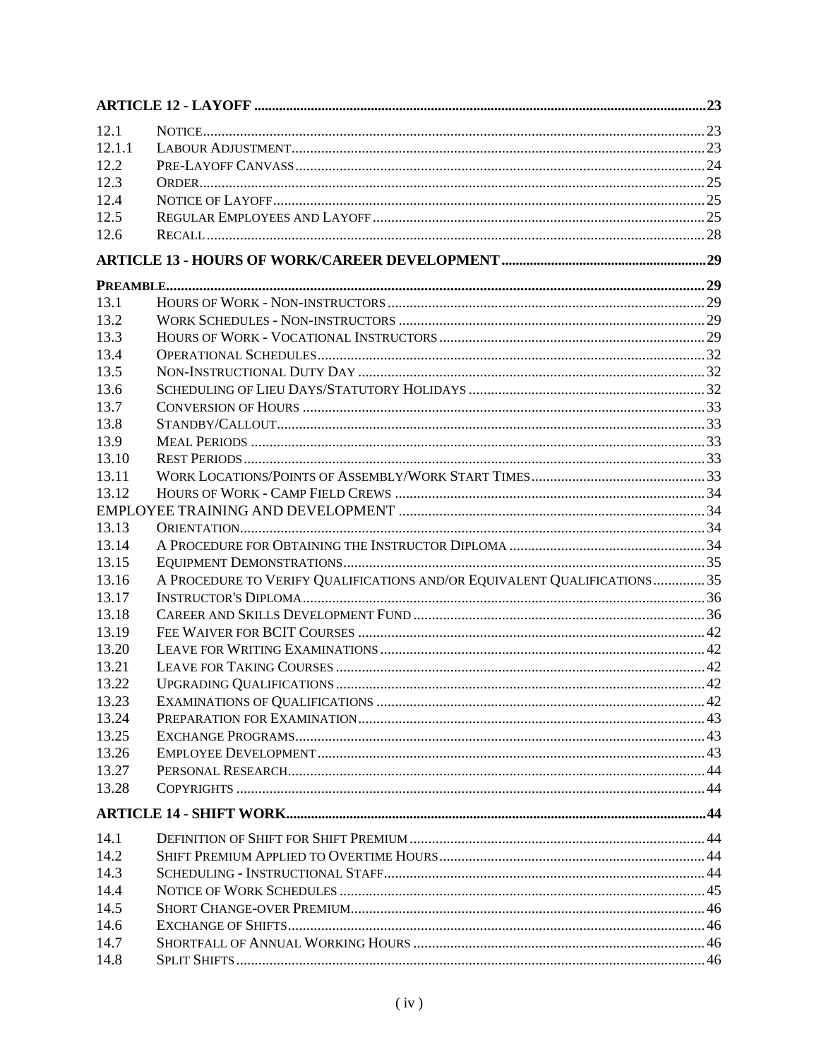| | | |
|---|---|---|
| **ARTICLE 12 - LAYOFF** | | **23** |
| 12.1 | NOTICE | 23 |
| 12.1.1 | LABOUR ADJUSTMENT | 23 |
| 12.2 | PRE-LAYOFF CANVASS | 24 |
| 12.3 | ORDER | 25 |
| 12.4 | NOTICE OF LAYOFF | 25 |
| 12.5 | REGULAR EMPLOYEES AND LAYOFF | 25 |
| 12.6 | RECALL | 28 |
| **ARTICLE 13 - HOURS OF WORK/CAREER DEVELOPMENT** | | **29** |
| **PREAMBLE** | | **29** |
| 13.1 | HOURS OF WORK - NON-INSTRUCTORS | 29 |
| 13.2 | WORK SCHEDULES - NON-INSTRUCTORS | 29 |
| 13.3 | HOURS OF WORK - VOCATIONAL INSTRUCTORS | 29 |
| 13.4 | OPERATIONAL SCHEDULES | 32 |
| 13.5 | NON-INSTRUCTIONAL DUTY DAY | 32 |
| 13.6 | SCHEDULING OF LIEU DAYS/STATUTORY HOLIDAYS | 32 |
| 13.7 | CONVERSION OF HOURS | 33 |
| 13.8 | STANDBY/CALLOUT | 33 |
| 13.9 | MEAL PERIODS | 33 |
| 13.10 | REST PERIODS | 33 |
| 13.11 | WORK LOCATIONS/POINTS OF ASSEMBLY/WORK START TIMES | 33 |
| 13.12 | HOURS OF WORK - CAMP FIELD CREWS | 34 |
| EMPLOYEE TRAINING AND DEVELOPMENT | | 34 |
| 13.13 | ORIENTATION | 34 |
| 13.14 | A PROCEDURE FOR OBTAINING THE INSTRUCTOR DIPLOMA | 34 |
| 13.15 | EQUIPMENT DEMONSTRATIONS | 35 |
| 13.16 | A PROCEDURE TO VERIFY QUALIFICATIONS AND/OR EQUIVALENT QUALIFICATIONS | 35 |
| 13.17 | INSTRUCTOR'S DIPLOMA | 36 |
| 13.18 | CAREER AND SKILLS DEVELOPMENT FUND | 36 |
| 13.19 | FEE WAIVER FOR BCIT COURSES | 42 |
| 13.20 | LEAVE FOR WRITING EXAMINATIONS | 42 |
| 13.21 | LEAVE FOR TAKING COURSES | 42 |
| 13.22 | UPGRADING QUALIFICATIONS | 42 |
| 13.23 | EXAMINATIONS OF QUALIFICATIONS | 42 |
| 13.24 | PREPARATION FOR EXAMINATION | 43 |
| 13.25 | EXCHANGE PROGRAMS | 43 |
| 13.26 | EMPLOYEE DEVELOPMENT | 43 |
| 13.27 | PERSONAL RESEARCH | 44 |
| 13.28 | COPYRIGHTS | 44 |
| **ARTICLE 14 - SHIFT WORK** | | **44** |
| 14.1 | DEFINITION OF SHIFT FOR SHIFT PREMIUM | 44 |
| 14.2 | SHIFT PREMIUM APPLIED TO OVERTIME HOURS | 44 |
| 14.3 | SCHEDULING - INSTRUCTIONAL STAFF | 44 |
| 14.4 | NOTICE OF WORK SCHEDULES | 45 |
| 14.5 | SHORT CHANGE-OVER PREMIUM | 46 |
| 14.6 | EXCHANGE OF SHIFTS | 46 |
| 14.7 | SHORTFALL OF ANNUAL WORKING HOURS | 46 |
| 14.8 | SPLIT SHIFTS | 46 |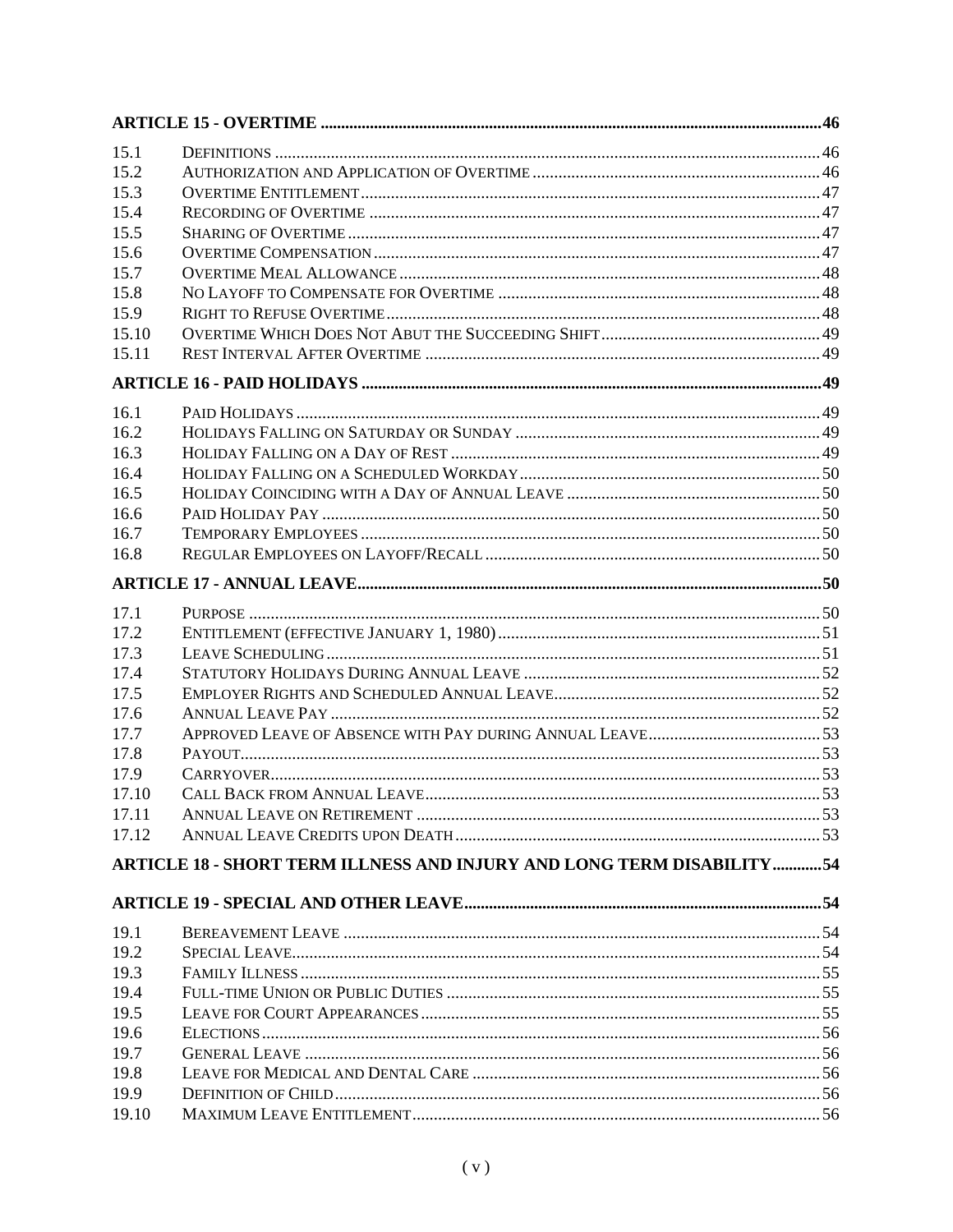| | | |
|---|---|---|
| **ARTICLE 15 - OVERTIME** | | **46** |
| 15.1 | Definitions | 46 |
| 15.2 | Authorization and Application of Overtime | 46 |
| 15.3 | Overtime Entitlement | 47 |
| 15.4 | Recording of Overtime | 47 |
| 15.5 | Sharing of Overtime | 47 |
| 15.6 | Overtime Compensation | 47 |
| 15.7 | Overtime Meal Allowance | 48 |
| 15.8 | No Layoff to Compensate for Overtime | 48 |
| 15.9 | Right to Refuse Overtime | 48 |
| 15.10 | Overtime Which Does Not Abut the Succeeding Shift | 49 |
| 15.11 | Rest Interval After Overtime | 49 |
| **ARTICLE 16 - PAID HOLIDAYS** | | **49** |
| 16.1 | Paid Holidays | 49 |
| 16.2 | Holidays Falling on Saturday or Sunday | 49 |
| 16.3 | Holiday Falling on a Day of Rest | 49 |
| 16.4 | Holiday Falling on a Scheduled Workday | 50 |
| 16.5 | Holiday Coinciding with a Day of Annual Leave | 50 |
| 16.6 | Paid Holiday Pay | 50 |
| 16.7 | Temporary Employees | 50 |
| 16.8 | Regular Employees on Layoff/Recall | 50 |
| **ARTICLE 17 - ANNUAL LEAVE** | | **50** |
| 17.1 | Purpose | 50 |
| 17.2 | Entitlement (effective January 1, 1980) | 51 |
| 17.3 | Leave Scheduling | 51 |
| 17.4 | Statutory Holidays During Annual Leave | 52 |
| 17.5 | Employer Rights and Scheduled Annual Leave | 52 |
| 17.6 | Annual Leave Pay | 52 |
| 17.7 | Approved Leave of Absence with Pay during Annual Leave | 53 |
| 17.8 | Payout | 53 |
| 17.9 | Carryover | 53 |
| 17.10 | Call Back from Annual Leave | 53 |
| 17.11 | Annual Leave on Retirement | 53 |
| 17.12 | Annual Leave Credits upon Death | 53 |
| **ARTICLE 18 - SHORT TERM ILLNESS AND INJURY AND LONG TERM DISABILITY** | | **54** |
| **ARTICLE 19 - SPECIAL AND OTHER LEAVE** | | **54** |
| 19.1 | Bereavement Leave | 54 |
| 19.2 | Special Leave | 54 |
| 19.3 | Family Illness | 55 |
| 19.4 | Full-time Union or Public Duties | 55 |
| 19.5 | Leave for Court Appearances | 55 |
| 19.6 | Elections | 56 |
| 19.7 | General Leave | 56 |
| 19.8 | Leave for Medical and Dental Care | 56 |
| 19.9 | Definition of Child | 56 |
| 19.10 | Maximum Leave Entitlement | 56 |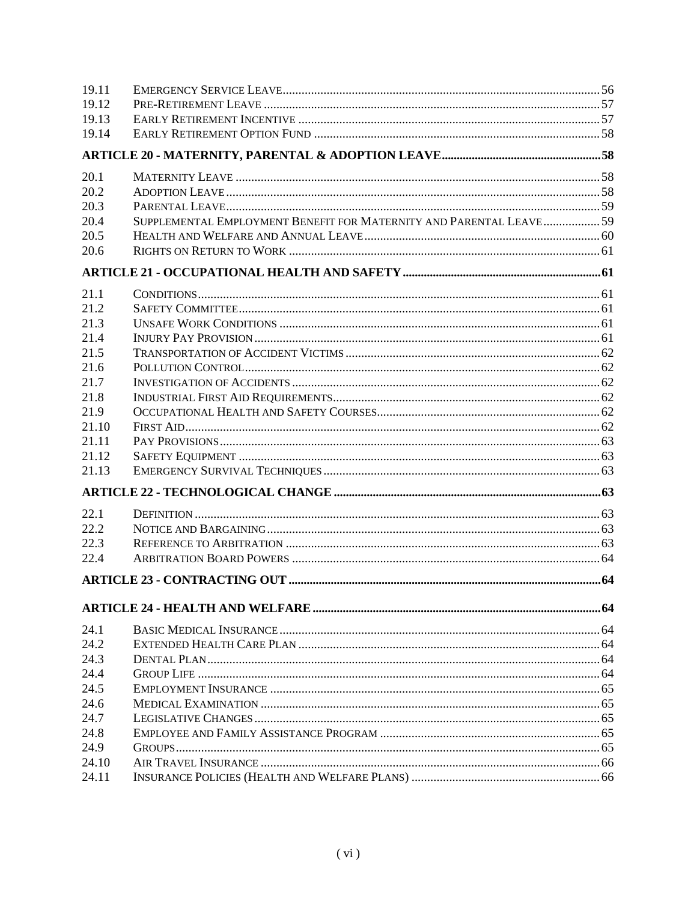| | | |
|---|---|---|
| 19.11 | EMERGENCY SERVICE LEAVE | 56 |
| 19.12 | PRE-RETIREMENT LEAVE | 57 |
| 19.13 | EARLY RETIREMENT INCENTIVE | 57 |
| 19.14 | EARLY RETIREMENT OPTION FUND | 58 |
| **ARTICLE 20 - MATERNITY, PARENTAL & ADOPTION LEAVE** | | **58** |
| 20.1 | MATERNITY LEAVE | 58 |
| 20.2 | ADOPTION LEAVE | 58 |
| 20.3 | PARENTAL LEAVE | 59 |
| 20.4 | SUPPLEMENTAL EMPLOYMENT BENEFIT FOR MATERNITY AND PARENTAL LEAVE | 59 |
| 20.5 | HEALTH AND WELFARE AND ANNUAL LEAVE | 60 |
| 20.6 | RIGHTS ON RETURN TO WORK | 61 |
| **ARTICLE 21 - OCCUPATIONAL HEALTH AND SAFETY** | | **61** |
| 21.1 | CONDITIONS | 61 |
| 21.2 | SAFETY COMMITTEE | 61 |
| 21.3 | UNSAFE WORK CONDITIONS | 61 |
| 21.4 | INJURY PAY PROVISION | 61 |
| 21.5 | TRANSPORTATION OF ACCIDENT VICTIMS | 62 |
| 21.6 | POLLUTION CONTROL | 62 |
| 21.7 | INVESTIGATION OF ACCIDENTS | 62 |
| 21.8 | INDUSTRIAL FIRST AID REQUIREMENTS | 62 |
| 21.9 | OCCUPATIONAL HEALTH AND SAFETY COURSES | 62 |
| 21.10 | FIRST AID | 62 |
| 21.11 | PAY PROVISIONS | 63 |
| 21.12 | SAFETY EQUIPMENT | 63 |
| 21.13 | EMERGENCY SURVIVAL TECHNIQUES | 63 |
| **ARTICLE 22 - TECHNOLOGICAL CHANGE** | | **63** |
| 22.1 | DEFINITION | 63 |
| 22.2 | NOTICE AND BARGAINING | 63 |
| 22.3 | REFERENCE TO ARBITRATION | 63 |
| 22.4 | ARBITRATION BOARD POWERS | 64 |
| **ARTICLE 23 - CONTRACTING OUT** | | **64** |
| **ARTICLE 24 - HEALTH AND WELFARE** | | **64** |
| 24.1 | BASIC MEDICAL INSURANCE | 64 |
| 24.2 | EXTENDED HEALTH CARE PLAN | 64 |
| 24.3 | DENTAL PLAN | 64 |
| 24.4 | GROUP LIFE | 64 |
| 24.5 | EMPLOYMENT INSURANCE | 65 |
| 24.6 | MEDICAL EXAMINATION | 65 |
| 24.7 | LEGISLATIVE CHANGES | 65 |
| 24.8 | EMPLOYEE AND FAMILY ASSISTANCE PROGRAM | 65 |
| 24.9 | GROUPS | 65 |
| 24.10 | AIR TRAVEL INSURANCE | 66 |
| 24.11 | INSURANCE POLICIES (HEALTH AND WELFARE PLANS) | 66 |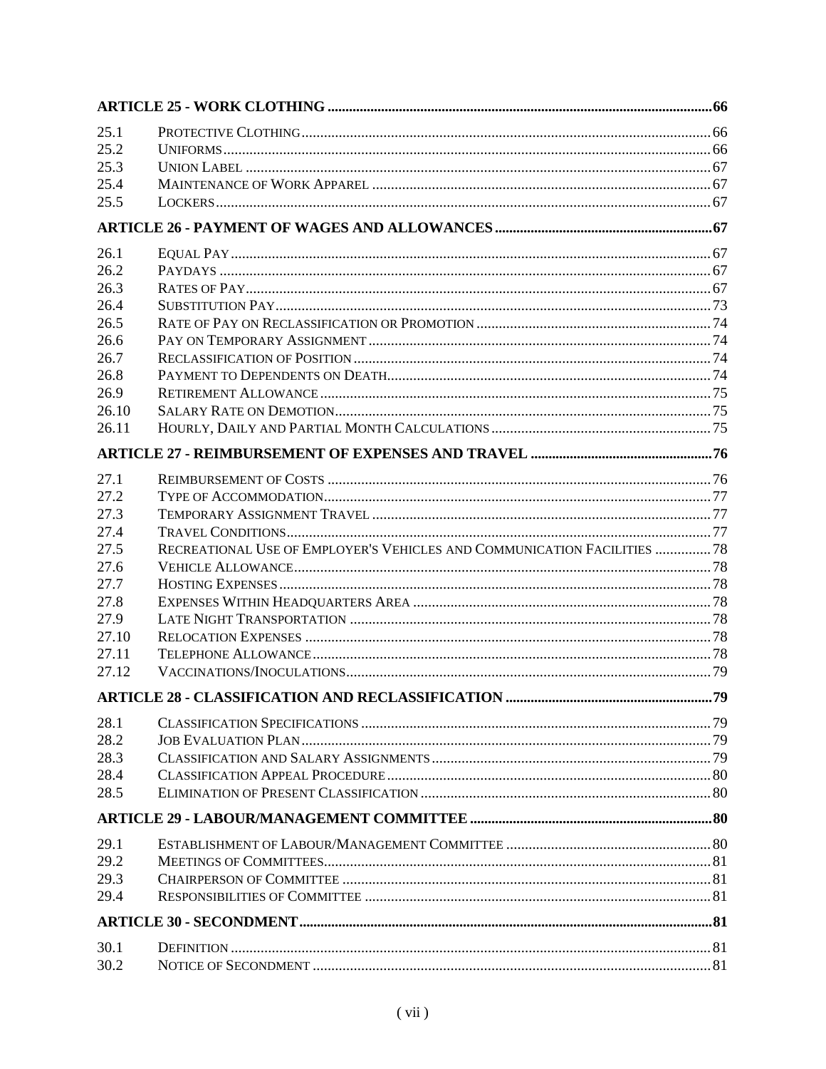| | | |
|---|---|---|
| **ARTICLE 25 - WORK CLOTHING** | | **66** |
| 25.1 | PROTECTIVE CLOTHING | 66 |
| 25.2 | UNIFORMS | 66 |
| 25.3 | UNION LABEL | 67 |
| 25.4 | MAINTENANCE OF WORK APPAREL | 67 |
| 25.5 | LOCKERS | 67 |
| **ARTICLE 26 - PAYMENT OF WAGES AND ALLOWANCES** | | **67** |
| 26.1 | EQUAL PAY | 67 |
| 26.2 | PAYDAYS | 67 |
| 26.3 | RATES OF PAY | 67 |
| 26.4 | SUBSTITUTION PAY | 73 |
| 26.5 | RATE OF PAY ON RECLASSIFICATION OR PROMOTION | 74 |
| 26.6 | PAY ON TEMPORARY ASSIGNMENT | 74 |
| 26.7 | RECLASSIFICATION OF POSITION | 74 |
| 26.8 | PAYMENT TO DEPENDENTS ON DEATH | 74 |
| 26.9 | RETIREMENT ALLOWANCE | 75 |
| 26.10 | SALARY RATE ON DEMOTION | 75 |
| 26.11 | HOURLY, DAILY AND PARTIAL MONTH CALCULATIONS | 75 |
| **ARTICLE 27 - REIMBURSEMENT OF EXPENSES AND TRAVEL** | | **76** |
| 27.1 | REIMBURSEMENT OF COSTS | 76 |
| 27.2 | TYPE OF ACCOMMODATION | 77 |
| 27.3 | TEMPORARY ASSIGNMENT TRAVEL | 77 |
| 27.4 | TRAVEL CONDITIONS | 77 |
| 27.5 | RECREATIONAL USE OF EMPLOYER'S VEHICLES AND COMMUNICATION FACILITIES | 78 |
| 27.6 | VEHICLE ALLOWANCE | 78 |
| 27.7 | HOSTING EXPENSES | 78 |
| 27.8 | EXPENSES WITHIN HEADQUARTERS AREA | 78 |
| 27.9 | LATE NIGHT TRANSPORTATION | 78 |
| 27.10 | RELOCATION EXPENSES | 78 |
| 27.11 | TELEPHONE ALLOWANCE | 78 |
| 27.12 | VACCINATIONS/INOCULATIONS | 79 |
| **ARTICLE 28 - CLASSIFICATION AND RECLASSIFICATION** | | **79** |
| 28.1 | CLASSIFICATION SPECIFICATIONS | 79 |
| 28.2 | JOB EVALUATION PLAN | 79 |
| 28.3 | CLASSIFICATION AND SALARY ASSIGNMENTS | 79 |
| 28.4 | CLASSIFICATION APPEAL PROCEDURE | 80 |
| 28.5 | ELIMINATION OF PRESENT CLASSIFICATION | 80 |
| **ARTICLE 29 - LABOUR/MANAGEMENT COMMITTEE** | | **80** |
| 29.1 | ESTABLISHMENT OF LABOUR/MANAGEMENT COMMITTEE | 80 |
| 29.2 | MEETINGS OF COMMITTEES | 81 |
| 29.3 | CHAIRPERSON OF COMMITTEE | 81 |
| 29.4 | RESPONSIBILITIES OF COMMITTEE | 81 |
| **ARTICLE 30 - SECONDMENT** | | **81** |
| 30.1 | DEFINITION | 81 |
| 30.2 | NOTICE OF SECONDMENT | 81 |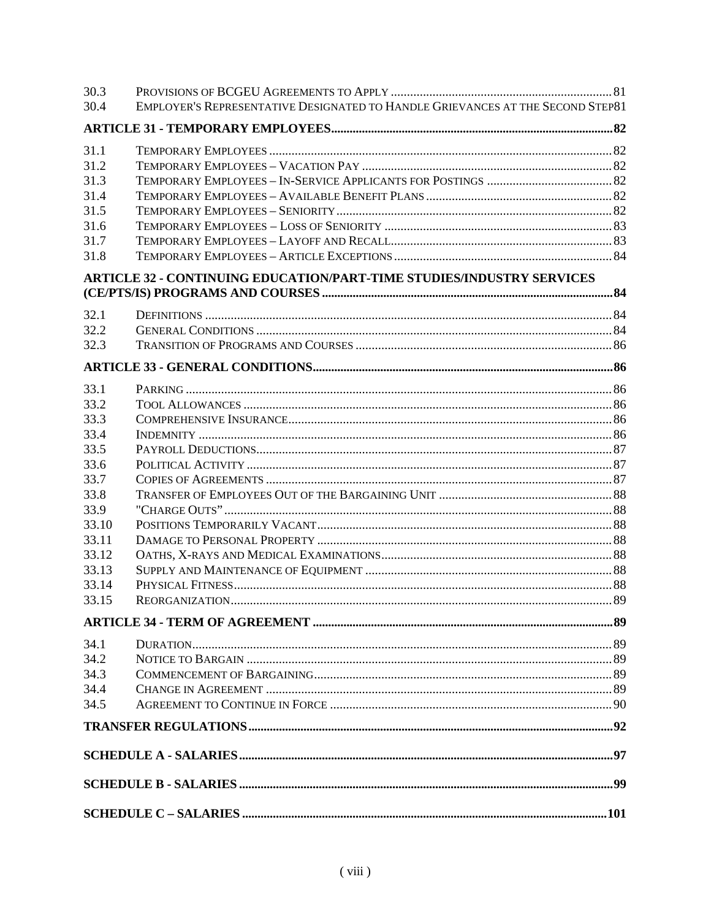| | | |
|---|---|---|
| 30.3 | PROVISIONS OF BCGEU AGREEMENTS TO APPLY | 81 |
| 30.4 | EMPLOYER'S REPRESENTATIVE DESIGNATED TO HANDLE GRIEVANCES AT THE SECOND STEP | 81 |

**ARTICLE 31 - TEMPORARY EMPLOYEES** .......... **82**

| | | |
|---|---|---|
| 31.1 | TEMPORARY EMPLOYEES | 82 |
| 31.2 | TEMPORARY EMPLOYEES – VACATION PAY | 82 |
| 31.3 | TEMPORARY EMPLOYEES – IN-SERVICE APPLICANTS FOR POSTINGS | 82 |
| 31.4 | TEMPORARY EMPLOYEES – AVAILABLE BENEFIT PLANS | 82 |
| 31.5 | TEMPORARY EMPLOYEES – SENIORITY | 82 |
| 31.6 | TEMPORARY EMPLOYEES – LOSS OF SENIORITY | 83 |
| 31.7 | TEMPORARY EMPLOYEES – LAYOFF AND RECALL | 83 |
| 31.8 | TEMPORARY EMPLOYEES – ARTICLE EXCEPTIONS | 84 |

**ARTICLE 32 - CONTINUING EDUCATION/PART-TIME STUDIES/INDUSTRY SERVICES (CE/PTS/IS) PROGRAMS AND COURSES** .......... **84**

| | | |
|---|---|---|
| 32.1 | DEFINITIONS | 84 |
| 32.2 | GENERAL CONDITIONS | 84 |
| 32.3 | TRANSITION OF PROGRAMS AND COURSES | 86 |

**ARTICLE 33 - GENERAL CONDITIONS** .......... **86**

| | | |
|---|---|---|
| 33.1 | PARKING | 86 |
| 33.2 | TOOL ALLOWANCES | 86 |
| 33.3 | COMPREHENSIVE INSURANCE | 86 |
| 33.4 | INDEMNITY | 86 |
| 33.5 | PAYROLL DEDUCTIONS | 87 |
| 33.6 | POLITICAL ACTIVITY | 87 |
| 33.7 | COPIES OF AGREEMENTS | 87 |
| 33.8 | TRANSFER OF EMPLOYEES OUT OF THE BARGAINING UNIT | 88 |
| 33.9 | "CHARGE OUTS" | 88 |
| 33.10 | POSITIONS TEMPORARILY VACANT | 88 |
| 33.11 | DAMAGE TO PERSONAL PROPERTY | 88 |
| 33.12 | OATHS, X-RAYS AND MEDICAL EXAMINATIONS | 88 |
| 33.13 | SUPPLY AND MAINTENANCE OF EQUIPMENT | 88 |
| 33.14 | PHYSICAL FITNESS | 88 |
| 33.15 | REORGANIZATION | 89 |

**ARTICLE 34 - TERM OF AGREEMENT** .......... **89**

| | | |
|---|---|---|
| 34.1 | DURATION | 89 |
| 34.2 | NOTICE TO BARGAIN | 89 |
| 34.3 | COMMENCEMENT OF BARGAINING | 89 |
| 34.4 | CHANGE IN AGREEMENT | 89 |
| 34.5 | AGREEMENT TO CONTINUE IN FORCE | 90 |

**TRANSFER REGULATIONS** .......... **92**

**SCHEDULE A - SALARIES** .......... **97**

**SCHEDULE B - SALARIES** .......... **99**

**SCHEDULE C – SALARIES** .......... **101**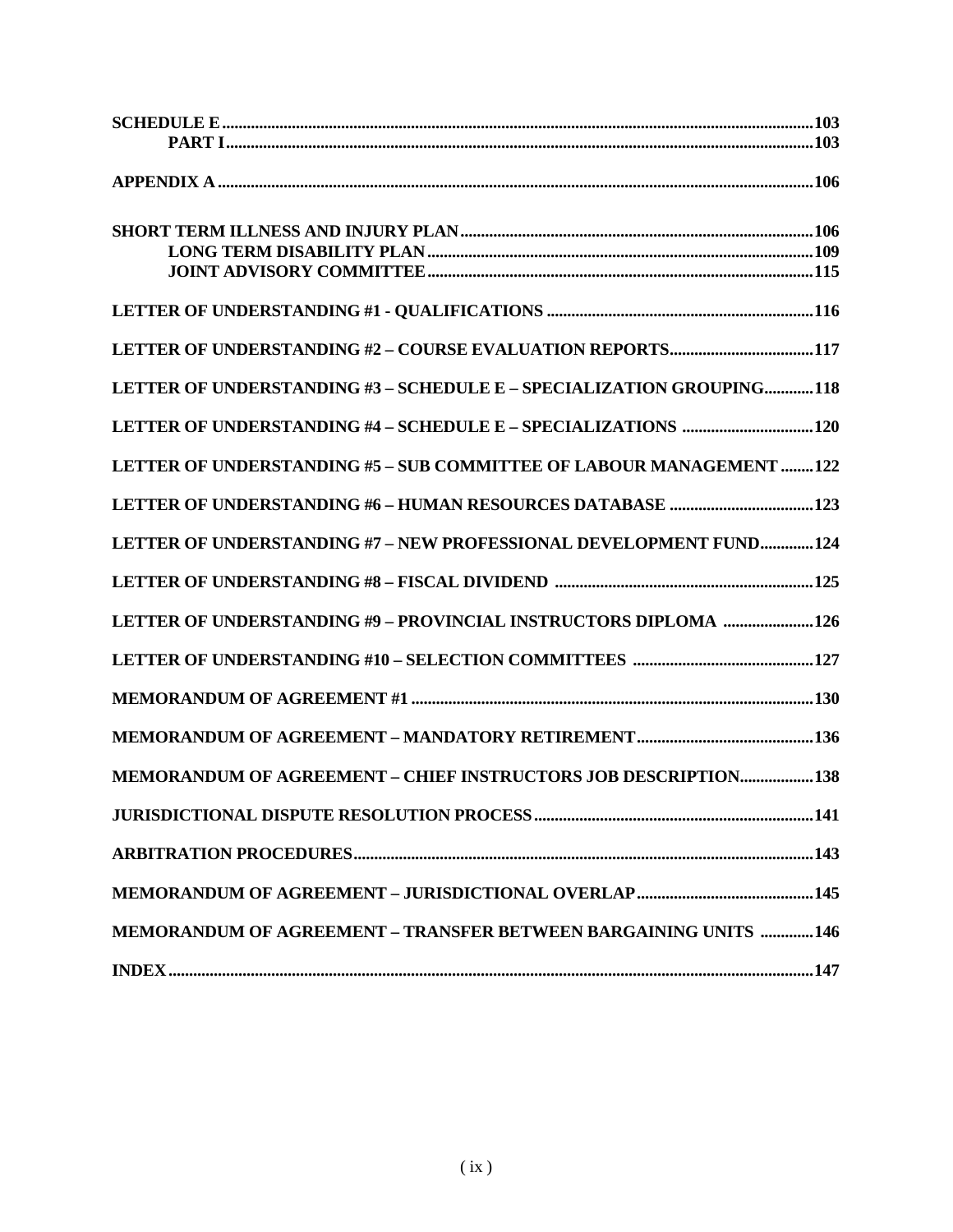**SCHEDULE E** .......... 103
&nbsp;&nbsp;&nbsp;&nbsp;**PART I** .......... 103

**APPENDIX A** .......... 106

**SHORT TERM ILLNESS AND INJURY PLAN** .......... 106
&nbsp;&nbsp;&nbsp;&nbsp;**LONG TERM DISABILITY PLAN** .......... 109
&nbsp;&nbsp;&nbsp;&nbsp;**JOINT ADVISORY COMMITTEE** .......... 115

**LETTER OF UNDERSTANDING #1 - QUALIFICATIONS** .......... 116

**LETTER OF UNDERSTANDING #2 – COURSE EVALUATION REPORTS** .......... 117

**LETTER OF UNDERSTANDING #3 – SCHEDULE E – SPECIALIZATION GROUPING** .......... 118

**LETTER OF UNDERSTANDING #4 – SCHEDULE E – SPECIALIZATIONS** .......... 120

**LETTER OF UNDERSTANDING #5 – SUB COMMITTEE OF LABOUR MANAGEMENT** .......... 122

**LETTER OF UNDERSTANDING #6 – HUMAN RESOURCES DATABASE** .......... 123

**LETTER OF UNDERSTANDING #7 – NEW PROFESSIONAL DEVELOPMENT FUND** .......... 124

**LETTER OF UNDERSTANDING #8 – FISCAL DIVIDEND** .......... 125

**LETTER OF UNDERSTANDING #9 – PROVINCIAL INSTRUCTORS DIPLOMA** .......... 126

**LETTER OF UNDERSTANDING #10 – SELECTION COMMITTEES** .......... 127

**MEMORANDUM OF AGREEMENT #1** .......... 130

**MEMORANDUM OF AGREEMENT – MANDATORY RETIREMENT** .......... 136

**MEMORANDUM OF AGREEMENT – CHIEF INSTRUCTORS JOB DESCRIPTION** .......... 138

**JURISDICTIONAL DISPUTE RESOLUTION PROCESS** .......... 141

**ARBITRATION PROCEDURES** .......... 143

**MEMORANDUM OF AGREEMENT – JURISDICTIONAL OVERLAP** .......... 145

**MEMORANDUM OF AGREEMENT – TRANSFER BETWEEN BARGAINING UNITS** .......... 146

**INDEX** .......... 147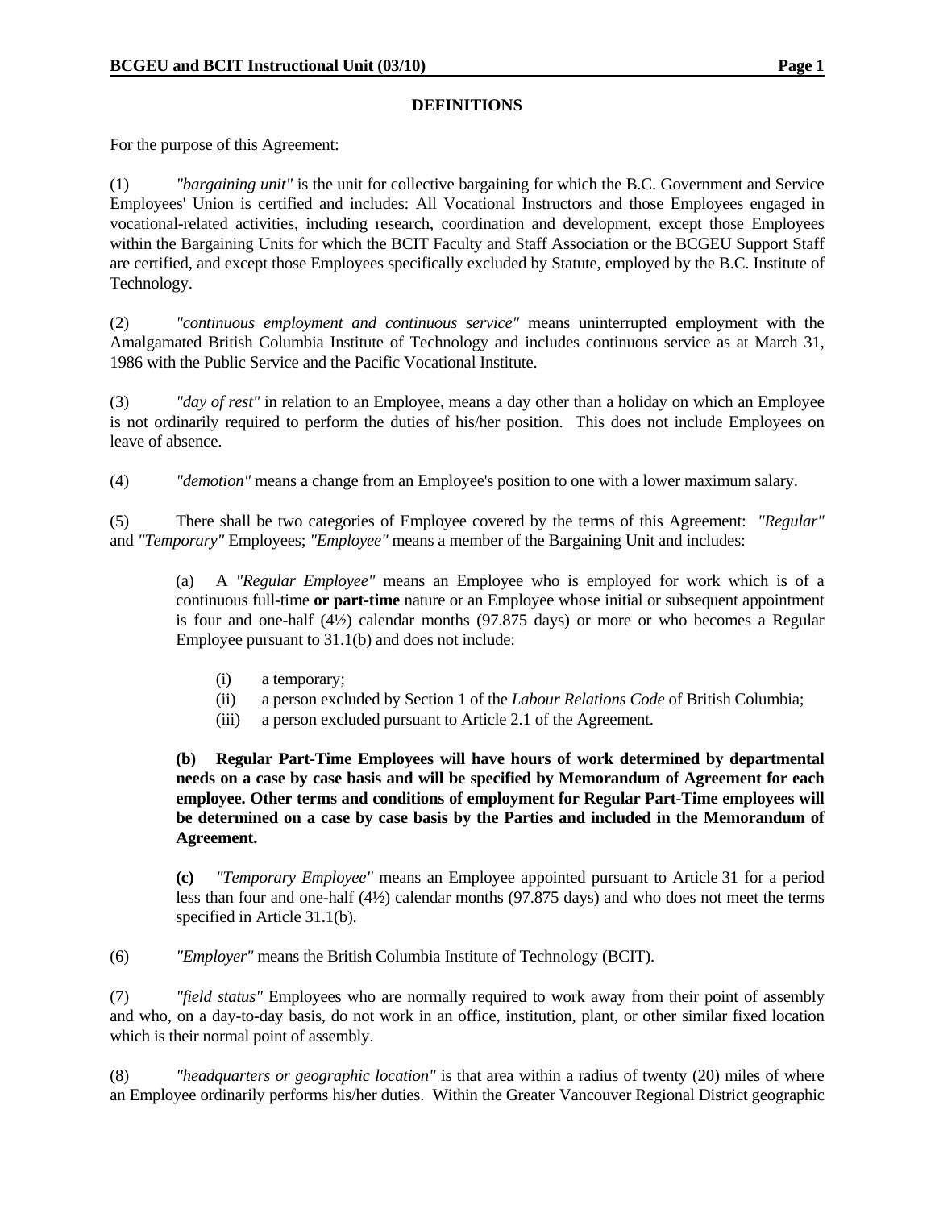## DEFINITIONS

For the purpose of this Agreement:

(1) *"bargaining unit"* is the unit for collective bargaining for which the B.C. Government and Service Employees' Union is certified and includes: All Vocational Instructors and those Employees engaged in vocational-related activities, including research, coordination and development, except those Employees within the Bargaining Units for which the BCIT Faculty and Staff Association or the BCGEU Support Staff are certified, and except those Employees specifically excluded by Statute, employed by the B.C. Institute of Technology.

(2) *"continuous employment and continuous service"* means uninterrupted employment with the Amalgamated British Columbia Institute of Technology and includes continuous service as at March 31, 1986 with the Public Service and the Pacific Vocational Institute.

(3) *"day of rest"* in relation to an Employee, means a day other than a holiday on which an Employee is not ordinarily required to perform the duties of his/her position. This does not include Employees on leave of absence.

(4) *"demotion"* means a change from an Employee's position to one with a lower maximum salary.

(5) There shall be two categories of Employee covered by the terms of this Agreement: *"Regular"* and *"Temporary"* Employees; *"Employee"* means a member of the Bargaining Unit and includes:

(a) A *"Regular Employee"* means an Employee who is employed for work which is of a continuous full-time **or part-time** nature or an Employee whose initial or subsequent appointment is four and one-half (4½) calendar months (97.875 days) or more or who becomes a Regular Employee pursuant to 31.1(b) and does not include:

- (i) a temporary;
- (ii) a person excluded by Section 1 of the *Labour Relations Code* of British Columbia;
- (iii) a person excluded pursuant to Article 2.1 of the Agreement.

**(b) Regular Part-Time Employees will have hours of work determined by departmental needs on a case by case basis and will be specified by Memorandum of Agreement for each employee. Other terms and conditions of employment for Regular Part-Time employees will be determined on a case by case basis by the Parties and included in the Memorandum of Agreement.**

**(c)** *"Temporary Employee"* means an Employee appointed pursuant to Article 31 for a period less than four and one-half (4½) calendar months (97.875 days) and who does not meet the terms specified in Article 31.1(b).

(6) *"Employer"* means the British Columbia Institute of Technology (BCIT).

(7) *"field status"* Employees who are normally required to work away from their point of assembly and who, on a day-to-day basis, do not work in an office, institution, plant, or other similar fixed location which is their normal point of assembly.

(8) *"headquarters or geographic location"* is that area within a radius of twenty (20) miles of where an Employee ordinarily performs his/her duties. Within the Greater Vancouver Regional District geographic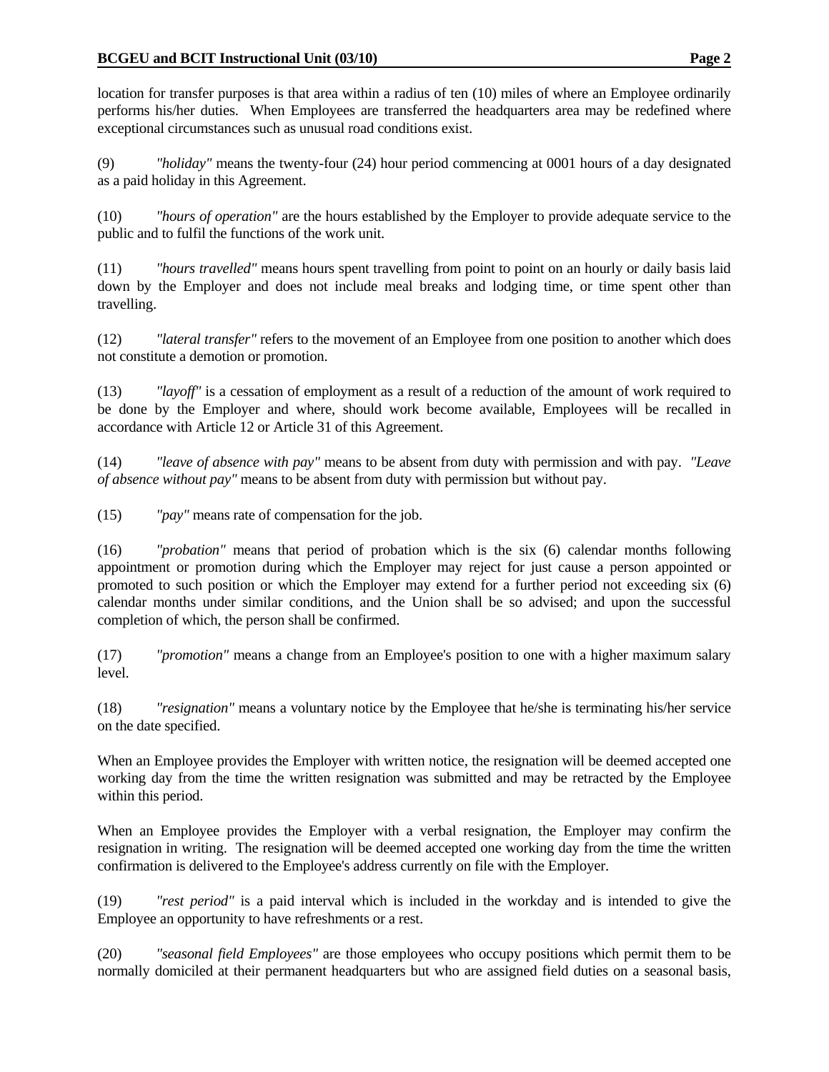location for transfer purposes is that area within a radius of ten (10) miles of where an Employee ordinarily performs his/her duties. When Employees are transferred the headquarters area may be redefined where exceptional circumstances such as unusual road conditions exist.

(9) *"holiday"* means the twenty-four (24) hour period commencing at 0001 hours of a day designated as a paid holiday in this Agreement.

(10) *"hours of operation"* are the hours established by the Employer to provide adequate service to the public and to fulfil the functions of the work unit.

(11) *"hours travelled"* means hours spent travelling from point to point on an hourly or daily basis laid down by the Employer and does not include meal breaks and lodging time, or time spent other than travelling.

(12) *"lateral transfer"* refers to the movement of an Employee from one position to another which does not constitute a demotion or promotion.

(13) *"layoff"* is a cessation of employment as a result of a reduction of the amount of work required to be done by the Employer and where, should work become available, Employees will be recalled in accordance with Article 12 or Article 31 of this Agreement.

(14) *"leave of absence with pay"* means to be absent from duty with permission and with pay. *"Leave of absence without pay"* means to be absent from duty with permission but without pay.

(15) *"pay"* means rate of compensation for the job.

(16) *"probation"* means that period of probation which is the six (6) calendar months following appointment or promotion during which the Employer may reject for just cause a person appointed or promoted to such position or which the Employer may extend for a further period not exceeding six (6) calendar months under similar conditions, and the Union shall be so advised; and upon the successful completion of which, the person shall be confirmed.

(17) *"promotion"* means a change from an Employee's position to one with a higher maximum salary level.

(18) *"resignation"* means a voluntary notice by the Employee that he/she is terminating his/her service on the date specified.

When an Employee provides the Employer with written notice, the resignation will be deemed accepted one working day from the time the written resignation was submitted and may be retracted by the Employee within this period.

When an Employee provides the Employer with a verbal resignation, the Employer may confirm the resignation in writing. The resignation will be deemed accepted one working day from the time the written confirmation is delivered to the Employee's address currently on file with the Employer.

(19) *"rest period"* is a paid interval which is included in the workday and is intended to give the Employee an opportunity to have refreshments or a rest.

(20) *"seasonal field Employees"* are those employees who occupy positions which permit them to be normally domiciled at their permanent headquarters but who are assigned field duties on a seasonal basis,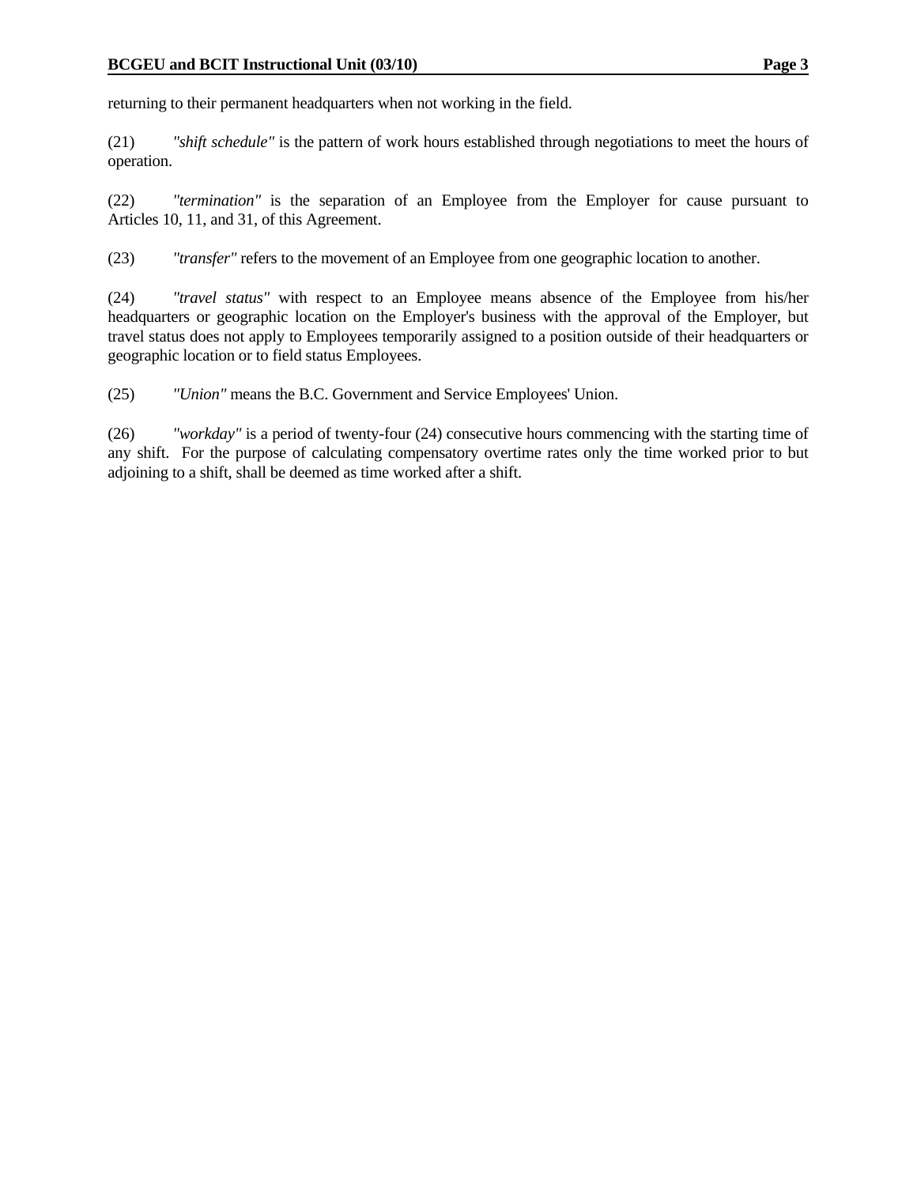returning to their permanent headquarters when not working in the field.

(21) *"shift schedule"* is the pattern of work hours established through negotiations to meet the hours of operation.

(22) *"termination"* is the separation of an Employee from the Employer for cause pursuant to Articles 10, 11, and 31, of this Agreement.

(23) *"transfer"* refers to the movement of an Employee from one geographic location to another.

(24) *"travel status"* with respect to an Employee means absence of the Employee from his/her headquarters or geographic location on the Employer's business with the approval of the Employer, but travel status does not apply to Employees temporarily assigned to a position outside of their headquarters or geographic location or to field status Employees.

(25) *"Union"* means the B.C. Government and Service Employees' Union.

(26) *"workday"* is a period of twenty-four (24) consecutive hours commencing with the starting time of any shift. For the purpose of calculating compensatory overtime rates only the time worked prior to but adjoining to a shift, shall be deemed as time worked after a shift.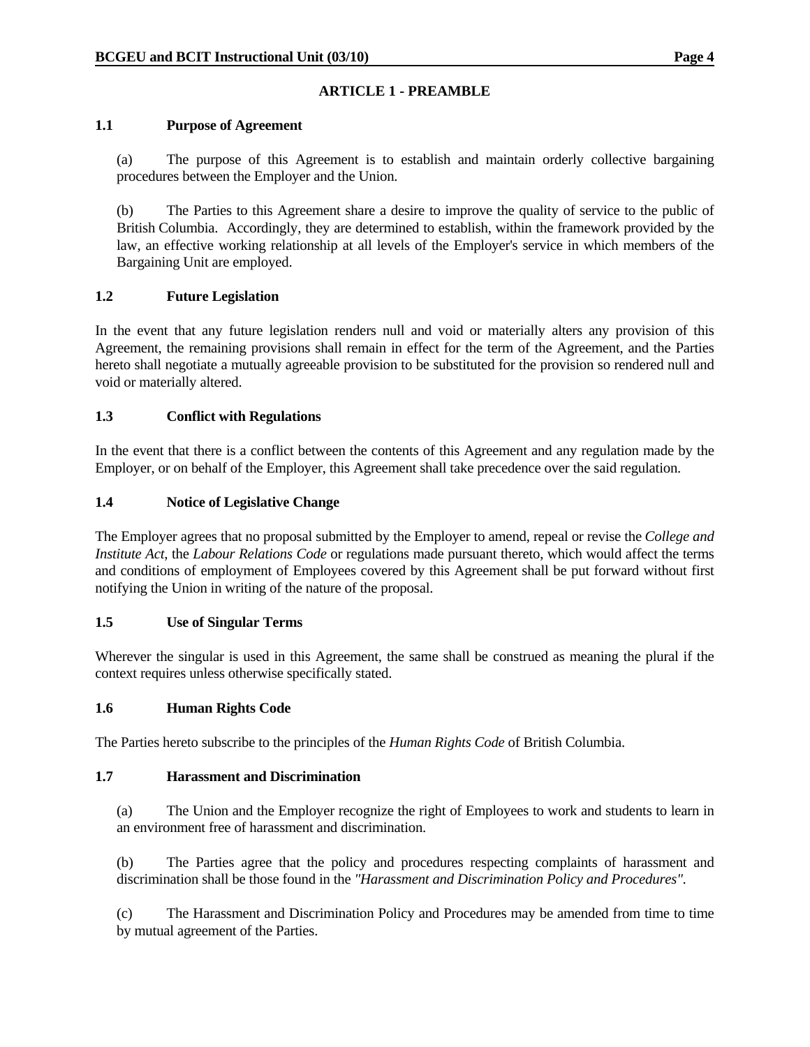## ARTICLE 1 - PREAMBLE

### 1.1 Purpose of Agreement

(a) The purpose of this Agreement is to establish and maintain orderly collective bargaining procedures between the Employer and the Union.

(b) The Parties to this Agreement share a desire to improve the quality of service to the public of British Columbia. Accordingly, they are determined to establish, within the framework provided by the law, an effective working relationship at all levels of the Employer's service in which members of the Bargaining Unit are employed.

### 1.2 Future Legislation

In the event that any future legislation renders null and void or materially alters any provision of this Agreement, the remaining provisions shall remain in effect for the term of the Agreement, and the Parties hereto shall negotiate a mutually agreeable provision to be substituted for the provision so rendered null and void or materially altered.

### 1.3 Conflict with Regulations

In the event that there is a conflict between the contents of this Agreement and any regulation made by the Employer, or on behalf of the Employer, this Agreement shall take precedence over the said regulation.

### 1.4 Notice of Legislative Change

The Employer agrees that no proposal submitted by the Employer to amend, repeal or revise the *College and Institute Act*, the *Labour Relations Code* or regulations made pursuant thereto, which would affect the terms and conditions of employment of Employees covered by this Agreement shall be put forward without first notifying the Union in writing of the nature of the proposal.

### 1.5 Use of Singular Terms

Wherever the singular is used in this Agreement, the same shall be construed as meaning the plural if the context requires unless otherwise specifically stated.

### 1.6 Human Rights Code

The Parties hereto subscribe to the principles of the *Human Rights Code* of British Columbia.

### 1.7 Harassment and Discrimination

(a) The Union and the Employer recognize the right of Employees to work and students to learn in an environment free of harassment and discrimination.

(b) The Parties agree that the policy and procedures respecting complaints of harassment and discrimination shall be those found in the *"Harassment and Discrimination Policy and Procedures"*.

(c) The Harassment and Discrimination Policy and Procedures may be amended from time to time by mutual agreement of the Parties.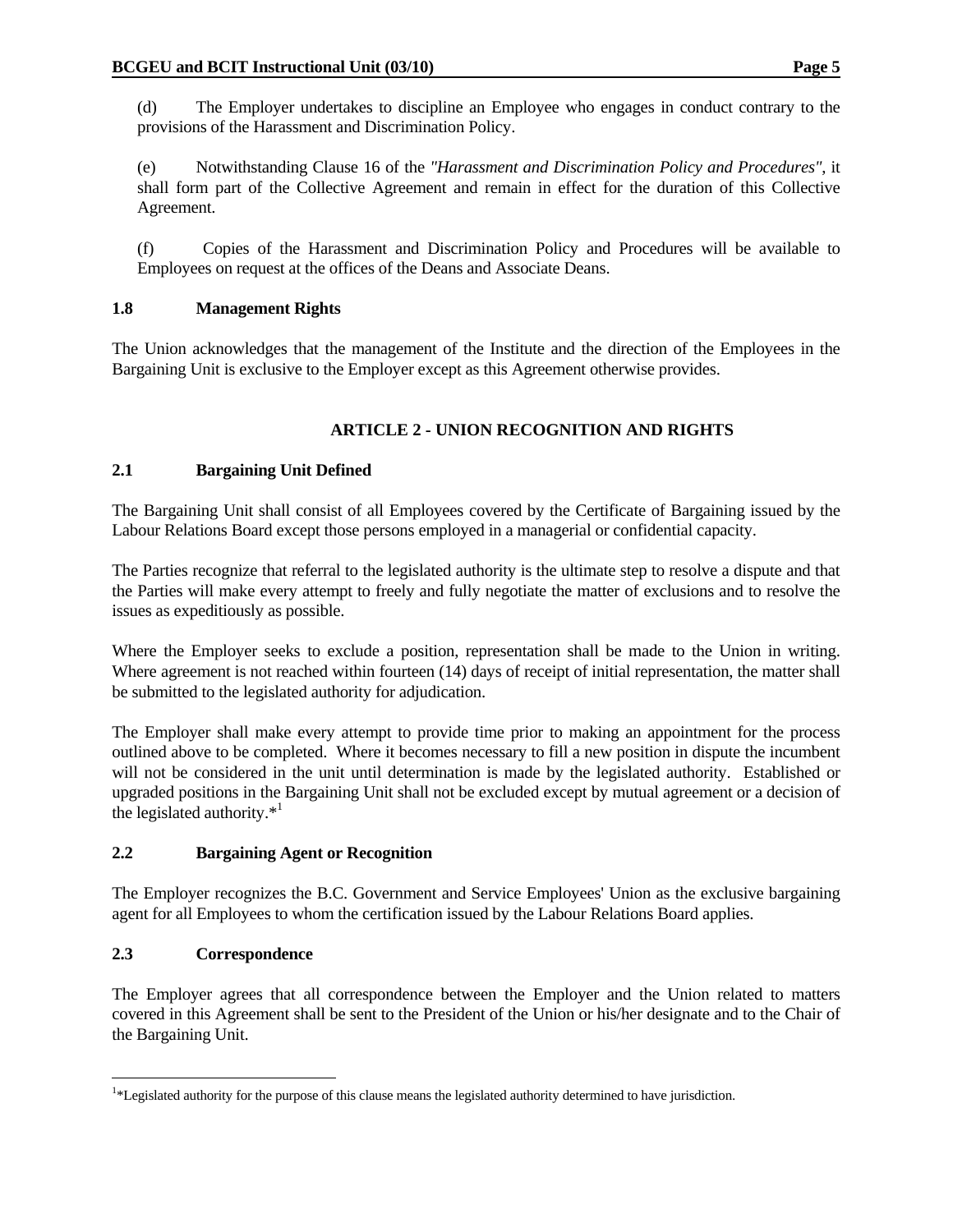(d) The Employer undertakes to discipline an Employee who engages in conduct contrary to the provisions of the Harassment and Discrimination Policy.

(e) Notwithstanding Clause 16 of the *"Harassment and Discrimination Policy and Procedures"*, it shall form part of the Collective Agreement and remain in effect for the duration of this Collective Agreement.

(f) Copies of the Harassment and Discrimination Policy and Procedures will be available to Employees on request at the offices of the Deans and Associate Deans.

### 1.8 Management Rights

The Union acknowledges that the management of the Institute and the direction of the Employees in the Bargaining Unit is exclusive to the Employer except as this Agreement otherwise provides.

## ARTICLE 2 - UNION RECOGNITION AND RIGHTS

### 2.1 Bargaining Unit Defined

The Bargaining Unit shall consist of all Employees covered by the Certificate of Bargaining issued by the Labour Relations Board except those persons employed in a managerial or confidential capacity.

The Parties recognize that referral to the legislated authority is the ultimate step to resolve a dispute and that the Parties will make every attempt to freely and fully negotiate the matter of exclusions and to resolve the issues as expeditiously as possible.

Where the Employer seeks to exclude a position, representation shall be made to the Union in writing. Where agreement is not reached within fourteen (14) days of receipt of initial representation, the matter shall be submitted to the legislated authority for adjudication.

The Employer shall make every attempt to provide time prior to making an appointment for the process outlined above to be completed. Where it becomes necessary to fill a new position in dispute the incumbent will not be considered in the unit until determination is made by the legislated authority. Established or upgraded positions in the Bargaining Unit shall not be excluded except by mutual agreement or a decision of the legislated authority.*[1]

### 2.2 Bargaining Agent or Recognition

The Employer recognizes the B.C. Government and Service Employees' Union as the exclusive bargaining agent for all Employees to whom the certification issued by the Labour Relations Board applies.

### 2.3 Correspondence

The Employer agrees that all correspondence between the Employer and the Union related to matters covered in this Agreement shall be sent to the President of the Union or his/her designate and to the Chair of the Bargaining Unit.

---

[1]*Legislated authority for the purpose of this clause means the legislated authority determined to have jurisdiction.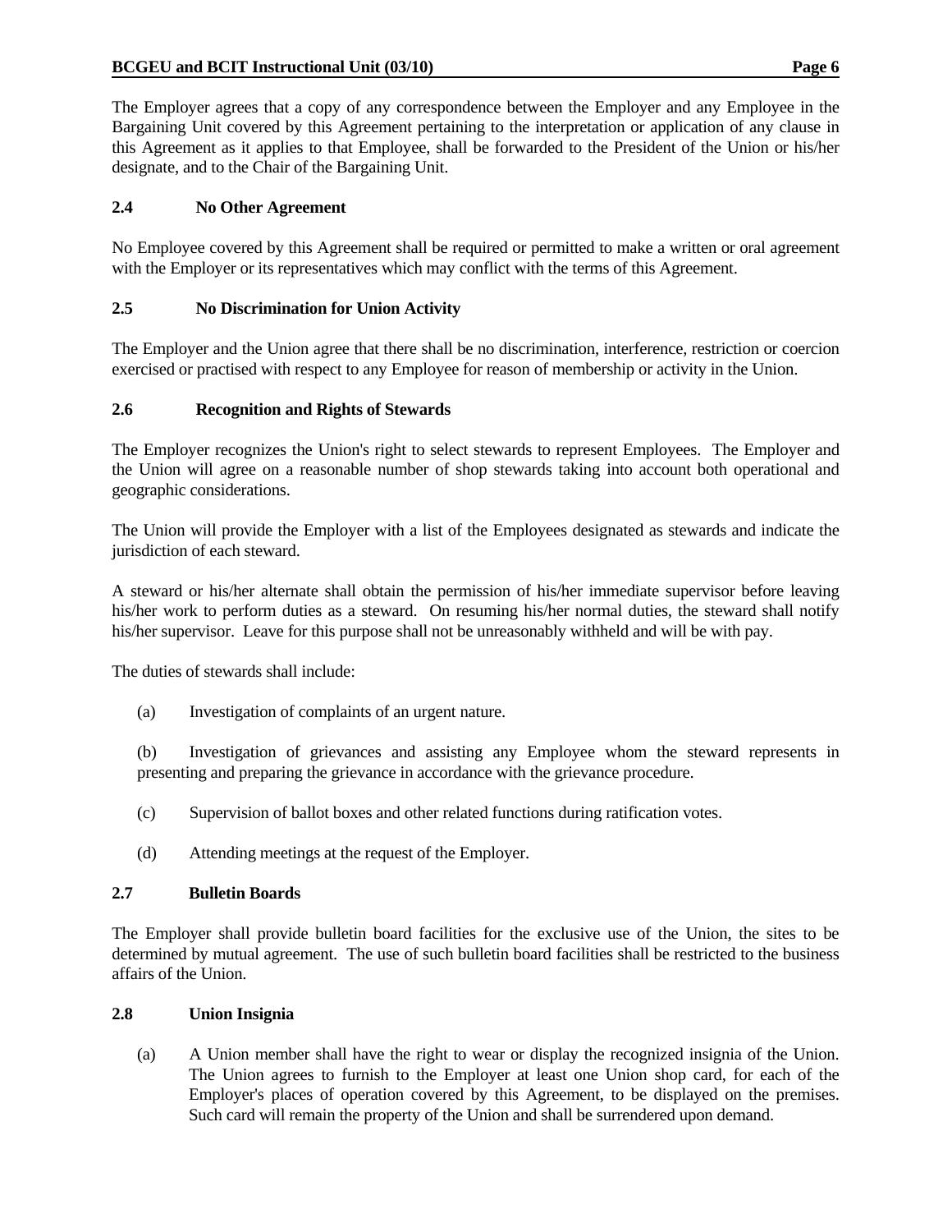The Employer agrees that a copy of any correspondence between the Employer and any Employee in the Bargaining Unit covered by this Agreement pertaining to the interpretation or application of any clause in this Agreement as it applies to that Employee, shall be forwarded to the President of the Union or his/her designate, and to the Chair of the Bargaining Unit.

### 2.4 No Other Agreement

No Employee covered by this Agreement shall be required or permitted to make a written or oral agreement with the Employer or its representatives which may conflict with the terms of this Agreement.

### 2.5 No Discrimination for Union Activity

The Employer and the Union agree that there shall be no discrimination, interference, restriction or coercion exercised or practised with respect to any Employee for reason of membership or activity in the Union.

### 2.6 Recognition and Rights of Stewards

The Employer recognizes the Union's right to select stewards to represent Employees. The Employer and the Union will agree on a reasonable number of shop stewards taking into account both operational and geographic considerations.

The Union will provide the Employer with a list of the Employees designated as stewards and indicate the jurisdiction of each steward.

A steward or his/her alternate shall obtain the permission of his/her immediate supervisor before leaving his/her work to perform duties as a steward. On resuming his/her normal duties, the steward shall notify his/her supervisor. Leave for this purpose shall not be unreasonably withheld and will be with pay.

The duties of stewards shall include:

(a) Investigation of complaints of an urgent nature.

(b) Investigation of grievances and assisting any Employee whom the steward represents in presenting and preparing the grievance in accordance with the grievance procedure.

(c) Supervision of ballot boxes and other related functions during ratification votes.

(d) Attending meetings at the request of the Employer.

### 2.7 Bulletin Boards

The Employer shall provide bulletin board facilities for the exclusive use of the Union, the sites to be determined by mutual agreement. The use of such bulletin board facilities shall be restricted to the business affairs of the Union.

### 2.8 Union Insignia

(a) A Union member shall have the right to wear or display the recognized insignia of the Union. The Union agrees to furnish to the Employer at least one Union shop card, for each of the Employer's places of operation covered by this Agreement, to be displayed on the premises. Such card will remain the property of the Union and shall be surrendered upon demand.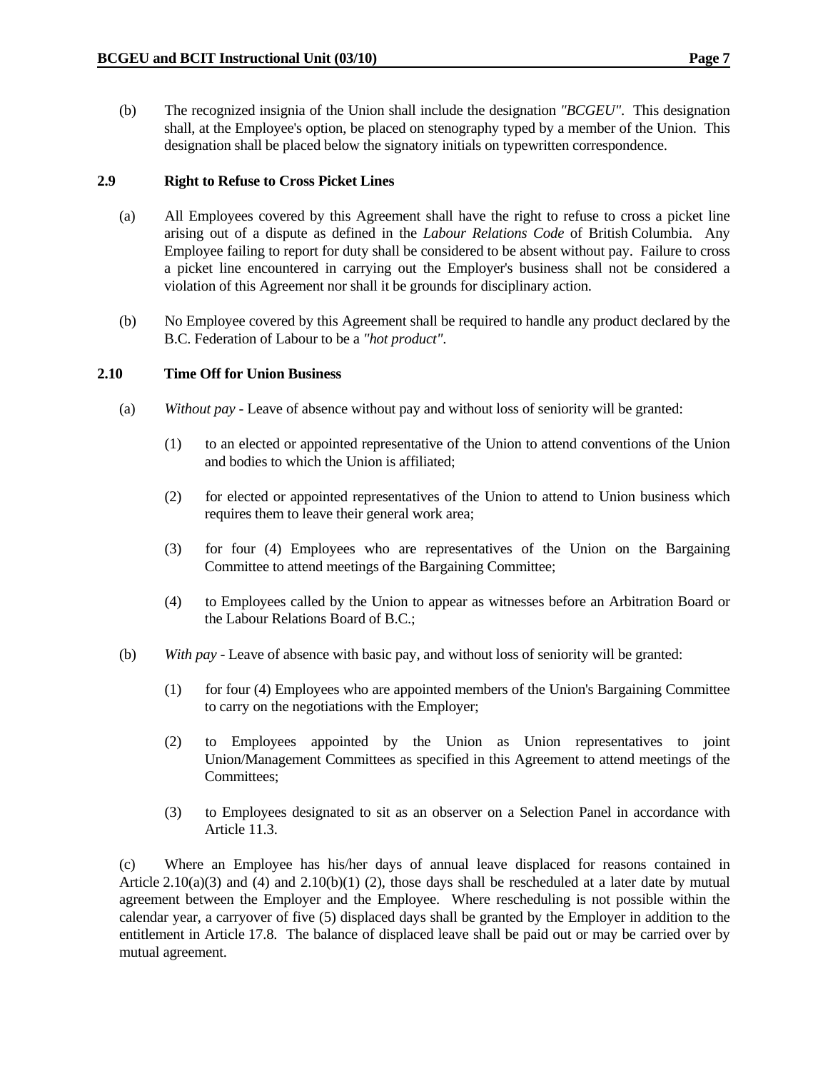(b) The recognized insignia of the Union shall include the designation *"BCGEU"*. This designation shall, at the Employee's option, be placed on stenography typed by a member of the Union. This designation shall be placed below the signatory initials on typewritten correspondence.

### 2.9 Right to Refuse to Cross Picket Lines

(a) All Employees covered by this Agreement shall have the right to refuse to cross a picket line arising out of a dispute as defined in the *Labour Relations Code* of British Columbia. Any Employee failing to report for duty shall be considered to be absent without pay. Failure to cross a picket line encountered in carrying out the Employer's business shall not be considered a violation of this Agreement nor shall it be grounds for disciplinary action.

(b) No Employee covered by this Agreement shall be required to handle any product declared by the B.C. Federation of Labour to be a *"hot product"*.

### 2.10 Time Off for Union Business

(a) *Without pay* - Leave of absence without pay and without loss of seniority will be granted:

(1) to an elected or appointed representative of the Union to attend conventions of the Union and bodies to which the Union is affiliated;

(2) for elected or appointed representatives of the Union to attend to Union business which requires them to leave their general work area;

(3) for four (4) Employees who are representatives of the Union on the Bargaining Committee to attend meetings of the Bargaining Committee;

(4) to Employees called by the Union to appear as witnesses before an Arbitration Board or the Labour Relations Board of B.C.;

(b) *With pay* - Leave of absence with basic pay, and without loss of seniority will be granted:

(1) for four (4) Employees who are appointed members of the Union's Bargaining Committee to carry on the negotiations with the Employer;

(2) to Employees appointed by the Union as Union representatives to joint Union/Management Committees as specified in this Agreement to attend meetings of the Committees;

(3) to Employees designated to sit as an observer on a Selection Panel in accordance with Article 11.3.

(c) Where an Employee has his/her days of annual leave displaced for reasons contained in Article 2.10(a)(3) and (4) and 2.10(b)(1) (2), those days shall be rescheduled at a later date by mutual agreement between the Employer and the Employee. Where rescheduling is not possible within the calendar year, a carryover of five (5) displaced days shall be granted by the Employer in addition to the entitlement in Article 17.8. The balance of displaced leave shall be paid out or may be carried over by mutual agreement.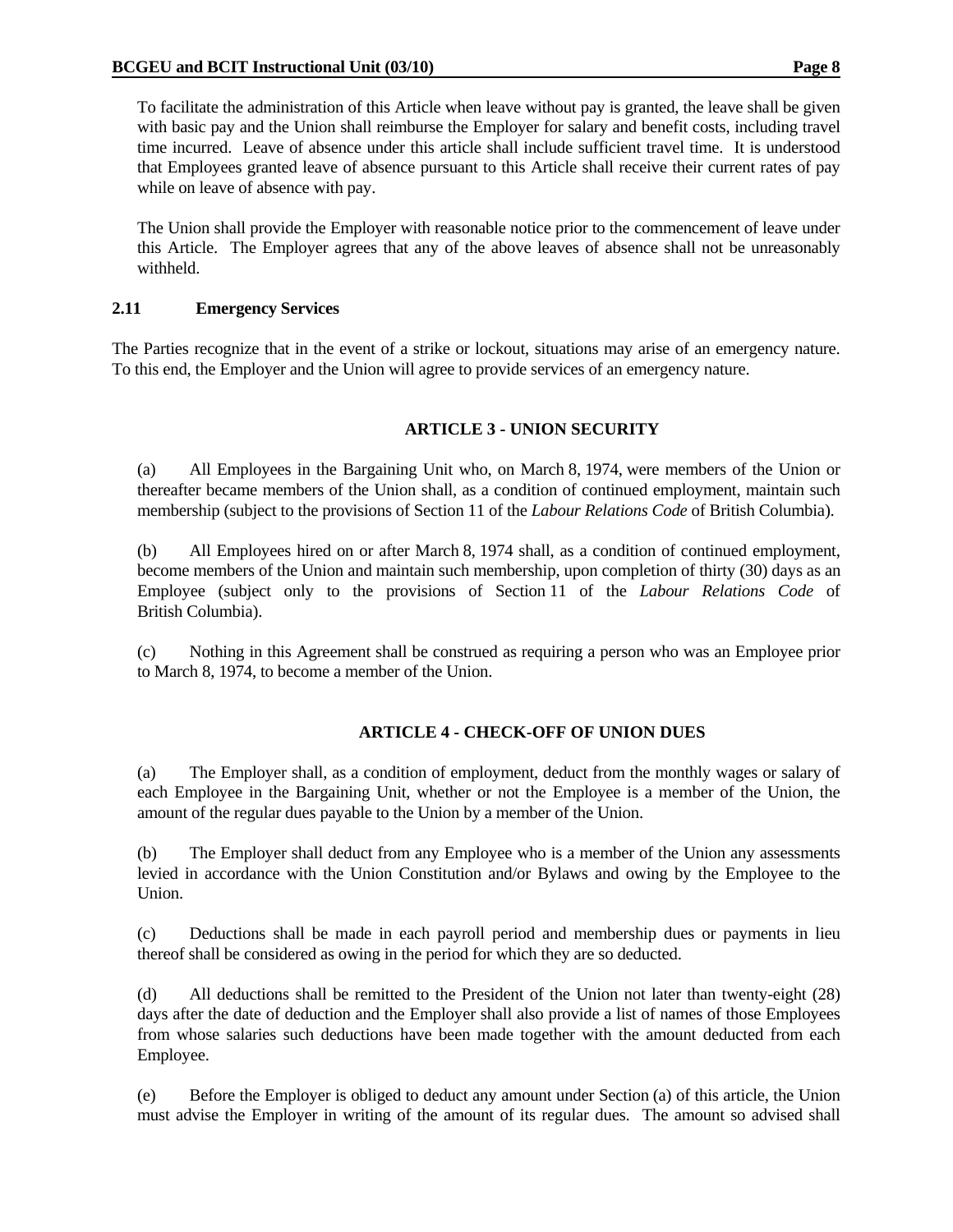To facilitate the administration of this Article when leave without pay is granted, the leave shall be given with basic pay and the Union shall reimburse the Employer for salary and benefit costs, including travel time incurred. Leave of absence under this article shall include sufficient travel time. It is understood that Employees granted leave of absence pursuant to this Article shall receive their current rates of pay while on leave of absence with pay.

The Union shall provide the Employer with reasonable notice prior to the commencement of leave under this Article. The Employer agrees that any of the above leaves of absence shall not be unreasonably withheld.

### 2.11 Emergency Services

The Parties recognize that in the event of a strike or lockout, situations may arise of an emergency nature. To this end, the Employer and the Union will agree to provide services of an emergency nature.

## ARTICLE 3 - UNION SECURITY

(a) All Employees in the Bargaining Unit who, on March 8, 1974, were members of the Union or thereafter became members of the Union shall, as a condition of continued employment, maintain such membership (subject to the provisions of Section 11 of the *Labour Relations Code* of British Columbia).

(b) All Employees hired on or after March 8, 1974 shall, as a condition of continued employment, become members of the Union and maintain such membership, upon completion of thirty (30) days as an Employee (subject only to the provisions of Section 11 of the *Labour Relations Code* of British Columbia).

(c) Nothing in this Agreement shall be construed as requiring a person who was an Employee prior to March 8, 1974, to become a member of the Union.

## ARTICLE 4 - CHECK-OFF OF UNION DUES

(a) The Employer shall, as a condition of employment, deduct from the monthly wages or salary of each Employee in the Bargaining Unit, whether or not the Employee is a member of the Union, the amount of the regular dues payable to the Union by a member of the Union.

(b) The Employer shall deduct from any Employee who is a member of the Union any assessments levied in accordance with the Union Constitution and/or Bylaws and owing by the Employee to the Union.

(c) Deductions shall be made in each payroll period and membership dues or payments in lieu thereof shall be considered as owing in the period for which they are so deducted.

(d) All deductions shall be remitted to the President of the Union not later than twenty-eight (28) days after the date of deduction and the Employer shall also provide a list of names of those Employees from whose salaries such deductions have been made together with the amount deducted from each Employee.

(e) Before the Employer is obliged to deduct any amount under Section (a) of this article, the Union must advise the Employer in writing of the amount of its regular dues. The amount so advised shall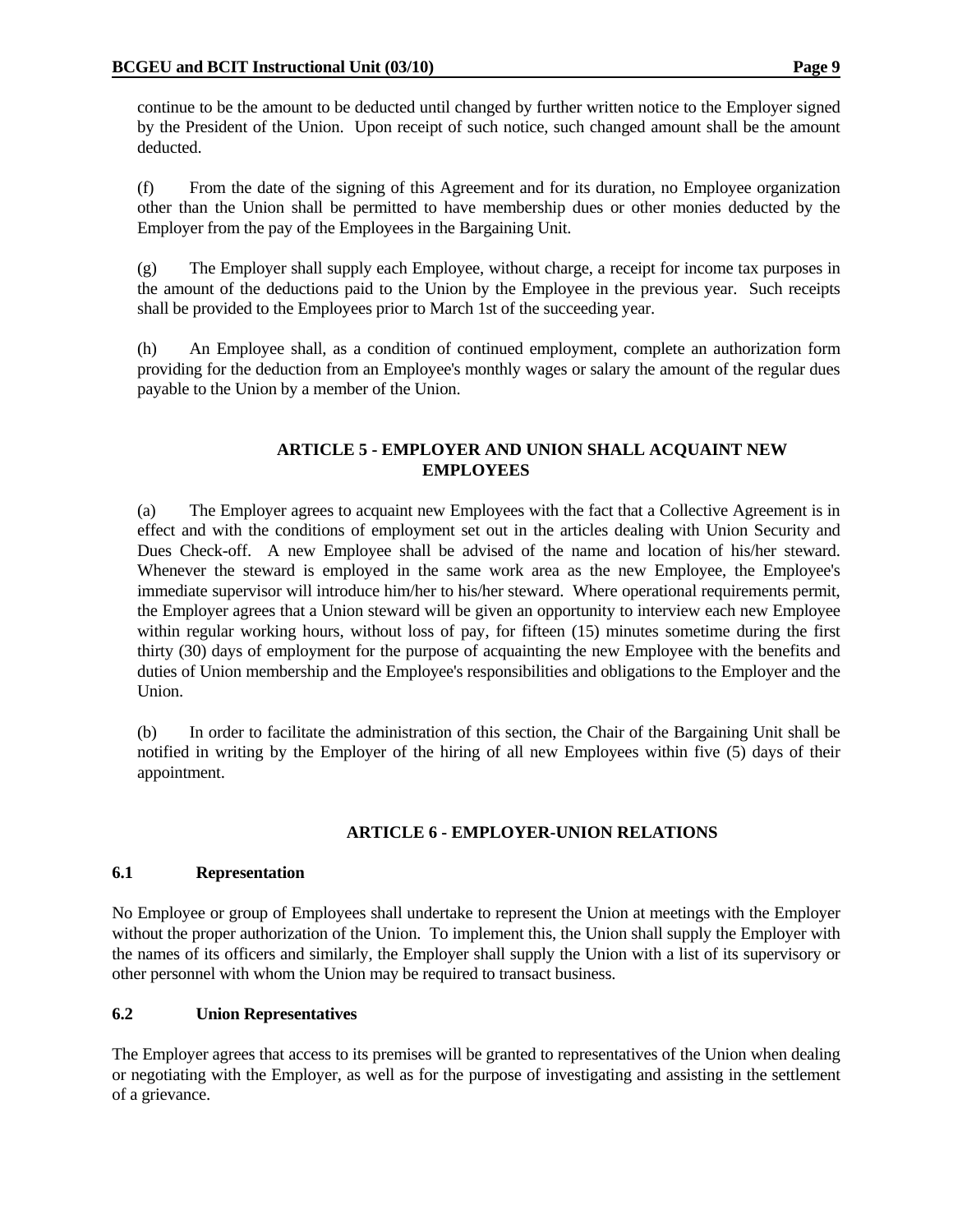continue to be the amount to be deducted until changed by further written notice to the Employer signed by the President of the Union. Upon receipt of such notice, such changed amount shall be the amount deducted.

(f) From the date of the signing of this Agreement and for its duration, no Employee organization other than the Union shall be permitted to have membership dues or other monies deducted by the Employer from the pay of the Employees in the Bargaining Unit.

(g) The Employer shall supply each Employee, without charge, a receipt for income tax purposes in the amount of the deductions paid to the Union by the Employee in the previous year. Such receipts shall be provided to the Employees prior to March 1st of the succeeding year.

(h) An Employee shall, as a condition of continued employment, complete an authorization form providing for the deduction from an Employee's monthly wages or salary the amount of the regular dues payable to the Union by a member of the Union.

## ARTICLE 5 - EMPLOYER AND UNION SHALL ACQUAINT NEW EMPLOYEES

(a) The Employer agrees to acquaint new Employees with the fact that a Collective Agreement is in effect and with the conditions of employment set out in the articles dealing with Union Security and Dues Check-off. A new Employee shall be advised of the name and location of his/her steward. Whenever the steward is employed in the same work area as the new Employee, the Employee's immediate supervisor will introduce him/her to his/her steward. Where operational requirements permit, the Employer agrees that a Union steward will be given an opportunity to interview each new Employee within regular working hours, without loss of pay, for fifteen (15) minutes sometime during the first thirty (30) days of employment for the purpose of acquainting the new Employee with the benefits and duties of Union membership and the Employee's responsibilities and obligations to the Employer and the Union.

(b) In order to facilitate the administration of this section, the Chair of the Bargaining Unit shall be notified in writing by the Employer of the hiring of all new Employees within five (5) days of their appointment.

## ARTICLE 6 - EMPLOYER-UNION RELATIONS

### 6.1 Representation

No Employee or group of Employees shall undertake to represent the Union at meetings with the Employer without the proper authorization of the Union. To implement this, the Union shall supply the Employer with the names of its officers and similarly, the Employer shall supply the Union with a list of its supervisory or other personnel with whom the Union may be required to transact business.

### 6.2 Union Representatives

The Employer agrees that access to its premises will be granted to representatives of the Union when dealing or negotiating with the Employer, as well as for the purpose of investigating and assisting in the settlement of a grievance.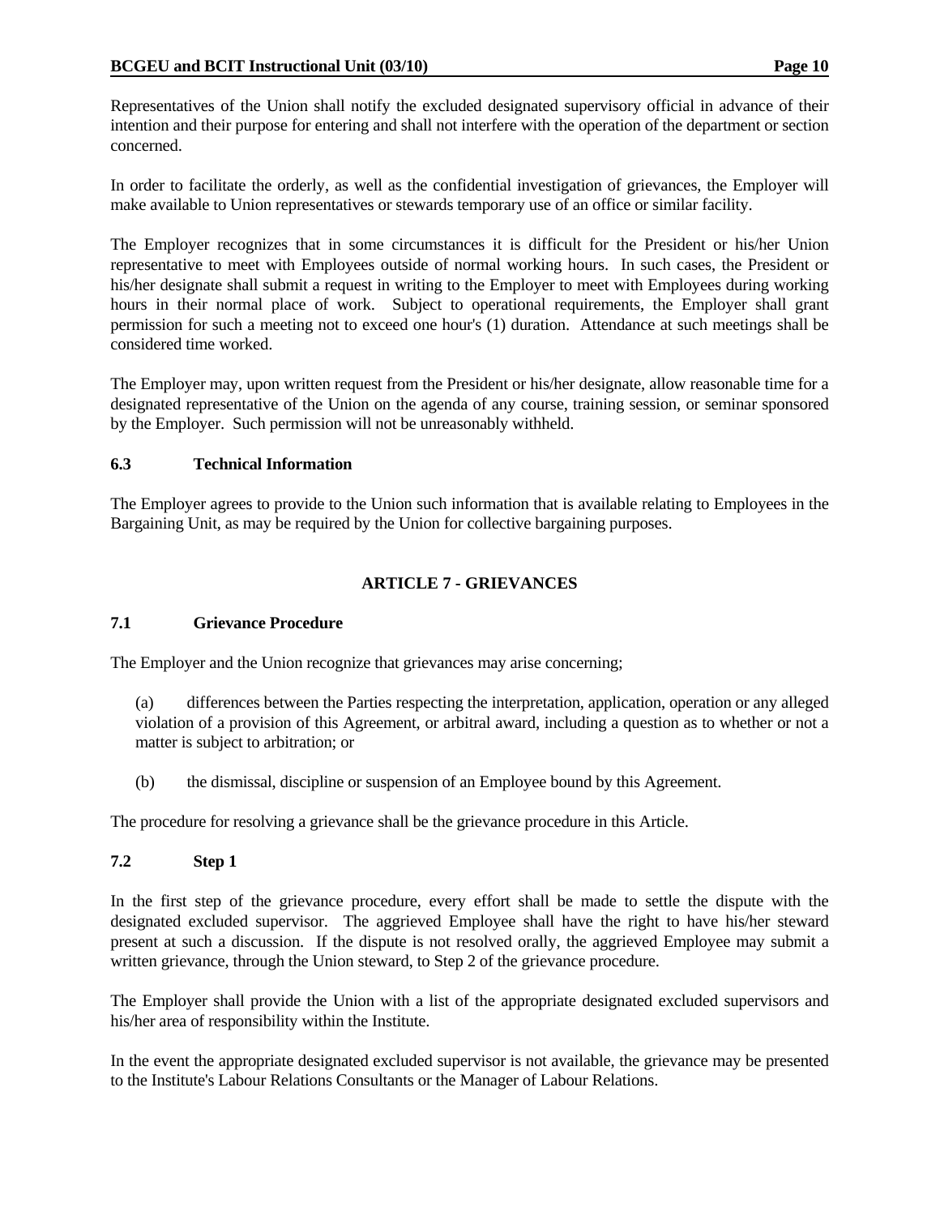Representatives of the Union shall notify the excluded designated supervisory official in advance of their intention and their purpose for entering and shall not interfere with the operation of the department or section concerned.

In order to facilitate the orderly, as well as the confidential investigation of grievances, the Employer will make available to Union representatives or stewards temporary use of an office or similar facility.

The Employer recognizes that in some circumstances it is difficult for the President or his/her Union representative to meet with Employees outside of normal working hours. In such cases, the President or his/her designate shall submit a request in writing to the Employer to meet with Employees during working hours in their normal place of work. Subject to operational requirements, the Employer shall grant permission for such a meeting not to exceed one hour's (1) duration. Attendance at such meetings shall be considered time worked.

The Employer may, upon written request from the President or his/her designate, allow reasonable time for a designated representative of the Union on the agenda of any course, training session, or seminar sponsored by the Employer. Such permission will not be unreasonably withheld.

### 6.3 Technical Information

The Employer agrees to provide to the Union such information that is available relating to Employees in the Bargaining Unit, as may be required by the Union for collective bargaining purposes.

## ARTICLE 7 - GRIEVANCES

### 7.1 Grievance Procedure

The Employer and the Union recognize that grievances may arise concerning;

(a) differences between the Parties respecting the interpretation, application, operation or any alleged violation of a provision of this Agreement, or arbitral award, including a question as to whether or not a matter is subject to arbitration; or

(b) the dismissal, discipline or suspension of an Employee bound by this Agreement.

The procedure for resolving a grievance shall be the grievance procedure in this Article.

### 7.2 Step 1

In the first step of the grievance procedure, every effort shall be made to settle the dispute with the designated excluded supervisor. The aggrieved Employee shall have the right to have his/her steward present at such a discussion. If the dispute is not resolved orally, the aggrieved Employee may submit a written grievance, through the Union steward, to Step 2 of the grievance procedure.

The Employer shall provide the Union with a list of the appropriate designated excluded supervisors and his/her area of responsibility within the Institute.

In the event the appropriate designated excluded supervisor is not available, the grievance may be presented to the Institute's Labour Relations Consultants or the Manager of Labour Relations.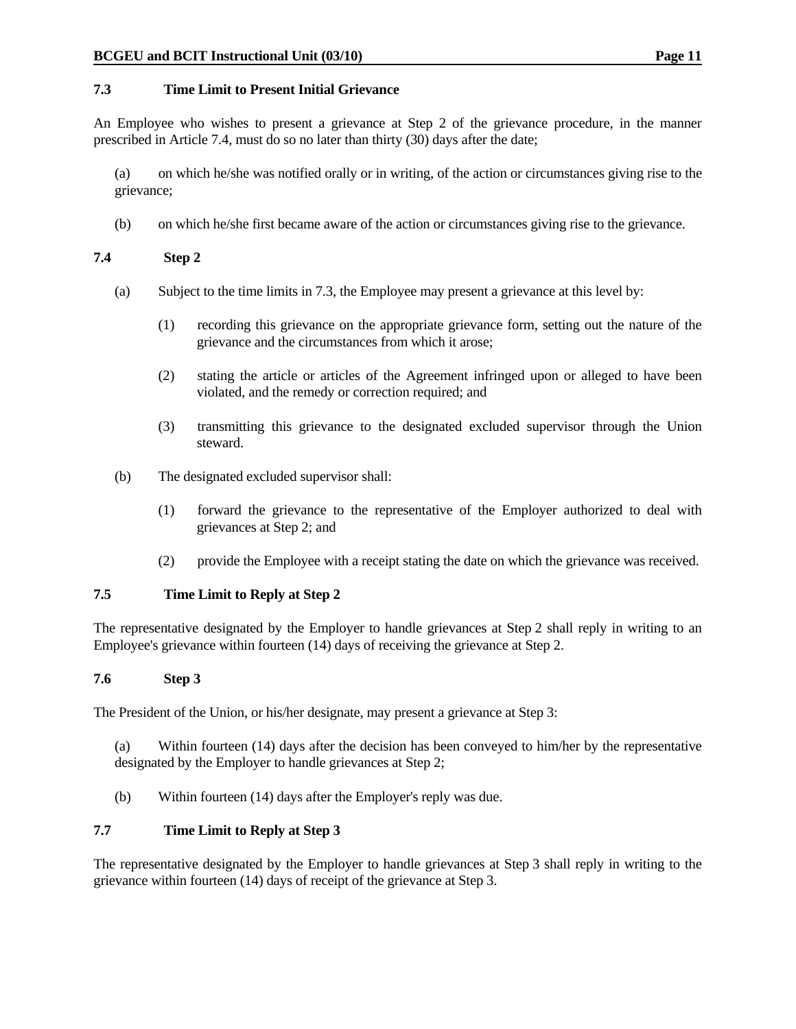### 7.3 Time Limit to Present Initial Grievance

An Employee who wishes to present a grievance at Step 2 of the grievance procedure, in the manner prescribed in Article 7.4, must do so no later than thirty (30) days after the date;

(a) on which he/she was notified orally or in writing, of the action or circumstances giving rise to the grievance;

(b) on which he/she first became aware of the action or circumstances giving rise to the grievance.

### 7.4 Step 2

(a) Subject to the time limits in 7.3, the Employee may present a grievance at this level by:

(1) recording this grievance on the appropriate grievance form, setting out the nature of the grievance and the circumstances from which it arose;

(2) stating the article or articles of the Agreement infringed upon or alleged to have been violated, and the remedy or correction required; and

(3) transmitting this grievance to the designated excluded supervisor through the Union steward.

(b) The designated excluded supervisor shall:

(1) forward the grievance to the representative of the Employer authorized to deal with grievances at Step 2; and

(2) provide the Employee with a receipt stating the date on which the grievance was received.

### 7.5 Time Limit to Reply at Step 2

The representative designated by the Employer to handle grievances at Step 2 shall reply in writing to an Employee's grievance within fourteen (14) days of receiving the grievance at Step 2.

### 7.6 Step 3

The President of the Union, or his/her designate, may present a grievance at Step 3:

(a) Within fourteen (14) days after the decision has been conveyed to him/her by the representative designated by the Employer to handle grievances at Step 2;

(b) Within fourteen (14) days after the Employer's reply was due.

### 7.7 Time Limit to Reply at Step 3

The representative designated by the Employer to handle grievances at Step 3 shall reply in writing to the grievance within fourteen (14) days of receipt of the grievance at Step 3.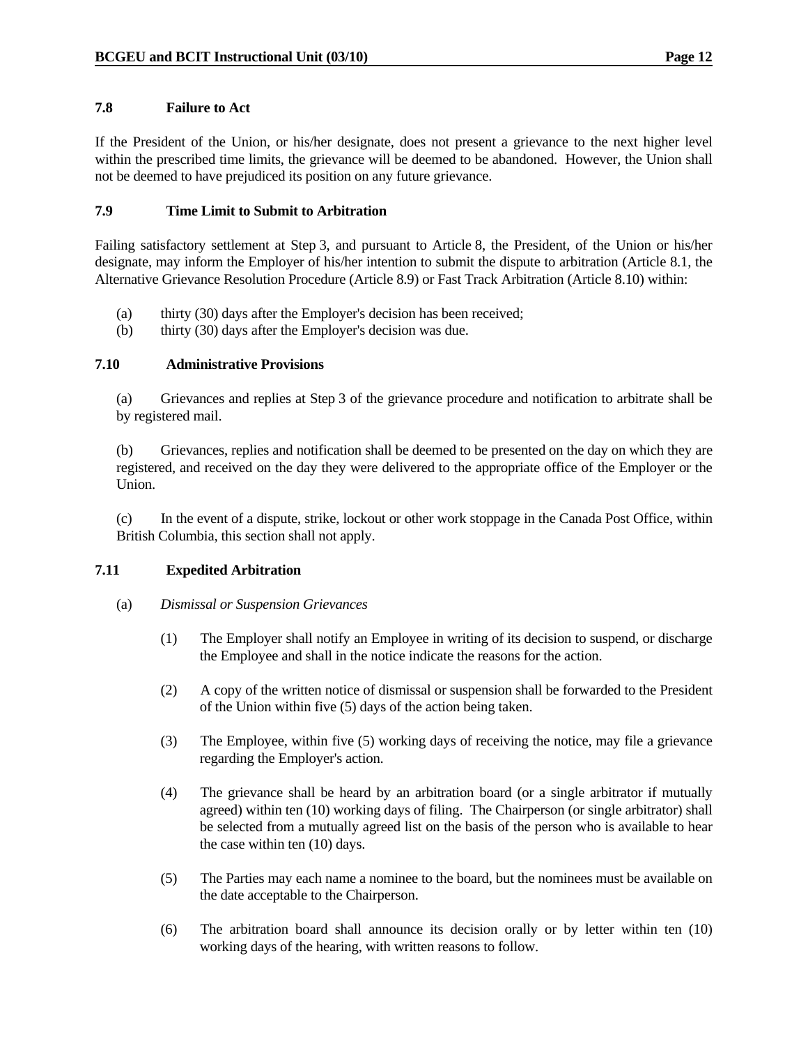### 7.8 Failure to Act

If the President of the Union, or his/her designate, does not present a grievance to the next higher level within the prescribed time limits, the grievance will be deemed to be abandoned. However, the Union shall not be deemed to have prejudiced its position on any future grievance.

### 7.9 Time Limit to Submit to Arbitration

Failing satisfactory settlement at Step 3, and pursuant to Article 8, the President, of the Union or his/her designate, may inform the Employer of his/her intention to submit the dispute to arbitration (Article 8.1, the Alternative Grievance Resolution Procedure (Article 8.9) or Fast Track Arbitration (Article 8.10) within:

(a) thirty (30) days after the Employer's decision has been received;

(b) thirty (30) days after the Employer's decision was due.

### 7.10 Administrative Provisions

(a) Grievances and replies at Step 3 of the grievance procedure and notification to arbitrate shall be by registered mail.

(b) Grievances, replies and notification shall be deemed to be presented on the day on which they are registered, and received on the day they were delivered to the appropriate office of the Employer or the Union.

(c) In the event of a dispute, strike, lockout or other work stoppage in the Canada Post Office, within British Columbia, this section shall not apply.

### 7.11 Expedited Arbitration

(a) *Dismissal or Suspension Grievances*

(1) The Employer shall notify an Employee in writing of its decision to suspend, or discharge the Employee and shall in the notice indicate the reasons for the action.

(2) A copy of the written notice of dismissal or suspension shall be forwarded to the President of the Union within five (5) days of the action being taken.

(3) The Employee, within five (5) working days of receiving the notice, may file a grievance regarding the Employer's action.

(4) The grievance shall be heard by an arbitration board (or a single arbitrator if mutually agreed) within ten (10) working days of filing. The Chairperson (or single arbitrator) shall be selected from a mutually agreed list on the basis of the person who is available to hear the case within ten (10) days.

(5) The Parties may each name a nominee to the board, but the nominees must be available on the date acceptable to the Chairperson.

(6) The arbitration board shall announce its decision orally or by letter within ten (10) working days of the hearing, with written reasons to follow.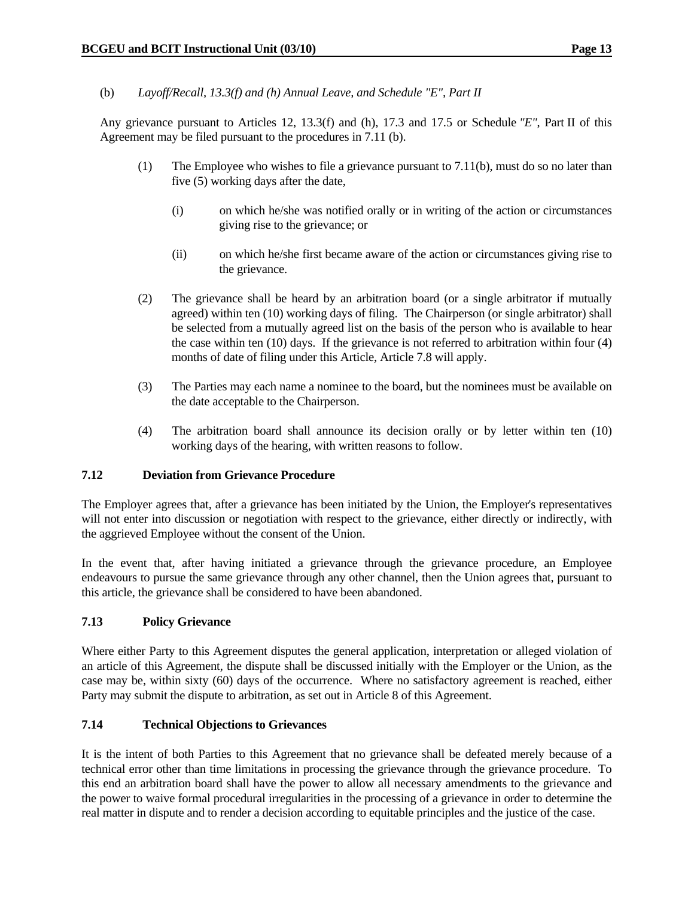(b) *Layoff/Recall, 13.3(f) and (h) Annual Leave, and Schedule "E", Part II*

Any grievance pursuant to Articles 12, 13.3(f) and (h), 17.3 and 17.5 or Schedule *"E"*, Part II of this Agreement may be filed pursuant to the procedures in 7.11 (b).

(1) The Employee who wishes to file a grievance pursuant to 7.11(b), must do so no later than five (5) working days after the date,

(i) on which he/she was notified orally or in writing of the action or circumstances giving rise to the grievance; or

(ii) on which he/she first became aware of the action or circumstances giving rise to the grievance.

(2) The grievance shall be heard by an arbitration board (or a single arbitrator if mutually agreed) within ten (10) working days of filing. The Chairperson (or single arbitrator) shall be selected from a mutually agreed list on the basis of the person who is available to hear the case within ten (10) days. If the grievance is not referred to arbitration within four (4) months of date of filing under this Article, Article 7.8 will apply.

(3) The Parties may each name a nominee to the board, but the nominees must be available on the date acceptable to the Chairperson.

(4) The arbitration board shall announce its decision orally or by letter within ten (10) working days of the hearing, with written reasons to follow.

### 7.12 Deviation from Grievance Procedure

The Employer agrees that, after a grievance has been initiated by the Union, the Employer's representatives will not enter into discussion or negotiation with respect to the grievance, either directly or indirectly, with the aggrieved Employee without the consent of the Union.

In the event that, after having initiated a grievance through the grievance procedure, an Employee endeavours to pursue the same grievance through any other channel, then the Union agrees that, pursuant to this article, the grievance shall be considered to have been abandoned.

### 7.13 Policy Grievance

Where either Party to this Agreement disputes the general application, interpretation or alleged violation of an article of this Agreement, the dispute shall be discussed initially with the Employer or the Union, as the case may be, within sixty (60) days of the occurrence. Where no satisfactory agreement is reached, either Party may submit the dispute to arbitration, as set out in Article 8 of this Agreement.

### 7.14 Technical Objections to Grievances

It is the intent of both Parties to this Agreement that no grievance shall be defeated merely because of a technical error other than time limitations in processing the grievance through the grievance procedure. To this end an arbitration board shall have the power to allow all necessary amendments to the grievance and the power to waive formal procedural irregularities in the processing of a grievance in order to determine the real matter in dispute and to render a decision according to equitable principles and the justice of the case.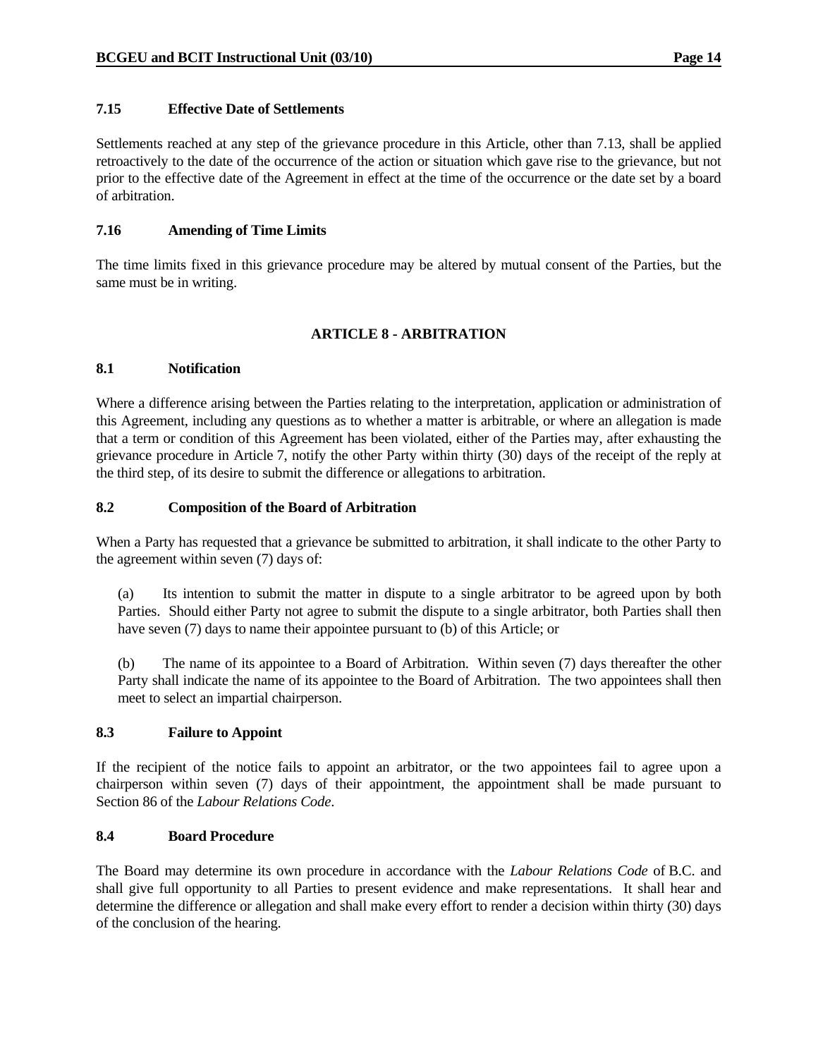### 7.15 Effective Date of Settlements

Settlements reached at any step of the grievance procedure in this Article, other than 7.13, shall be applied retroactively to the date of the occurrence of the action or situation which gave rise to the grievance, but not prior to the effective date of the Agreement in effect at the time of the occurrence or the date set by a board of arbitration.

### 7.16 Amending of Time Limits

The time limits fixed in this grievance procedure may be altered by mutual consent of the Parties, but the same must be in writing.

## ARTICLE 8 - ARBITRATION

### 8.1 Notification

Where a difference arising between the Parties relating to the interpretation, application or administration of this Agreement, including any questions as to whether a matter is arbitrable, or where an allegation is made that a term or condition of this Agreement has been violated, either of the Parties may, after exhausting the grievance procedure in Article 7, notify the other Party within thirty (30) days of the receipt of the reply at the third step, of its desire to submit the difference or allegations to arbitration.

### 8.2 Composition of the Board of Arbitration

When a Party has requested that a grievance be submitted to arbitration, it shall indicate to the other Party to the agreement within seven (7) days of:

(a) Its intention to submit the matter in dispute to a single arbitrator to be agreed upon by both Parties. Should either Party not agree to submit the dispute to a single arbitrator, both Parties shall then have seven (7) days to name their appointee pursuant to (b) of this Article; or

(b) The name of its appointee to a Board of Arbitration. Within seven (7) days thereafter the other Party shall indicate the name of its appointee to the Board of Arbitration. The two appointees shall then meet to select an impartial chairperson.

### 8.3 Failure to Appoint

If the recipient of the notice fails to appoint an arbitrator, or the two appointees fail to agree upon a chairperson within seven (7) days of their appointment, the appointment shall be made pursuant to Section 86 of the *Labour Relations Code*.

### 8.4 Board Procedure

The Board may determine its own procedure in accordance with the *Labour Relations Code* of B.C. and shall give full opportunity to all Parties to present evidence and make representations. It shall hear and determine the difference or allegation and shall make every effort to render a decision within thirty (30) days of the conclusion of the hearing.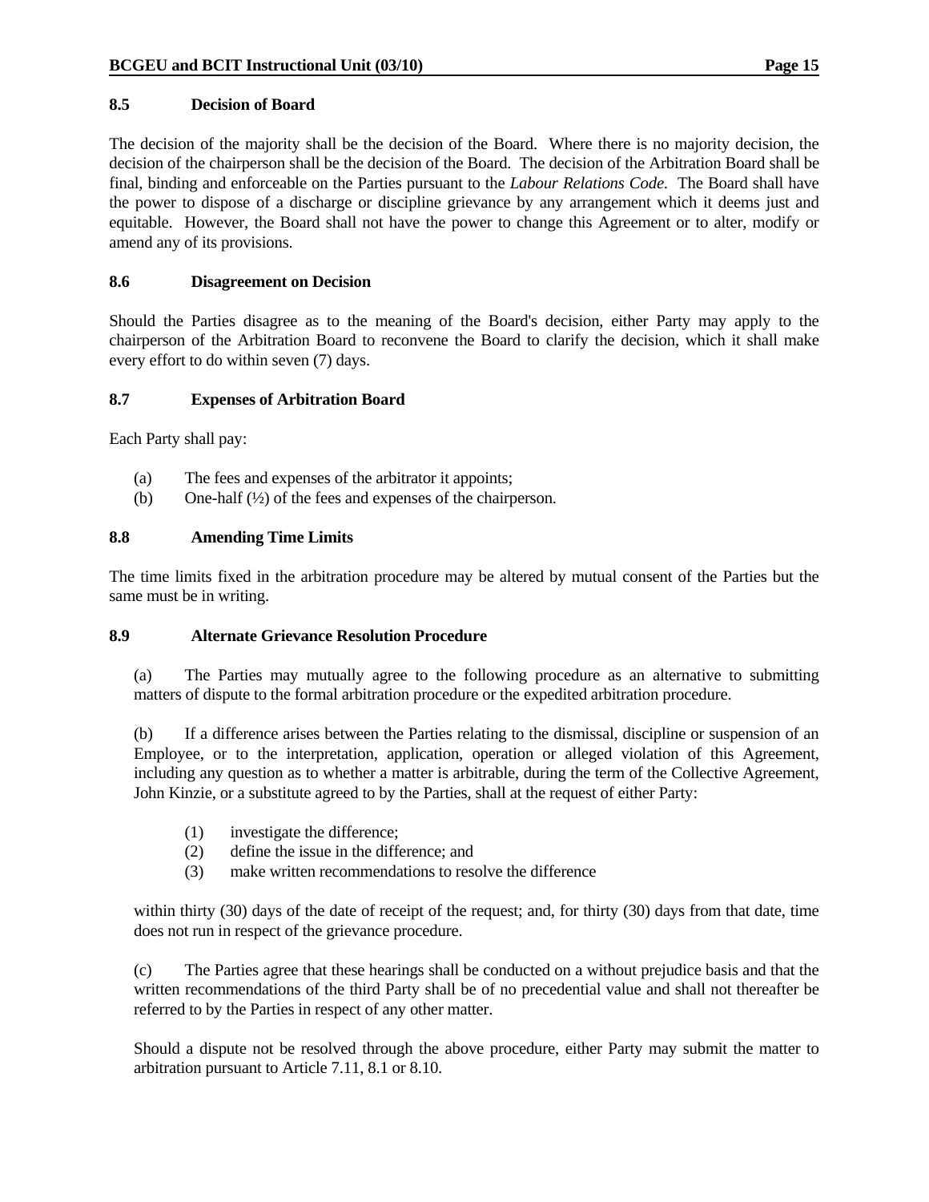### 8.5 Decision of Board

The decision of the majority shall be the decision of the Board. Where there is no majority decision, the decision of the chairperson shall be the decision of the Board. The decision of the Arbitration Board shall be final, binding and enforceable on the Parties pursuant to the *Labour Relations Code.* The Board shall have the power to dispose of a discharge or discipline grievance by any arrangement which it deems just and equitable. However, the Board shall not have the power to change this Agreement or to alter, modify or amend any of its provisions.

### 8.6 Disagreement on Decision

Should the Parties disagree as to the meaning of the Board's decision, either Party may apply to the chairperson of the Arbitration Board to reconvene the Board to clarify the decision, which it shall make every effort to do within seven (7) days.

### 8.7 Expenses of Arbitration Board

Each Party shall pay:

(a) The fees and expenses of the arbitrator it appoints;
(b) One-half (½) of the fees and expenses of the chairperson.

### 8.8 Amending Time Limits

The time limits fixed in the arbitration procedure may be altered by mutual consent of the Parties but the same must be in writing.

### 8.9 Alternate Grievance Resolution Procedure

(a) The Parties may mutually agree to the following procedure as an alternative to submitting matters of dispute to the formal arbitration procedure or the expedited arbitration procedure.

(b) If a difference arises between the Parties relating to the dismissal, discipline or suspension of an Employee, or to the interpretation, application, operation or alleged violation of this Agreement, including any question as to whether a matter is arbitrable, during the term of the Collective Agreement, John Kinzie, or a substitute agreed to by the Parties, shall at the request of either Party:

(1) investigate the difference;
(2) define the issue in the difference; and
(3) make written recommendations to resolve the difference

within thirty (30) days of the date of receipt of the request; and, for thirty (30) days from that date, time does not run in respect of the grievance procedure.

(c) The Parties agree that these hearings shall be conducted on a without prejudice basis and that the written recommendations of the third Party shall be of no precedential value and shall not thereafter be referred to by the Parties in respect of any other matter.

Should a dispute not be resolved through the above procedure, either Party may submit the matter to arbitration pursuant to Article 7.11, 8.1 or 8.10.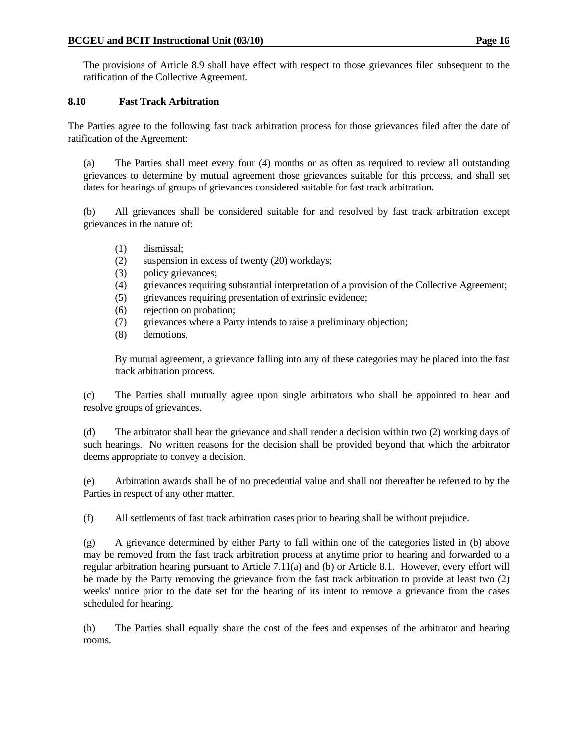The provisions of Article 8.9 shall have effect with respect to those grievances filed subsequent to the ratification of the Collective Agreement.

### 8.10 Fast Track Arbitration

The Parties agree to the following fast track arbitration process for those grievances filed after the date of ratification of the Agreement:

(a) The Parties shall meet every four (4) months or as often as required to review all outstanding grievances to determine by mutual agreement those grievances suitable for this process, and shall set dates for hearings of groups of grievances considered suitable for fast track arbitration.

(b) All grievances shall be considered suitable for and resolved by fast track arbitration except grievances in the nature of:

(1) dismissal;
(2) suspension in excess of twenty (20) workdays;
(3) policy grievances;
(4) grievances requiring substantial interpretation of a provision of the Collective Agreement;
(5) grievances requiring presentation of extrinsic evidence;
(6) rejection on probation;
(7) grievances where a Party intends to raise a preliminary objection;
(8) demotions.

By mutual agreement, a grievance falling into any of these categories may be placed into the fast track arbitration process.

(c) The Parties shall mutually agree upon single arbitrators who shall be appointed to hear and resolve groups of grievances.

(d) The arbitrator shall hear the grievance and shall render a decision within two (2) working days of such hearings. No written reasons for the decision shall be provided beyond that which the arbitrator deems appropriate to convey a decision.

(e) Arbitration awards shall be of no precedential value and shall not thereafter be referred to by the Parties in respect of any other matter.

(f) All settlements of fast track arbitration cases prior to hearing shall be without prejudice.

(g) A grievance determined by either Party to fall within one of the categories listed in (b) above may be removed from the fast track arbitration process at anytime prior to hearing and forwarded to a regular arbitration hearing pursuant to Article 7.11(a) and (b) or Article 8.1. However, every effort will be made by the Party removing the grievance from the fast track arbitration to provide at least two (2) weeks' notice prior to the date set for the hearing of its intent to remove a grievance from the cases scheduled for hearing.

(h) The Parties shall equally share the cost of the fees and expenses of the arbitrator and hearing rooms.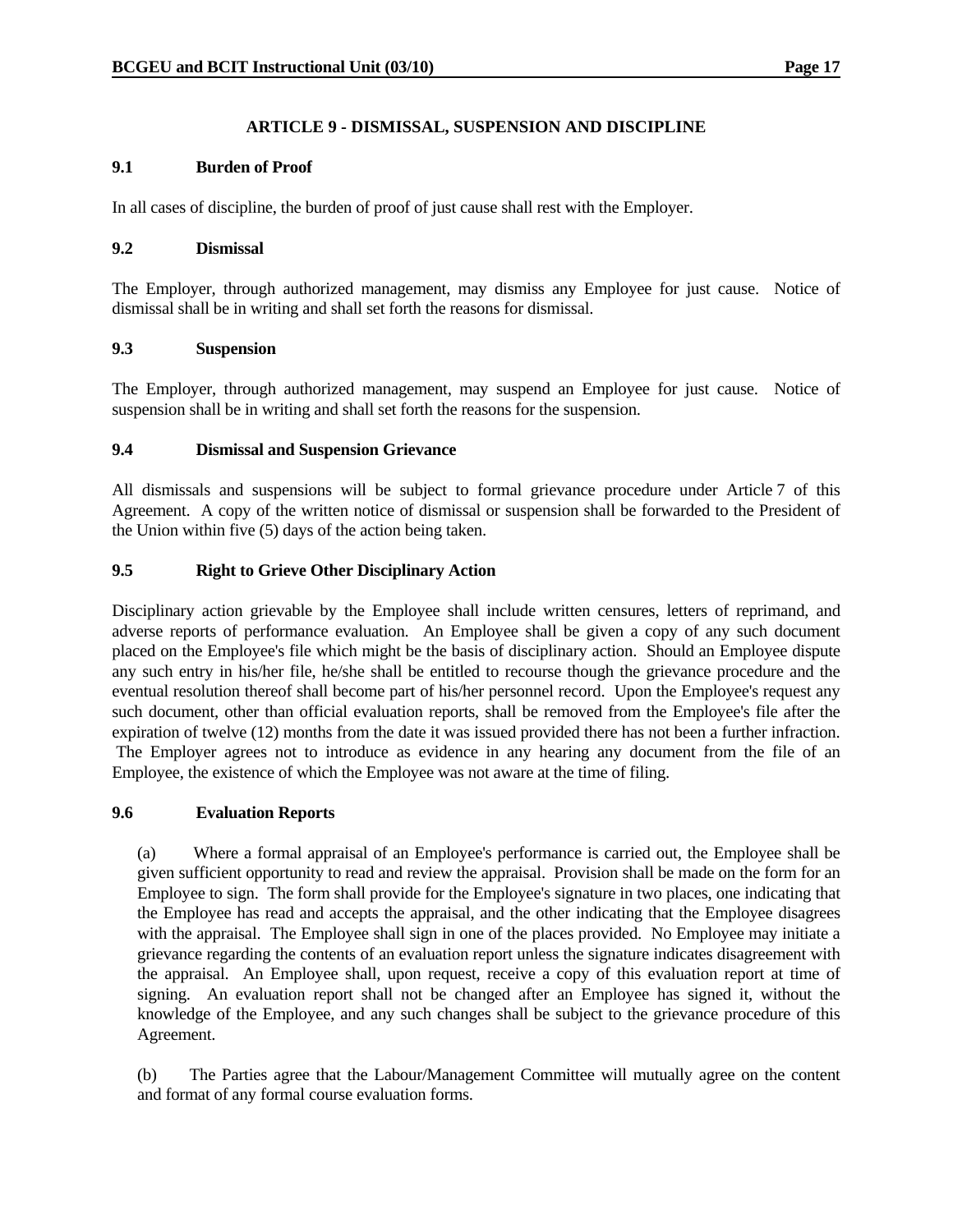## ARTICLE 9 - DISMISSAL, SUSPENSION AND DISCIPLINE

### 9.1 Burden of Proof

In all cases of discipline, the burden of proof of just cause shall rest with the Employer.

### 9.2 Dismissal

The Employer, through authorized management, may dismiss any Employee for just cause. Notice of dismissal shall be in writing and shall set forth the reasons for dismissal.

### 9.3 Suspension

The Employer, through authorized management, may suspend an Employee for just cause. Notice of suspension shall be in writing and shall set forth the reasons for the suspension.

### 9.4 Dismissal and Suspension Grievance

All dismissals and suspensions will be subject to formal grievance procedure under Article 7 of this Agreement. A copy of the written notice of dismissal or suspension shall be forwarded to the President of the Union within five (5) days of the action being taken.

### 9.5 Right to Grieve Other Disciplinary Action

Disciplinary action grievable by the Employee shall include written censures, letters of reprimand, and adverse reports of performance evaluation. An Employee shall be given a copy of any such document placed on the Employee's file which might be the basis of disciplinary action. Should an Employee dispute any such entry in his/her file, he/she shall be entitled to recourse though the grievance procedure and the eventual resolution thereof shall become part of his/her personnel record. Upon the Employee's request any such document, other than official evaluation reports, shall be removed from the Employee's file after the expiration of twelve (12) months from the date it was issued provided there has not been a further infraction. The Employer agrees not to introduce as evidence in any hearing any document from the file of an Employee, the existence of which the Employee was not aware at the time of filing.

### 9.6 Evaluation Reports

(a) Where a formal appraisal of an Employee's performance is carried out, the Employee shall be given sufficient opportunity to read and review the appraisal. Provision shall be made on the form for an Employee to sign. The form shall provide for the Employee's signature in two places, one indicating that the Employee has read and accepts the appraisal, and the other indicating that the Employee disagrees with the appraisal. The Employee shall sign in one of the places provided. No Employee may initiate a grievance regarding the contents of an evaluation report unless the signature indicates disagreement with the appraisal. An Employee shall, upon request, receive a copy of this evaluation report at time of signing. An evaluation report shall not be changed after an Employee has signed it, without the knowledge of the Employee, and any such changes shall be subject to the grievance procedure of this Agreement.

(b) The Parties agree that the Labour/Management Committee will mutually agree on the content and format of any formal course evaluation forms.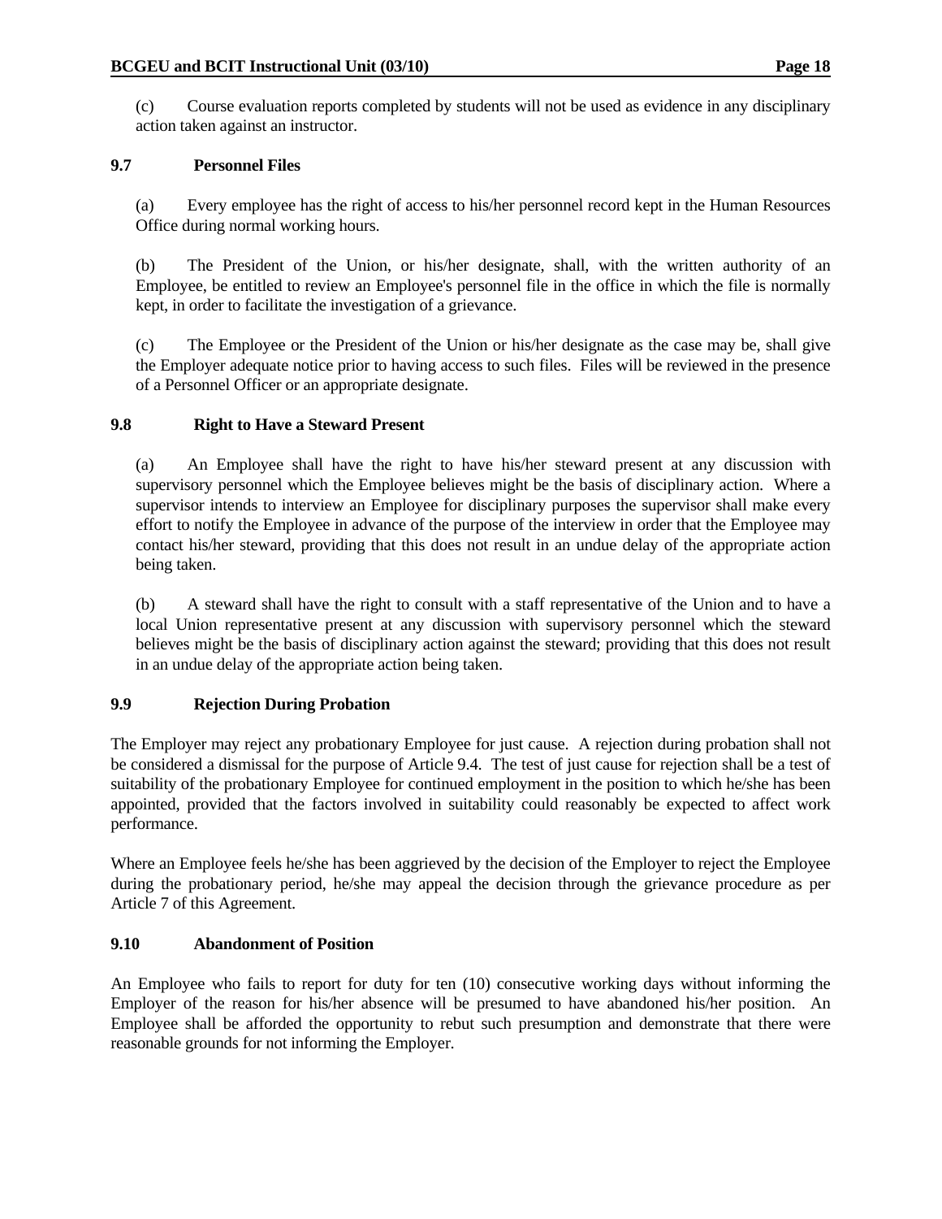(c) Course evaluation reports completed by students will not be used as evidence in any disciplinary action taken against an instructor.

### 9.7 Personnel Files

(a) Every employee has the right of access to his/her personnel record kept in the Human Resources Office during normal working hours.

(b) The President of the Union, or his/her designate, shall, with the written authority of an Employee, be entitled to review an Employee's personnel file in the office in which the file is normally kept, in order to facilitate the investigation of a grievance.

(c) The Employee or the President of the Union or his/her designate as the case may be, shall give the Employer adequate notice prior to having access to such files. Files will be reviewed in the presence of a Personnel Officer or an appropriate designate.

### 9.8 Right to Have a Steward Present

(a) An Employee shall have the right to have his/her steward present at any discussion with supervisory personnel which the Employee believes might be the basis of disciplinary action. Where a supervisor intends to interview an Employee for disciplinary purposes the supervisor shall make every effort to notify the Employee in advance of the purpose of the interview in order that the Employee may contact his/her steward, providing that this does not result in an undue delay of the appropriate action being taken.

(b) A steward shall have the right to consult with a staff representative of the Union and to have a local Union representative present at any discussion with supervisory personnel which the steward believes might be the basis of disciplinary action against the steward; providing that this does not result in an undue delay of the appropriate action being taken.

### 9.9 Rejection During Probation

The Employer may reject any probationary Employee for just cause. A rejection during probation shall not be considered a dismissal for the purpose of Article 9.4. The test of just cause for rejection shall be a test of suitability of the probationary Employee for continued employment in the position to which he/she has been appointed, provided that the factors involved in suitability could reasonably be expected to affect work performance.

Where an Employee feels he/she has been aggrieved by the decision of the Employer to reject the Employee during the probationary period, he/she may appeal the decision through the grievance procedure as per Article 7 of this Agreement.

### 9.10 Abandonment of Position

An Employee who fails to report for duty for ten (10) consecutive working days without informing the Employer of the reason for his/her absence will be presumed to have abandoned his/her position. An Employee shall be afforded the opportunity to rebut such presumption and demonstrate that there were reasonable grounds for not informing the Employer.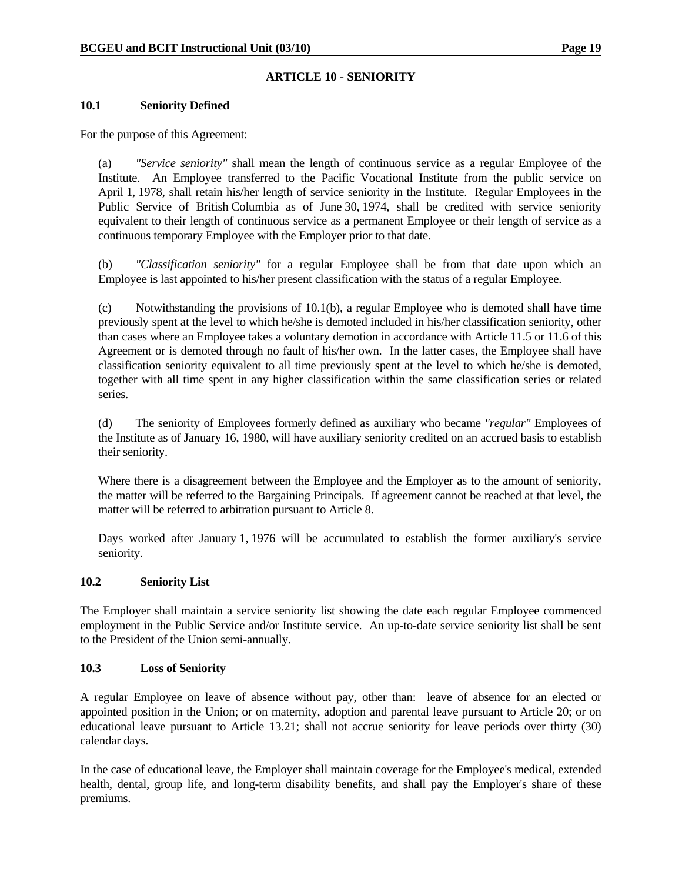## ARTICLE 10 - SENIORITY

### 10.1 Seniority Defined

For the purpose of this Agreement:

(a) *"Service seniority"* shall mean the length of continuous service as a regular Employee of the Institute. An Employee transferred to the Pacific Vocational Institute from the public service on April 1, 1978, shall retain his/her length of service seniority in the Institute. Regular Employees in the Public Service of British Columbia as of June 30, 1974, shall be credited with service seniority equivalent to their length of continuous service as a permanent Employee or their length of service as a continuous temporary Employee with the Employer prior to that date.

(b) *"Classification seniority"* for a regular Employee shall be from that date upon which an Employee is last appointed to his/her present classification with the status of a regular Employee.

(c) Notwithstanding the provisions of 10.1(b), a regular Employee who is demoted shall have time previously spent at the level to which he/she is demoted included in his/her classification seniority, other than cases where an Employee takes a voluntary demotion in accordance with Article 11.5 or 11.6 of this Agreement or is demoted through no fault of his/her own. In the latter cases, the Employee shall have classification seniority equivalent to all time previously spent at the level to which he/she is demoted, together with all time spent in any higher classification within the same classification series or related series.

(d) The seniority of Employees formerly defined as auxiliary who became *"regular"* Employees of the Institute as of January 16, 1980, will have auxiliary seniority credited on an accrued basis to establish their seniority.

Where there is a disagreement between the Employee and the Employer as to the amount of seniority, the matter will be referred to the Bargaining Principals. If agreement cannot be reached at that level, the matter will be referred to arbitration pursuant to Article 8.

Days worked after January 1, 1976 will be accumulated to establish the former auxiliary's service seniority.

### 10.2 Seniority List

The Employer shall maintain a service seniority list showing the date each regular Employee commenced employment in the Public Service and/or Institute service. An up-to-date service seniority list shall be sent to the President of the Union semi-annually.

### 10.3 Loss of Seniority

A regular Employee on leave of absence without pay, other than: leave of absence for an elected or appointed position in the Union; or on maternity, adoption and parental leave pursuant to Article 20; or on educational leave pursuant to Article 13.21; shall not accrue seniority for leave periods over thirty (30) calendar days.

In the case of educational leave, the Employer shall maintain coverage for the Employee's medical, extended health, dental, group life, and long-term disability benefits, and shall pay the Employer's share of these premiums.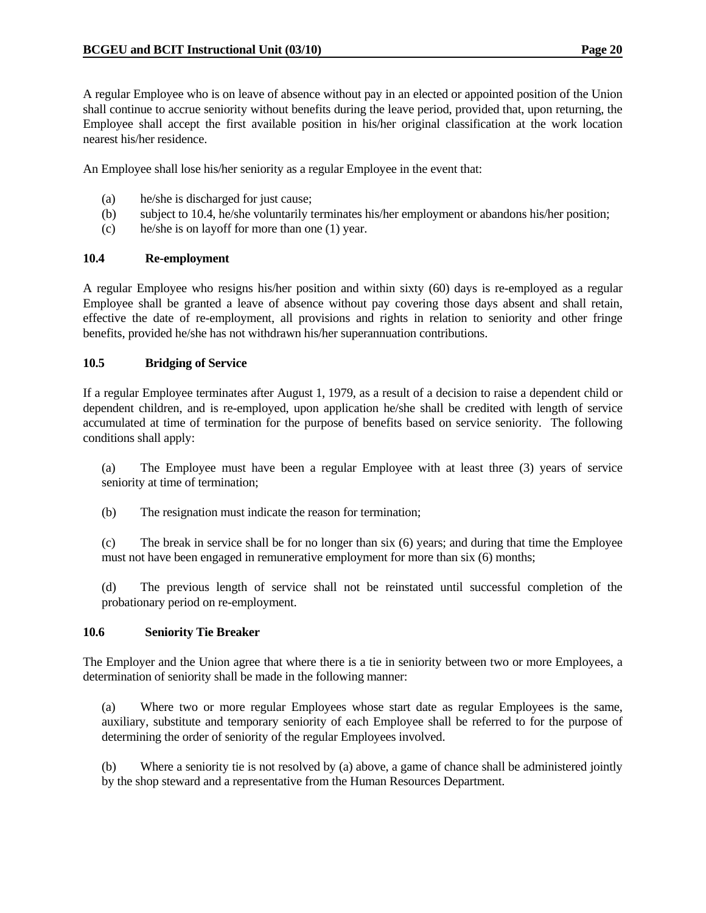A regular Employee who is on leave of absence without pay in an elected or appointed position of the Union shall continue to accrue seniority without benefits during the leave period, provided that, upon returning, the Employee shall accept the first available position in his/her original classification at the work location nearest his/her residence.

An Employee shall lose his/her seniority as a regular Employee in the event that:

(a) he/she is discharged for just cause;
(b) subject to 10.4, he/she voluntarily terminates his/her employment or abandons his/her position;
(c) he/she is on layoff for more than one (1) year.

### 10.4 Re-employment

A regular Employee who resigns his/her position and within sixty (60) days is re-employed as a regular Employee shall be granted a leave of absence without pay covering those days absent and shall retain, effective the date of re-employment, all provisions and rights in relation to seniority and other fringe benefits, provided he/she has not withdrawn his/her superannuation contributions.

### 10.5 Bridging of Service

If a regular Employee terminates after August 1, 1979, as a result of a decision to raise a dependent child or dependent children, and is re-employed, upon application he/she shall be credited with length of service accumulated at time of termination for the purpose of benefits based on service seniority. The following conditions shall apply:

(a) The Employee must have been a regular Employee with at least three (3) years of service seniority at time of termination;

(b) The resignation must indicate the reason for termination;

(c) The break in service shall be for no longer than six (6) years; and during that time the Employee must not have been engaged in remunerative employment for more than six (6) months;

(d) The previous length of service shall not be reinstated until successful completion of the probationary period on re-employment.

### 10.6 Seniority Tie Breaker

The Employer and the Union agree that where there is a tie in seniority between two or more Employees, a determination of seniority shall be made in the following manner:

(a) Where two or more regular Employees whose start date as regular Employees is the same, auxiliary, substitute and temporary seniority of each Employee shall be referred to for the purpose of determining the order of seniority of the regular Employees involved.

(b) Where a seniority tie is not resolved by (a) above, a game of chance shall be administered jointly by the shop steward and a representative from the Human Resources Department.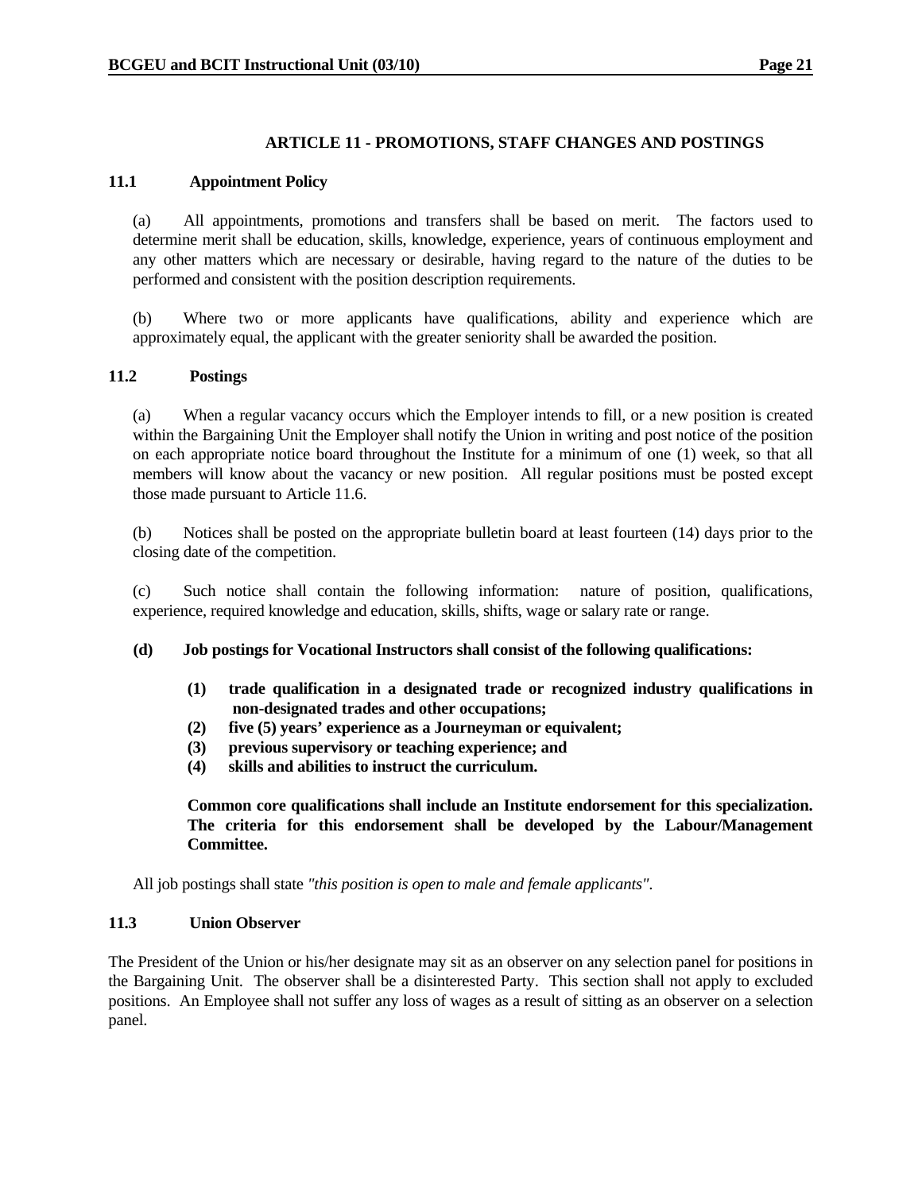## ARTICLE 11 - PROMOTIONS, STAFF CHANGES AND POSTINGS

### 11.1 Appointment Policy

(a) All appointments, promotions and transfers shall be based on merit. The factors used to determine merit shall be education, skills, knowledge, experience, years of continuous employment and any other matters which are necessary or desirable, having regard to the nature of the duties to be performed and consistent with the position description requirements.

(b) Where two or more applicants have qualifications, ability and experience which are approximately equal, the applicant with the greater seniority shall be awarded the position.

### 11.2 Postings

(a) When a regular vacancy occurs which the Employer intends to fill, or a new position is created within the Bargaining Unit the Employer shall notify the Union in writing and post notice of the position on each appropriate notice board throughout the Institute for a minimum of one (1) week, so that all members will know about the vacancy or new position. All regular positions must be posted except those made pursuant to Article 11.6.

(b) Notices shall be posted on the appropriate bulletin board at least fourteen (14) days prior to the closing date of the competition.

(c) Such notice shall contain the following information: nature of position, qualifications, experience, required knowledge and education, skills, shifts, wage or salary rate or range.

**(d) Job postings for Vocational Instructors shall consist of the following qualifications:**

**(1) trade qualification in a designated trade or recognized industry qualifications in non-designated trades and other occupations;**
**(2) five (5) years' experience as a Journeyman or equivalent;**
**(3) previous supervisory or teaching experience; and**
**(4) skills and abilities to instruct the curriculum.**

**Common core qualifications shall include an Institute endorsement for this specialization. The criteria for this endorsement shall be developed by the Labour/Management Committee.**

All job postings shall state *"this position is open to male and female applicants"*.

### 11.3 Union Observer

The President of the Union or his/her designate may sit as an observer on any selection panel for positions in the Bargaining Unit. The observer shall be a disinterested Party. This section shall not apply to excluded positions. An Employee shall not suffer any loss of wages as a result of sitting as an observer on a selection panel.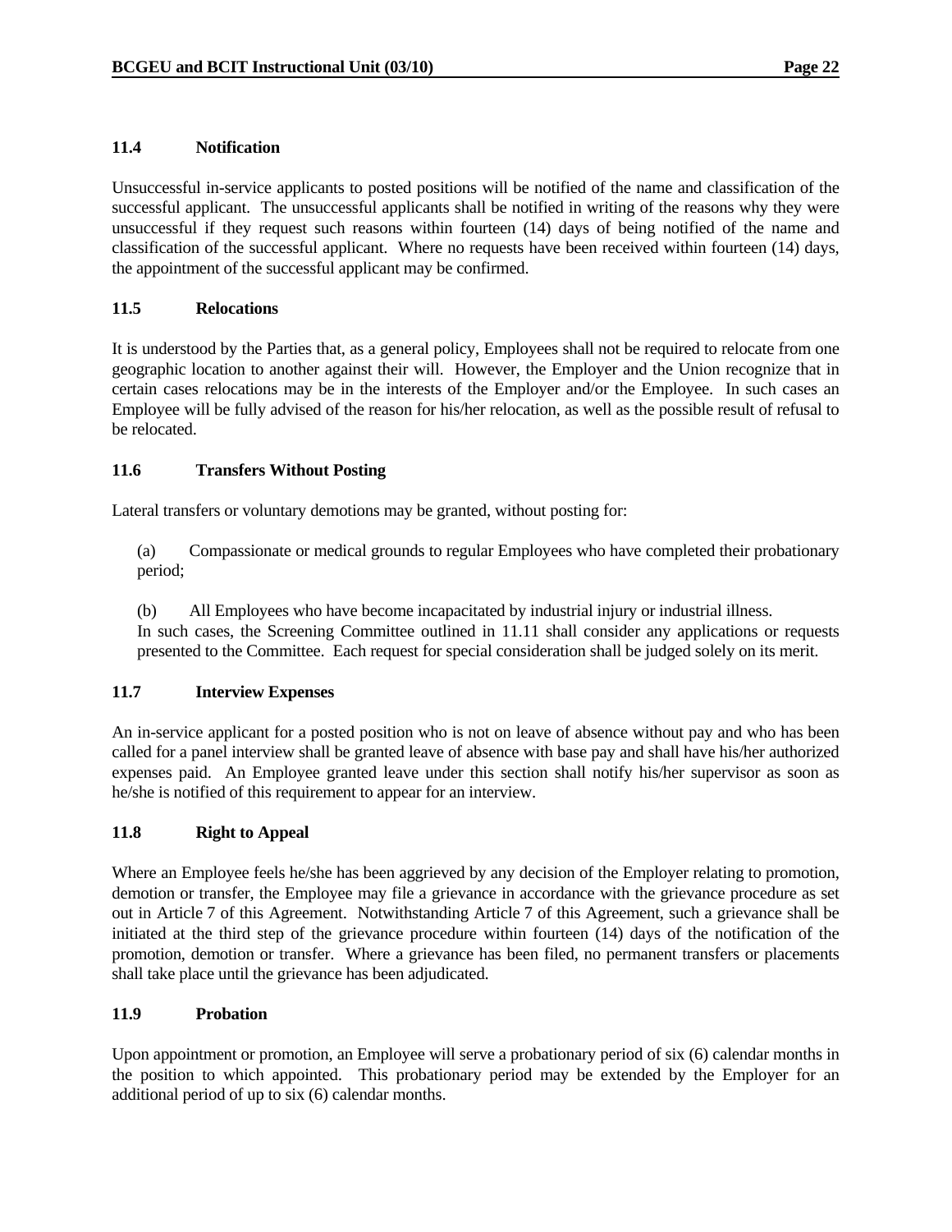### 11.4 Notification

Unsuccessful in-service applicants to posted positions will be notified of the name and classification of the successful applicant. The unsuccessful applicants shall be notified in writing of the reasons why they were unsuccessful if they request such reasons within fourteen (14) days of being notified of the name and classification of the successful applicant. Where no requests have been received within fourteen (14) days, the appointment of the successful applicant may be confirmed.

### 11.5 Relocations

It is understood by the Parties that, as a general policy, Employees shall not be required to relocate from one geographic location to another against their will. However, the Employer and the Union recognize that in certain cases relocations may be in the interests of the Employer and/or the Employee. In such cases an Employee will be fully advised of the reason for his/her relocation, as well as the possible result of refusal to be relocated.

### 11.6 Transfers Without Posting

Lateral transfers or voluntary demotions may be granted, without posting for:

(a) Compassionate or medical grounds to regular Employees who have completed their probationary period;

(b) All Employees who have become incapacitated by industrial injury or industrial illness.

In such cases, the Screening Committee outlined in 11.11 shall consider any applications or requests presented to the Committee. Each request for special consideration shall be judged solely on its merit.

### 11.7 Interview Expenses

An in-service applicant for a posted position who is not on leave of absence without pay and who has been called for a panel interview shall be granted leave of absence with base pay and shall have his/her authorized expenses paid. An Employee granted leave under this section shall notify his/her supervisor as soon as he/she is notified of this requirement to appear for an interview.

### 11.8 Right to Appeal

Where an Employee feels he/she has been aggrieved by any decision of the Employer relating to promotion, demotion or transfer, the Employee may file a grievance in accordance with the grievance procedure as set out in Article 7 of this Agreement. Notwithstanding Article 7 of this Agreement, such a grievance shall be initiated at the third step of the grievance procedure within fourteen (14) days of the notification of the promotion, demotion or transfer. Where a grievance has been filed, no permanent transfers or placements shall take place until the grievance has been adjudicated.

### 11.9 Probation

Upon appointment or promotion, an Employee will serve a probationary period of six (6) calendar months in the position to which appointed. This probationary period may be extended by the Employer for an additional period of up to six (6) calendar months.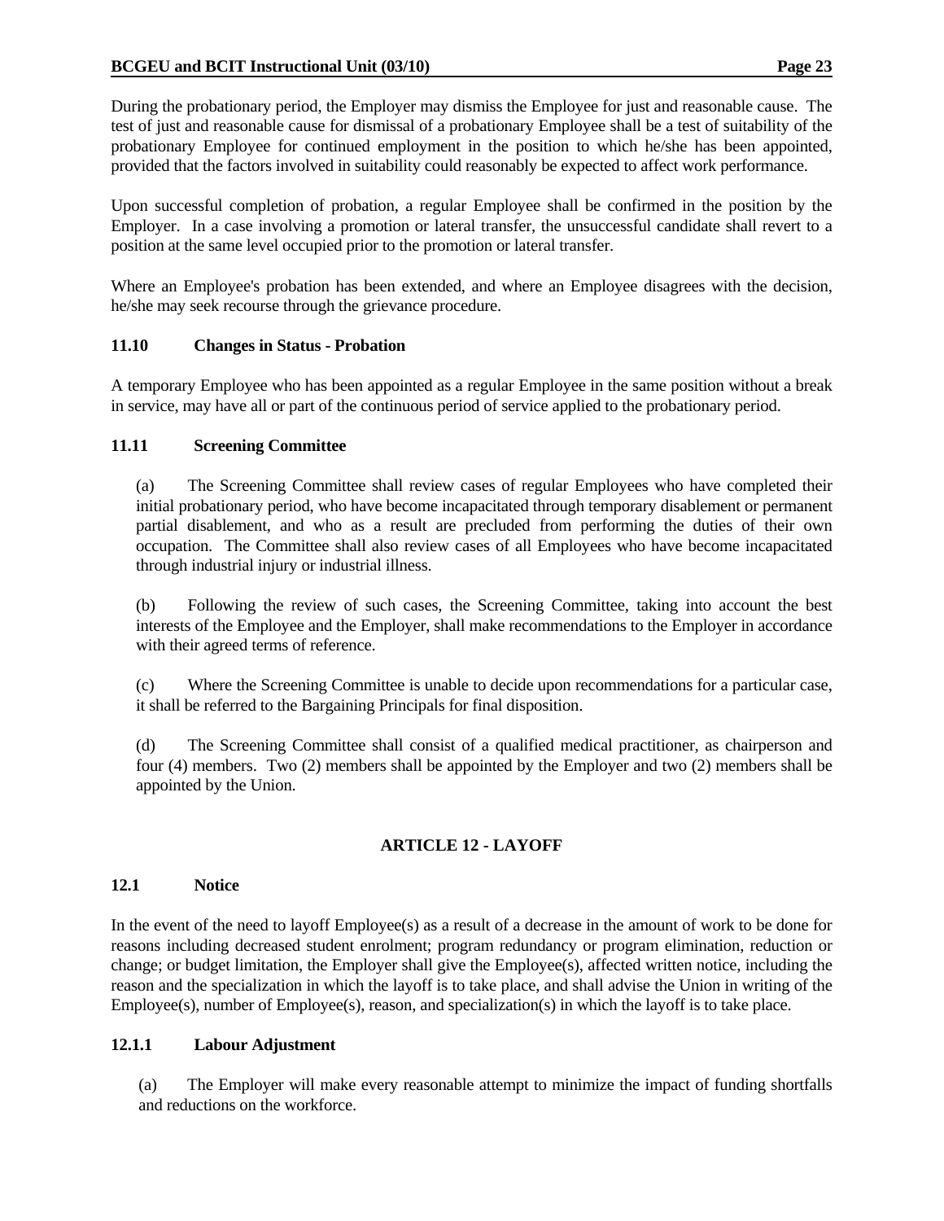During the probationary period, the Employer may dismiss the Employee for just and reasonable cause. The test of just and reasonable cause for dismissal of a probationary Employee shall be a test of suitability of the probationary Employee for continued employment in the position to which he/she has been appointed, provided that the factors involved in suitability could reasonably be expected to affect work performance.

Upon successful completion of probation, a regular Employee shall be confirmed in the position by the Employer. In a case involving a promotion or lateral transfer, the unsuccessful candidate shall revert to a position at the same level occupied prior to the promotion or lateral transfer.

Where an Employee's probation has been extended, and where an Employee disagrees with the decision, he/she may seek recourse through the grievance procedure.

### 11.10 Changes in Status - Probation

A temporary Employee who has been appointed as a regular Employee in the same position without a break in service, may have all or part of the continuous period of service applied to the probationary period.

### 11.11 Screening Committee

(a) The Screening Committee shall review cases of regular Employees who have completed their initial probationary period, who have become incapacitated through temporary disablement or permanent partial disablement, and who as a result are precluded from performing the duties of their own occupation. The Committee shall also review cases of all Employees who have become incapacitated through industrial injury or industrial illness.

(b) Following the review of such cases, the Screening Committee, taking into account the best interests of the Employee and the Employer, shall make recommendations to the Employer in accordance with their agreed terms of reference.

(c) Where the Screening Committee is unable to decide upon recommendations for a particular case, it shall be referred to the Bargaining Principals for final disposition.

(d) The Screening Committee shall consist of a qualified medical practitioner, as chairperson and four (4) members. Two (2) members shall be appointed by the Employer and two (2) members shall be appointed by the Union.

## ARTICLE 12 - LAYOFF

### 12.1 Notice

In the event of the need to layoff Employee(s) as a result of a decrease in the amount of work to be done for reasons including decreased student enrolment; program redundancy or program elimination, reduction or change; or budget limitation, the Employer shall give the Employee(s), affected written notice, including the reason and the specialization in which the layoff is to take place, and shall advise the Union in writing of the Employee(s), number of Employee(s), reason, and specialization(s) in which the layoff is to take place.

### 12.1.1 Labour Adjustment

(a) The Employer will make every reasonable attempt to minimize the impact of funding shortfalls and reductions on the workforce.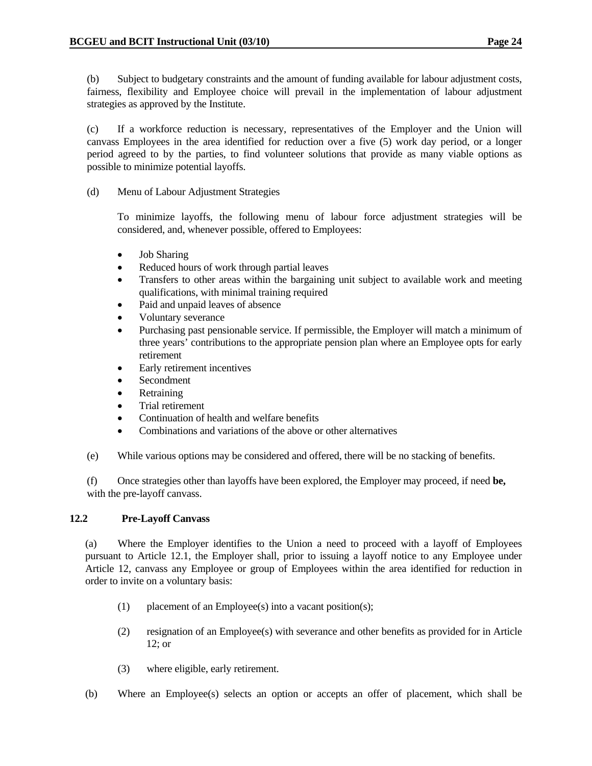(b) Subject to budgetary constraints and the amount of funding available for labour adjustment costs, fairness, flexibility and Employee choice will prevail in the implementation of labour adjustment strategies as approved by the Institute.

(c) If a workforce reduction is necessary, representatives of the Employer and the Union will canvass Employees in the area identified for reduction over a five (5) work day period, or a longer period agreed to by the parties, to find volunteer solutions that provide as many viable options as possible to minimize potential layoffs.

(d) Menu of Labour Adjustment Strategies

To minimize layoffs, the following menu of labour force adjustment strategies will be considered, and, whenever possible, offered to Employees:

- Job Sharing
- Reduced hours of work through partial leaves
- Transfers to other areas within the bargaining unit subject to available work and meeting qualifications, with minimal training required
- Paid and unpaid leaves of absence
- Voluntary severance
- Purchasing past pensionable service. If permissible, the Employer will match a minimum of three years' contributions to the appropriate pension plan where an Employee opts for early retirement
- Early retirement incentives
- Secondment
- Retraining
- Trial retirement
- Continuation of health and welfare benefits
- Combinations and variations of the above or other alternatives

(e) While various options may be considered and offered, there will be no stacking of benefits.

(f) Once strategies other than layoffs have been explored, the Employer may proceed, if need **be,** with the pre-layoff canvass.

**12.2 Pre-Layoff Canvass**

(a) Where the Employer identifies to the Union a need to proceed with a layoff of Employees pursuant to Article 12.1, the Employer shall, prior to issuing a layoff notice to any Employee under Article 12, canvass any Employee or group of Employees within the area identified for reduction in order to invite on a voluntary basis:

(1) placement of an Employee(s) into a vacant position(s);

(2) resignation of an Employee(s) with severance and other benefits as provided for in Article 12; or

(3) where eligible, early retirement.

(b) Where an Employee(s) selects an option or accepts an offer of placement, which shall be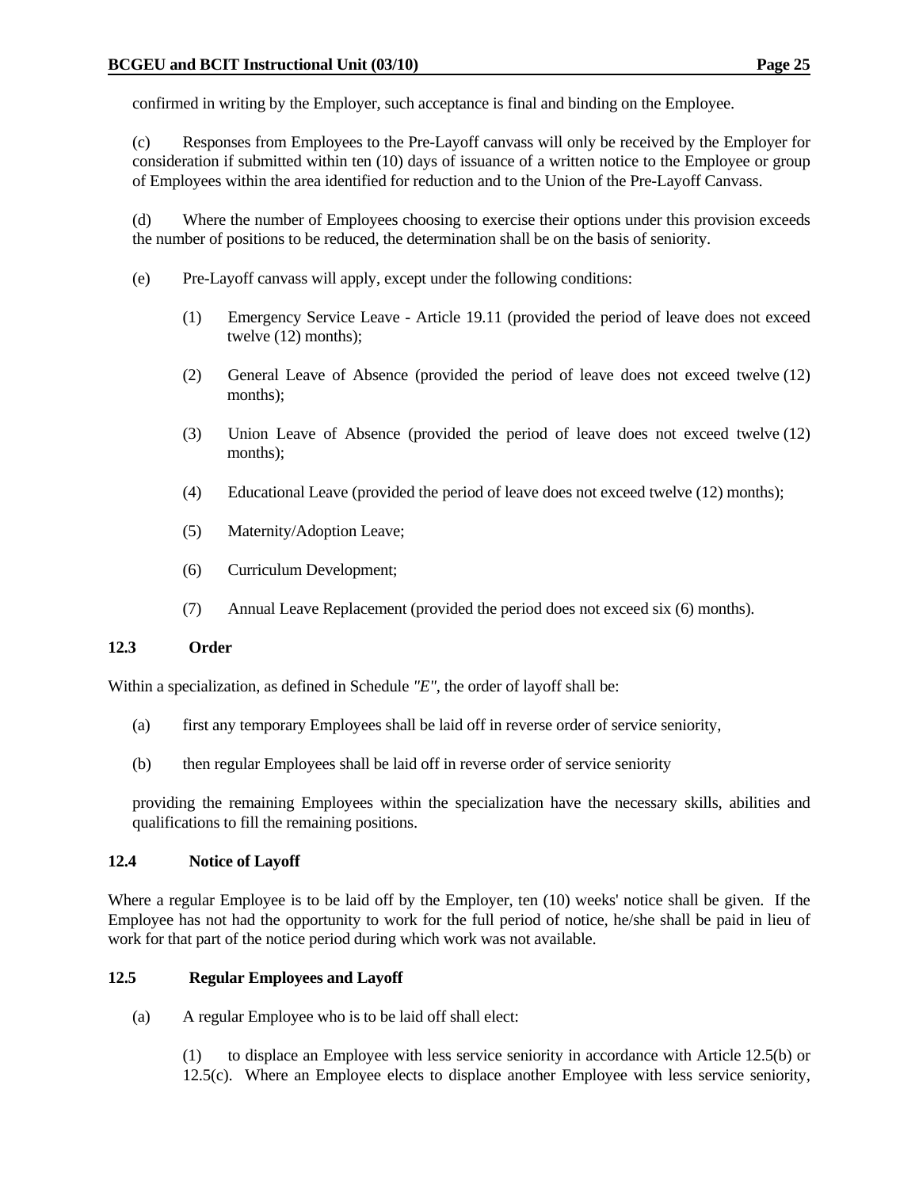confirmed in writing by the Employer, such acceptance is final and binding on the Employee.

(c) Responses from Employees to the Pre-Layoff canvass will only be received by the Employer for consideration if submitted within ten (10) days of issuance of a written notice to the Employee or group of Employees within the area identified for reduction and to the Union of the Pre-Layoff Canvass.

(d) Where the number of Employees choosing to exercise their options under this provision exceeds the number of positions to be reduced, the determination shall be on the basis of seniority.

(e) Pre-Layoff canvass will apply, except under the following conditions:

(1) Emergency Service Leave - Article 19.11 (provided the period of leave does not exceed twelve (12) months);

(2) General Leave of Absence (provided the period of leave does not exceed twelve (12) months);

(3) Union Leave of Absence (provided the period of leave does not exceed twelve (12) months);

(4) Educational Leave (provided the period of leave does not exceed twelve (12) months);

(5) Maternity/Adoption Leave;

(6) Curriculum Development;

(7) Annual Leave Replacement (provided the period does not exceed six (6) months).

**12.3 Order**

Within a specialization, as defined in Schedule *"E"*, the order of layoff shall be:

(a) first any temporary Employees shall be laid off in reverse order of service seniority,

(b) then regular Employees shall be laid off in reverse order of service seniority

providing the remaining Employees within the specialization have the necessary skills, abilities and qualifications to fill the remaining positions.

**12.4 Notice of Layoff**

Where a regular Employee is to be laid off by the Employer, ten (10) weeks' notice shall be given. If the Employee has not had the opportunity to work for the full period of notice, he/she shall be paid in lieu of work for that part of the notice period during which work was not available.

**12.5 Regular Employees and Layoff**

(a) A regular Employee who is to be laid off shall elect:

(1) to displace an Employee with less service seniority in accordance with Article 12.5(b) or 12.5(c). Where an Employee elects to displace another Employee with less service seniority,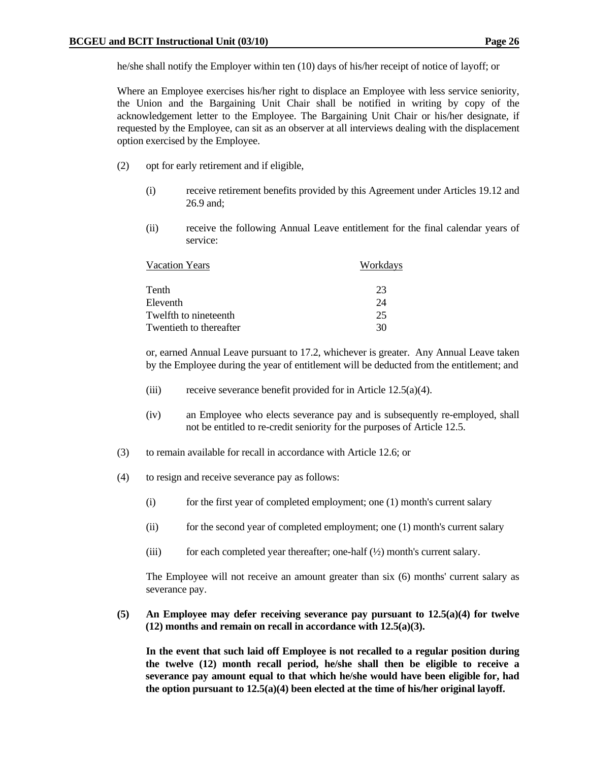he/she shall notify the Employer within ten (10) days of his/her receipt of notice of layoff; or

Where an Employee exercises his/her right to displace an Employee with less service seniority, the Union and the Bargaining Unit Chair shall be notified in writing by copy of the acknowledgement letter to the Employee. The Bargaining Unit Chair or his/her designate, if requested by the Employee, can sit as an observer at all interviews dealing with the displacement option exercised by the Employee.

(2) opt for early retirement and if eligible,

(i) receive retirement benefits provided by this Agreement under Articles 19.12 and 26.9 and;

(ii) receive the following Annual Leave entitlement for the final calendar years of service:

| Vacation Years | Workdays |
|---|---|
| Tenth | 23 |
| Eleventh | 24 |
| Twelfth to nineteenth | 25 |
| Twentieth to thereafter | 30 |

or, earned Annual Leave pursuant to 17.2, whichever is greater. Any Annual Leave taken by the Employee during the year of entitlement will be deducted from the entitlement; and

(iii) receive severance benefit provided for in Article 12.5(a)(4).

(iv) an Employee who elects severance pay and is subsequently re-employed, shall not be entitled to re-credit seniority for the purposes of Article 12.5.

(3) to remain available for recall in accordance with Article 12.6; or

(4) to resign and receive severance pay as follows:

(i) for the first year of completed employment; one (1) month's current salary

(ii) for the second year of completed employment; one (1) month's current salary

(iii) for each completed year thereafter; one-half (½) month's current salary.

The Employee will not receive an amount greater than six (6) months' current salary as severance pay.

**(5) An Employee may defer receiving severance pay pursuant to 12.5(a)(4) for twelve (12) months and remain on recall in accordance with 12.5(a)(3).**

**In the event that such laid off Employee is not recalled to a regular position during the twelve (12) month recall period, he/she shall then be eligible to receive a severance pay amount equal to that which he/she would have been eligible for, had the option pursuant to 12.5(a)(4) been elected at the time of his/her original layoff.**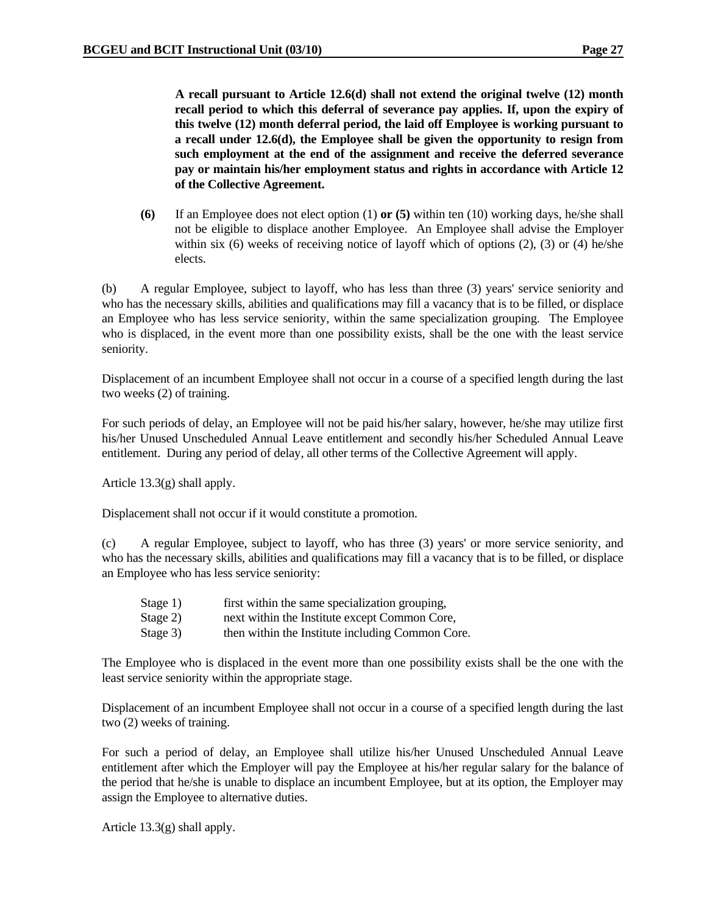**A recall pursuant to Article 12.6(d) shall not extend the original twelve (12) month recall period to which this deferral of severance pay applies. If, upon the expiry of this twelve (12) month deferral period, the laid off Employee is working pursuant to a recall under 12.6(d), the Employee shall be given the opportunity to resign from such employment at the end of the assignment and receive the deferred severance pay or maintain his/her employment status and rights in accordance with Article 12 of the Collective Agreement.**

**(6)** If an Employee does not elect option (1) **or (5)** within ten (10) working days, he/she shall not be eligible to displace another Employee. An Employee shall advise the Employer within six (6) weeks of receiving notice of layoff which of options (2), (3) or (4) he/she elects.

(b) A regular Employee, subject to layoff, who has less than three (3) years' service seniority and who has the necessary skills, abilities and qualifications may fill a vacancy that is to be filled, or displace an Employee who has less service seniority, within the same specialization grouping. The Employee who is displaced, in the event more than one possibility exists, shall be the one with the least service seniority.

Displacement of an incumbent Employee shall not occur in a course of a specified length during the last two weeks (2) of training.

For such periods of delay, an Employee will not be paid his/her salary, however, he/she may utilize first his/her Unused Unscheduled Annual Leave entitlement and secondly his/her Scheduled Annual Leave entitlement. During any period of delay, all other terms of the Collective Agreement will apply.

Article 13.3(g) shall apply.

Displacement shall not occur if it would constitute a promotion.

(c) A regular Employee, subject to layoff, who has three (3) years' or more service seniority, and who has the necessary skills, abilities and qualifications may fill a vacancy that is to be filled, or displace an Employee who has less service seniority:

Stage 1) first within the same specialization grouping,
Stage 2) next within the Institute except Common Core,
Stage 3) then within the Institute including Common Core.

The Employee who is displaced in the event more than one possibility exists shall be the one with the least service seniority within the appropriate stage.

Displacement of an incumbent Employee shall not occur in a course of a specified length during the last two (2) weeks of training.

For such a period of delay, an Employee shall utilize his/her Unused Unscheduled Annual Leave entitlement after which the Employer will pay the Employee at his/her regular salary for the balance of the period that he/she is unable to displace an incumbent Employee, but at its option, the Employer may assign the Employee to alternative duties.

Article 13.3(g) shall apply.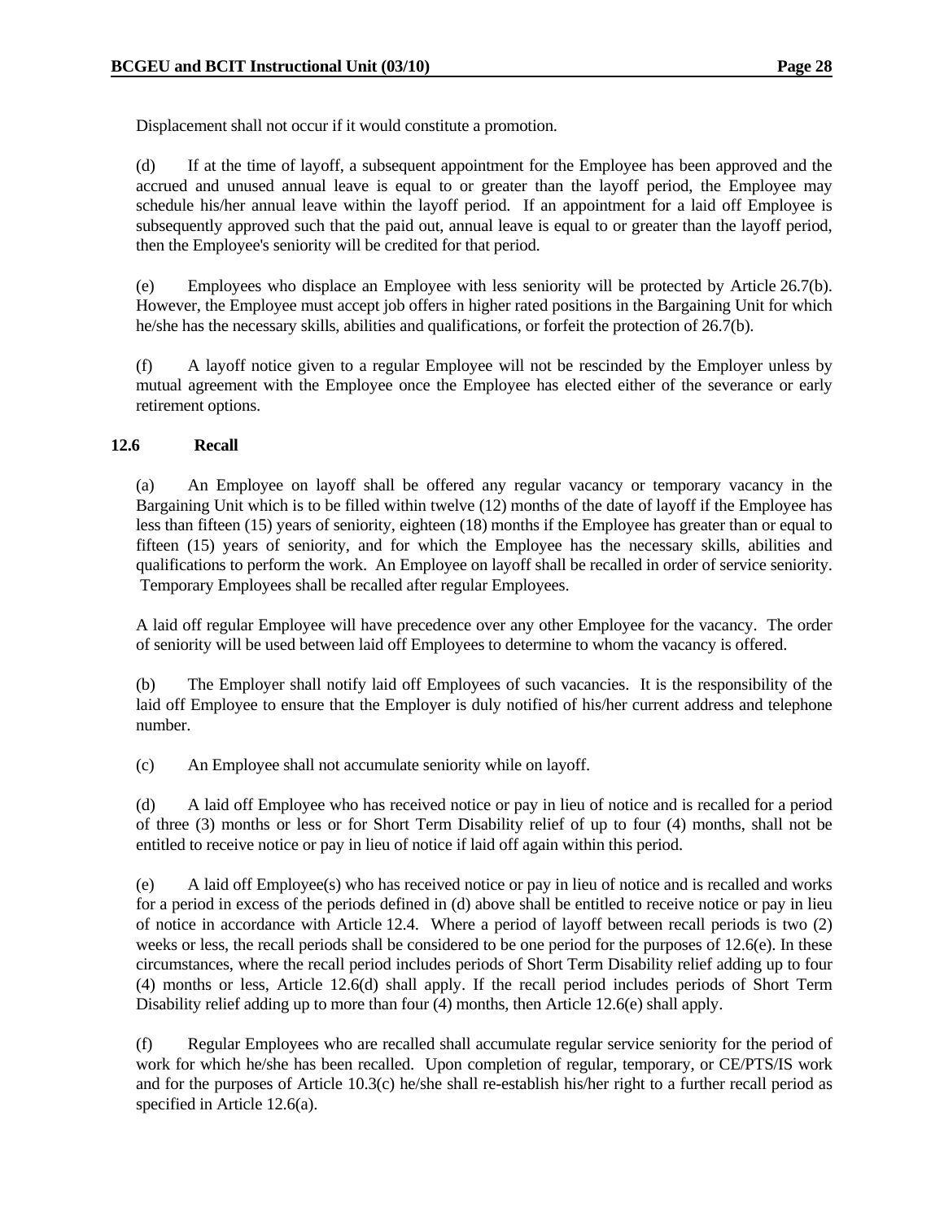Displacement shall not occur if it would constitute a promotion.

(d) If at the time of layoff, a subsequent appointment for the Employee has been approved and the accrued and unused annual leave is equal to or greater than the layoff period, the Employee may schedule his/her annual leave within the layoff period. If an appointment for a laid off Employee is subsequently approved such that the paid out, annual leave is equal to or greater than the layoff period, then the Employee's seniority will be credited for that period.

(e) Employees who displace an Employee with less seniority will be protected by Article 26.7(b). However, the Employee must accept job offers in higher rated positions in the Bargaining Unit for which he/she has the necessary skills, abilities and qualifications, or forfeit the protection of 26.7(b).

(f) A layoff notice given to a regular Employee will not be rescinded by the Employer unless by mutual agreement with the Employee once the Employee has elected either of the severance or early retirement options.

### 12.6 Recall

(a) An Employee on layoff shall be offered any regular vacancy or temporary vacancy in the Bargaining Unit which is to be filled within twelve (12) months of the date of layoff if the Employee has less than fifteen (15) years of seniority, eighteen (18) months if the Employee has greater than or equal to fifteen (15) years of seniority, and for which the Employee has the necessary skills, abilities and qualifications to perform the work. An Employee on layoff shall be recalled in order of service seniority. Temporary Employees shall be recalled after regular Employees.

A laid off regular Employee will have precedence over any other Employee for the vacancy. The order of seniority will be used between laid off Employees to determine to whom the vacancy is offered.

(b) The Employer shall notify laid off Employees of such vacancies. It is the responsibility of the laid off Employee to ensure that the Employer is duly notified of his/her current address and telephone number.

(c) An Employee shall not accumulate seniority while on layoff.

(d) A laid off Employee who has received notice or pay in lieu of notice and is recalled for a period of three (3) months or less or for Short Term Disability relief of up to four (4) months, shall not be entitled to receive notice or pay in lieu of notice if laid off again within this period.

(e) A laid off Employee(s) who has received notice or pay in lieu of notice and is recalled and works for a period in excess of the periods defined in (d) above shall be entitled to receive notice or pay in lieu of notice in accordance with Article 12.4. Where a period of layoff between recall periods is two (2) weeks or less, the recall periods shall be considered to be one period for the purposes of 12.6(e). In these circumstances, where the recall period includes periods of Short Term Disability relief adding up to four (4) months or less, Article 12.6(d) shall apply. If the recall period includes periods of Short Term Disability relief adding up to more than four (4) months, then Article 12.6(e) shall apply.

(f) Regular Employees who are recalled shall accumulate regular service seniority for the period of work for which he/she has been recalled. Upon completion of regular, temporary, or CE/PTS/IS work and for the purposes of Article 10.3(c) he/she shall re-establish his/her right to a further recall period as specified in Article 12.6(a).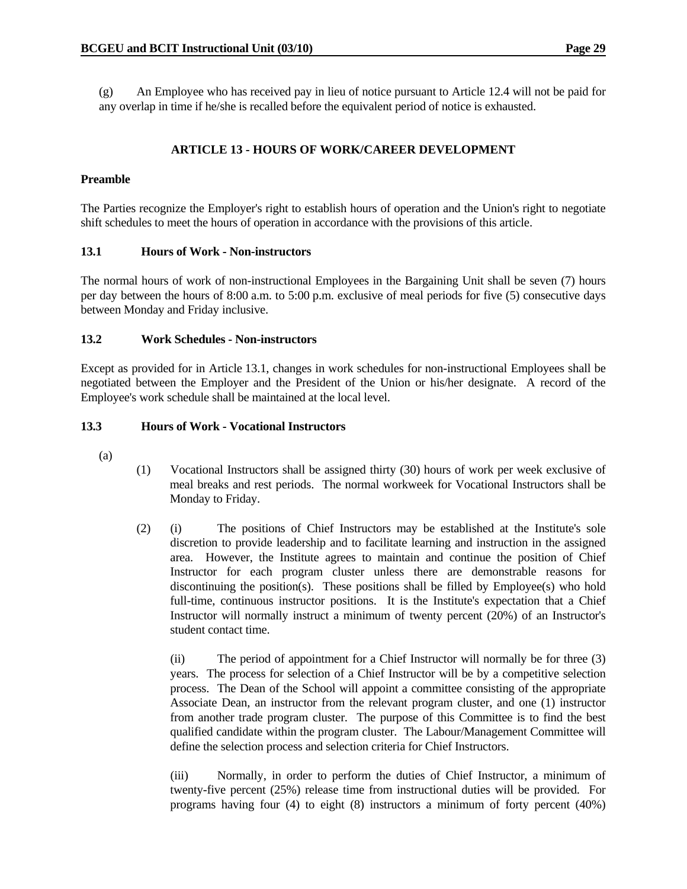(g) An Employee who has received pay in lieu of notice pursuant to Article 12.4 will not be paid for any overlap in time if he/she is recalled before the equivalent period of notice is exhausted.

## ARTICLE 13 - HOURS OF WORK/CAREER DEVELOPMENT

**Preamble**

The Parties recognize the Employer's right to establish hours of operation and the Union's right to negotiate shift schedules to meet the hours of operation in accordance with the provisions of this article.

### 13.1 Hours of Work - Non-instructors

The normal hours of work of non-instructional Employees in the Bargaining Unit shall be seven (7) hours per day between the hours of 8:00 a.m. to 5:00 p.m. exclusive of meal periods for five (5) consecutive days between Monday and Friday inclusive.

### 13.2 Work Schedules - Non-instructors

Except as provided for in Article 13.1, changes in work schedules for non-instructional Employees shall be negotiated between the Employer and the President of the Union or his/her designate. A record of the Employee's work schedule shall be maintained at the local level.

### 13.3 Hours of Work - Vocational Instructors

(a)

(1) Vocational Instructors shall be assigned thirty (30) hours of work per week exclusive of meal breaks and rest periods. The normal workweek for Vocational Instructors shall be Monday to Friday.

(2) (i) The positions of Chief Instructors may be established at the Institute's sole discretion to provide leadership and to facilitate learning and instruction in the assigned area. However, the Institute agrees to maintain and continue the position of Chief Instructor for each program cluster unless there are demonstrable reasons for discontinuing the position(s). These positions shall be filled by Employee(s) who hold full-time, continuous instructor positions. It is the Institute's expectation that a Chief Instructor will normally instruct a minimum of twenty percent (20%) of an Instructor's student contact time.

(ii) The period of appointment for a Chief Instructor will normally be for three (3) years. The process for selection of a Chief Instructor will be by a competitive selection process. The Dean of the School will appoint a committee consisting of the appropriate Associate Dean, an instructor from the relevant program cluster, and one (1) instructor from another trade program cluster. The purpose of this Committee is to find the best qualified candidate within the program cluster. The Labour/Management Committee will define the selection process and selection criteria for Chief Instructors.

(iii) Normally, in order to perform the duties of Chief Instructor, a minimum of twenty-five percent (25%) release time from instructional duties will be provided. For programs having four (4) to eight (8) instructors a minimum of forty percent (40%)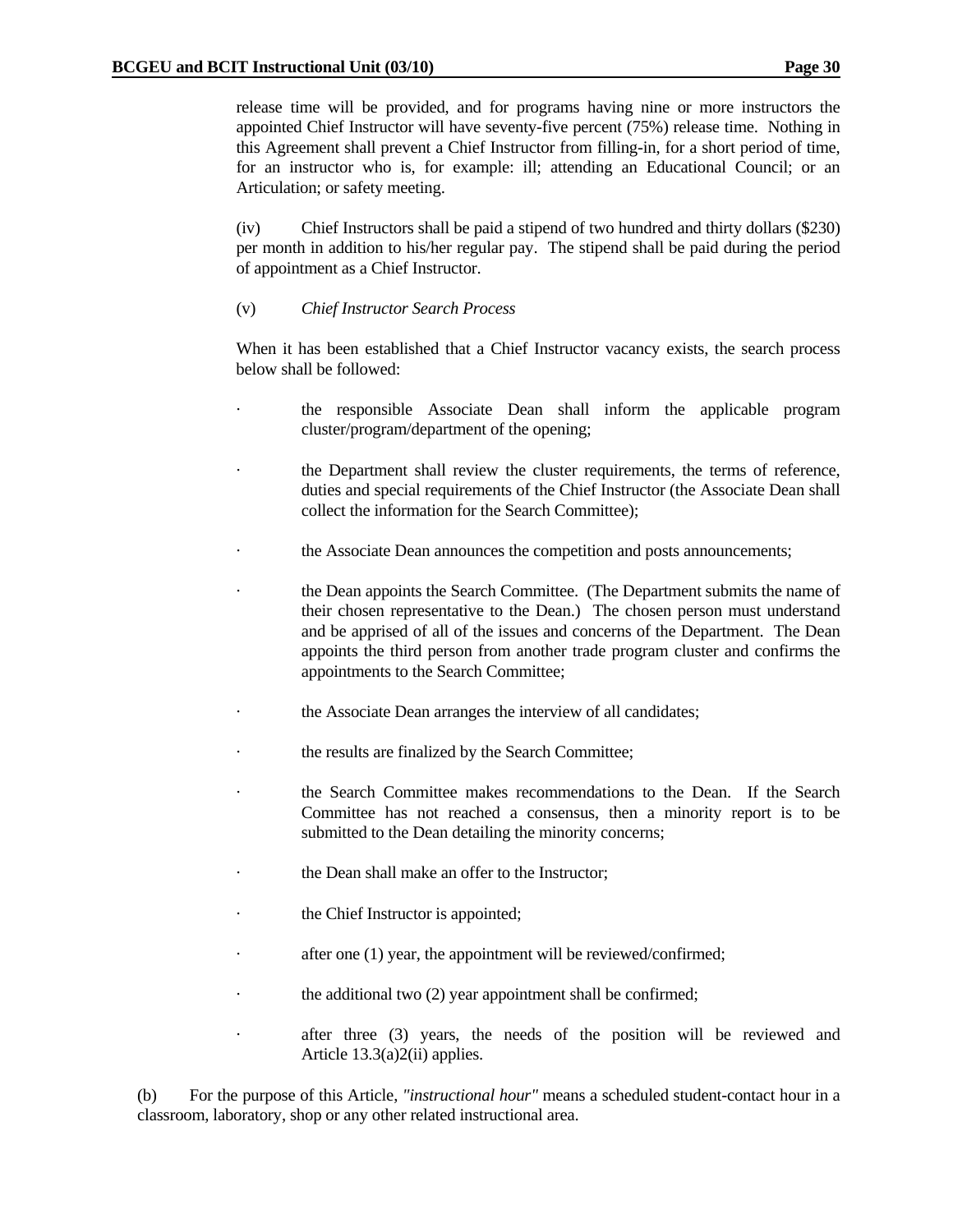release time will be provided, and for programs having nine or more instructors the appointed Chief Instructor will have seventy-five percent (75%) release time. Nothing in this Agreement shall prevent a Chief Instructor from filling-in, for a short period of time, for an instructor who is, for example: ill; attending an Educational Council; or an Articulation; or safety meeting.

(iv) Chief Instructors shall be paid a stipend of two hundred and thirty dollars ($230) per month in addition to his/her regular pay. The stipend shall be paid during the period of appointment as a Chief Instructor.

(v) *Chief Instructor Search Process*

When it has been established that a Chief Instructor vacancy exists, the search process below shall be followed:

- the responsible Associate Dean shall inform the applicable program cluster/program/department of the opening;
- the Department shall review the cluster requirements, the terms of reference, duties and special requirements of the Chief Instructor (the Associate Dean shall collect the information for the Search Committee);
- the Associate Dean announces the competition and posts announcements;
- the Dean appoints the Search Committee. (The Department submits the name of their chosen representative to the Dean.) The chosen person must understand and be apprised of all of the issues and concerns of the Department. The Dean appoints the third person from another trade program cluster and confirms the appointments to the Search Committee;
- the Associate Dean arranges the interview of all candidates;
- the results are finalized by the Search Committee;
- the Search Committee makes recommendations to the Dean. If the Search Committee has not reached a consensus, then a minority report is to be submitted to the Dean detailing the minority concerns;
- the Dean shall make an offer to the Instructor;
- the Chief Instructor is appointed;
- after one (1) year, the appointment will be reviewed/confirmed;
- the additional two (2) year appointment shall be confirmed;
- after three (3) years, the needs of the position will be reviewed and Article 13.3(a)2(ii) applies.

(b) For the purpose of this Article, *"instructional hour"* means a scheduled student-contact hour in a classroom, laboratory, shop or any other related instructional area.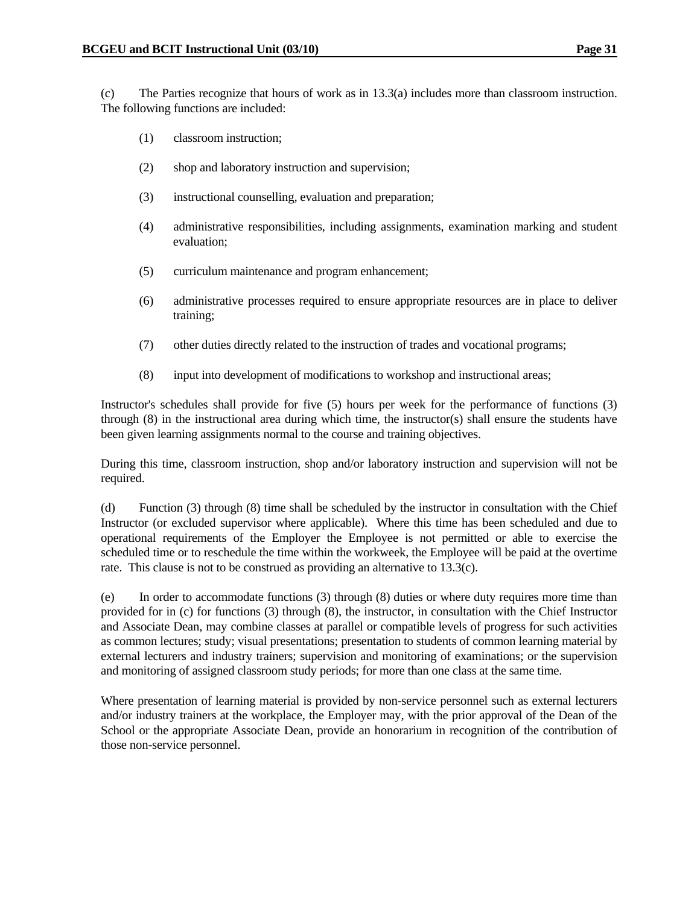(c) The Parties recognize that hours of work as in 13.3(a) includes more than classroom instruction. The following functions are included:

(1) classroom instruction;

(2) shop and laboratory instruction and supervision;

(3) instructional counselling, evaluation and preparation;

(4) administrative responsibilities, including assignments, examination marking and student evaluation;

(5) curriculum maintenance and program enhancement;

(6) administrative processes required to ensure appropriate resources are in place to deliver training;

(7) other duties directly related to the instruction of trades and vocational programs;

(8) input into development of modifications to workshop and instructional areas;

Instructor's schedules shall provide for five (5) hours per week for the performance of functions (3) through (8) in the instructional area during which time, the instructor(s) shall ensure the students have been given learning assignments normal to the course and training objectives.

During this time, classroom instruction, shop and/or laboratory instruction and supervision will not be required.

(d) Function (3) through (8) time shall be scheduled by the instructor in consultation with the Chief Instructor (or excluded supervisor where applicable). Where this time has been scheduled and due to operational requirements of the Employer the Employee is not permitted or able to exercise the scheduled time or to reschedule the time within the workweek, the Employee will be paid at the overtime rate. This clause is not to be construed as providing an alternative to 13.3(c).

(e) In order to accommodate functions (3) through (8) duties or where duty requires more time than provided for in (c) for functions (3) through (8), the instructor, in consultation with the Chief Instructor and Associate Dean, may combine classes at parallel or compatible levels of progress for such activities as common lectures; study; visual presentations; presentation to students of common learning material by external lecturers and industry trainers; supervision and monitoring of examinations; or the supervision and monitoring of assigned classroom study periods; for more than one class at the same time.

Where presentation of learning material is provided by non-service personnel such as external lecturers and/or industry trainers at the workplace, the Employer may, with the prior approval of the Dean of the School or the appropriate Associate Dean, provide an honorarium in recognition of the contribution of those non-service personnel.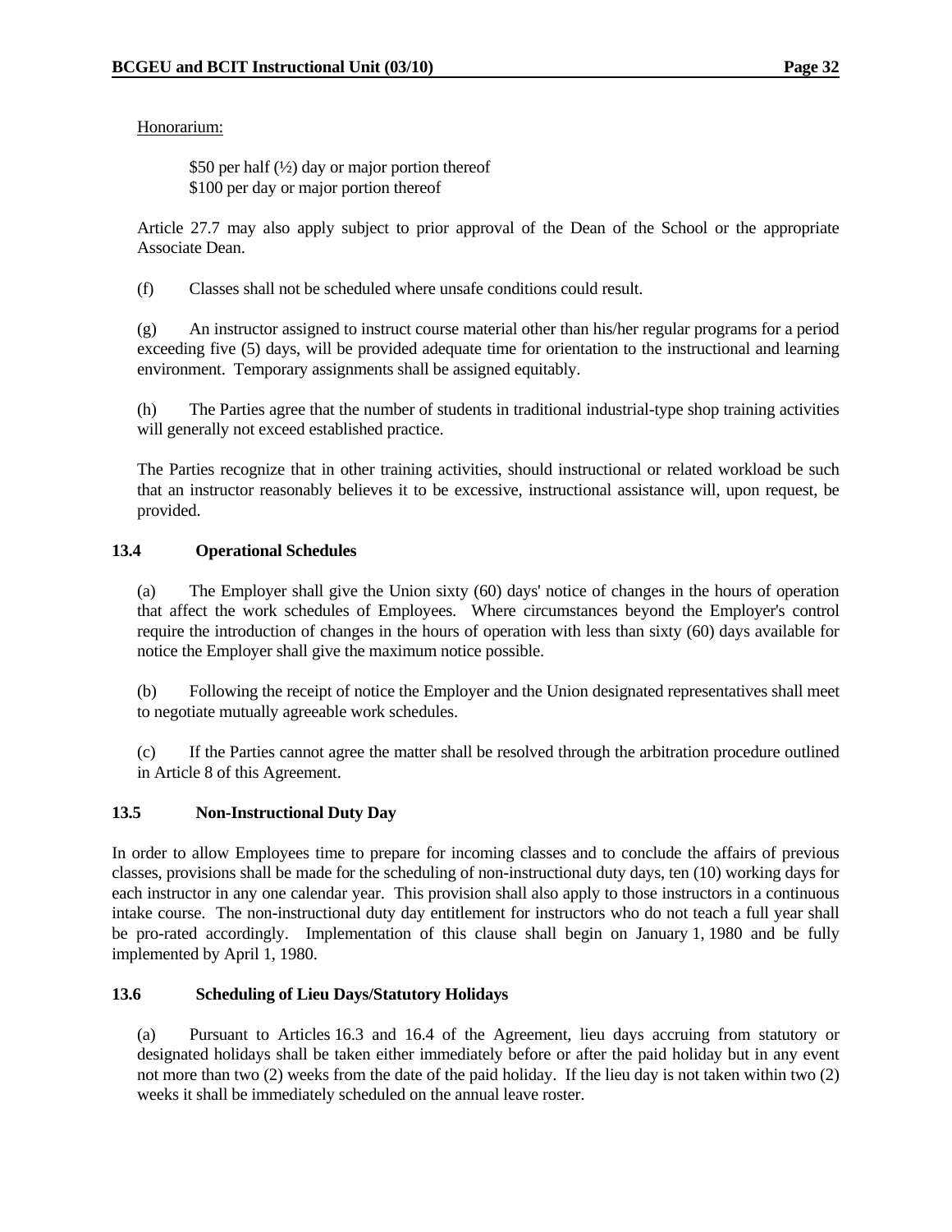Honorarium:

$50 per half (½) day or major portion thereof
$100 per day or major portion thereof

Article 27.7 may also apply subject to prior approval of the Dean of the School or the appropriate Associate Dean.

(f) Classes shall not be scheduled where unsafe conditions could result.

(g) An instructor assigned to instruct course material other than his/her regular programs for a period exceeding five (5) days, will be provided adequate time for orientation to the instructional and learning environment. Temporary assignments shall be assigned equitably.

(h) The Parties agree that the number of students in traditional industrial-type shop training activities will generally not exceed established practice.

The Parties recognize that in other training activities, should instructional or related workload be such that an instructor reasonably believes it to be excessive, instructional assistance will, upon request, be provided.

### 13.4 Operational Schedules

(a) The Employer shall give the Union sixty (60) days' notice of changes in the hours of operation that affect the work schedules of Employees. Where circumstances beyond the Employer's control require the introduction of changes in the hours of operation with less than sixty (60) days available for notice the Employer shall give the maximum notice possible.

(b) Following the receipt of notice the Employer and the Union designated representatives shall meet to negotiate mutually agreeable work schedules.

(c) If the Parties cannot agree the matter shall be resolved through the arbitration procedure outlined in Article 8 of this Agreement.

### 13.5 Non-Instructional Duty Day

In order to allow Employees time to prepare for incoming classes and to conclude the affairs of previous classes, provisions shall be made for the scheduling of non-instructional duty days, ten (10) working days for each instructor in any one calendar year. This provision shall also apply to those instructors in a continuous intake course. The non-instructional duty day entitlement for instructors who do not teach a full year shall be pro-rated accordingly. Implementation of this clause shall begin on January 1, 1980 and be fully implemented by April 1, 1980.

### 13.6 Scheduling of Lieu Days/Statutory Holidays

(a) Pursuant to Articles 16.3 and 16.4 of the Agreement, lieu days accruing from statutory or designated holidays shall be taken either immediately before or after the paid holiday but in any event not more than two (2) weeks from the date of the paid holiday. If the lieu day is not taken within two (2) weeks it shall be immediately scheduled on the annual leave roster.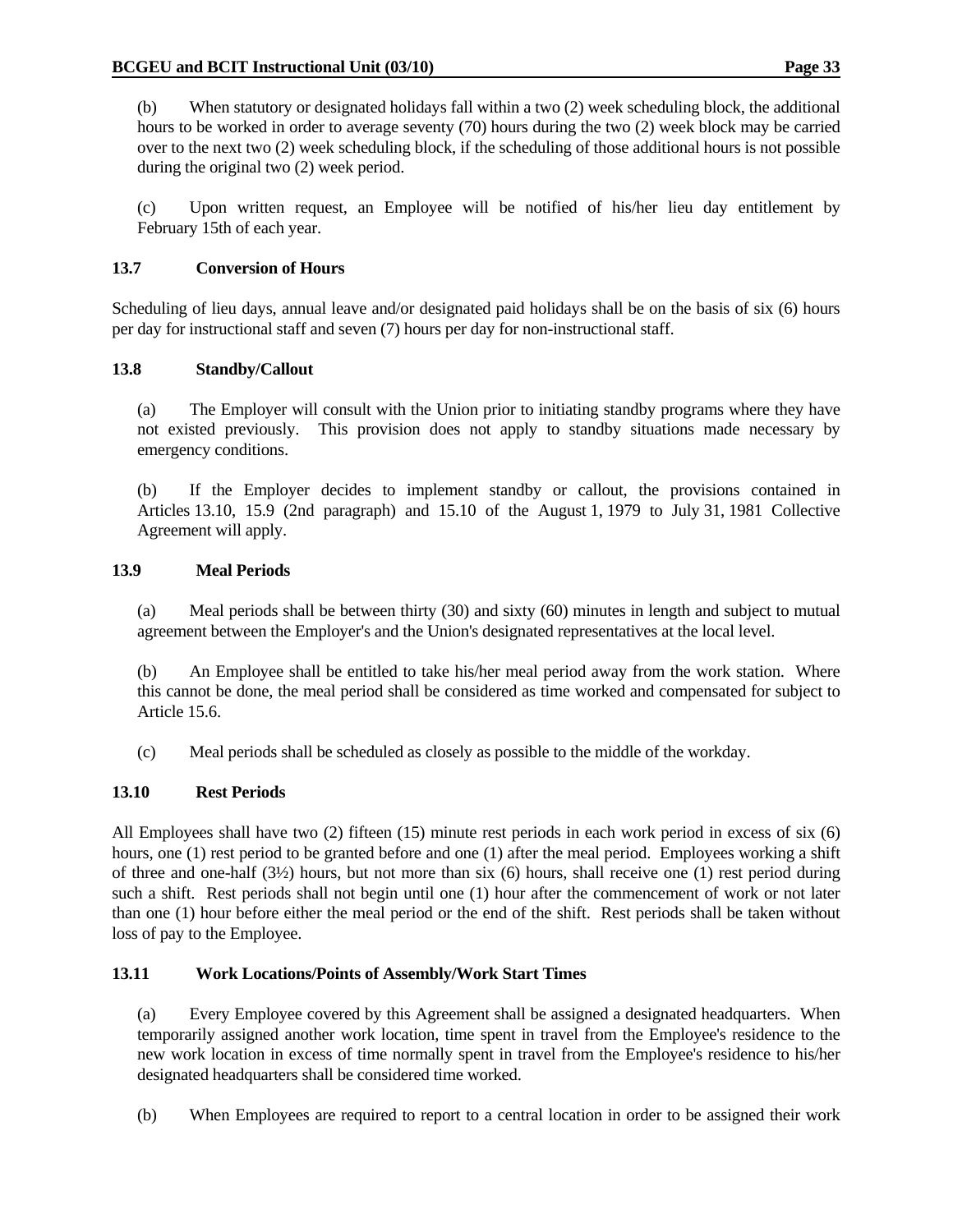(b) When statutory or designated holidays fall within a two (2) week scheduling block, the additional hours to be worked in order to average seventy (70) hours during the two (2) week block may be carried over to the next two (2) week scheduling block, if the scheduling of those additional hours is not possible during the original two (2) week period.

(c) Upon written request, an Employee will be notified of his/her lieu day entitlement by February 15th of each year.

### 13.7 Conversion of Hours

Scheduling of lieu days, annual leave and/or designated paid holidays shall be on the basis of six (6) hours per day for instructional staff and seven (7) hours per day for non-instructional staff.

### 13.8 Standby/Callout

(a) The Employer will consult with the Union prior to initiating standby programs where they have not existed previously. This provision does not apply to standby situations made necessary by emergency conditions.

(b) If the Employer decides to implement standby or callout, the provisions contained in Articles 13.10, 15.9 (2nd paragraph) and 15.10 of the August 1, 1979 to July 31, 1981 Collective Agreement will apply.

### 13.9 Meal Periods

(a) Meal periods shall be between thirty (30) and sixty (60) minutes in length and subject to mutual agreement between the Employer's and the Union's designated representatives at the local level.

(b) An Employee shall be entitled to take his/her meal period away from the work station. Where this cannot be done, the meal period shall be considered as time worked and compensated for subject to Article 15.6.

(c) Meal periods shall be scheduled as closely as possible to the middle of the workday.

### 13.10 Rest Periods

All Employees shall have two (2) fifteen (15) minute rest periods in each work period in excess of six (6) hours, one (1) rest period to be granted before and one (1) after the meal period. Employees working a shift of three and one-half (3½) hours, but not more than six (6) hours, shall receive one (1) rest period during such a shift. Rest periods shall not begin until one (1) hour after the commencement of work or not later than one (1) hour before either the meal period or the end of the shift. Rest periods shall be taken without loss of pay to the Employee.

### 13.11 Work Locations/Points of Assembly/Work Start Times

(a) Every Employee covered by this Agreement shall be assigned a designated headquarters. When temporarily assigned another work location, time spent in travel from the Employee's residence to the new work location in excess of time normally spent in travel from the Employee's residence to his/her designated headquarters shall be considered time worked.

(b) When Employees are required to report to a central location in order to be assigned their work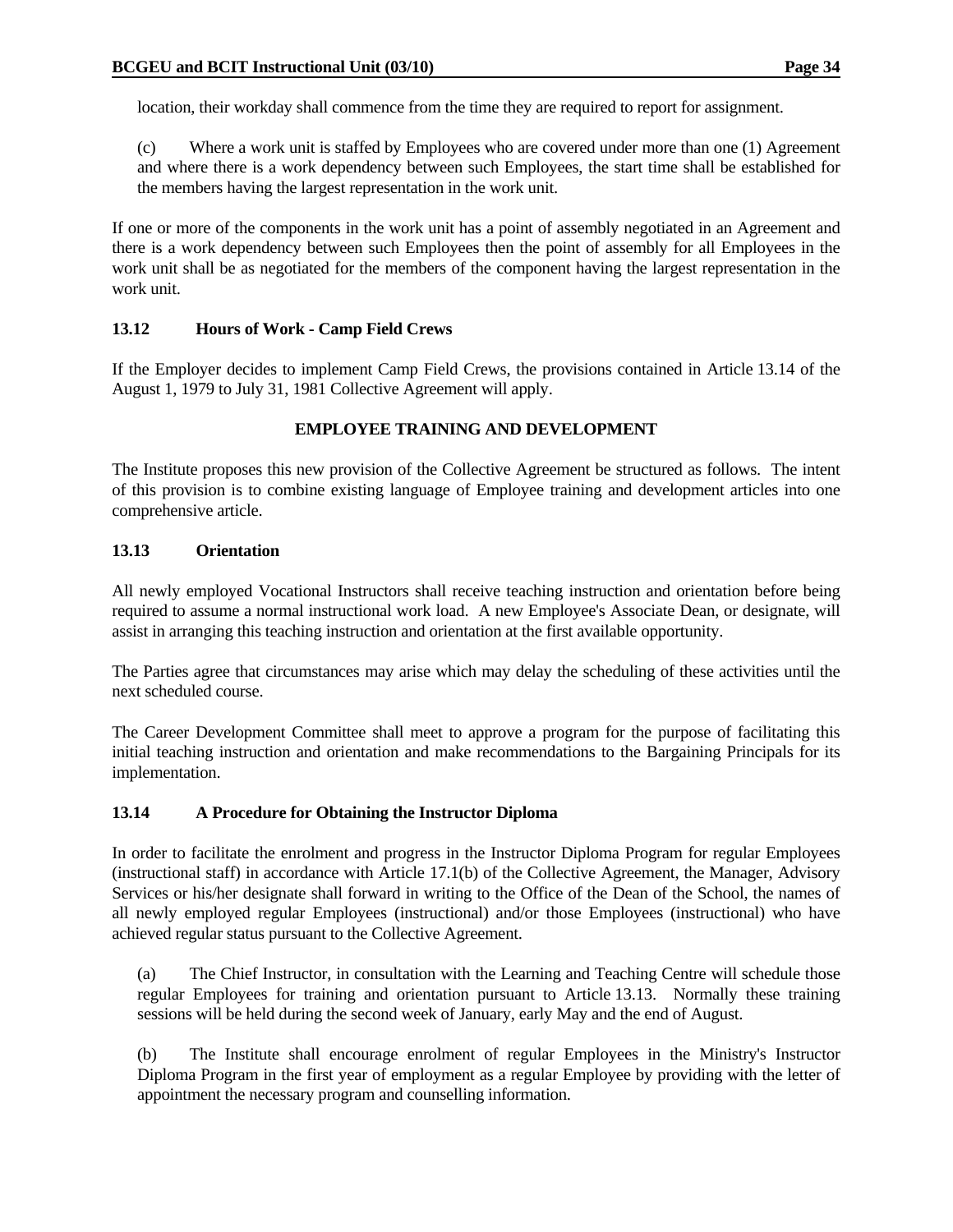location, their workday shall commence from the time they are required to report for assignment.

(c) Where a work unit is staffed by Employees who are covered under more than one (1) Agreement and where there is a work dependency between such Employees, the start time shall be established for the members having the largest representation in the work unit.

If one or more of the components in the work unit has a point of assembly negotiated in an Agreement and there is a work dependency between such Employees then the point of assembly for all Employees in the work unit shall be as negotiated for the members of the component having the largest representation in the work unit.

### 13.12 Hours of Work - Camp Field Crews

If the Employer decides to implement Camp Field Crews, the provisions contained in Article 13.14 of the August 1, 1979 to July 31, 1981 Collective Agreement will apply.

## EMPLOYEE TRAINING AND DEVELOPMENT

The Institute proposes this new provision of the Collective Agreement be structured as follows. The intent of this provision is to combine existing language of Employee training and development articles into one comprehensive article.

### 13.13 Orientation

All newly employed Vocational Instructors shall receive teaching instruction and orientation before being required to assume a normal instructional work load. A new Employee's Associate Dean, or designate, will assist in arranging this teaching instruction and orientation at the first available opportunity.

The Parties agree that circumstances may arise which may delay the scheduling of these activities until the next scheduled course.

The Career Development Committee shall meet to approve a program for the purpose of facilitating this initial teaching instruction and orientation and make recommendations to the Bargaining Principals for its implementation.

### 13.14 A Procedure for Obtaining the Instructor Diploma

In order to facilitate the enrolment and progress in the Instructor Diploma Program for regular Employees (instructional staff) in accordance with Article 17.1(b) of the Collective Agreement, the Manager, Advisory Services or his/her designate shall forward in writing to the Office of the Dean of the School, the names of all newly employed regular Employees (instructional) and/or those Employees (instructional) who have achieved regular status pursuant to the Collective Agreement.

(a) The Chief Instructor, in consultation with the Learning and Teaching Centre will schedule those regular Employees for training and orientation pursuant to Article 13.13. Normally these training sessions will be held during the second week of January, early May and the end of August.

(b) The Institute shall encourage enrolment of regular Employees in the Ministry's Instructor Diploma Program in the first year of employment as a regular Employee by providing with the letter of appointment the necessary program and counselling information.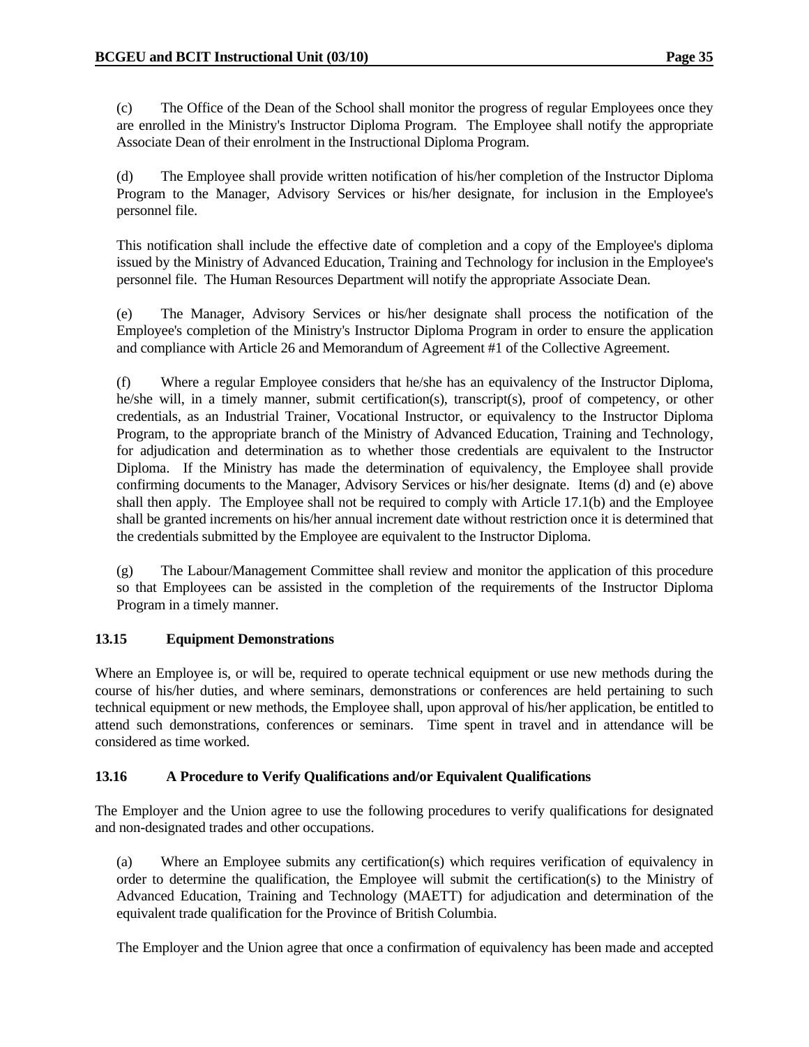(c) The Office of the Dean of the School shall monitor the progress of regular Employees once they are enrolled in the Ministry's Instructor Diploma Program. The Employee shall notify the appropriate Associate Dean of their enrolment in the Instructional Diploma Program.

(d) The Employee shall provide written notification of his/her completion of the Instructor Diploma Program to the Manager, Advisory Services or his/her designate, for inclusion in the Employee's personnel file.

This notification shall include the effective date of completion and a copy of the Employee's diploma issued by the Ministry of Advanced Education, Training and Technology for inclusion in the Employee's personnel file. The Human Resources Department will notify the appropriate Associate Dean.

(e) The Manager, Advisory Services or his/her designate shall process the notification of the Employee's completion of the Ministry's Instructor Diploma Program in order to ensure the application and compliance with Article 26 and Memorandum of Agreement #1 of the Collective Agreement.

(f) Where a regular Employee considers that he/she has an equivalency of the Instructor Diploma, he/she will, in a timely manner, submit certification(s), transcript(s), proof of competency, or other credentials, as an Industrial Trainer, Vocational Instructor, or equivalency to the Instructor Diploma Program, to the appropriate branch of the Ministry of Advanced Education, Training and Technology, for adjudication and determination as to whether those credentials are equivalent to the Instructor Diploma. If the Ministry has made the determination of equivalency, the Employee shall provide confirming documents to the Manager, Advisory Services or his/her designate. Items (d) and (e) above shall then apply. The Employee shall not be required to comply with Article 17.1(b) and the Employee shall be granted increments on his/her annual increment date without restriction once it is determined that the credentials submitted by the Employee are equivalent to the Instructor Diploma.

(g) The Labour/Management Committee shall review and monitor the application of this procedure so that Employees can be assisted in the completion of the requirements of the Instructor Diploma Program in a timely manner.

### 13.15 Equipment Demonstrations

Where an Employee is, or will be, required to operate technical equipment or use new methods during the course of his/her duties, and where seminars, demonstrations or conferences are held pertaining to such technical equipment or new methods, the Employee shall, upon approval of his/her application, be entitled to attend such demonstrations, conferences or seminars. Time spent in travel and in attendance will be considered as time worked.

### 13.16 A Procedure to Verify Qualifications and/or Equivalent Qualifications

The Employer and the Union agree to use the following procedures to verify qualifications for designated and non-designated trades and other occupations.

(a) Where an Employee submits any certification(s) which requires verification of equivalency in order to determine the qualification, the Employee will submit the certification(s) to the Ministry of Advanced Education, Training and Technology (MAETT) for adjudication and determination of the equivalent trade qualification for the Province of British Columbia.

The Employer and the Union agree that once a confirmation of equivalency has been made and accepted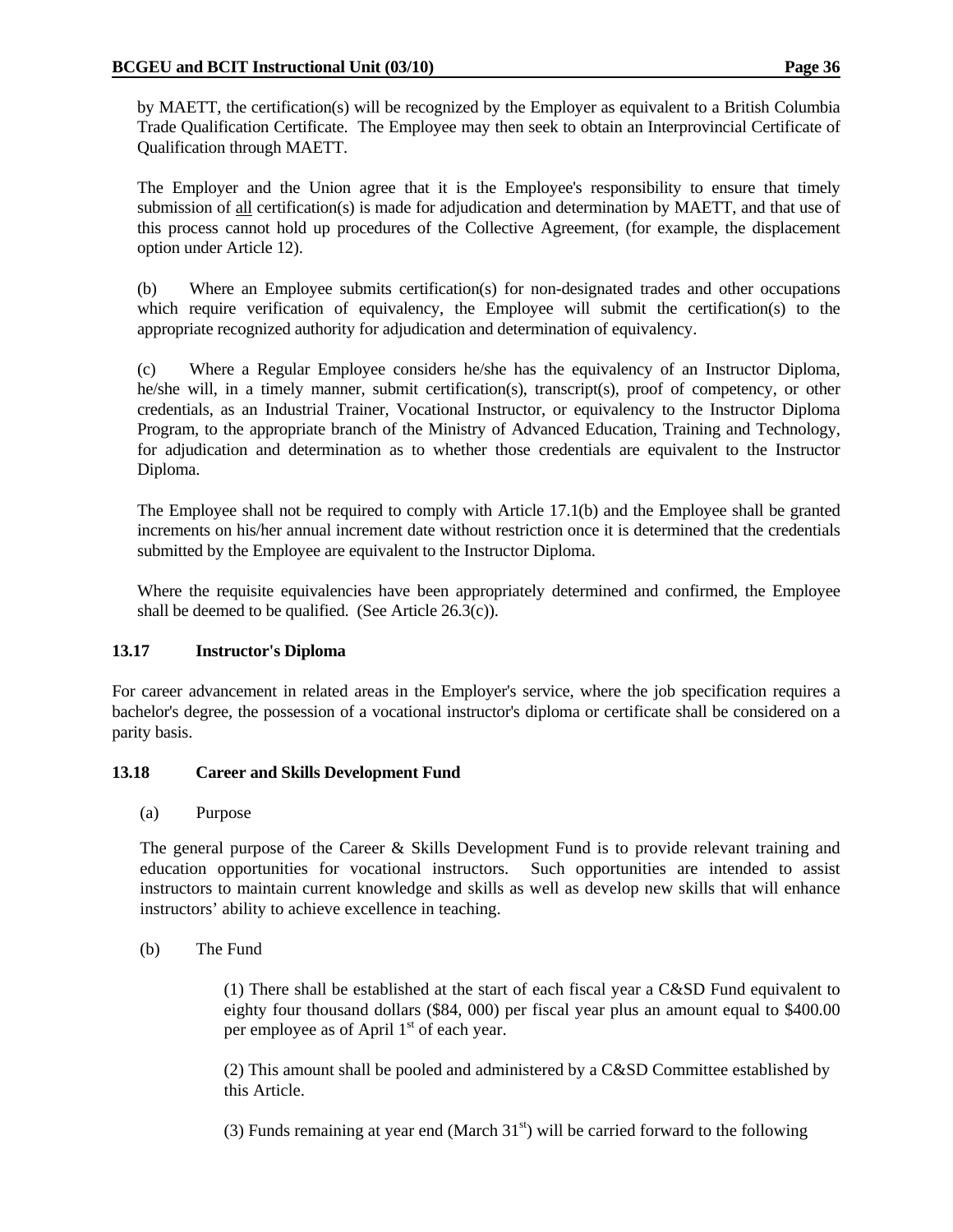by MAETT, the certification(s) will be recognized by the Employer as equivalent to a British Columbia Trade Qualification Certificate. The Employee may then seek to obtain an Interprovincial Certificate of Qualification through MAETT.

The Employer and the Union agree that it is the Employee's responsibility to ensure that timely submission of all certification(s) is made for adjudication and determination by MAETT, and that use of this process cannot hold up procedures of the Collective Agreement, (for example, the displacement option under Article 12).

(b) Where an Employee submits certification(s) for non-designated trades and other occupations which require verification of equivalency, the Employee will submit the certification(s) to the appropriate recognized authority for adjudication and determination of equivalency.

(c) Where a Regular Employee considers he/she has the equivalency of an Instructor Diploma, he/she will, in a timely manner, submit certification(s), transcript(s), proof of competency, or other credentials, as an Industrial Trainer, Vocational Instructor, or equivalency to the Instructor Diploma Program, to the appropriate branch of the Ministry of Advanced Education, Training and Technology, for adjudication and determination as to whether those credentials are equivalent to the Instructor Diploma.

The Employee shall not be required to comply with Article 17.1(b) and the Employee shall be granted increments on his/her annual increment date without restriction once it is determined that the credentials submitted by the Employee are equivalent to the Instructor Diploma.

Where the requisite equivalencies have been appropriately determined and confirmed, the Employee shall be deemed to be qualified. (See Article 26.3(c)).

### 13.17 Instructor's Diploma

For career advancement in related areas in the Employer's service, where the job specification requires a bachelor's degree, the possession of a vocational instructor's diploma or certificate shall be considered on a parity basis.

### 13.18 Career and Skills Development Fund

(a) Purpose

The general purpose of the Career & Skills Development Fund is to provide relevant training and education opportunities for vocational instructors. Such opportunities are intended to assist instructors to maintain current knowledge and skills as well as develop new skills that will enhance instructors' ability to achieve excellence in teaching.

(b) The Fund

(1) There shall be established at the start of each fiscal year a C&SD Fund equivalent to eighty four thousand dollars ($84, 000) per fiscal year plus an amount equal to $400.00 per employee as of April 1st of each year.

(2) This amount shall be pooled and administered by a C&SD Committee established by this Article.

(3) Funds remaining at year end (March 31st) will be carried forward to the following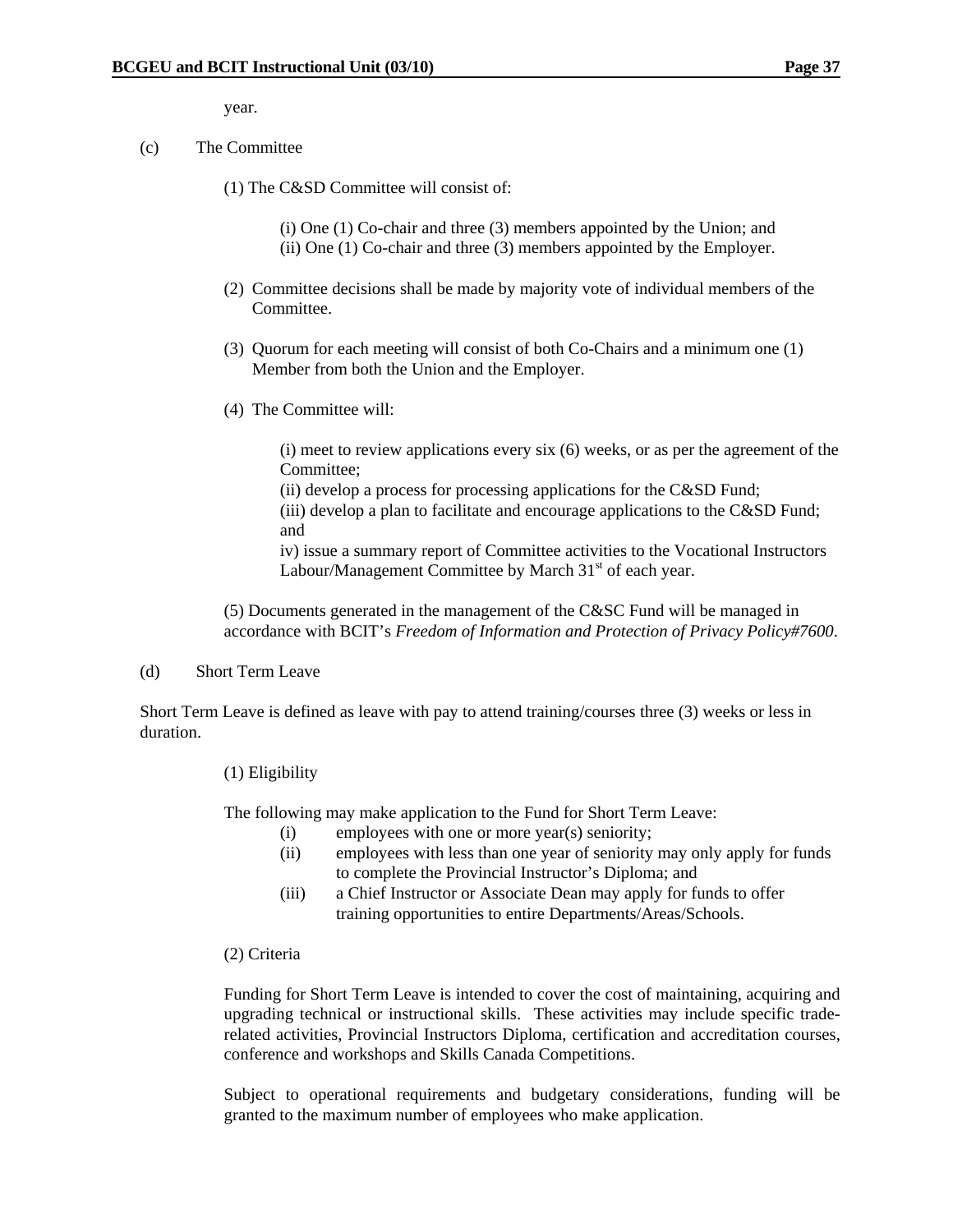year.

(c) The Committee

(1) The C&SD Committee will consist of:

(i) One (1) Co-chair and three (3) members appointed by the Union; and
(ii) One (1) Co-chair and three (3) members appointed by the Employer.

(2) Committee decisions shall be made by majority vote of individual members of the Committee.

(3) Quorum for each meeting will consist of both Co-Chairs and a minimum one (1) Member from both the Union and the Employer.

(4) The Committee will:

(i) meet to review applications every six (6) weeks, or as per the agreement of the Committee;
(ii) develop a process for processing applications for the C&SD Fund;
(iii) develop a plan to facilitate and encourage applications to the C&SD Fund; and
iv) issue a summary report of Committee activities to the Vocational Instructors Labour/Management Committee by March 31st of each year.

(5) Documents generated in the management of the C&SC Fund will be managed in accordance with BCIT's *Freedom of Information and Protection of Privacy Policy#7600*.

(d) Short Term Leave

Short Term Leave is defined as leave with pay to attend training/courses three (3) weeks or less in duration.

(1) Eligibility

The following may make application to the Fund for Short Term Leave:

(i) employees with one or more year(s) seniority;
(ii) employees with less than one year of seniority may only apply for funds to complete the Provincial Instructor's Diploma; and
(iii) a Chief Instructor or Associate Dean may apply for funds to offer training opportunities to entire Departments/Areas/Schools.

(2) Criteria

Funding for Short Term Leave is intended to cover the cost of maintaining, acquiring and upgrading technical or instructional skills. These activities may include specific trade-related activities, Provincial Instructors Diploma, certification and accreditation courses, conference and workshops and Skills Canada Competitions.

Subject to operational requirements and budgetary considerations, funding will be granted to the maximum number of employees who make application.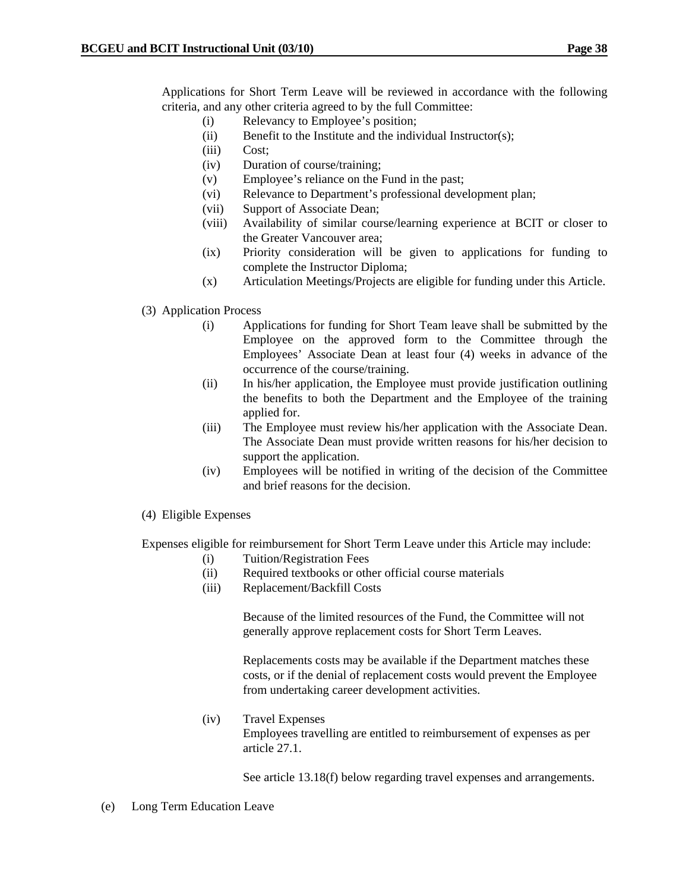Applications for Short Term Leave will be reviewed in accordance with the following criteria, and any other criteria agreed to by the full Committee:

- (i) Relevancy to Employee's position;
- (ii) Benefit to the Institute and the individual Instructor(s);
- (iii) Cost;
- (iv) Duration of course/training;
- (v) Employee's reliance on the Fund in the past;
- (vi) Relevance to Department's professional development plan;
- (vii) Support of Associate Dean;
- (viii) Availability of similar course/learning experience at BCIT or closer to the Greater Vancouver area;
- (ix) Priority consideration will be given to applications for funding to complete the Instructor Diploma;
- (x) Articulation Meetings/Projects are eligible for funding under this Article.

(3) Application Process

- (i) Applications for funding for Short Team leave shall be submitted by the Employee on the approved form to the Committee through the Employees' Associate Dean at least four (4) weeks in advance of the occurrence of the course/training.
- (ii) In his/her application, the Employee must provide justification outlining the benefits to both the Department and the Employee of the training applied for.
- (iii) The Employee must review his/her application with the Associate Dean. The Associate Dean must provide written reasons for his/her decision to support the application.
- (iv) Employees will be notified in writing of the decision of the Committee and brief reasons for the decision.

(4) Eligible Expenses

Expenses eligible for reimbursement for Short Term Leave under this Article may include:

- (i) Tuition/Registration Fees
- (ii) Required textbooks or other official course materials
- (iii) Replacement/Backfill Costs

  Because of the limited resources of the Fund, the Committee will not generally approve replacement costs for Short Term Leaves.

  Replacements costs may be available if the Department matches these costs, or if the denial of replacement costs would prevent the Employee from undertaking career development activities.

- (iv) Travel Expenses
  Employees travelling are entitled to reimbursement of expenses as per article 27.1.

  See article 13.18(f) below regarding travel expenses and arrangements.

(e) Long Term Education Leave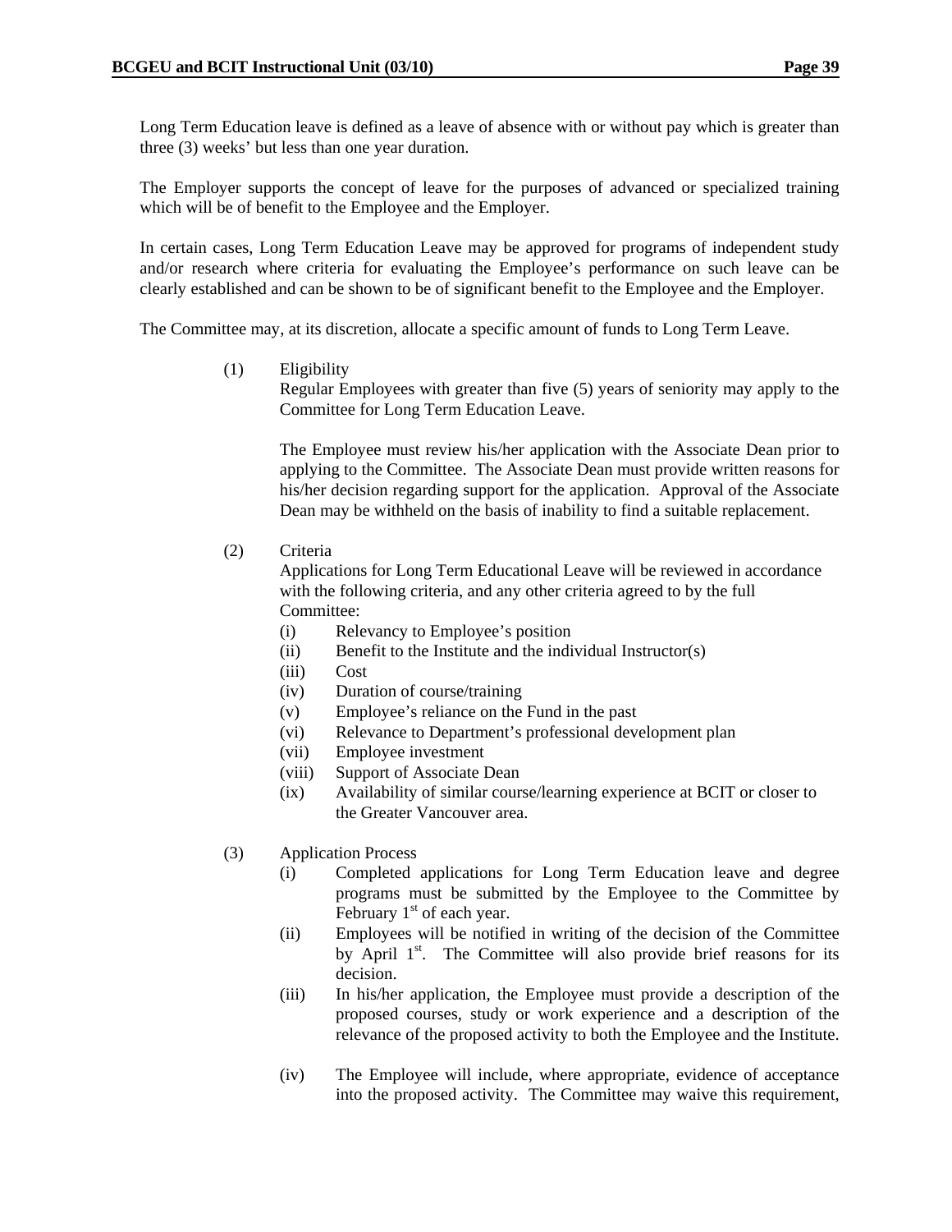Long Term Education leave is defined as a leave of absence with or without pay which is greater than three (3) weeks' but less than one year duration.

The Employer supports the concept of leave for the purposes of advanced or specialized training which will be of benefit to the Employee and the Employer.

In certain cases, Long Term Education Leave may be approved for programs of independent study and/or research where criteria for evaluating the Employee's performance on such leave can be clearly established and can be shown to be of significant benefit to the Employee and the Employer.

The Committee may, at its discretion, allocate a specific amount of funds to Long Term Leave.

(1) Eligibility

Regular Employees with greater than five (5) years of seniority may apply to the Committee for Long Term Education Leave.

The Employee must review his/her application with the Associate Dean prior to applying to the Committee. The Associate Dean must provide written reasons for his/her decision regarding support for the application. Approval of the Associate Dean may be withheld on the basis of inability to find a suitable replacement.

(2) Criteria

Applications for Long Term Educational Leave will be reviewed in accordance with the following criteria, and any other criteria agreed to by the full Committee:

(i) Relevancy to Employee's position
(ii) Benefit to the Institute and the individual Instructor(s)
(iii) Cost
(iv) Duration of course/training
(v) Employee's reliance on the Fund in the past
(vi) Relevance to Department's professional development plan
(vii) Employee investment
(viii) Support of Associate Dean
(ix) Availability of similar course/learning experience at BCIT or closer to the Greater Vancouver area.

(3) Application Process

(i) Completed applications for Long Term Education leave and degree programs must be submitted by the Employee to the Committee by February 1st of each year.
(ii) Employees will be notified in writing of the decision of the Committee by April 1st. The Committee will also provide brief reasons for its decision.
(iii) In his/her application, the Employee must provide a description of the proposed courses, study or work experience and a description of the relevance of the proposed activity to both the Employee and the Institute.
(iv) The Employee will include, where appropriate, evidence of acceptance into the proposed activity. The Committee may waive this requirement,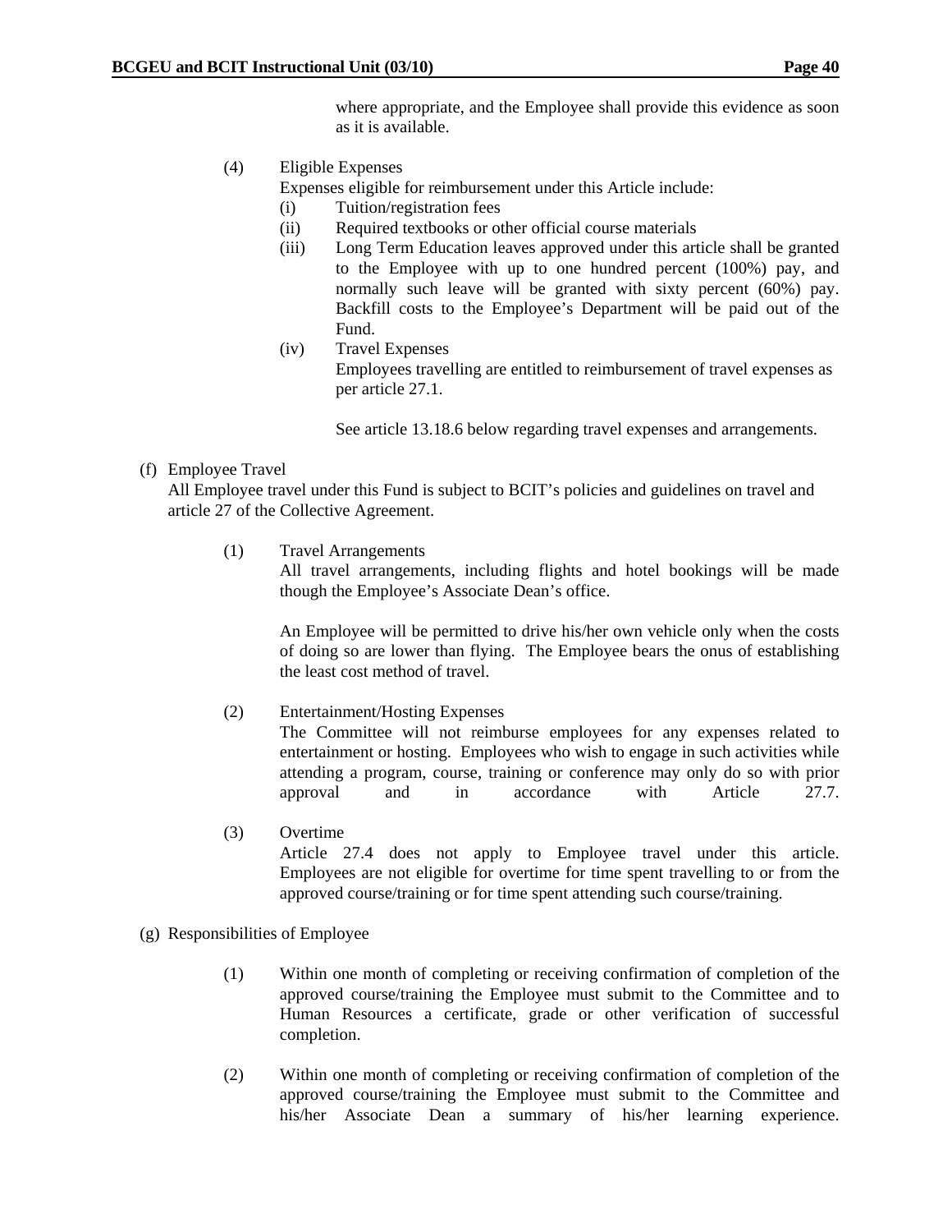where appropriate, and the Employee shall provide this evidence as soon as it is available.

(4) Eligible Expenses

Expenses eligible for reimbursement under this Article include:

(i) Tuition/registration fees

(ii) Required textbooks or other official course materials

(iii) Long Term Education leaves approved under this article shall be granted to the Employee with up to one hundred percent (100%) pay, and normally such leave will be granted with sixty percent (60%) pay. Backfill costs to the Employee's Department will be paid out of the Fund.

(iv) Travel Expenses

Employees travelling are entitled to reimbursement of travel expenses as per article 27.1.

See article 13.18.6 below regarding travel expenses and arrangements.

(f) Employee Travel

All Employee travel under this Fund is subject to BCIT's policies and guidelines on travel and article 27 of the Collective Agreement.

(1) Travel Arrangements

All travel arrangements, including flights and hotel bookings will be made though the Employee's Associate Dean's office.

An Employee will be permitted to drive his/her own vehicle only when the costs of doing so are lower than flying. The Employee bears the onus of establishing the least cost method of travel.

(2) Entertainment/Hosting Expenses

The Committee will not reimburse employees for any expenses related to entertainment or hosting. Employees who wish to engage in such activities while attending a program, course, training or conference may only do so with prior approval and in accordance with Article 27.7.

(3) Overtime

Article 27.4 does not apply to Employee travel under this article. Employees are not eligible for overtime for time spent travelling to or from the approved course/training or for time spent attending such course/training.

(g) Responsibilities of Employee

(1) Within one month of completing or receiving confirmation of completion of the approved course/training the Employee must submit to the Committee and to Human Resources a certificate, grade or other verification of successful completion.

(2) Within one month of completing or receiving confirmation of completion of the approved course/training the Employee must submit to the Committee and his/her Associate Dean a summary of his/her learning experience.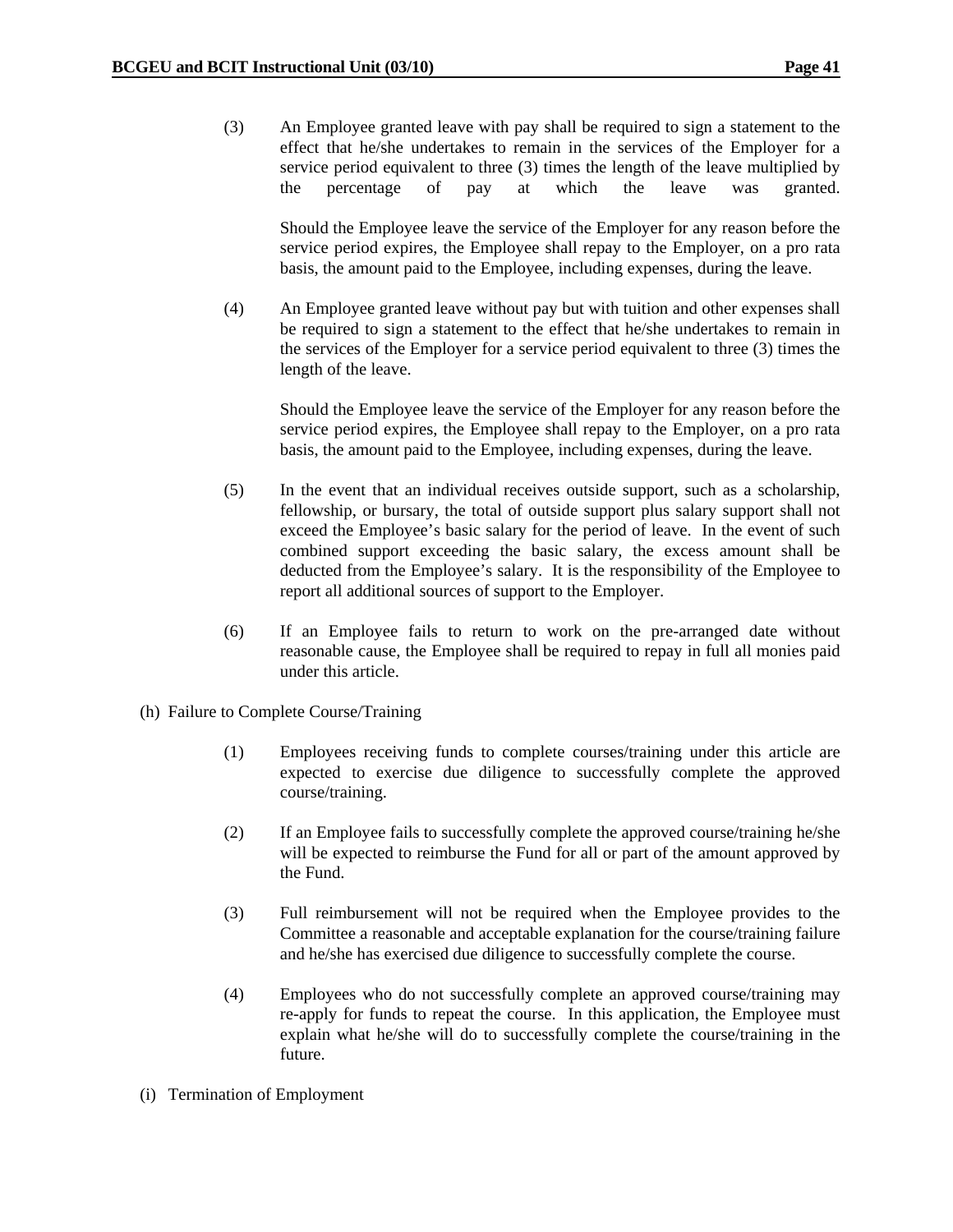(3) An Employee granted leave with pay shall be required to sign a statement to the effect that he/she undertakes to remain in the services of the Employer for a service period equivalent to three (3) times the length of the leave multiplied by the percentage of pay at which the leave was granted.

Should the Employee leave the service of the Employer for any reason before the service period expires, the Employee shall repay to the Employer, on a pro rata basis, the amount paid to the Employee, including expenses, during the leave.

(4) An Employee granted leave without pay but with tuition and other expenses shall be required to sign a statement to the effect that he/she undertakes to remain in the services of the Employer for a service period equivalent to three (3) times the length of the leave.

Should the Employee leave the service of the Employer for any reason before the service period expires, the Employee shall repay to the Employer, on a pro rata basis, the amount paid to the Employee, including expenses, during the leave.

(5) In the event that an individual receives outside support, such as a scholarship, fellowship, or bursary, the total of outside support plus salary support shall not exceed the Employee's basic salary for the period of leave. In the event of such combined support exceeding the basic salary, the excess amount shall be deducted from the Employee's salary. It is the responsibility of the Employee to report all additional sources of support to the Employer.

(6) If an Employee fails to return to work on the pre-arranged date without reasonable cause, the Employee shall be required to repay in full all monies paid under this article.

(h) Failure to Complete Course/Training

(1) Employees receiving funds to complete courses/training under this article are expected to exercise due diligence to successfully complete the approved course/training.

(2) If an Employee fails to successfully complete the approved course/training he/she will be expected to reimburse the Fund for all or part of the amount approved by the Fund.

(3) Full reimbursement will not be required when the Employee provides to the Committee a reasonable and acceptable explanation for the course/training failure and he/she has exercised due diligence to successfully complete the course.

(4) Employees who do not successfully complete an approved course/training may re-apply for funds to repeat the course. In this application, the Employee must explain what he/she will do to successfully complete the course/training in the future.

(i) Termination of Employment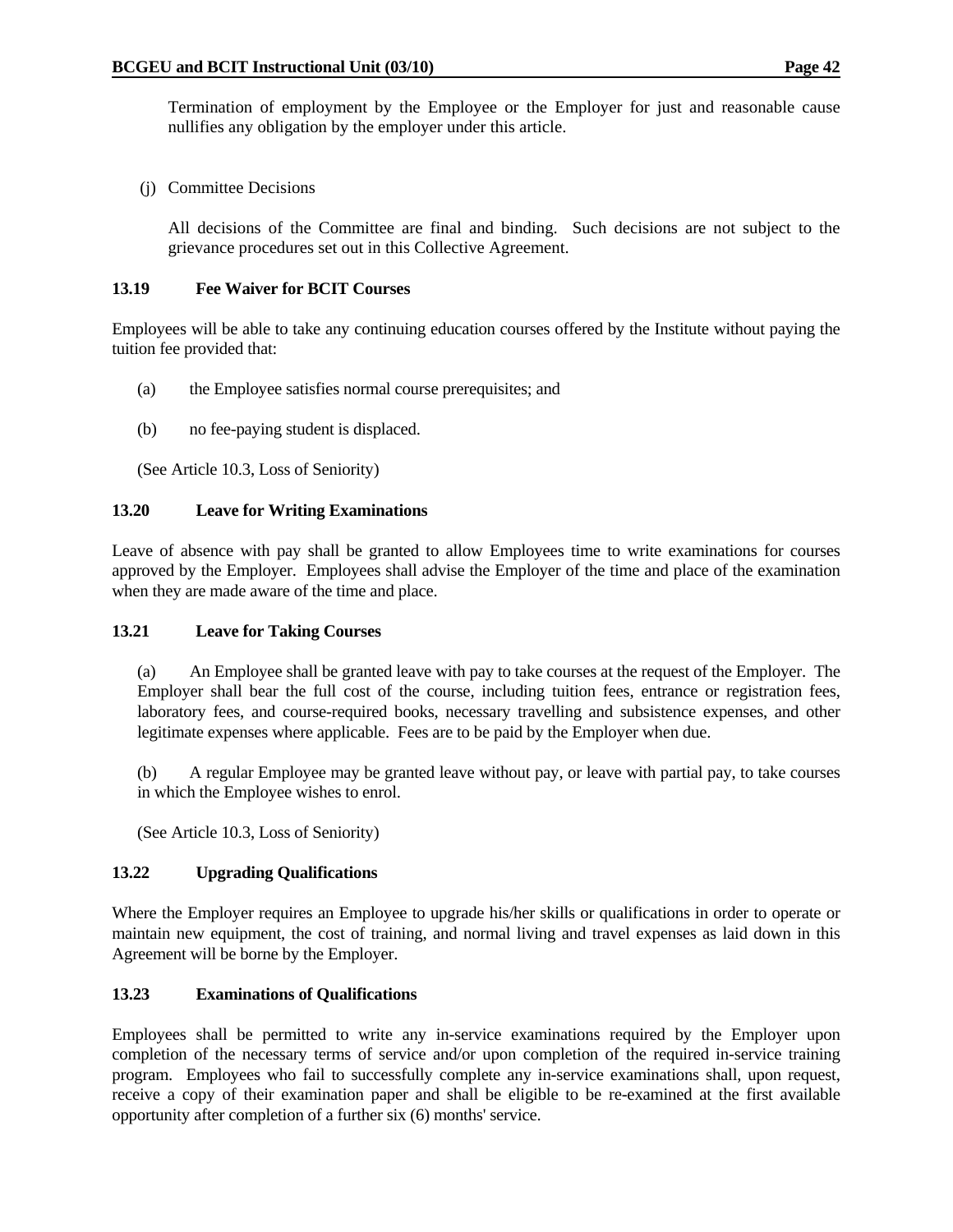Termination of employment by the Employee or the Employer for just and reasonable cause nullifies any obligation by the employer under this article.

(j) Committee Decisions

All decisions of the Committee are final and binding. Such decisions are not subject to the grievance procedures set out in this Collective Agreement.

### 13.19 Fee Waiver for BCIT Courses

Employees will be able to take any continuing education courses offered by the Institute without paying the tuition fee provided that:

(a) the Employee satisfies normal course prerequisites; and

(b) no fee-paying student is displaced.

(See Article 10.3, Loss of Seniority)

### 13.20 Leave for Writing Examinations

Leave of absence with pay shall be granted to allow Employees time to write examinations for courses approved by the Employer. Employees shall advise the Employer of the time and place of the examination when they are made aware of the time and place.

### 13.21 Leave for Taking Courses

(a) An Employee shall be granted leave with pay to take courses at the request of the Employer. The Employer shall bear the full cost of the course, including tuition fees, entrance or registration fees, laboratory fees, and course-required books, necessary travelling and subsistence expenses, and other legitimate expenses where applicable. Fees are to be paid by the Employer when due.

(b) A regular Employee may be granted leave without pay, or leave with partial pay, to take courses in which the Employee wishes to enrol.

(See Article 10.3, Loss of Seniority)

### 13.22 Upgrading Qualifications

Where the Employer requires an Employee to upgrade his/her skills or qualifications in order to operate or maintain new equipment, the cost of training, and normal living and travel expenses as laid down in this Agreement will be borne by the Employer.

### 13.23 Examinations of Qualifications

Employees shall be permitted to write any in-service examinations required by the Employer upon completion of the necessary terms of service and/or upon completion of the required in-service training program. Employees who fail to successfully complete any in-service examinations shall, upon request, receive a copy of their examination paper and shall be eligible to be re-examined at the first available opportunity after completion of a further six (6) months' service.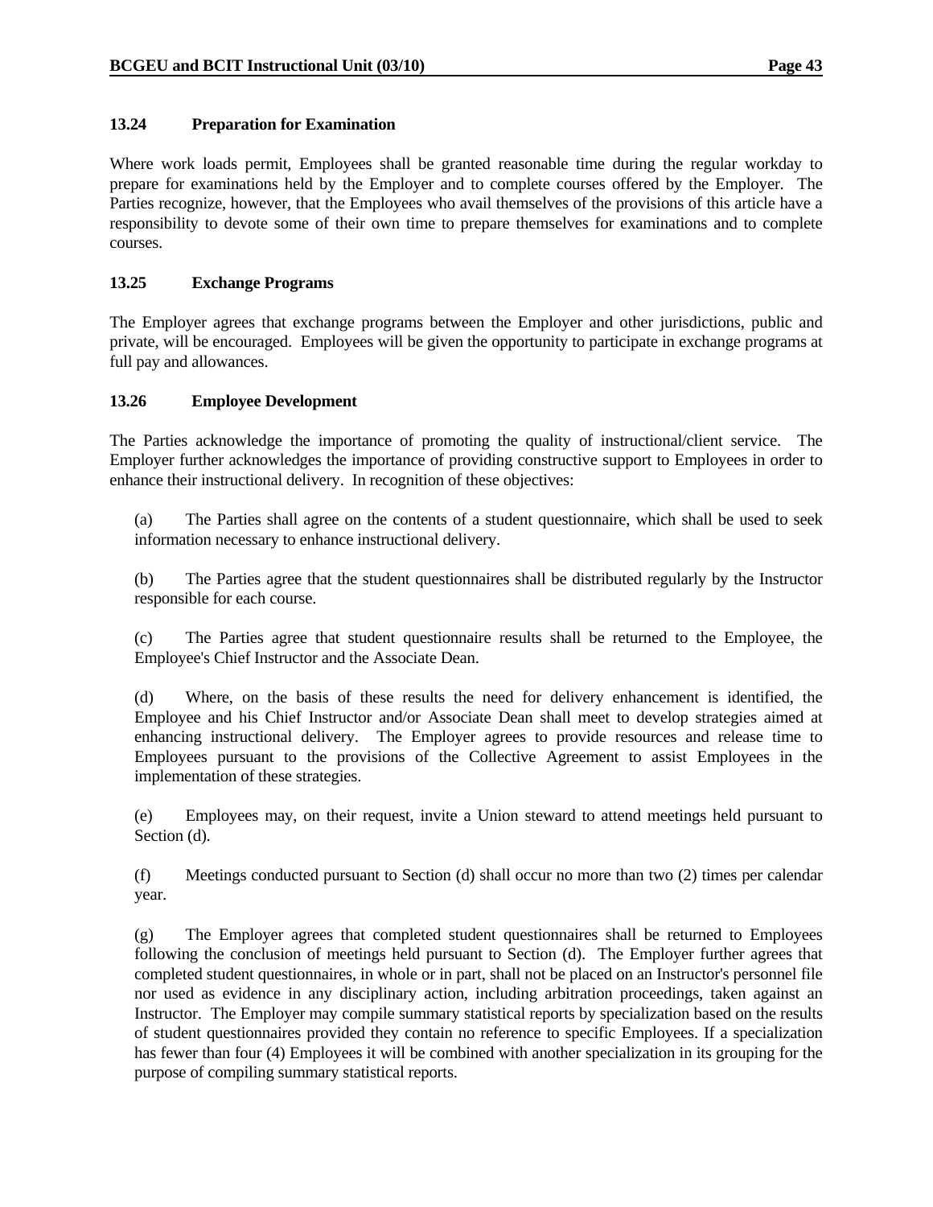### 13.24 Preparation for Examination

Where work loads permit, Employees shall be granted reasonable time during the regular workday to prepare for examinations held by the Employer and to complete courses offered by the Employer. The Parties recognize, however, that the Employees who avail themselves of the provisions of this article have a responsibility to devote some of their own time to prepare themselves for examinations and to complete courses.

### 13.25 Exchange Programs

The Employer agrees that exchange programs between the Employer and other jurisdictions, public and private, will be encouraged. Employees will be given the opportunity to participate in exchange programs at full pay and allowances.

### 13.26 Employee Development

The Parties acknowledge the importance of promoting the quality of instructional/client service. The Employer further acknowledges the importance of providing constructive support to Employees in order to enhance their instructional delivery. In recognition of these objectives:

(a) The Parties shall agree on the contents of a student questionnaire, which shall be used to seek information necessary to enhance instructional delivery.

(b) The Parties agree that the student questionnaires shall be distributed regularly by the Instructor responsible for each course.

(c) The Parties agree that student questionnaire results shall be returned to the Employee, the Employee's Chief Instructor and the Associate Dean.

(d) Where, on the basis of these results the need for delivery enhancement is identified, the Employee and his Chief Instructor and/or Associate Dean shall meet to develop strategies aimed at enhancing instructional delivery. The Employer agrees to provide resources and release time to Employees pursuant to the provisions of the Collective Agreement to assist Employees in the implementation of these strategies.

(e) Employees may, on their request, invite a Union steward to attend meetings held pursuant to Section (d).

(f) Meetings conducted pursuant to Section (d) shall occur no more than two (2) times per calendar year.

(g) The Employer agrees that completed student questionnaires shall be returned to Employees following the conclusion of meetings held pursuant to Section (d). The Employer further agrees that completed student questionnaires, in whole or in part, shall not be placed on an Instructor's personnel file nor used as evidence in any disciplinary action, including arbitration proceedings, taken against an Instructor. The Employer may compile summary statistical reports by specialization based on the results of student questionnaires provided they contain no reference to specific Employees. If a specialization has fewer than four (4) Employees it will be combined with another specialization in its grouping for the purpose of compiling summary statistical reports.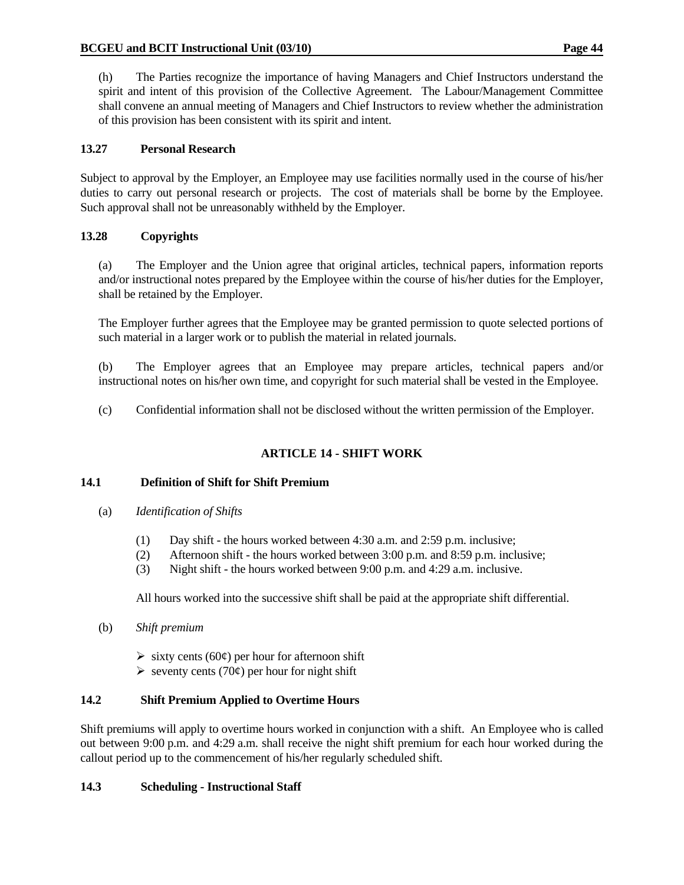(h) The Parties recognize the importance of having Managers and Chief Instructors understand the spirit and intent of this provision of the Collective Agreement. The Labour/Management Committee shall convene an annual meeting of Managers and Chief Instructors to review whether the administration of this provision has been consistent with its spirit and intent.

### 13.27 Personal Research

Subject to approval by the Employer, an Employee may use facilities normally used in the course of his/her duties to carry out personal research or projects. The cost of materials shall be borne by the Employee. Such approval shall not be unreasonably withheld by the Employer.

### 13.28 Copyrights

(a) The Employer and the Union agree that original articles, technical papers, information reports and/or instructional notes prepared by the Employee within the course of his/her duties for the Employer, shall be retained by the Employer.

The Employer further agrees that the Employee may be granted permission to quote selected portions of such material in a larger work or to publish the material in related journals.

(b) The Employer agrees that an Employee may prepare articles, technical papers and/or instructional notes on his/her own time, and copyright for such material shall be vested in the Employee.

(c) Confidential information shall not be disclosed without the written permission of the Employer.

## ARTICLE 14 - SHIFT WORK

### 14.1 Definition of Shift for Shift Premium

(a) *Identification of Shifts*

(1) Day shift - the hours worked between 4:30 a.m. and 2:59 p.m. inclusive;
(2) Afternoon shift - the hours worked between 3:00 p.m. and 8:59 p.m. inclusive;
(3) Night shift - the hours worked between 9:00 p.m. and 4:29 a.m. inclusive.

All hours worked into the successive shift shall be paid at the appropriate shift differential.

(b) *Shift premium*

- sixty cents (60¢) per hour for afternoon shift
- seventy cents (70¢) per hour for night shift

### 14.2 Shift Premium Applied to Overtime Hours

Shift premiums will apply to overtime hours worked in conjunction with a shift. An Employee who is called out between 9:00 p.m. and 4:29 a.m. shall receive the night shift premium for each hour worked during the callout period up to the commencement of his/her regularly scheduled shift.

### 14.3 Scheduling - Instructional Staff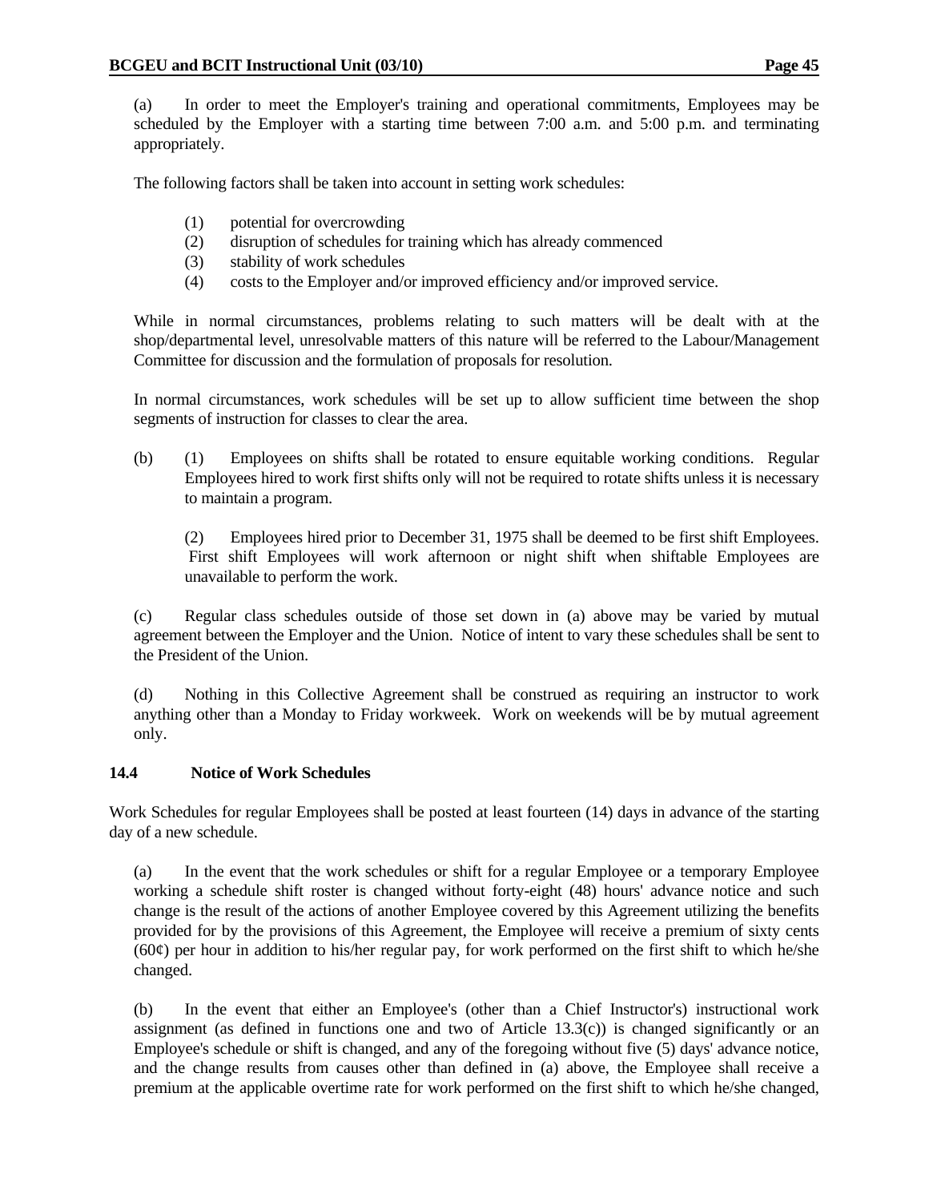(a) In order to meet the Employer's training and operational commitments, Employees may be scheduled by the Employer with a starting time between 7:00 a.m. and 5:00 p.m. and terminating appropriately.

The following factors shall be taken into account in setting work schedules:

(1) potential for overcrowding
(2) disruption of schedules for training which has already commenced
(3) stability of work schedules
(4) costs to the Employer and/or improved efficiency and/or improved service.

While in normal circumstances, problems relating to such matters will be dealt with at the shop/departmental level, unresolvable matters of this nature will be referred to the Labour/Management Committee for discussion and the formulation of proposals for resolution.

In normal circumstances, work schedules will be set up to allow sufficient time between the shop segments of instruction for classes to clear the area.

(b) (1) Employees on shifts shall be rotated to ensure equitable working conditions. Regular Employees hired to work first shifts only will not be required to rotate shifts unless it is necessary to maintain a program.

(2) Employees hired prior to December 31, 1975 shall be deemed to be first shift Employees. First shift Employees will work afternoon or night shift when shiftable Employees are unavailable to perform the work.

(c) Regular class schedules outside of those set down in (a) above may be varied by mutual agreement between the Employer and the Union. Notice of intent to vary these schedules shall be sent to the President of the Union.

(d) Nothing in this Collective Agreement shall be construed as requiring an instructor to work anything other than a Monday to Friday workweek. Work on weekends will be by mutual agreement only.

### 14.4 Notice of Work Schedules

Work Schedules for regular Employees shall be posted at least fourteen (14) days in advance of the starting day of a new schedule.

(a) In the event that the work schedules or shift for a regular Employee or a temporary Employee working a schedule shift roster is changed without forty-eight (48) hours' advance notice and such change is the result of the actions of another Employee covered by this Agreement utilizing the benefits provided for by the provisions of this Agreement, the Employee will receive a premium of sixty cents (60¢) per hour in addition to his/her regular pay, for work performed on the first shift to which he/she changed.

(b) In the event that either an Employee's (other than a Chief Instructor's) instructional work assignment (as defined in functions one and two of Article 13.3(c)) is changed significantly or an Employee's schedule or shift is changed, and any of the foregoing without five (5) days' advance notice, and the change results from causes other than defined in (a) above, the Employee shall receive a premium at the applicable overtime rate for work performed on the first shift to which he/she changed,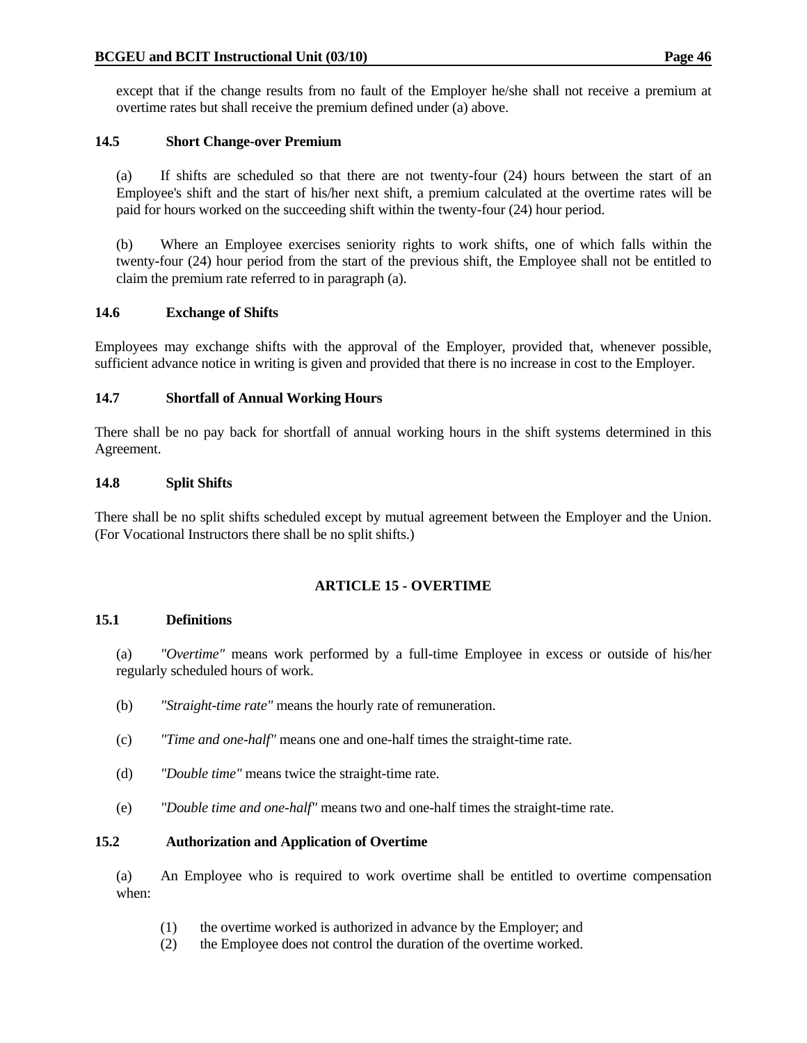except that if the change results from no fault of the Employer he/she shall not receive a premium at overtime rates but shall receive the premium defined under (a) above.

### 14.5 Short Change-over Premium

(a) If shifts are scheduled so that there are not twenty-four (24) hours between the start of an Employee's shift and the start of his/her next shift, a premium calculated at the overtime rates will be paid for hours worked on the succeeding shift within the twenty-four (24) hour period.

(b) Where an Employee exercises seniority rights to work shifts, one of which falls within the twenty-four (24) hour period from the start of the previous shift, the Employee shall not be entitled to claim the premium rate referred to in paragraph (a).

### 14.6 Exchange of Shifts

Employees may exchange shifts with the approval of the Employer, provided that, whenever possible, sufficient advance notice in writing is given and provided that there is no increase in cost to the Employer.

### 14.7 Shortfall of Annual Working Hours

There shall be no pay back for shortfall of annual working hours in the shift systems determined in this Agreement.

### 14.8 Split Shifts

There shall be no split shifts scheduled except by mutual agreement between the Employer and the Union. (For Vocational Instructors there shall be no split shifts.)

## ARTICLE 15 - OVERTIME

### 15.1 Definitions

(a) *"Overtime"* means work performed by a full-time Employee in excess or outside of his/her regularly scheduled hours of work.

(b) *"Straight-time rate"* means the hourly rate of remuneration.

(c) *"Time and one-half"* means one and one-half times the straight-time rate.

(d) *"Double time"* means twice the straight-time rate.

(e) *"Double time and one-half"* means two and one-half times the straight-time rate.

### 15.2 Authorization and Application of Overtime

(a) An Employee who is required to work overtime shall be entitled to overtime compensation when:

(1) the overtime worked is authorized in advance by the Employer; and
(2) the Employee does not control the duration of the overtime worked.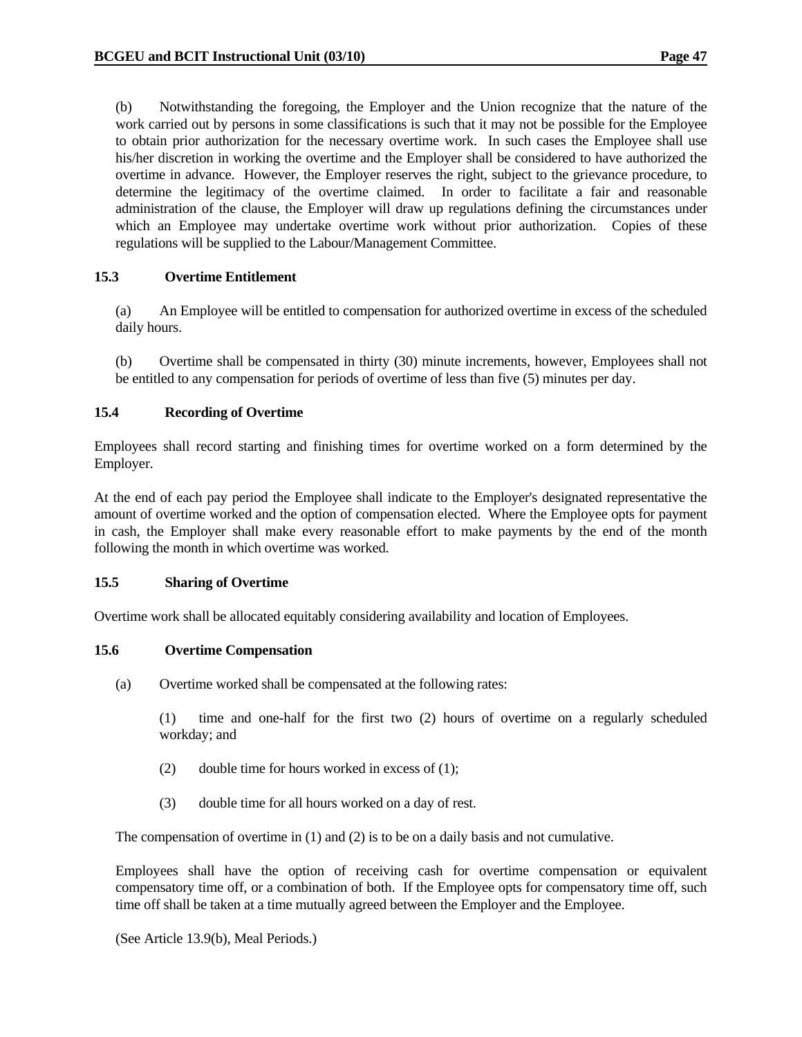(b) Notwithstanding the foregoing, the Employer and the Union recognize that the nature of the work carried out by persons in some classifications is such that it may not be possible for the Employee to obtain prior authorization for the necessary overtime work. In such cases the Employee shall use his/her discretion in working the overtime and the Employer shall be considered to have authorized the overtime in advance. However, the Employer reserves the right, subject to the grievance procedure, to determine the legitimacy of the overtime claimed. In order to facilitate a fair and reasonable administration of the clause, the Employer will draw up regulations defining the circumstances under which an Employee may undertake overtime work without prior authorization. Copies of these regulations will be supplied to the Labour/Management Committee.

### 15.3 Overtime Entitlement

(a) An Employee will be entitled to compensation for authorized overtime in excess of the scheduled daily hours.

(b) Overtime shall be compensated in thirty (30) minute increments, however, Employees shall not be entitled to any compensation for periods of overtime of less than five (5) minutes per day.

### 15.4 Recording of Overtime

Employees shall record starting and finishing times for overtime worked on a form determined by the Employer.

At the end of each pay period the Employee shall indicate to the Employer's designated representative the amount of overtime worked and the option of compensation elected. Where the Employee opts for payment in cash, the Employer shall make every reasonable effort to make payments by the end of the month following the month in which overtime was worked.

### 15.5 Sharing of Overtime

Overtime work shall be allocated equitably considering availability and location of Employees.

### 15.6 Overtime Compensation

(a) Overtime worked shall be compensated at the following rates:

(1) time and one-half for the first two (2) hours of overtime on a regularly scheduled workday; and

(2) double time for hours worked in excess of (1);

(3) double time for all hours worked on a day of rest.

The compensation of overtime in (1) and (2) is to be on a daily basis and not cumulative.

Employees shall have the option of receiving cash for overtime compensation or equivalent compensatory time off, or a combination of both. If the Employee opts for compensatory time off, such time off shall be taken at a time mutually agreed between the Employer and the Employee.

(See Article 13.9(b), Meal Periods.)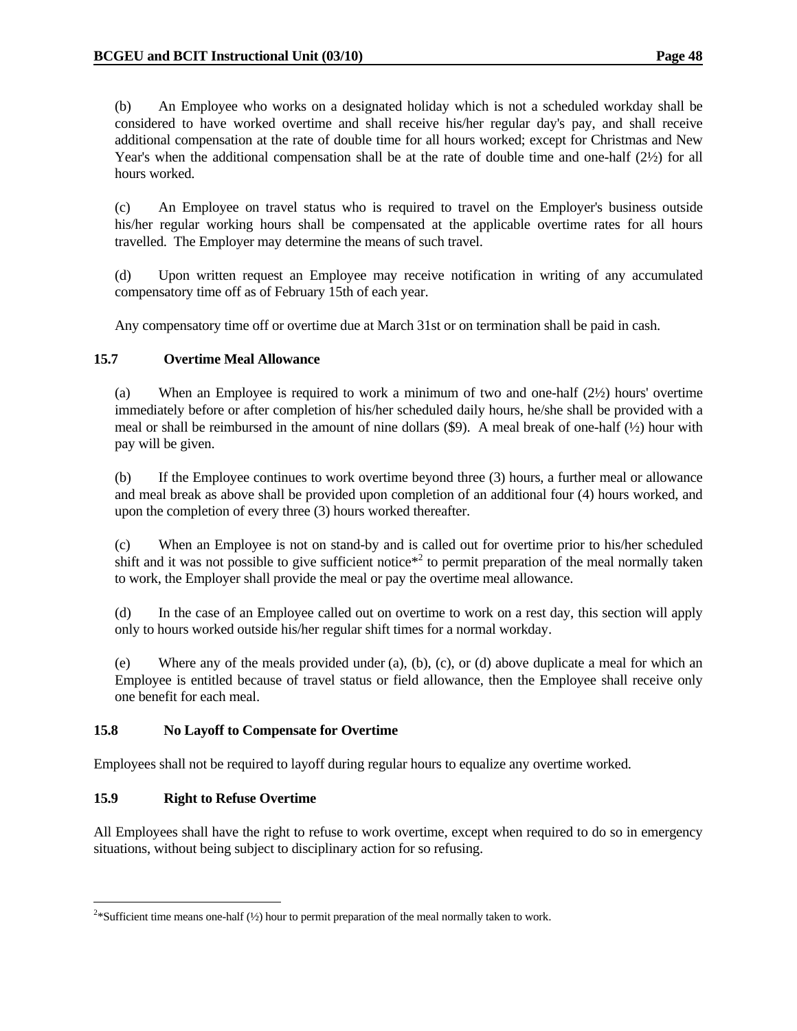(b) An Employee who works on a designated holiday which is not a scheduled workday shall be considered to have worked overtime and shall receive his/her regular day's pay, and shall receive additional compensation at the rate of double time for all hours worked; except for Christmas and New Year's when the additional compensation shall be at the rate of double time and one-half (2½) for all hours worked.

(c) An Employee on travel status who is required to travel on the Employer's business outside his/her regular working hours shall be compensated at the applicable overtime rates for all hours travelled. The Employer may determine the means of such travel.

(d) Upon written request an Employee may receive notification in writing of any accumulated compensatory time off as of February 15th of each year.

Any compensatory time off or overtime due at March 31st or on termination shall be paid in cash.

### 15.7 Overtime Meal Allowance

(a) When an Employee is required to work a minimum of two and one-half (2½) hours' overtime immediately before or after completion of his/her scheduled daily hours, he/she shall be provided with a meal or shall be reimbursed in the amount of nine dollars ($9). A meal break of one-half (½) hour with pay will be given.

(b) If the Employee continues to work overtime beyond three (3) hours, a further meal or allowance and meal break as above shall be provided upon completion of an additional four (4) hours worked, and upon the completion of every three (3) hours worked thereafter.

(c) When an Employee is not on stand-by and is called out for overtime prior to his/her scheduled shift and it was not possible to give sufficient notice*[2] to permit preparation of the meal normally taken to work, the Employer shall provide the meal or pay the overtime meal allowance.

(d) In the case of an Employee called out on overtime to work on a rest day, this section will apply only to hours worked outside his/her regular shift times for a normal workday.

(e) Where any of the meals provided under (a), (b), (c), or (d) above duplicate a meal for which an Employee is entitled because of travel status or field allowance, then the Employee shall receive only one benefit for each meal.

### 15.8 No Layoff to Compensate for Overtime

Employees shall not be required to layoff during regular hours to equalize any overtime worked.

### 15.9 Right to Refuse Overtime

All Employees shall have the right to refuse to work overtime, except when required to do so in emergency situations, without being subject to disciplinary action for so refusing.

---

[2]*Sufficient time means one-half (½) hour to permit preparation of the meal normally taken to work.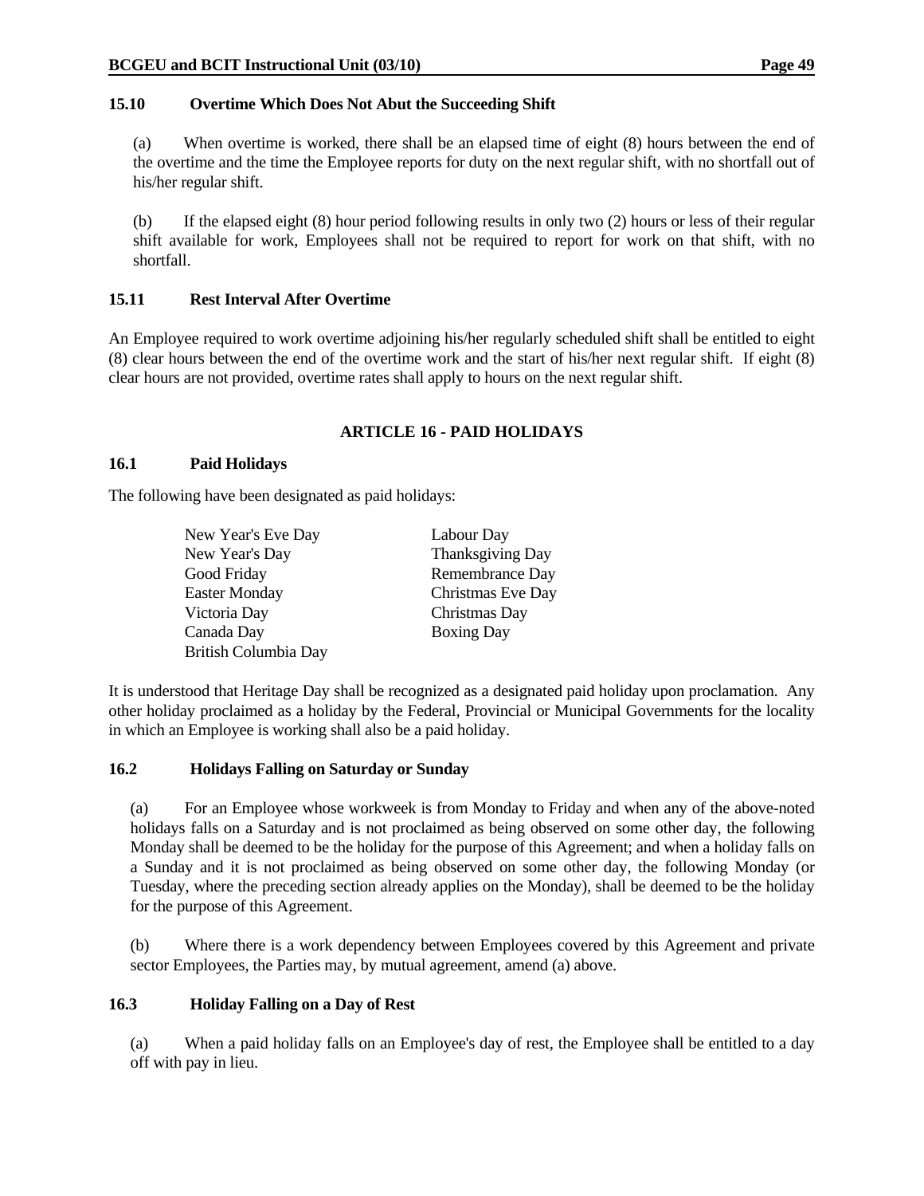### 15.10 Overtime Which Does Not Abut the Succeeding Shift

(a) When overtime is worked, there shall be an elapsed time of eight (8) hours between the end of the overtime and the time the Employee reports for duty on the next regular shift, with no shortfall out of his/her regular shift.

(b) If the elapsed eight (8) hour period following results in only two (2) hours or less of their regular shift available for work, Employees shall not be required to report for work on that shift, with no shortfall.

### 15.11 Rest Interval After Overtime

An Employee required to work overtime adjoining his/her regularly scheduled shift shall be entitled to eight (8) clear hours between the end of the overtime work and the start of his/her next regular shift. If eight (8) clear hours are not provided, overtime rates shall apply to hours on the next regular shift.

## ARTICLE 16 - PAID HOLIDAYS

### 16.1 Paid Holidays

The following have been designated as paid holidays:

- New Year's Eve Day
- New Year's Day
- Good Friday
- Easter Monday
- Victoria Day
- Canada Day
- British Columbia Day
- Labour Day
- Thanksgiving Day
- Remembrance Day
- Christmas Eve Day
- Christmas Day
- Boxing Day

It is understood that Heritage Day shall be recognized as a designated paid holiday upon proclamation. Any other holiday proclaimed as a holiday by the Federal, Provincial or Municipal Governments for the locality in which an Employee is working shall also be a paid holiday.

### 16.2 Holidays Falling on Saturday or Sunday

(a) For an Employee whose workweek is from Monday to Friday and when any of the above-noted holidays falls on a Saturday and is not proclaimed as being observed on some other day, the following Monday shall be deemed to be the holiday for the purpose of this Agreement; and when a holiday falls on a Sunday and it is not proclaimed as being observed on some other day, the following Monday (or Tuesday, where the preceding section already applies on the Monday), shall be deemed to be the holiday for the purpose of this Agreement.

(b) Where there is a work dependency between Employees covered by this Agreement and private sector Employees, the Parties may, by mutual agreement, amend (a) above.

### 16.3 Holiday Falling on a Day of Rest

(a) When a paid holiday falls on an Employee's day of rest, the Employee shall be entitled to a day off with pay in lieu.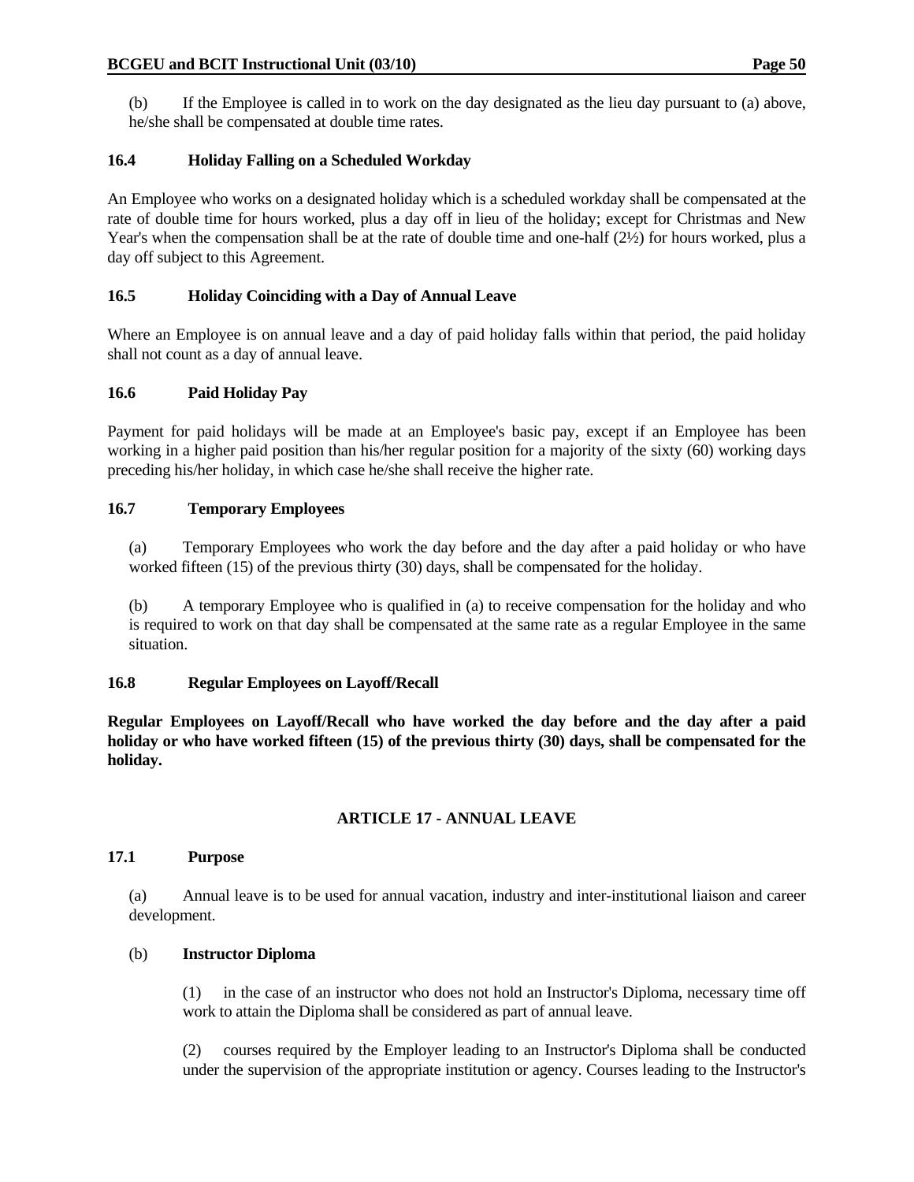(b) If the Employee is called in to work on the day designated as the lieu day pursuant to (a) above, he/she shall be compensated at double time rates.

### 16.4 Holiday Falling on a Scheduled Workday

An Employee who works on a designated holiday which is a scheduled workday shall be compensated at the rate of double time for hours worked, plus a day off in lieu of the holiday; except for Christmas and New Year's when the compensation shall be at the rate of double time and one-half (2½) for hours worked, plus a day off subject to this Agreement.

### 16.5 Holiday Coinciding with a Day of Annual Leave

Where an Employee is on annual leave and a day of paid holiday falls within that period, the paid holiday shall not count as a day of annual leave.

### 16.6 Paid Holiday Pay

Payment for paid holidays will be made at an Employee's basic pay, except if an Employee has been working in a higher paid position than his/her regular position for a majority of the sixty (60) working days preceding his/her holiday, in which case he/she shall receive the higher rate.

### 16.7 Temporary Employees

(a) Temporary Employees who work the day before and the day after a paid holiday or who have worked fifteen (15) of the previous thirty (30) days, shall be compensated for the holiday.

(b) A temporary Employee who is qualified in (a) to receive compensation for the holiday and who is required to work on that day shall be compensated at the same rate as a regular Employee in the same situation.

### 16.8 Regular Employees on Layoff/Recall

**Regular Employees on Layoff/Recall who have worked the day before and the day after a paid holiday or who have worked fifteen (15) of the previous thirty (30) days, shall be compensated for the holiday.**

## ARTICLE 17 - ANNUAL LEAVE

### 17.1 Purpose

(a) Annual leave is to be used for annual vacation, industry and inter-institutional liaison and career development.

(b) **Instructor Diploma**

(1) in the case of an instructor who does not hold an Instructor's Diploma, necessary time off work to attain the Diploma shall be considered as part of annual leave.

(2) courses required by the Employer leading to an Instructor's Diploma shall be conducted under the supervision of the appropriate institution or agency. Courses leading to the Instructor's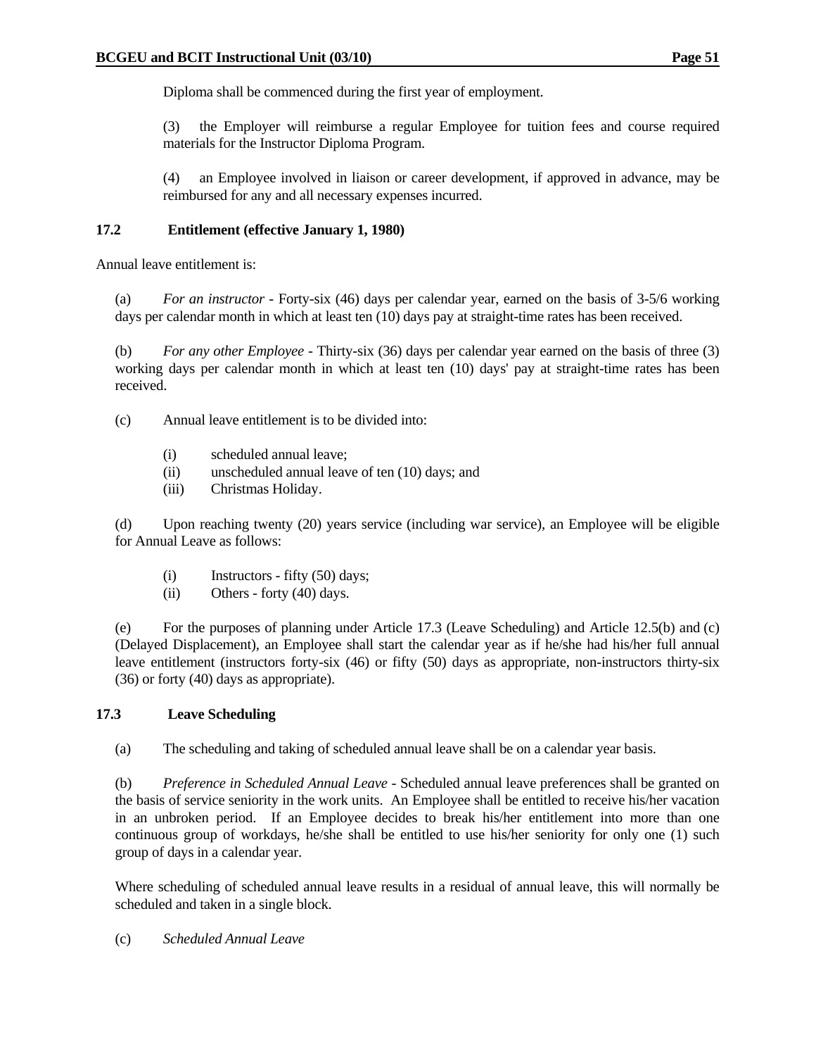Diploma shall be commenced during the first year of employment.

(3) the Employer will reimburse a regular Employee for tuition fees and course required materials for the Instructor Diploma Program.

(4) an Employee involved in liaison or career development, if approved in advance, may be reimbursed for any and all necessary expenses incurred.

### 17.2 Entitlement (effective January 1, 1980)

Annual leave entitlement is:

(a) *For an instructor* - Forty-six (46) days per calendar year, earned on the basis of 3-5/6 working days per calendar month in which at least ten (10) days pay at straight-time rates has been received.

(b) *For any other Employee* - Thirty-six (36) days per calendar year earned on the basis of three (3) working days per calendar month in which at least ten (10) days' pay at straight-time rates has been received.

(c) Annual leave entitlement is to be divided into:

- (i) scheduled annual leave;
- (ii) unscheduled annual leave of ten (10) days; and
- (iii) Christmas Holiday.

(d) Upon reaching twenty (20) years service (including war service), an Employee will be eligible for Annual Leave as follows:

- (i) Instructors - fifty (50) days;
- (ii) Others - forty (40) days.

(e) For the purposes of planning under Article 17.3 (Leave Scheduling) and Article 12.5(b) and (c) (Delayed Displacement), an Employee shall start the calendar year as if he/she had his/her full annual leave entitlement (instructors forty-six (46) or fifty (50) days as appropriate, non-instructors thirty-six (36) or forty (40) days as appropriate).

### 17.3 Leave Scheduling

(a) The scheduling and taking of scheduled annual leave shall be on a calendar year basis.

(b) *Preference in Scheduled Annual Leave* - Scheduled annual leave preferences shall be granted on the basis of service seniority in the work units. An Employee shall be entitled to receive his/her vacation in an unbroken period. If an Employee decides to break his/her entitlement into more than one continuous group of workdays, he/she shall be entitled to use his/her seniority for only one (1) such group of days in a calendar year.

Where scheduling of scheduled annual leave results in a residual of annual leave, this will normally be scheduled and taken in a single block.

(c) *Scheduled Annual Leave*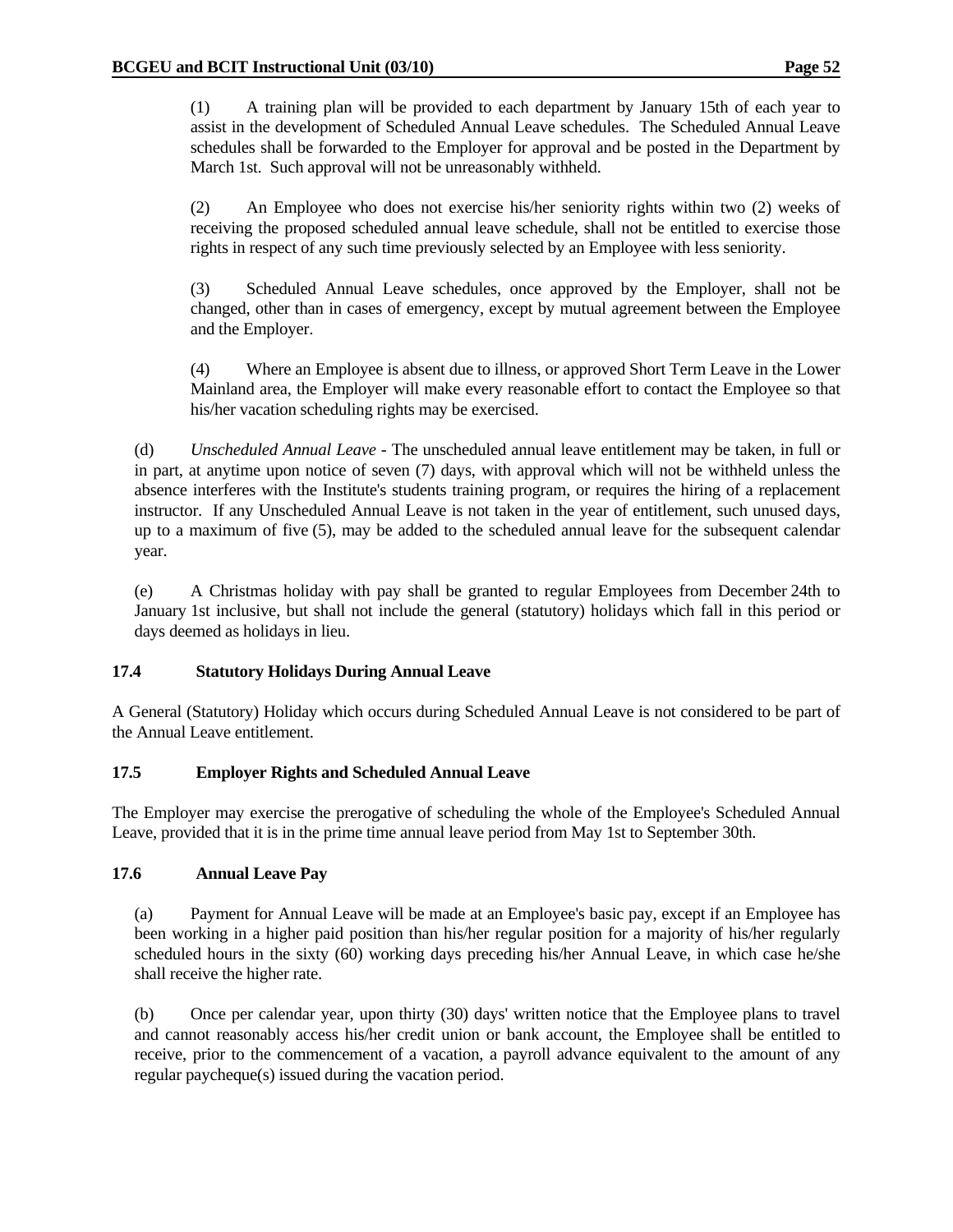(1) A training plan will be provided to each department by January 15th of each year to assist in the development of Scheduled Annual Leave schedules. The Scheduled Annual Leave schedules shall be forwarded to the Employer for approval and be posted in the Department by March 1st. Such approval will not be unreasonably withheld.

(2) An Employee who does not exercise his/her seniority rights within two (2) weeks of receiving the proposed scheduled annual leave schedule, shall not be entitled to exercise those rights in respect of any such time previously selected by an Employee with less seniority.

(3) Scheduled Annual Leave schedules, once approved by the Employer, shall not be changed, other than in cases of emergency, except by mutual agreement between the Employee and the Employer.

(4) Where an Employee is absent due to illness, or approved Short Term Leave in the Lower Mainland area, the Employer will make every reasonable effort to contact the Employee so that his/her vacation scheduling rights may be exercised.

(d) *Unscheduled Annual Leave* - The unscheduled annual leave entitlement may be taken, in full or in part, at anytime upon notice of seven (7) days, with approval which will not be withheld unless the absence interferes with the Institute's students training program, or requires the hiring of a replacement instructor. If any Unscheduled Annual Leave is not taken in the year of entitlement, such unused days, up to a maximum of five (5), may be added to the scheduled annual leave for the subsequent calendar year.

(e) A Christmas holiday with pay shall be granted to regular Employees from December 24th to January 1st inclusive, but shall not include the general (statutory) holidays which fall in this period or days deemed as holidays in lieu.

### 17.4 Statutory Holidays During Annual Leave

A General (Statutory) Holiday which occurs during Scheduled Annual Leave is not considered to be part of the Annual Leave entitlement.

### 17.5 Employer Rights and Scheduled Annual Leave

The Employer may exercise the prerogative of scheduling the whole of the Employee's Scheduled Annual Leave, provided that it is in the prime time annual leave period from May 1st to September 30th.

### 17.6 Annual Leave Pay

(a) Payment for Annual Leave will be made at an Employee's basic pay, except if an Employee has been working in a higher paid position than his/her regular position for a majority of his/her regularly scheduled hours in the sixty (60) working days preceding his/her Annual Leave, in which case he/she shall receive the higher rate.

(b) Once per calendar year, upon thirty (30) days' written notice that the Employee plans to travel and cannot reasonably access his/her credit union or bank account, the Employee shall be entitled to receive, prior to the commencement of a vacation, a payroll advance equivalent to the amount of any regular paycheque(s) issued during the vacation period.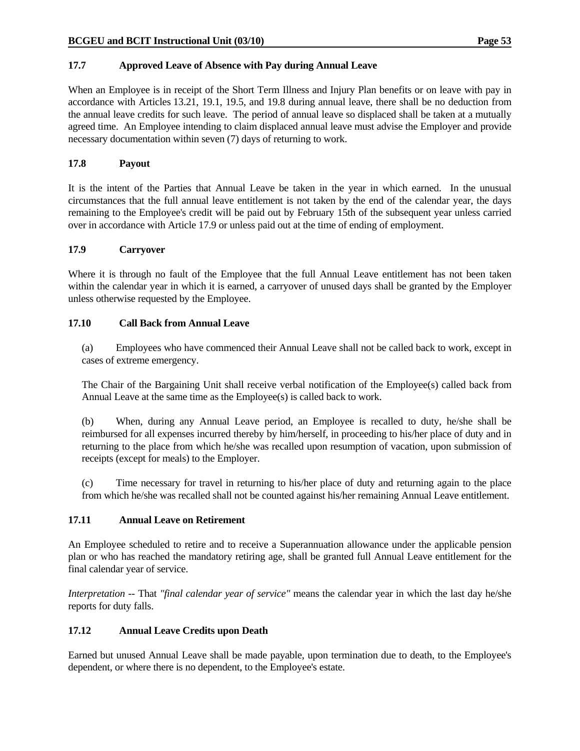### 17.7 Approved Leave of Absence with Pay during Annual Leave

When an Employee is in receipt of the Short Term Illness and Injury Plan benefits or on leave with pay in accordance with Articles 13.21, 19.1, 19.5, and 19.8 during annual leave, there shall be no deduction from the annual leave credits for such leave. The period of annual leave so displaced shall be taken at a mutually agreed time. An Employee intending to claim displaced annual leave must advise the Employer and provide necessary documentation within seven (7) days of returning to work.

### 17.8 Payout

It is the intent of the Parties that Annual Leave be taken in the year in which earned. In the unusual circumstances that the full annual leave entitlement is not taken by the end of the calendar year, the days remaining to the Employee's credit will be paid out by February 15th of the subsequent year unless carried over in accordance with Article 17.9 or unless paid out at the time of ending of employment.

### 17.9 Carryover

Where it is through no fault of the Employee that the full Annual Leave entitlement has not been taken within the calendar year in which it is earned, a carryover of unused days shall be granted by the Employer unless otherwise requested by the Employee.

### 17.10 Call Back from Annual Leave

(a) Employees who have commenced their Annual Leave shall not be called back to work, except in cases of extreme emergency.

The Chair of the Bargaining Unit shall receive verbal notification of the Employee(s) called back from Annual Leave at the same time as the Employee(s) is called back to work.

(b) When, during any Annual Leave period, an Employee is recalled to duty, he/she shall be reimbursed for all expenses incurred thereby by him/herself, in proceeding to his/her place of duty and in returning to the place from which he/she was recalled upon resumption of vacation, upon submission of receipts (except for meals) to the Employer.

(c) Time necessary for travel in returning to his/her place of duty and returning again to the place from which he/she was recalled shall not be counted against his/her remaining Annual Leave entitlement.

### 17.11 Annual Leave on Retirement

An Employee scheduled to retire and to receive a Superannuation allowance under the applicable pension plan or who has reached the mandatory retiring age, shall be granted full Annual Leave entitlement for the final calendar year of service.

*Interpretation* -- That *"final calendar year of service"* means the calendar year in which the last day he/she reports for duty falls.

### 17.12 Annual Leave Credits upon Death

Earned but unused Annual Leave shall be made payable, upon termination due to death, to the Employee's dependent, or where there is no dependent, to the Employee's estate.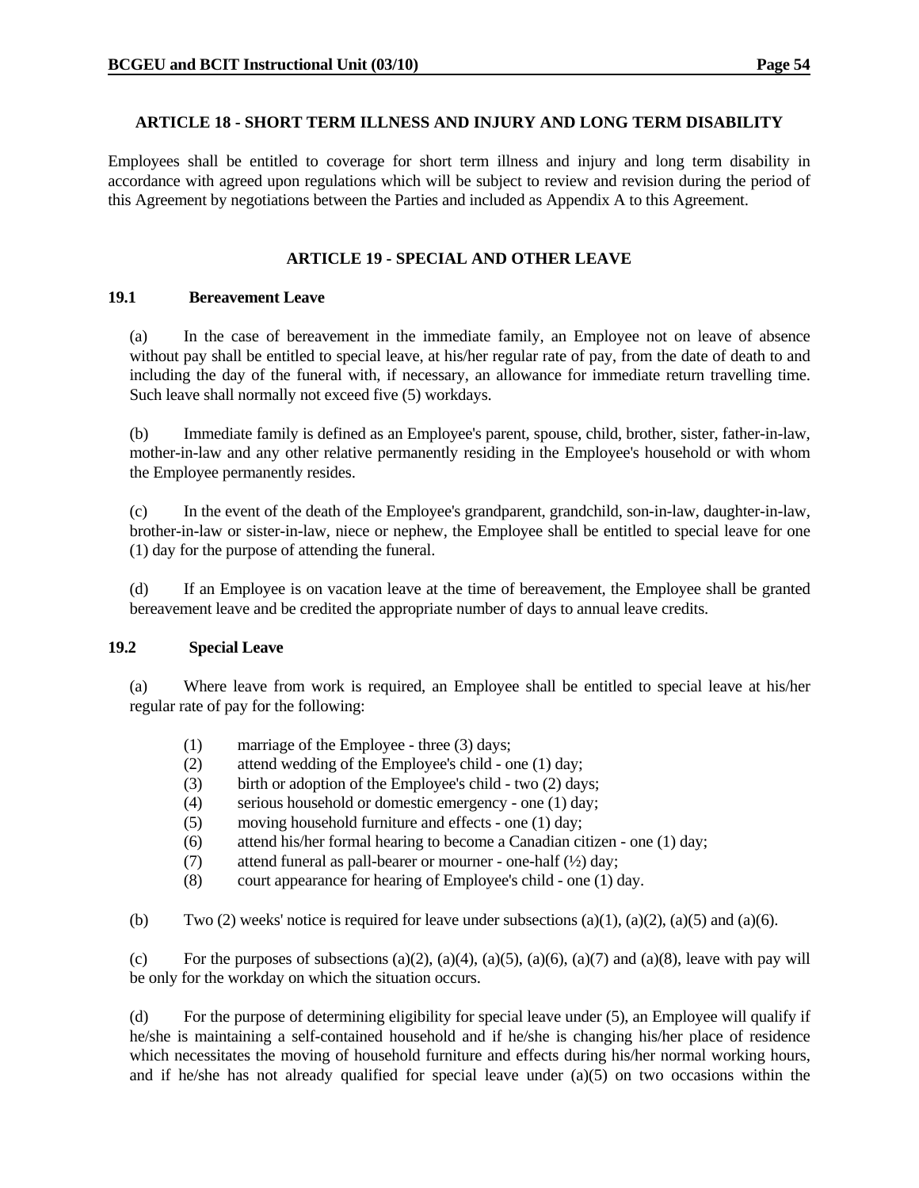## ARTICLE 18 - SHORT TERM ILLNESS AND INJURY AND LONG TERM DISABILITY

Employees shall be entitled to coverage for short term illness and injury and long term disability in accordance with agreed upon regulations which will be subject to review and revision during the period of this Agreement by negotiations between the Parties and included as Appendix A to this Agreement.

## ARTICLE 19 - SPECIAL AND OTHER LEAVE

### 19.1 Bereavement Leave

(a) In the case of bereavement in the immediate family, an Employee not on leave of absence without pay shall be entitled to special leave, at his/her regular rate of pay, from the date of death to and including the day of the funeral with, if necessary, an allowance for immediate return travelling time. Such leave shall normally not exceed five (5) workdays.

(b) Immediate family is defined as an Employee's parent, spouse, child, brother, sister, father-in-law, mother-in-law and any other relative permanently residing in the Employee's household or with whom the Employee permanently resides.

(c) In the event of the death of the Employee's grandparent, grandchild, son-in-law, daughter-in-law, brother-in-law or sister-in-law, niece or nephew, the Employee shall be entitled to special leave for one (1) day for the purpose of attending the funeral.

(d) If an Employee is on vacation leave at the time of bereavement, the Employee shall be granted bereavement leave and be credited the appropriate number of days to annual leave credits.

### 19.2 Special Leave

(a) Where leave from work is required, an Employee shall be entitled to special leave at his/her regular rate of pay for the following:

(1) marriage of the Employee - three (3) days;
(2) attend wedding of the Employee's child - one (1) day;
(3) birth or adoption of the Employee's child - two (2) days;
(4) serious household or domestic emergency - one (1) day;
(5) moving household furniture and effects - one (1) day;
(6) attend his/her formal hearing to become a Canadian citizen - one (1) day;
(7) attend funeral as pall-bearer or mourner - one-half (½) day;
(8) court appearance for hearing of Employee's child - one (1) day.

(b) Two (2) weeks' notice is required for leave under subsections (a)(1), (a)(2), (a)(5) and (a)(6).

(c) For the purposes of subsections (a)(2), (a)(4), (a)(5), (a)(6), (a)(7) and (a)(8), leave with pay will be only for the workday on which the situation occurs.

(d) For the purpose of determining eligibility for special leave under (5), an Employee will qualify if he/she is maintaining a self-contained household and if he/she is changing his/her place of residence which necessitates the moving of household furniture and effects during his/her normal working hours, and if he/she has not already qualified for special leave under (a)(5) on two occasions within the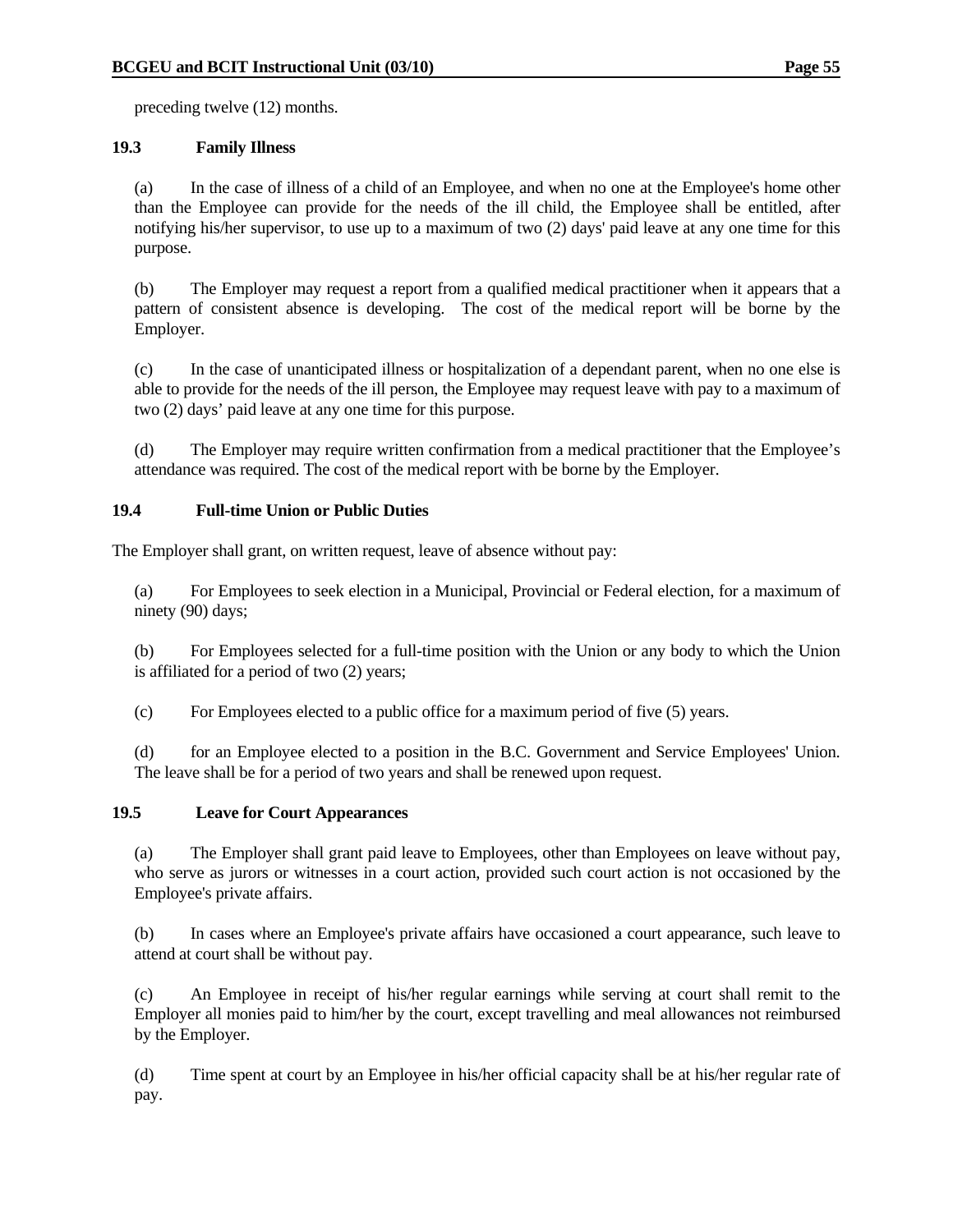preceding twelve (12) months.

### 19.3 Family Illness

(a) In the case of illness of a child of an Employee, and when no one at the Employee's home other than the Employee can provide for the needs of the ill child, the Employee shall be entitled, after notifying his/her supervisor, to use up to a maximum of two (2) days' paid leave at any one time for this purpose.

(b) The Employer may request a report from a qualified medical practitioner when it appears that a pattern of consistent absence is developing. The cost of the medical report will be borne by the Employer.

(c) In the case of unanticipated illness or hospitalization of a dependant parent, when no one else is able to provide for the needs of the ill person, the Employee may request leave with pay to a maximum of two (2) days' paid leave at any one time for this purpose.

(d) The Employer may require written confirmation from a medical practitioner that the Employee's attendance was required. The cost of the medical report with be borne by the Employer.

### 19.4 Full-time Union or Public Duties

The Employer shall grant, on written request, leave of absence without pay:

(a) For Employees to seek election in a Municipal, Provincial or Federal election, for a maximum of ninety (90) days;

(b) For Employees selected for a full-time position with the Union or any body to which the Union is affiliated for a period of two (2) years;

(c) For Employees elected to a public office for a maximum period of five (5) years.

(d) for an Employee elected to a position in the B.C. Government and Service Employees' Union. The leave shall be for a period of two years and shall be renewed upon request.

### 19.5 Leave for Court Appearances

(a) The Employer shall grant paid leave to Employees, other than Employees on leave without pay, who serve as jurors or witnesses in a court action, provided such court action is not occasioned by the Employee's private affairs.

(b) In cases where an Employee's private affairs have occasioned a court appearance, such leave to attend at court shall be without pay.

(c) An Employee in receipt of his/her regular earnings while serving at court shall remit to the Employer all monies paid to him/her by the court, except travelling and meal allowances not reimbursed by the Employer.

(d) Time spent at court by an Employee in his/her official capacity shall be at his/her regular rate of pay.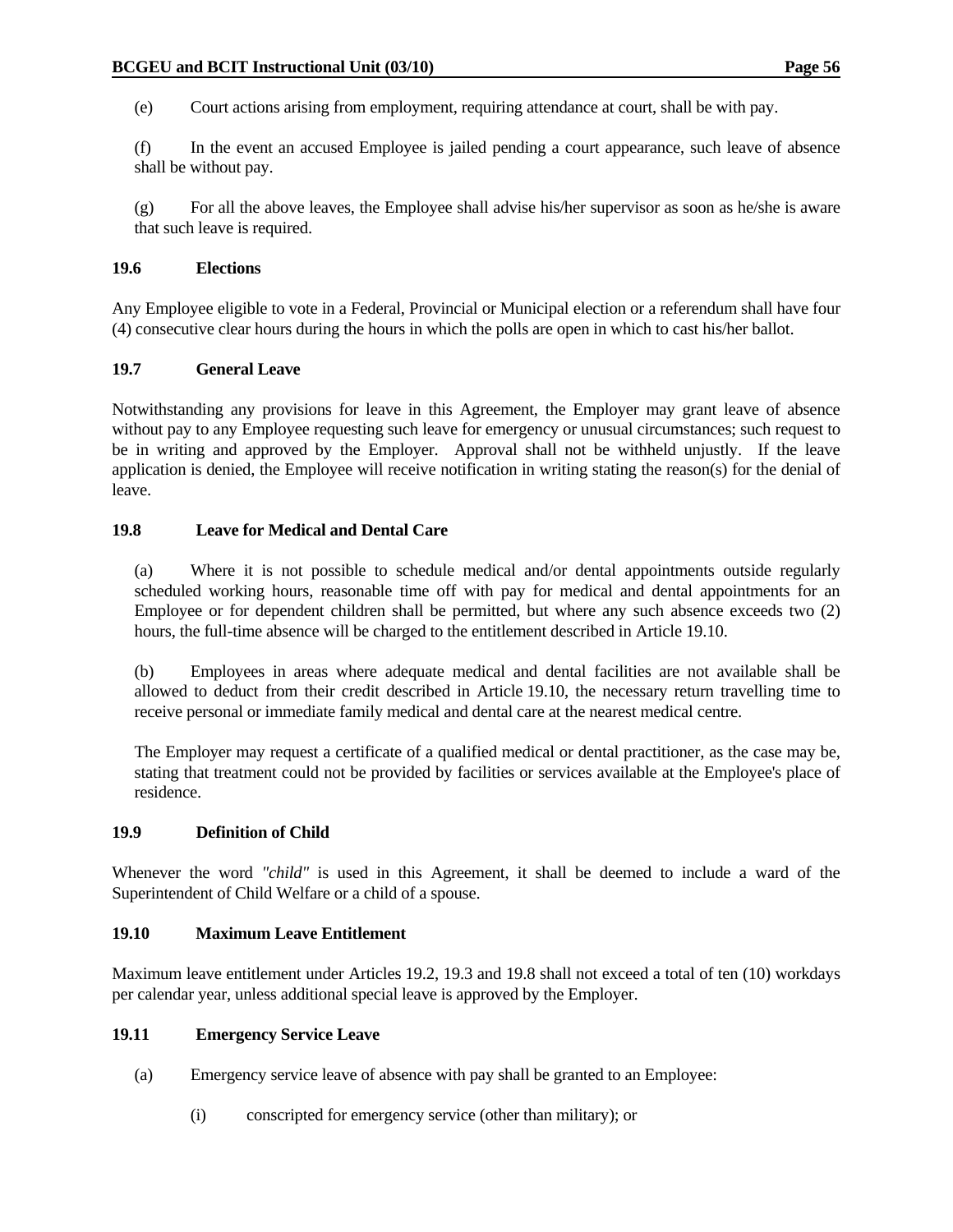(e) Court actions arising from employment, requiring attendance at court, shall be with pay.

(f) In the event an accused Employee is jailed pending a court appearance, such leave of absence shall be without pay.

(g) For all the above leaves, the Employee shall advise his/her supervisor as soon as he/she is aware that such leave is required.

### 19.6 Elections

Any Employee eligible to vote in a Federal, Provincial or Municipal election or a referendum shall have four (4) consecutive clear hours during the hours in which the polls are open in which to cast his/her ballot.

### 19.7 General Leave

Notwithstanding any provisions for leave in this Agreement, the Employer may grant leave of absence without pay to any Employee requesting such leave for emergency or unusual circumstances; such request to be in writing and approved by the Employer. Approval shall not be withheld unjustly. If the leave application is denied, the Employee will receive notification in writing stating the reason(s) for the denial of leave.

### 19.8 Leave for Medical and Dental Care

(a) Where it is not possible to schedule medical and/or dental appointments outside regularly scheduled working hours, reasonable time off with pay for medical and dental appointments for an Employee or for dependent children shall be permitted, but where any such absence exceeds two (2) hours, the full-time absence will be charged to the entitlement described in Article 19.10.

(b) Employees in areas where adequate medical and dental facilities are not available shall be allowed to deduct from their credit described in Article 19.10, the necessary return travelling time to receive personal or immediate family medical and dental care at the nearest medical centre.

The Employer may request a certificate of a qualified medical or dental practitioner, as the case may be, stating that treatment could not be provided by facilities or services available at the Employee's place of residence.

### 19.9 Definition of Child

Whenever the word *"child"* is used in this Agreement, it shall be deemed to include a ward of the Superintendent of Child Welfare or a child of a spouse.

### 19.10 Maximum Leave Entitlement

Maximum leave entitlement under Articles 19.2, 19.3 and 19.8 shall not exceed a total of ten (10) workdays per calendar year, unless additional special leave is approved by the Employer.

### 19.11 Emergency Service Leave

(a) Emergency service leave of absence with pay shall be granted to an Employee:

(i) conscripted for emergency service (other than military); or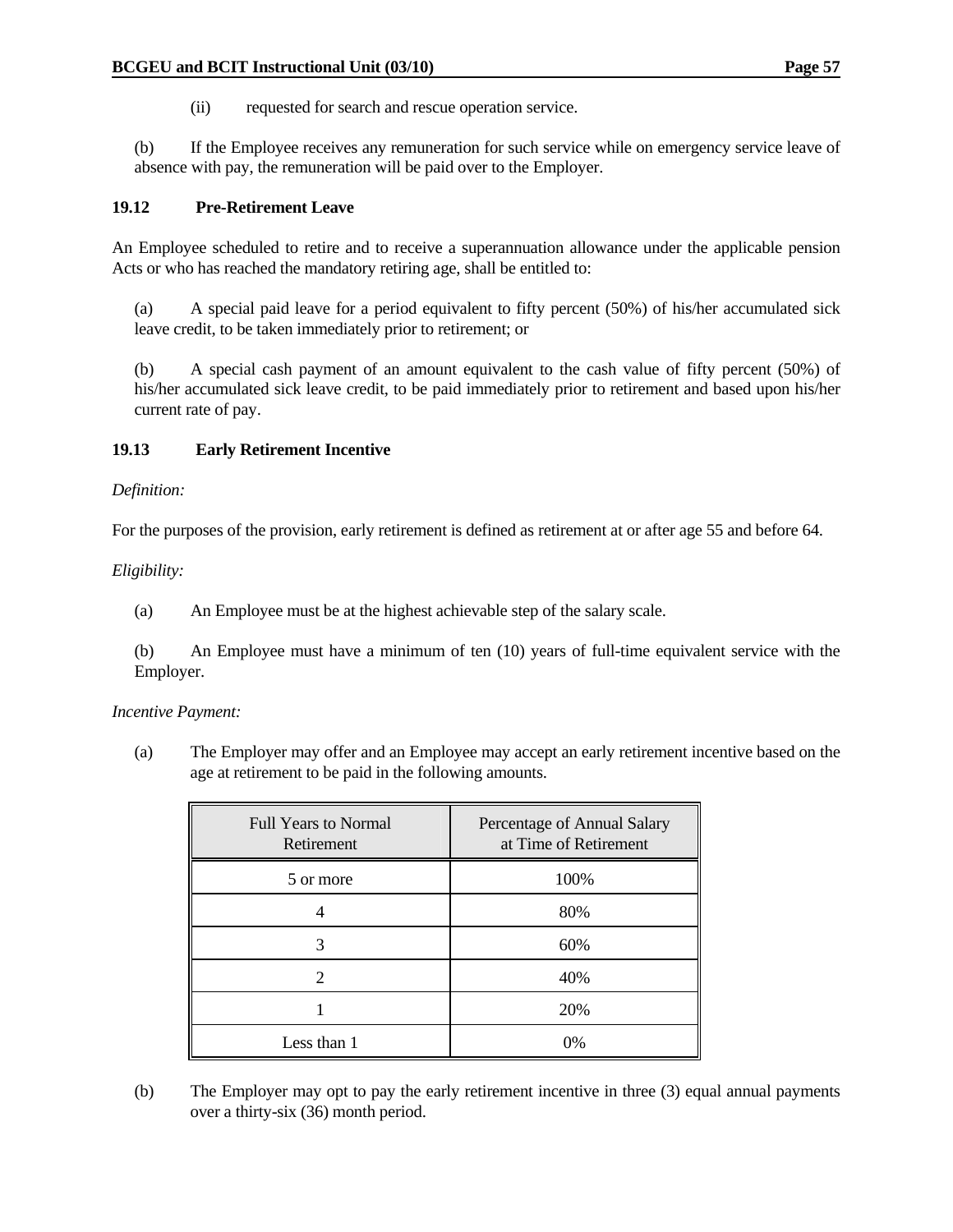(ii) requested for search and rescue operation service.

(b) If the Employee receives any remuneration for such service while on emergency service leave of absence with pay, the remuneration will be paid over to the Employer.

### 19.12 Pre-Retirement Leave

An Employee scheduled to retire and to receive a superannuation allowance under the applicable pension Acts or who has reached the mandatory retiring age, shall be entitled to:

(a) A special paid leave for a period equivalent to fifty percent (50%) of his/her accumulated sick leave credit, to be taken immediately prior to retirement; or

(b) A special cash payment of an amount equivalent to the cash value of fifty percent (50%) of his/her accumulated sick leave credit, to be paid immediately prior to retirement and based upon his/her current rate of pay.

### 19.13 Early Retirement Incentive

*Definition:*

For the purposes of the provision, early retirement is defined as retirement at or after age 55 and before 64.

*Eligibility:*

(a) An Employee must be at the highest achievable step of the salary scale.

(b) An Employee must have a minimum of ten (10) years of full-time equivalent service with the Employer.

*Incentive Payment:*

(a) The Employer may offer and an Employee may accept an early retirement incentive based on the age at retirement to be paid in the following amounts.

| Full Years to Normal Retirement | Percentage of Annual Salary at Time of Retirement |
|---|---|
| 5 or more | 100% |
| 4 | 80% |
| 3 | 60% |
| 2 | 40% |
| 1 | 20% |
| Less than 1 | 0% |

(b) The Employer may opt to pay the early retirement incentive in three (3) equal annual payments over a thirty-six (36) month period.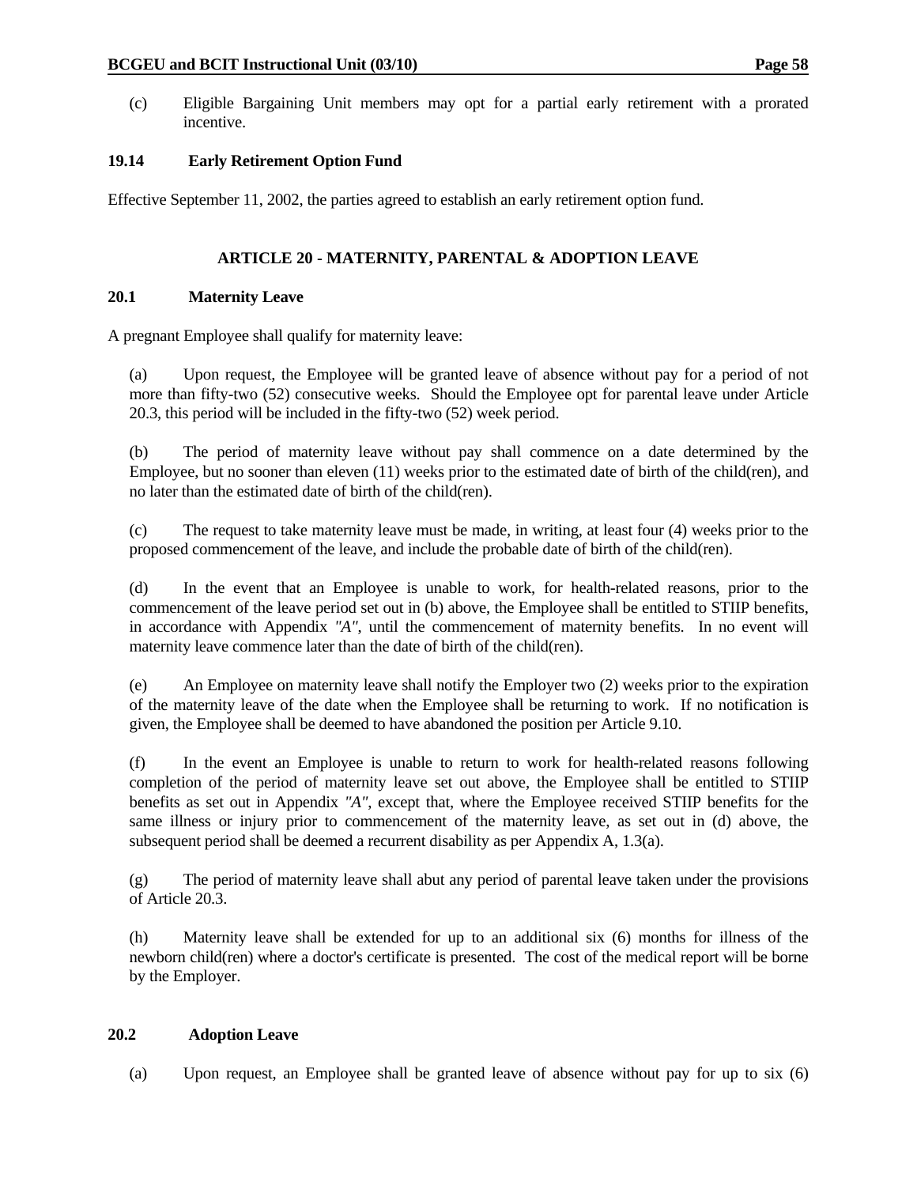(c) Eligible Bargaining Unit members may opt for a partial early retirement with a prorated incentive.

**19.14 Early Retirement Option Fund**

Effective September 11, 2002, the parties agreed to establish an early retirement option fund.

## ARTICLE 20 - MATERNITY, PARENTAL & ADOPTION LEAVE

**20.1 Maternity Leave**

A pregnant Employee shall qualify for maternity leave:

(a) Upon request, the Employee will be granted leave of absence without pay for a period of not more than fifty-two (52) consecutive weeks. Should the Employee opt for parental leave under Article 20.3, this period will be included in the fifty-two (52) week period.

(b) The period of maternity leave without pay shall commence on a date determined by the Employee, but no sooner than eleven (11) weeks prior to the estimated date of birth of the child(ren), and no later than the estimated date of birth of the child(ren).

(c) The request to take maternity leave must be made, in writing, at least four (4) weeks prior to the proposed commencement of the leave, and include the probable date of birth of the child(ren).

(d) In the event that an Employee is unable to work, for health-related reasons, prior to the commencement of the leave period set out in (b) above, the Employee shall be entitled to STIIP benefits, in accordance with Appendix *"A"*, until the commencement of maternity benefits. In no event will maternity leave commence later than the date of birth of the child(ren).

(e) An Employee on maternity leave shall notify the Employer two (2) weeks prior to the expiration of the maternity leave of the date when the Employee shall be returning to work. If no notification is given, the Employee shall be deemed to have abandoned the position per Article 9.10.

(f) In the event an Employee is unable to return to work for health-related reasons following completion of the period of maternity leave set out above, the Employee shall be entitled to STIIP benefits as set out in Appendix *"A"*, except that, where the Employee received STIIP benefits for the same illness or injury prior to commencement of the maternity leave, as set out in (d) above, the subsequent period shall be deemed a recurrent disability as per Appendix A, 1.3(a).

(g) The period of maternity leave shall abut any period of parental leave taken under the provisions of Article 20.3.

(h) Maternity leave shall be extended for up to an additional six (6) months for illness of the newborn child(ren) where a doctor's certificate is presented. The cost of the medical report will be borne by the Employer.

**20.2 Adoption Leave**

(a) Upon request, an Employee shall be granted leave of absence without pay for up to six (6)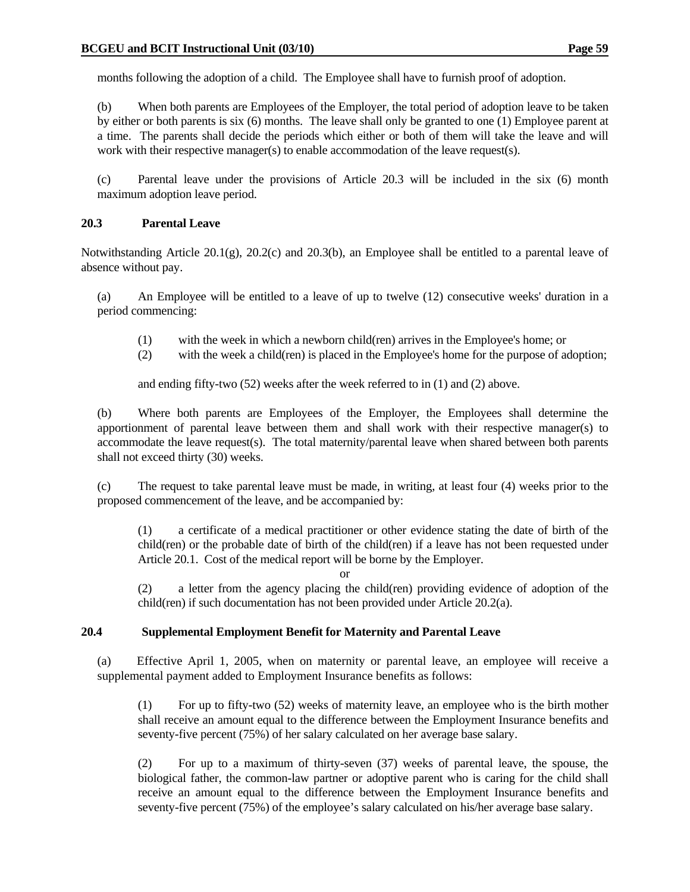months following the adoption of a child. The Employee shall have to furnish proof of adoption.

(b) When both parents are Employees of the Employer, the total period of adoption leave to be taken by either or both parents is six (6) months. The leave shall only be granted to one (1) Employee parent at a time. The parents shall decide the periods which either or both of them will take the leave and will work with their respective manager(s) to enable accommodation of the leave request(s).

(c) Parental leave under the provisions of Article 20.3 will be included in the six (6) month maximum adoption leave period.

### 20.3 Parental Leave

Notwithstanding Article 20.1(g), 20.2(c) and 20.3(b), an Employee shall be entitled to a parental leave of absence without pay.

(a) An Employee will be entitled to a leave of up to twelve (12) consecutive weeks' duration in a period commencing:

(1) with the week in which a newborn child(ren) arrives in the Employee's home; or
(2) with the week a child(ren) is placed in the Employee's home for the purpose of adoption;

and ending fifty-two (52) weeks after the week referred to in (1) and (2) above.

(b) Where both parents are Employees of the Employer, the Employees shall determine the apportionment of parental leave between them and shall work with their respective manager(s) to accommodate the leave request(s). The total maternity/parental leave when shared between both parents shall not exceed thirty (30) weeks.

(c) The request to take parental leave must be made, in writing, at least four (4) weeks prior to the proposed commencement of the leave, and be accompanied by:

(1) a certificate of a medical practitioner or other evidence stating the date of birth of the child(ren) or the probable date of birth of the child(ren) if a leave has not been requested under Article 20.1. Cost of the medical report will be borne by the Employer.

or

(2) a letter from the agency placing the child(ren) providing evidence of adoption of the child(ren) if such documentation has not been provided under Article 20.2(a).

### 20.4 Supplemental Employment Benefit for Maternity and Parental Leave

(a) Effective April 1, 2005, when on maternity or parental leave, an employee will receive a supplemental payment added to Employment Insurance benefits as follows:

(1) For up to fifty-two (52) weeks of maternity leave, an employee who is the birth mother shall receive an amount equal to the difference between the Employment Insurance benefits and seventy-five percent (75%) of her salary calculated on her average base salary.

(2) For up to a maximum of thirty-seven (37) weeks of parental leave, the spouse, the biological father, the common-law partner or adoptive parent who is caring for the child shall receive an amount equal to the difference between the Employment Insurance benefits and seventy-five percent (75%) of the employee's salary calculated on his/her average base salary.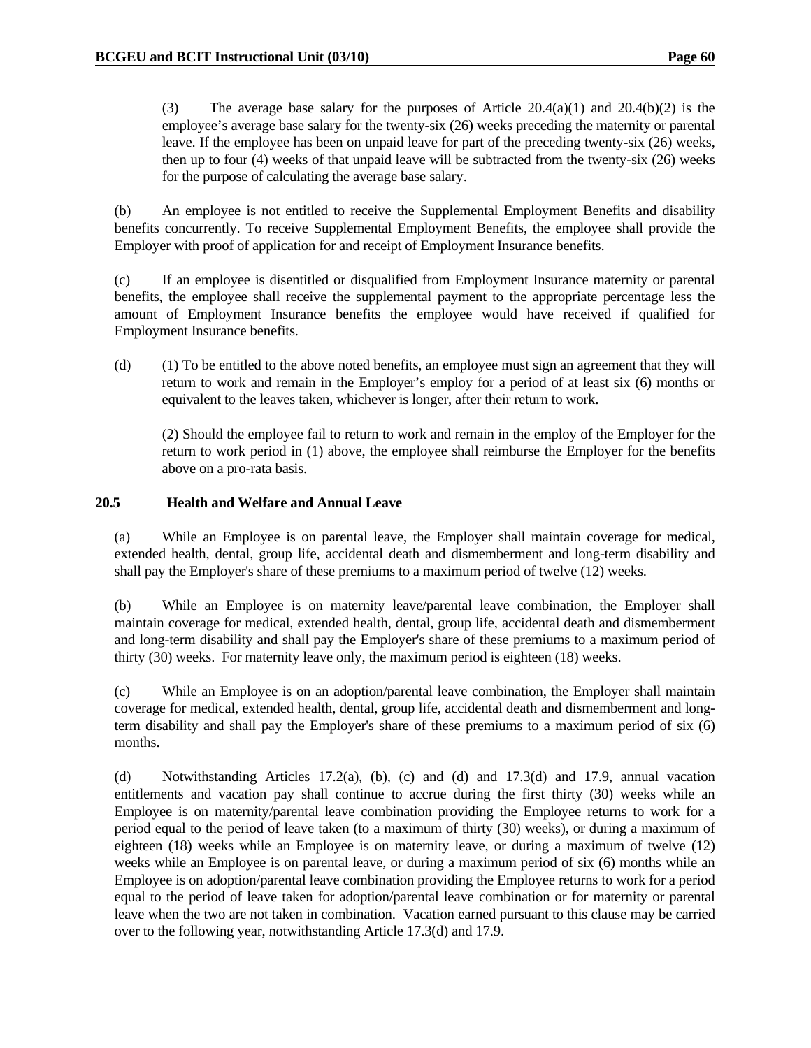(3) The average base salary for the purposes of Article 20.4(a)(1) and 20.4(b)(2) is the employee's average base salary for the twenty-six (26) weeks preceding the maternity or parental leave. If the employee has been on unpaid leave for part of the preceding twenty-six (26) weeks, then up to four (4) weeks of that unpaid leave will be subtracted from the twenty-six (26) weeks for the purpose of calculating the average base salary.

(b) An employee is not entitled to receive the Supplemental Employment Benefits and disability benefits concurrently. To receive Supplemental Employment Benefits, the employee shall provide the Employer with proof of application for and receipt of Employment Insurance benefits.

(c) If an employee is disentitled or disqualified from Employment Insurance maternity or parental benefits, the employee shall receive the supplemental payment to the appropriate percentage less the amount of Employment Insurance benefits the employee would have received if qualified for Employment Insurance benefits.

(d) (1) To be entitled to the above noted benefits, an employee must sign an agreement that they will return to work and remain in the Employer's employ for a period of at least six (6) months or equivalent to the leaves taken, whichever is longer, after their return to work.

(2) Should the employee fail to return to work and remain in the employ of the Employer for the return to work period in (1) above, the employee shall reimburse the Employer for the benefits above on a pro-rata basis.

### 20.5 Health and Welfare and Annual Leave

(a) While an Employee is on parental leave, the Employer shall maintain coverage for medical, extended health, dental, group life, accidental death and dismemberment and long-term disability and shall pay the Employer's share of these premiums to a maximum period of twelve (12) weeks.

(b) While an Employee is on maternity leave/parental leave combination, the Employer shall maintain coverage for medical, extended health, dental, group life, accidental death and dismemberment and long-term disability and shall pay the Employer's share of these premiums to a maximum period of thirty (30) weeks. For maternity leave only, the maximum period is eighteen (18) weeks.

(c) While an Employee is on an adoption/parental leave combination, the Employer shall maintain coverage for medical, extended health, dental, group life, accidental death and dismemberment and long-term disability and shall pay the Employer's share of these premiums to a maximum period of six (6) months.

(d) Notwithstanding Articles 17.2(a), (b), (c) and (d) and 17.3(d) and 17.9, annual vacation entitlements and vacation pay shall continue to accrue during the first thirty (30) weeks while an Employee is on maternity/parental leave combination providing the Employee returns to work for a period equal to the period of leave taken (to a maximum of thirty (30) weeks), or during a maximum of eighteen (18) weeks while an Employee is on maternity leave, or during a maximum of twelve (12) weeks while an Employee is on parental leave, or during a maximum period of six (6) months while an Employee is on adoption/parental leave combination providing the Employee returns to work for a period equal to the period of leave taken for adoption/parental leave combination or for maternity or parental leave when the two are not taken in combination. Vacation earned pursuant to this clause may be carried over to the following year, notwithstanding Article 17.3(d) and 17.9.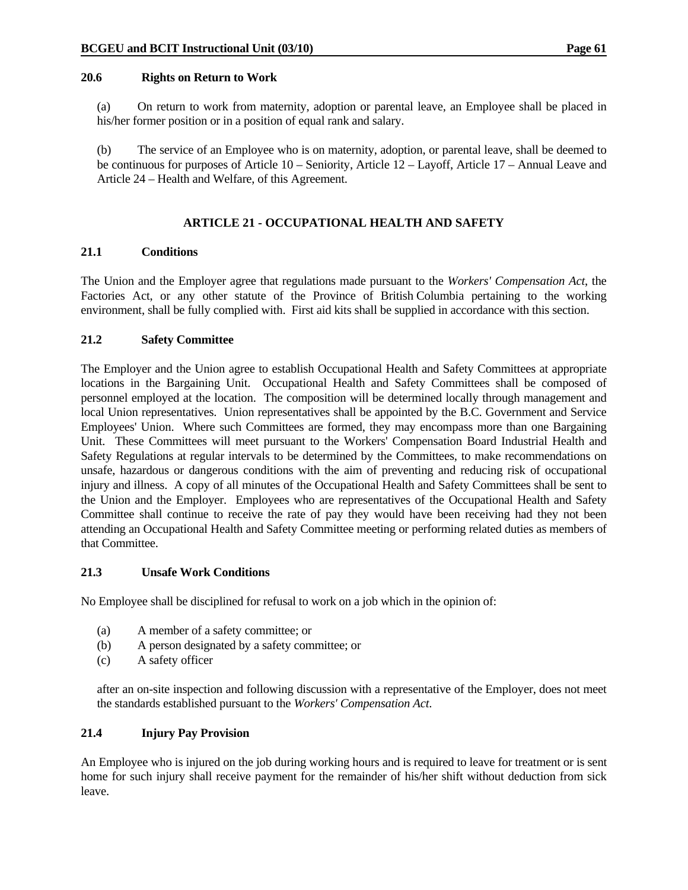### 20.6 Rights on Return to Work

(a) On return to work from maternity, adoption or parental leave, an Employee shall be placed in his/her former position or in a position of equal rank and salary.

(b) The service of an Employee who is on maternity, adoption, or parental leave, shall be deemed to be continuous for purposes of Article 10 – Seniority, Article 12 – Layoff, Article 17 – Annual Leave and Article 24 – Health and Welfare, of this Agreement.

## ARTICLE 21 - OCCUPATIONAL HEALTH AND SAFETY

### 21.1 Conditions

The Union and the Employer agree that regulations made pursuant to the *Workers' Compensation Act*, the Factories Act, or any other statute of the Province of British Columbia pertaining to the working environment, shall be fully complied with. First aid kits shall be supplied in accordance with this section.

### 21.2 Safety Committee

The Employer and the Union agree to establish Occupational Health and Safety Committees at appropriate locations in the Bargaining Unit. Occupational Health and Safety Committees shall be composed of personnel employed at the location. The composition will be determined locally through management and local Union representatives. Union representatives shall be appointed by the B.C. Government and Service Employees' Union. Where such Committees are formed, they may encompass more than one Bargaining Unit. These Committees will meet pursuant to the Workers' Compensation Board Industrial Health and Safety Regulations at regular intervals to be determined by the Committees, to make recommendations on unsafe, hazardous or dangerous conditions with the aim of preventing and reducing risk of occupational injury and illness. A copy of all minutes of the Occupational Health and Safety Committees shall be sent to the Union and the Employer. Employees who are representatives of the Occupational Health and Safety Committee shall continue to receive the rate of pay they would have been receiving had they not been attending an Occupational Health and Safety Committee meeting or performing related duties as members of that Committee.

### 21.3 Unsafe Work Conditions

No Employee shall be disciplined for refusal to work on a job which in the opinion of:

(a) A member of a safety committee; or
(b) A person designated by a safety committee; or
(c) A safety officer

after an on-site inspection and following discussion with a representative of the Employer, does not meet the standards established pursuant to the *Workers' Compensation Act*.

### 21.4 Injury Pay Provision

An Employee who is injured on the job during working hours and is required to leave for treatment or is sent home for such injury shall receive payment for the remainder of his/her shift without deduction from sick leave.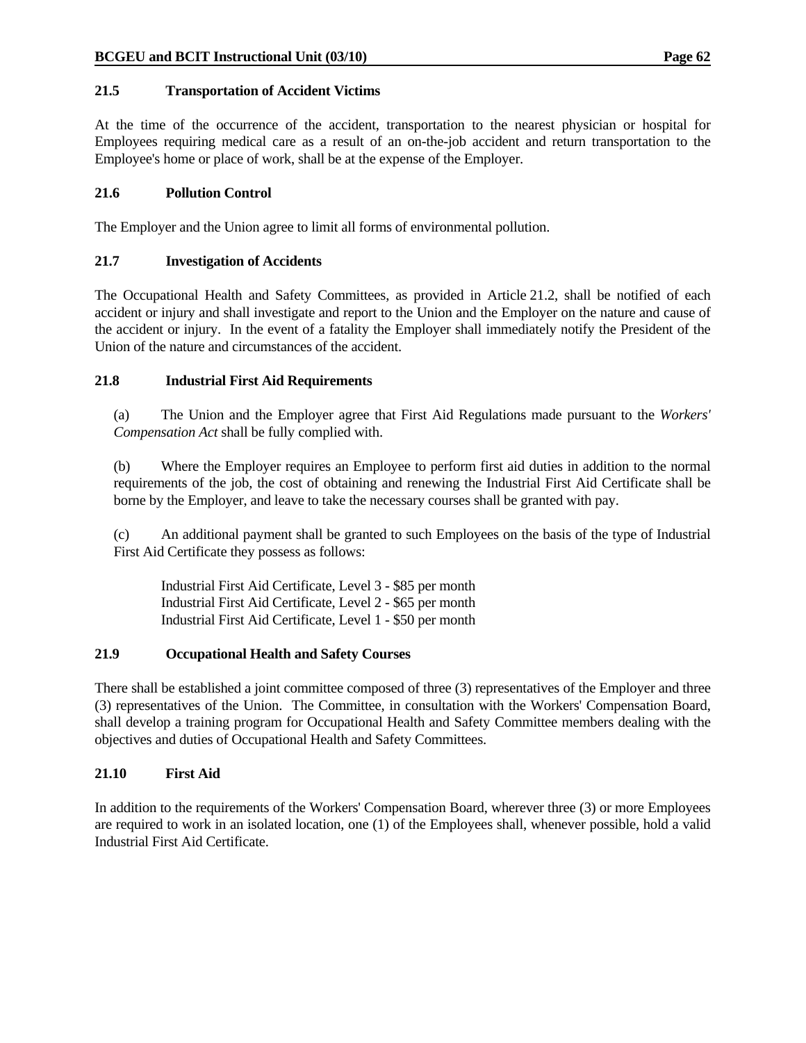### 21.5 Transportation of Accident Victims

At the time of the occurrence of the accident, transportation to the nearest physician or hospital for Employees requiring medical care as a result of an on-the-job accident and return transportation to the Employee's home or place of work, shall be at the expense of the Employer.

### 21.6 Pollution Control

The Employer and the Union agree to limit all forms of environmental pollution.

### 21.7 Investigation of Accidents

The Occupational Health and Safety Committees, as provided in Article 21.2, shall be notified of each accident or injury and shall investigate and report to the Union and the Employer on the nature and cause of the accident or injury. In the event of a fatality the Employer shall immediately notify the President of the Union of the nature and circumstances of the accident.

### 21.8 Industrial First Aid Requirements

(a) The Union and the Employer agree that First Aid Regulations made pursuant to the *Workers' Compensation Act* shall be fully complied with.

(b) Where the Employer requires an Employee to perform first aid duties in addition to the normal requirements of the job, the cost of obtaining and renewing the Industrial First Aid Certificate shall be borne by the Employer, and leave to take the necessary courses shall be granted with pay.

(c) An additional payment shall be granted to such Employees on the basis of the type of Industrial First Aid Certificate they possess as follows:

Industrial First Aid Certificate, Level 3 - $85 per month
Industrial First Aid Certificate, Level 2 - $65 per month
Industrial First Aid Certificate, Level 1 - $50 per month

### 21.9 Occupational Health and Safety Courses

There shall be established a joint committee composed of three (3) representatives of the Employer and three (3) representatives of the Union. The Committee, in consultation with the Workers' Compensation Board, shall develop a training program for Occupational Health and Safety Committee members dealing with the objectives and duties of Occupational Health and Safety Committees.

### 21.10 First Aid

In addition to the requirements of the Workers' Compensation Board, wherever three (3) or more Employees are required to work in an isolated location, one (1) of the Employees shall, whenever possible, hold a valid Industrial First Aid Certificate.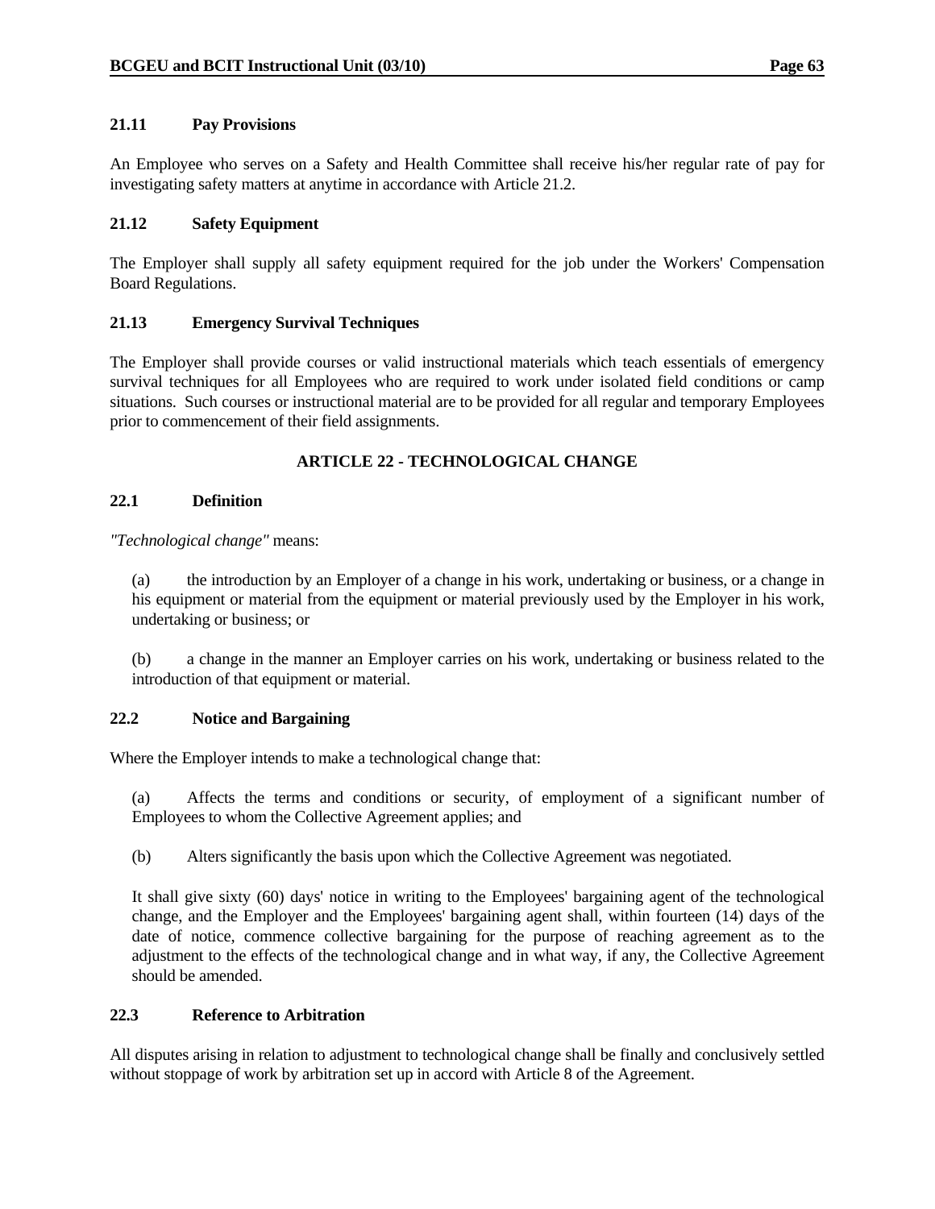### 21.11 Pay Provisions

An Employee who serves on a Safety and Health Committee shall receive his/her regular rate of pay for investigating safety matters at anytime in accordance with Article 21.2.

### 21.12 Safety Equipment

The Employer shall supply all safety equipment required for the job under the Workers' Compensation Board Regulations.

### 21.13 Emergency Survival Techniques

The Employer shall provide courses or valid instructional materials which teach essentials of emergency survival techniques for all Employees who are required to work under isolated field conditions or camp situations. Such courses or instructional material are to be provided for all regular and temporary Employees prior to commencement of their field assignments.

## ARTICLE 22 - TECHNOLOGICAL CHANGE

### 22.1 Definition

*"Technological change"* means:

(a) the introduction by an Employer of a change in his work, undertaking or business, or a change in his equipment or material from the equipment or material previously used by the Employer in his work, undertaking or business; or

(b) a change in the manner an Employer carries on his work, undertaking or business related to the introduction of that equipment or material.

### 22.2 Notice and Bargaining

Where the Employer intends to make a technological change that:

(a) Affects the terms and conditions or security, of employment of a significant number of Employees to whom the Collective Agreement applies; and

(b) Alters significantly the basis upon which the Collective Agreement was negotiated.

It shall give sixty (60) days' notice in writing to the Employees' bargaining agent of the technological change, and the Employer and the Employees' bargaining agent shall, within fourteen (14) days of the date of notice, commence collective bargaining for the purpose of reaching agreement as to the adjustment to the effects of the technological change and in what way, if any, the Collective Agreement should be amended.

### 22.3 Reference to Arbitration

All disputes arising in relation to adjustment to technological change shall be finally and conclusively settled without stoppage of work by arbitration set up in accord with Article 8 of the Agreement.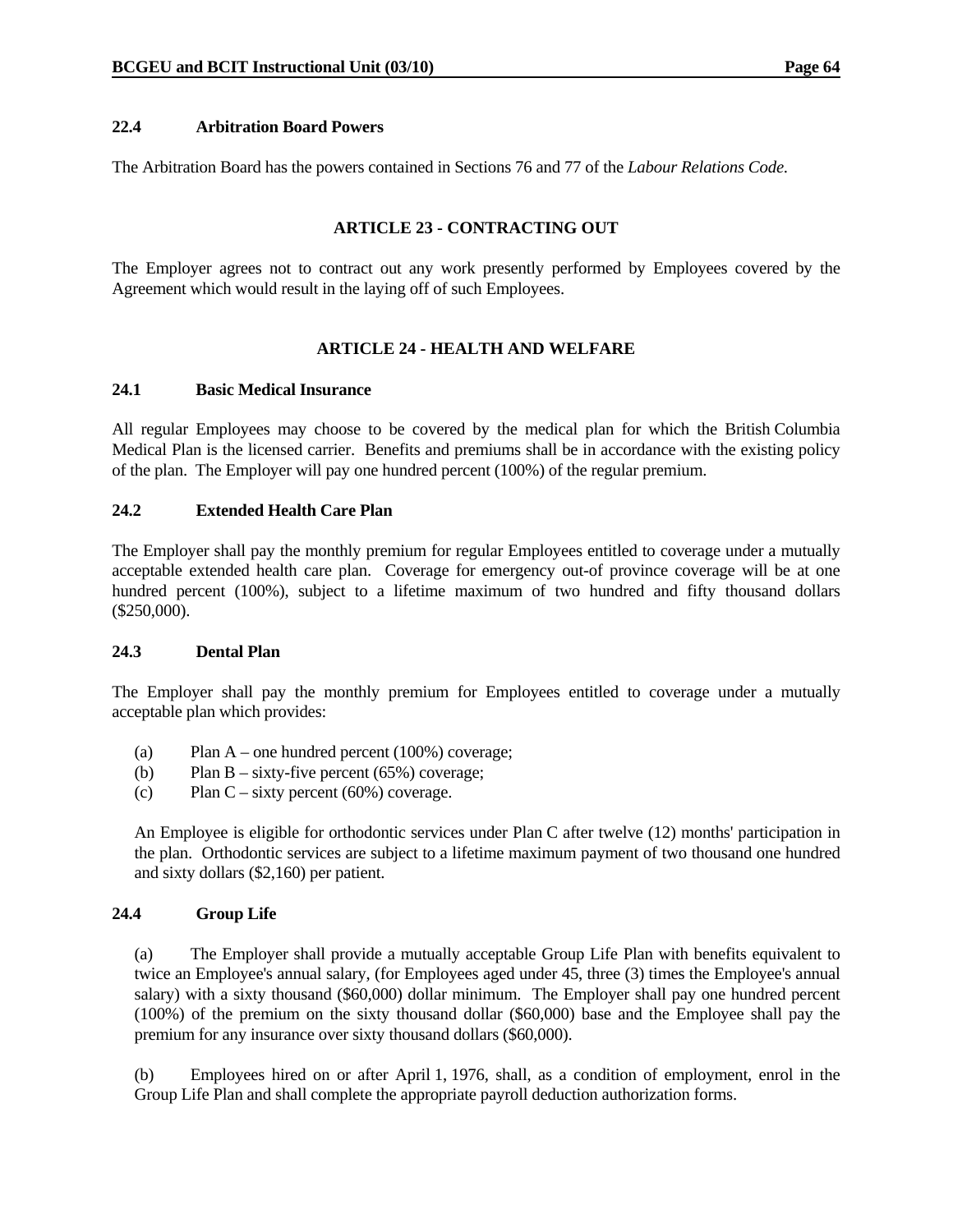### 22.4 Arbitration Board Powers

The Arbitration Board has the powers contained in Sections 76 and 77 of the *Labour Relations Code*.

## ARTICLE 23 - CONTRACTING OUT

The Employer agrees not to contract out any work presently performed by Employees covered by the Agreement which would result in the laying off of such Employees.

## ARTICLE 24 - HEALTH AND WELFARE

### 24.1 Basic Medical Insurance

All regular Employees may choose to be covered by the medical plan for which the British Columbia Medical Plan is the licensed carrier. Benefits and premiums shall be in accordance with the existing policy of the plan. The Employer will pay one hundred percent (100%) of the regular premium.

### 24.2 Extended Health Care Plan

The Employer shall pay the monthly premium for regular Employees entitled to coverage under a mutually acceptable extended health care plan. Coverage for emergency out-of province coverage will be at one hundred percent (100%), subject to a lifetime maximum of two hundred and fifty thousand dollars ($250,000).

### 24.3 Dental Plan

The Employer shall pay the monthly premium for Employees entitled to coverage under a mutually acceptable plan which provides:

(a) Plan A – one hundred percent (100%) coverage;
(b) Plan B – sixty-five percent (65%) coverage;
(c) Plan C – sixty percent (60%) coverage.

An Employee is eligible for orthodontic services under Plan C after twelve (12) months' participation in the plan. Orthodontic services are subject to a lifetime maximum payment of two thousand one hundred and sixty dollars ($2,160) per patient.

### 24.4 Group Life

(a) The Employer shall provide a mutually acceptable Group Life Plan with benefits equivalent to twice an Employee's annual salary, (for Employees aged under 45, three (3) times the Employee's annual salary) with a sixty thousand ($60,000) dollar minimum. The Employer shall pay one hundred percent (100%) of the premium on the sixty thousand dollar ($60,000) base and the Employee shall pay the premium for any insurance over sixty thousand dollars ($60,000).

(b) Employees hired on or after April 1, 1976, shall, as a condition of employment, enrol in the Group Life Plan and shall complete the appropriate payroll deduction authorization forms.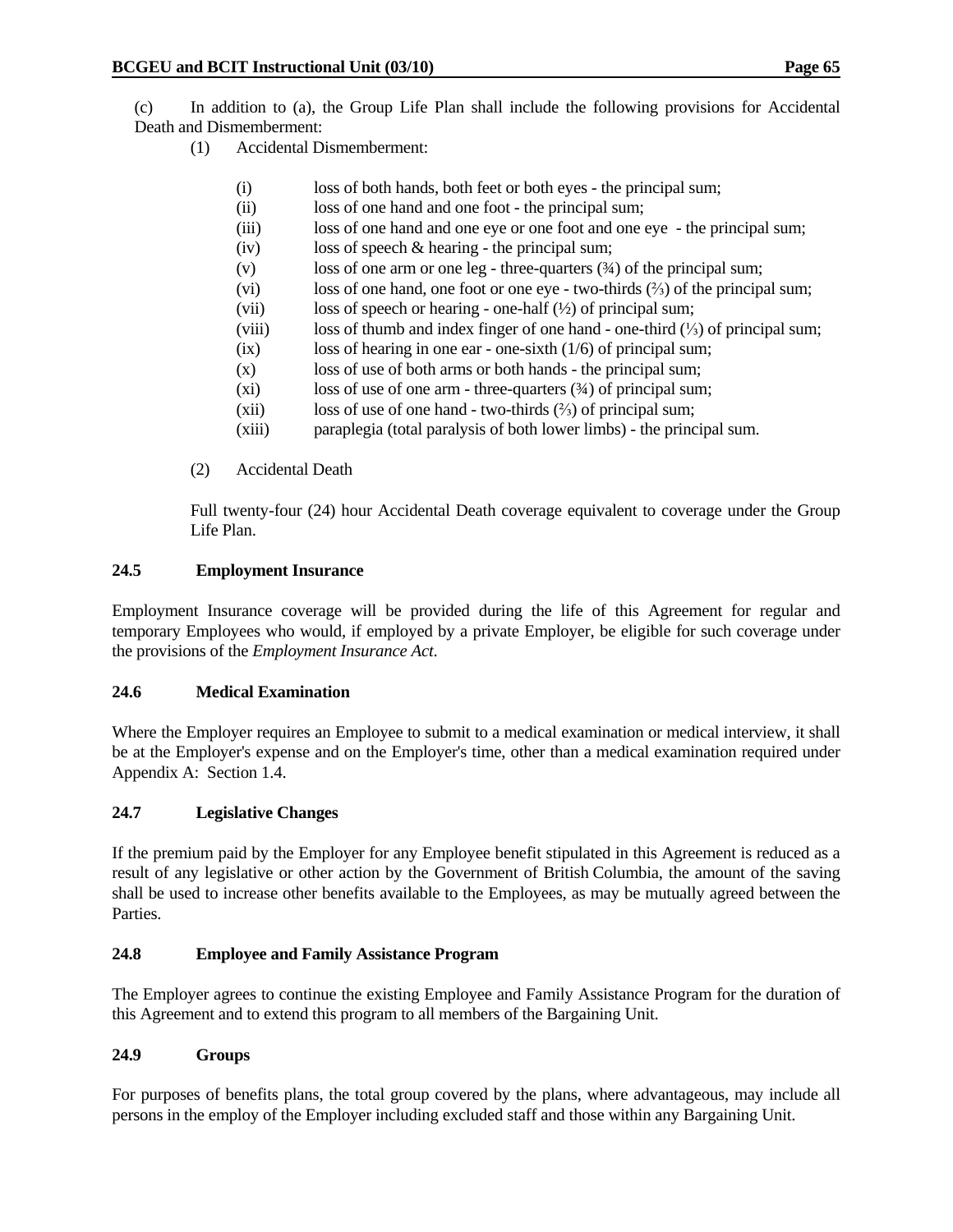(c) In addition to (a), the Group Life Plan shall include the following provisions for Accidental Death and Dismemberment:

(1) Accidental Dismemberment:

(i) loss of both hands, both feet or both eyes - the principal sum;
(ii) loss of one hand and one foot - the principal sum;
(iii) loss of one hand and one eye or one foot and one eye - the principal sum;
(iv) loss of speech & hearing - the principal sum;
(v) loss of one arm or one leg - three-quarters (¾) of the principal sum;
(vi) loss of one hand, one foot or one eye - two-thirds (⅔) of the principal sum;
(vii) loss of speech or hearing - one-half (½) of principal sum;
(viii) loss of thumb and index finger of one hand - one-third (⅓) of principal sum;
(ix) loss of hearing in one ear - one-sixth (1/6) of principal sum;
(x) loss of use of both arms or both hands - the principal sum;
(xi) loss of use of one arm - three-quarters (¾) of principal sum;
(xii) loss of use of one hand - two-thirds (⅔) of principal sum;
(xiii) paraplegia (total paralysis of both lower limbs) - the principal sum.

(2) Accidental Death

Full twenty-four (24) hour Accidental Death coverage equivalent to coverage under the Group Life Plan.

### 24.5 Employment Insurance

Employment Insurance coverage will be provided during the life of this Agreement for regular and temporary Employees who would, if employed by a private Employer, be eligible for such coverage under the provisions of the *Employment Insurance Act*.

### 24.6 Medical Examination

Where the Employer requires an Employee to submit to a medical examination or medical interview, it shall be at the Employer's expense and on the Employer's time, other than a medical examination required under Appendix A: Section 1.4.

### 24.7 Legislative Changes

If the premium paid by the Employer for any Employee benefit stipulated in this Agreement is reduced as a result of any legislative or other action by the Government of British Columbia, the amount of the saving shall be used to increase other benefits available to the Employees, as may be mutually agreed between the Parties.

### 24.8 Employee and Family Assistance Program

The Employer agrees to continue the existing Employee and Family Assistance Program for the duration of this Agreement and to extend this program to all members of the Bargaining Unit.

### 24.9 Groups

For purposes of benefits plans, the total group covered by the plans, where advantageous, may include all persons in the employ of the Employer including excluded staff and those within any Bargaining Unit.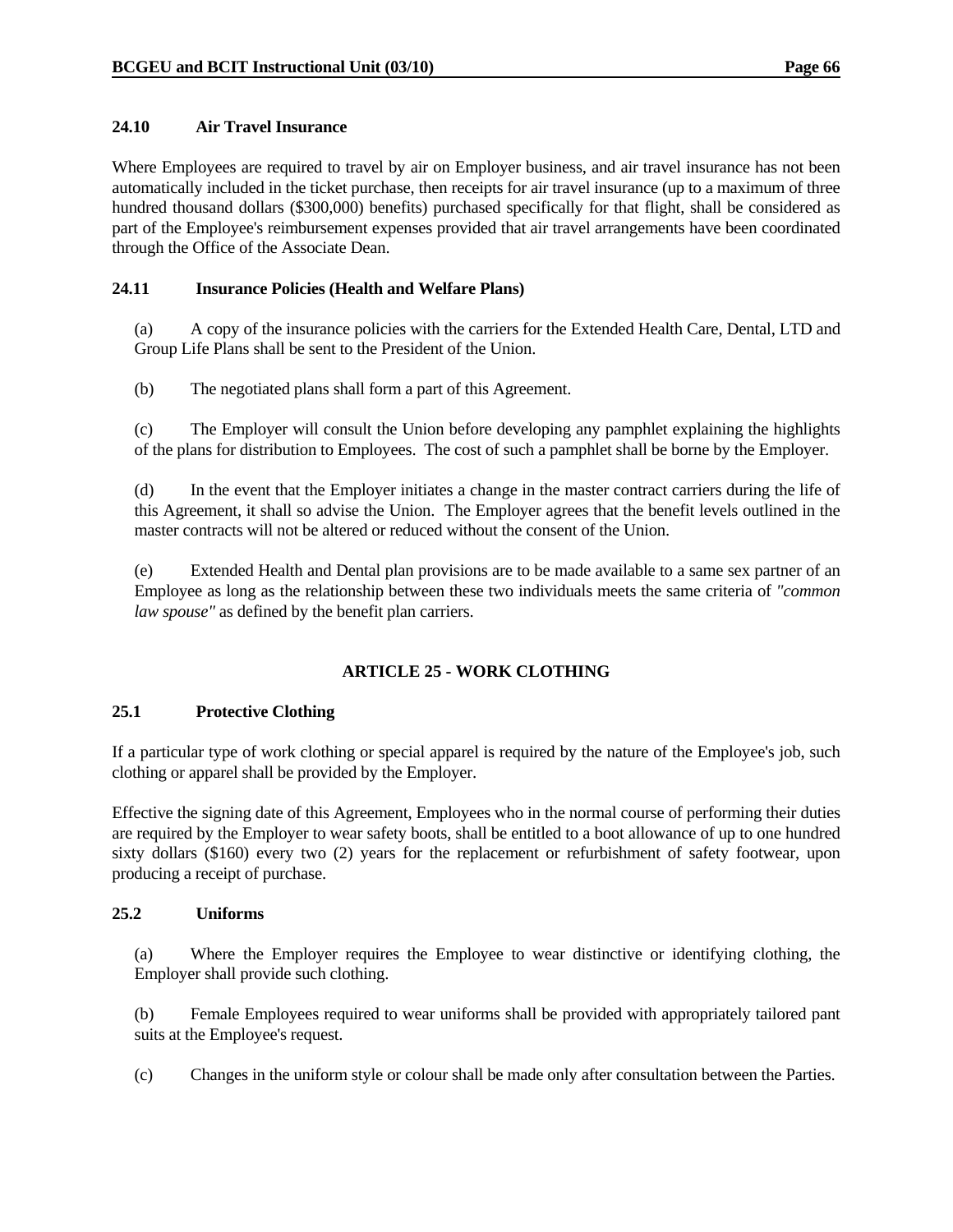### 24.10 Air Travel Insurance

Where Employees are required to travel by air on Employer business, and air travel insurance has not been automatically included in the ticket purchase, then receipts for air travel insurance (up to a maximum of three hundred thousand dollars ($300,000) benefits) purchased specifically for that flight, shall be considered as part of the Employee's reimbursement expenses provided that air travel arrangements have been coordinated through the Office of the Associate Dean.

### 24.11 Insurance Policies (Health and Welfare Plans)

(a) A copy of the insurance policies with the carriers for the Extended Health Care, Dental, LTD and Group Life Plans shall be sent to the President of the Union.

(b) The negotiated plans shall form a part of this Agreement.

(c) The Employer will consult the Union before developing any pamphlet explaining the highlights of the plans for distribution to Employees. The cost of such a pamphlet shall be borne by the Employer.

(d) In the event that the Employer initiates a change in the master contract carriers during the life of this Agreement, it shall so advise the Union. The Employer agrees that the benefit levels outlined in the master contracts will not be altered or reduced without the consent of the Union.

(e) Extended Health and Dental plan provisions are to be made available to a same sex partner of an Employee as long as the relationship between these two individuals meets the same criteria of *"common law spouse"* as defined by the benefit plan carriers.

## ARTICLE 25 - WORK CLOTHING

### 25.1 Protective Clothing

If a particular type of work clothing or special apparel is required by the nature of the Employee's job, such clothing or apparel shall be provided by the Employer.

Effective the signing date of this Agreement, Employees who in the normal course of performing their duties are required by the Employer to wear safety boots, shall be entitled to a boot allowance of up to one hundred sixty dollars ($160) every two (2) years for the replacement or refurbishment of safety footwear, upon producing a receipt of purchase.

### 25.2 Uniforms

(a) Where the Employer requires the Employee to wear distinctive or identifying clothing, the Employer shall provide such clothing.

(b) Female Employees required to wear uniforms shall be provided with appropriately tailored pant suits at the Employee's request.

(c) Changes in the uniform style or colour shall be made only after consultation between the Parties.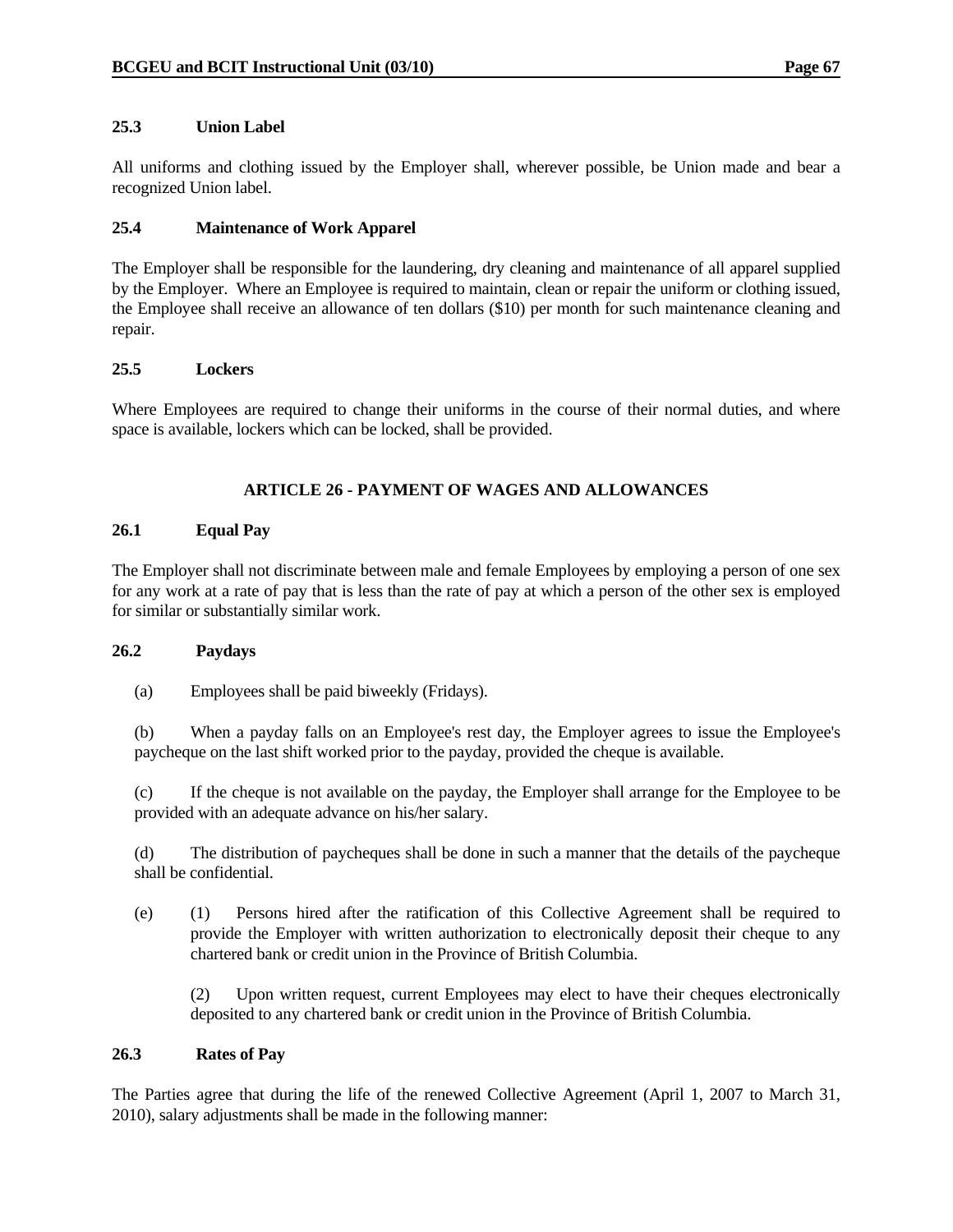**25.3 Union Label**

All uniforms and clothing issued by the Employer shall, wherever possible, be Union made and bear a recognized Union label.

**25.4 Maintenance of Work Apparel**

The Employer shall be responsible for the laundering, dry cleaning and maintenance of all apparel supplied by the Employer. Where an Employee is required to maintain, clean or repair the uniform or clothing issued, the Employee shall receive an allowance of ten dollars ($10) per month for such maintenance cleaning and repair.

**25.5 Lockers**

Where Employees are required to change their uniforms in the course of their normal duties, and where space is available, lockers which can be locked, shall be provided.

## ARTICLE 26 - PAYMENT OF WAGES AND ALLOWANCES

**26.1 Equal Pay**

The Employer shall not discriminate between male and female Employees by employing a person of one sex for any work at a rate of pay that is less than the rate of pay at which a person of the other sex is employed for similar or substantially similar work.

**26.2 Paydays**

(a) Employees shall be paid biweekly (Fridays).

(b) When a payday falls on an Employee's rest day, the Employer agrees to issue the Employee's paycheque on the last shift worked prior to the payday, provided the cheque is available.

(c) If the cheque is not available on the payday, the Employer shall arrange for the Employee to be provided with an adequate advance on his/her salary.

(d) The distribution of paycheques shall be done in such a manner that the details of the paycheque shall be confidential.

(e) (1) Persons hired after the ratification of this Collective Agreement shall be required to provide the Employer with written authorization to electronically deposit their cheque to any chartered bank or credit union in the Province of British Columbia.

(2) Upon written request, current Employees may elect to have their cheques electronically deposited to any chartered bank or credit union in the Province of British Columbia.

**26.3 Rates of Pay**

The Parties agree that during the life of the renewed Collective Agreement (April 1, 2007 to March 31, 2010), salary adjustments shall be made in the following manner: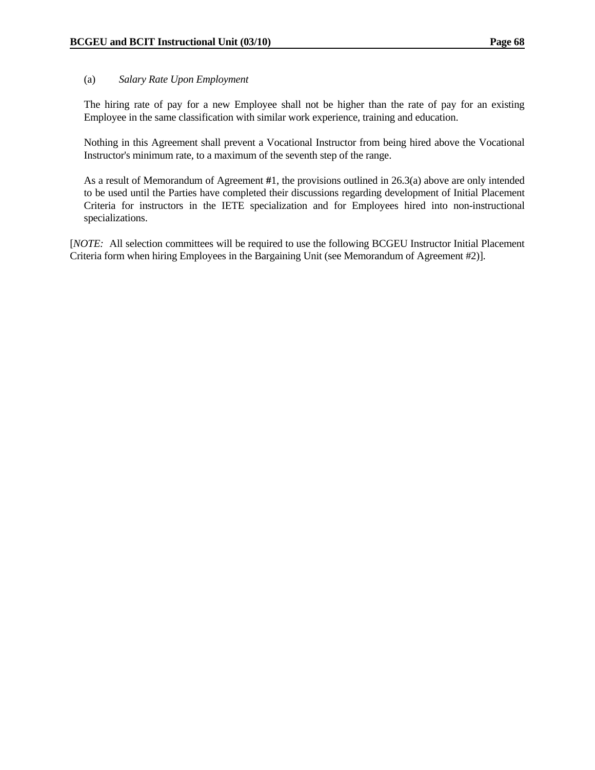(a) *Salary Rate Upon Employment*

The hiring rate of pay for a new Employee shall not be higher than the rate of pay for an existing Employee in the same classification with similar work experience, training and education.

Nothing in this Agreement shall prevent a Vocational Instructor from being hired above the Vocational Instructor's minimum rate, to a maximum of the seventh step of the range.

As a result of Memorandum of Agreement #1, the provisions outlined in 26.3(a) above are only intended to be used until the Parties have completed their discussions regarding development of Initial Placement Criteria for instructors in the IETE specialization and for Employees hired into non-instructional specializations.

[*NOTE:* All selection committees will be required to use the following BCGEU Instructor Initial Placement Criteria form when hiring Employees in the Bargaining Unit (see Memorandum of Agreement #2)].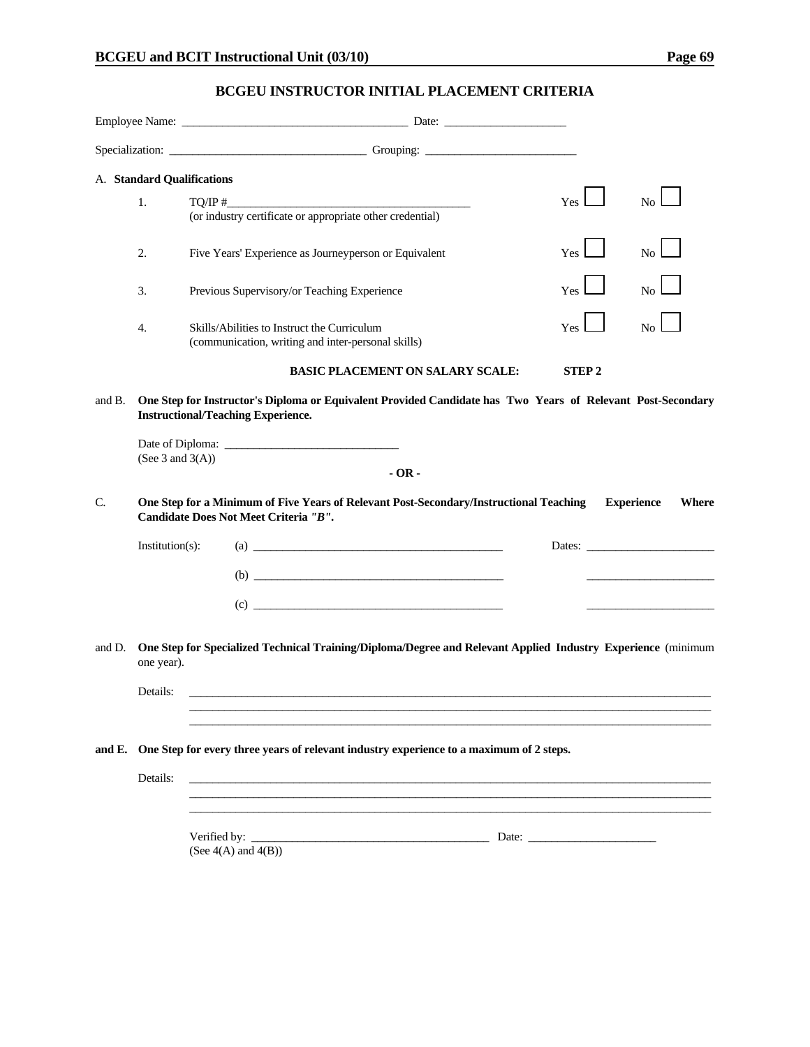## BCGEU INSTRUCTOR INITIAL PLACEMENT CRITERIA

Employee Name: ______________________________________ Date: ____________________

Specialization: ________________________________ Grouping: _________________________

A. **Standard Qualifications**

| | | | |
|---|---|---|---|
| 1. | TQ/IP #__________________________________________ (or industry certificate or appropriate other credential) | Yes ☐ | No ☐ |
| 2. | Five Years' Experience as Journeyperson or Equivalent | Yes ☐ | No ☐ |
| 3. | Previous Supervisory/or Teaching Experience | Yes ☐ | No ☐ |
| 4. | Skills/Abilities to Instruct the Curriculum (communication, writing and inter-personal skills) | Yes ☐ | No ☐ |

**BASIC PLACEMENT ON SALARY SCALE: STEP 2**

and B. **One Step for Instructor's Diploma or Equivalent Provided Candidate has Two Years of Relevant Post-Secondary Instructional/Teaching Experience.**

Date of Diploma: _____________________________
(See 3 and 3(A))

**- OR -**

C. **One Step for a Minimum of Five Years of Relevant Post-Secondary/Instructional Teaching Experience Where Candidate Does Not Meet Criteria *"B"*.**

Institution(s): (a) ___________________________________________ Dates: _____________________

(b) ___________________________________________ _____________________

(c) ___________________________________________ _____________________

and D. **One Step for Specialized Technical Training/Diploma/Degree and Relevant Applied Industry Experience** (minimum one year).

Details: ______________________________________________________________________________________
______________________________________________________________________________________
______________________________________________________________________________________

**and E. One Step for every three years of relevant industry experience to a maximum of 2 steps.**

Details: ______________________________________________________________________________________
______________________________________________________________________________________
______________________________________________________________________________________

Verified by: _________________________________________ Date: _____________________
(See 4(A) and 4(B))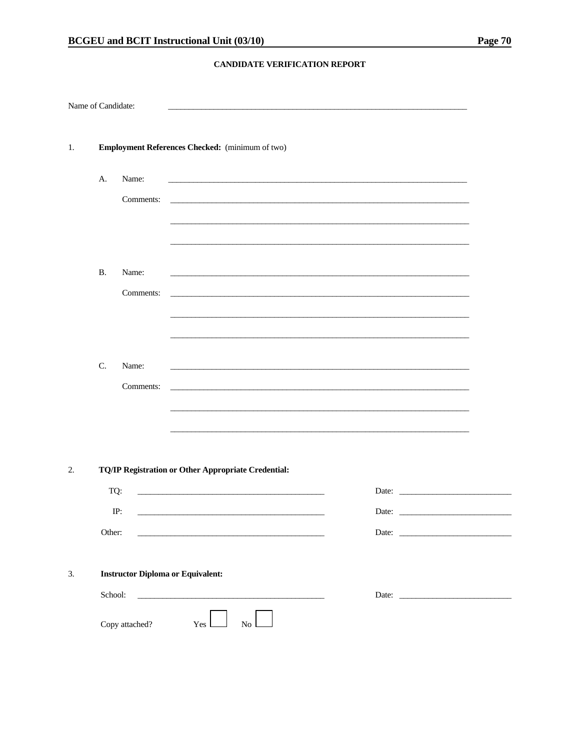**CANDIDATE VERIFICATION REPORT**

Name of Candidate: ______________________________________________________________

1. **Employment References Checked:** (minimum of two)

   A. Name: ______________________________________________________________

      Comments: ______________________________________________________________

      ______________________________________________________________

      ______________________________________________________________

   B. Name: ______________________________________________________________

      Comments: ______________________________________________________________

      ______________________________________________________________

      ______________________________________________________________

   C. Name: ______________________________________________________________

      Comments: ______________________________________________________________

      ______________________________________________________________

      ______________________________________________________________

2. **TQ/IP Registration or Other Appropriate Credential:**

   TQ: ________________________________________ Date: ______________________

   IP: ________________________________________ Date: ______________________

   Other: ________________________________________ Date: ______________________

3. **Instructor Diploma or Equivalent:**

   School: ________________________________________ Date: ______________________

   Copy attached? Yes ☐ No ☐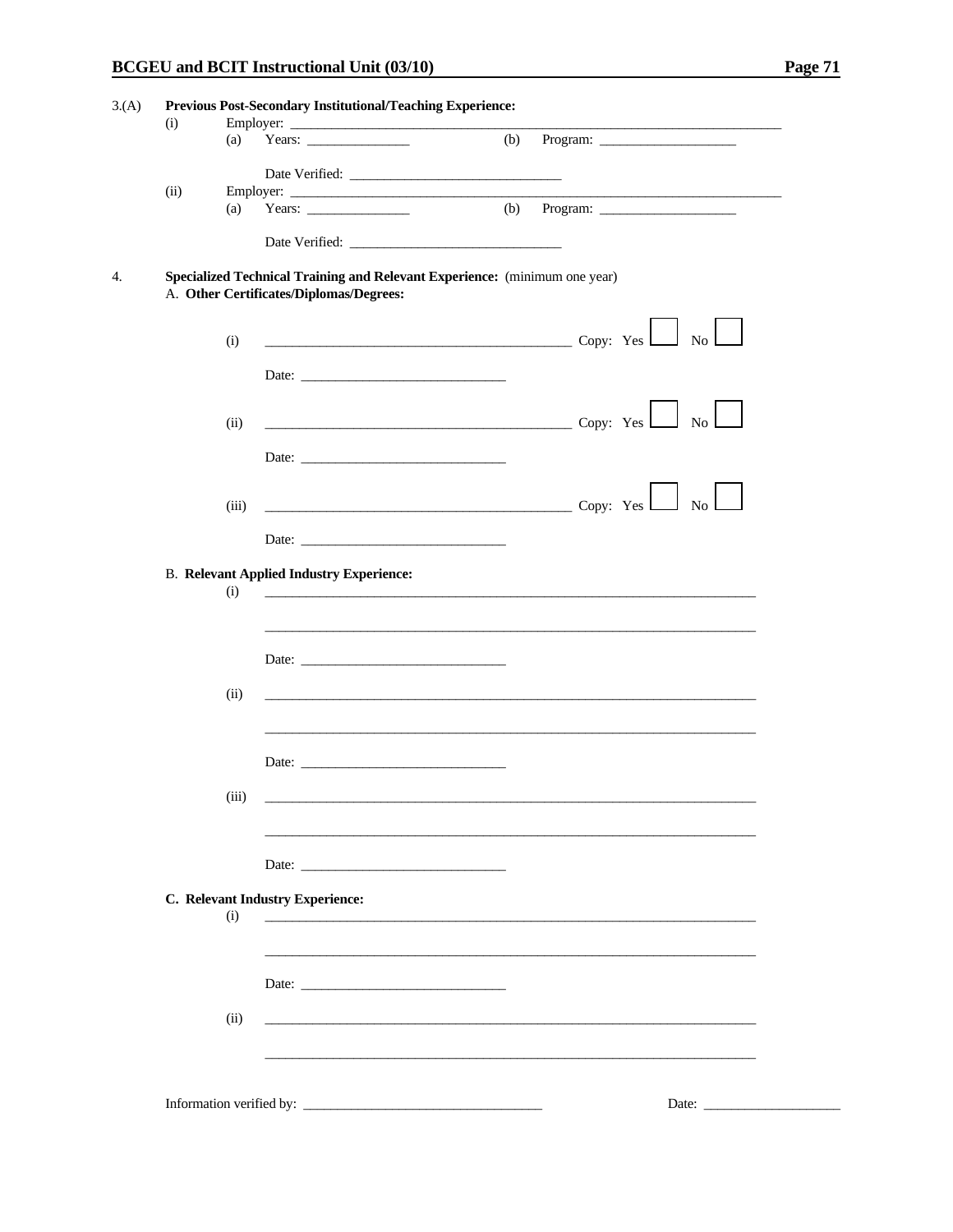3.(A) **Previous Post-Secondary Institutional/Teaching Experience:**

(i) Employer: ______________________________________________

(a) Years: _______________ (b) Program: ____________________

Date Verified: ______________________________

(ii) Employer: ______________________________________________

(a) Years: _______________ (b) Program: ____________________

Date Verified: ______________________________

4. **Specialized Technical Training and Relevant Experience:** (minimum one year)

A. **Other Certificates/Diplomas/Degrees:**

(i) ______________________________________________ Copy: Yes ☐ No ☐

Date: ______________________________

(ii) ______________________________________________ Copy: Yes ☐ No ☐

Date: ______________________________

(iii) ______________________________________________ Copy: Yes ☐ No ☐

Date: ______________________________

B. **Relevant Applied Industry Experience:**

(i) ______________________________________________

______________________________________________

Date: ______________________________

(ii) ______________________________________________

______________________________________________

Date: ______________________________

(iii) ______________________________________________

______________________________________________

Date: ______________________________

**C. Relevant Industry Experience:**

(i) ______________________________________________

______________________________________________

Date: ______________________________

(ii) ______________________________________________

______________________________________________

Information verified by: ___________________________________ Date: ____________________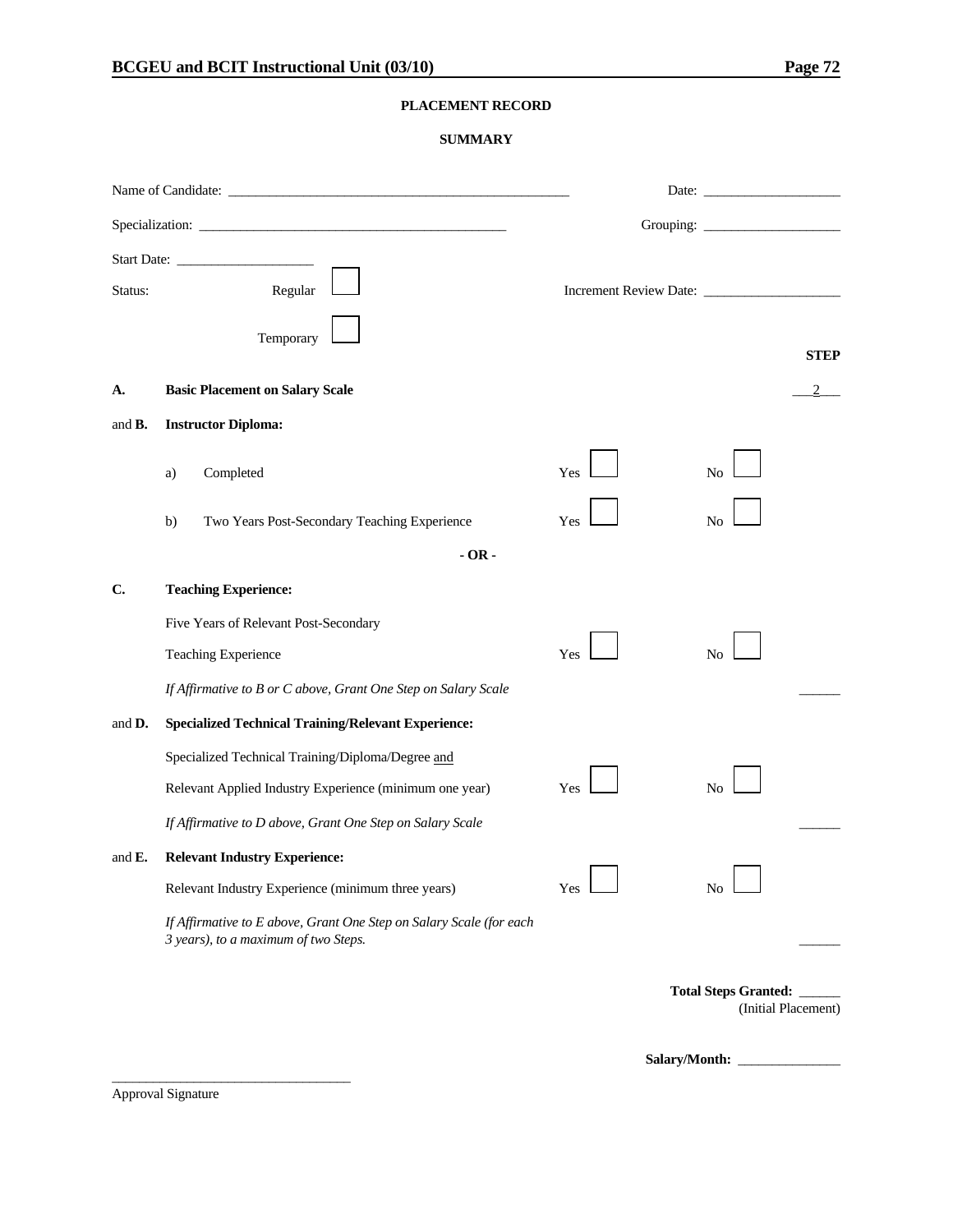## PLACEMENT RECORD

### SUMMARY

Name of Candidate: ____________________________________________ Date: ____________________

Specialization: ____________________________________________ Grouping: ____________________

Start Date: ____________________

Status: Regular ☐ Increment Review Date: ____________________

Temporary ☐

| | | | | **STEP** |
|---|---|---|---|---|
| **A.** | **Basic Placement on Salary Scale** | | | 2 |
| and **B.** | **Instructor Diploma:** | | | |
| | a) Completed | Yes ☐ | No ☐ | |
| | b) Two Years Post-Secondary Teaching Experience | Yes ☐ | No ☐ | |
| | **- OR -** | | | |
| **C.** | **Teaching Experience:** | | | |
| | Five Years of Relevant Post-Secondary Teaching Experience | Yes ☐ | No ☐ | |
| | *If Affirmative to B or C above, Grant One Step on Salary Scale* | | | ______ |
| and **D.** | **Specialized Technical Training/Relevant Experience:** | | | |
| | Specialized Technical Training/Diploma/Degree and Relevant Applied Industry Experience (minimum one year) | Yes ☐ | No ☐ | |
| | *If Affirmative to D above, Grant One Step on Salary Scale* | | | ______ |
| and **E.** | **Relevant Industry Experience:** | | | |
| | Relevant Industry Experience (minimum three years) | Yes ☐ | No ☐ | |
| | *If Affirmative to E above, Grant One Step on Salary Scale (for each 3 years), to a maximum of two Steps.* | | | ______ |

**Total Steps Granted:** ______
(Initial Placement)

**Salary/Month:** _______________

___________________________________
Approval Signature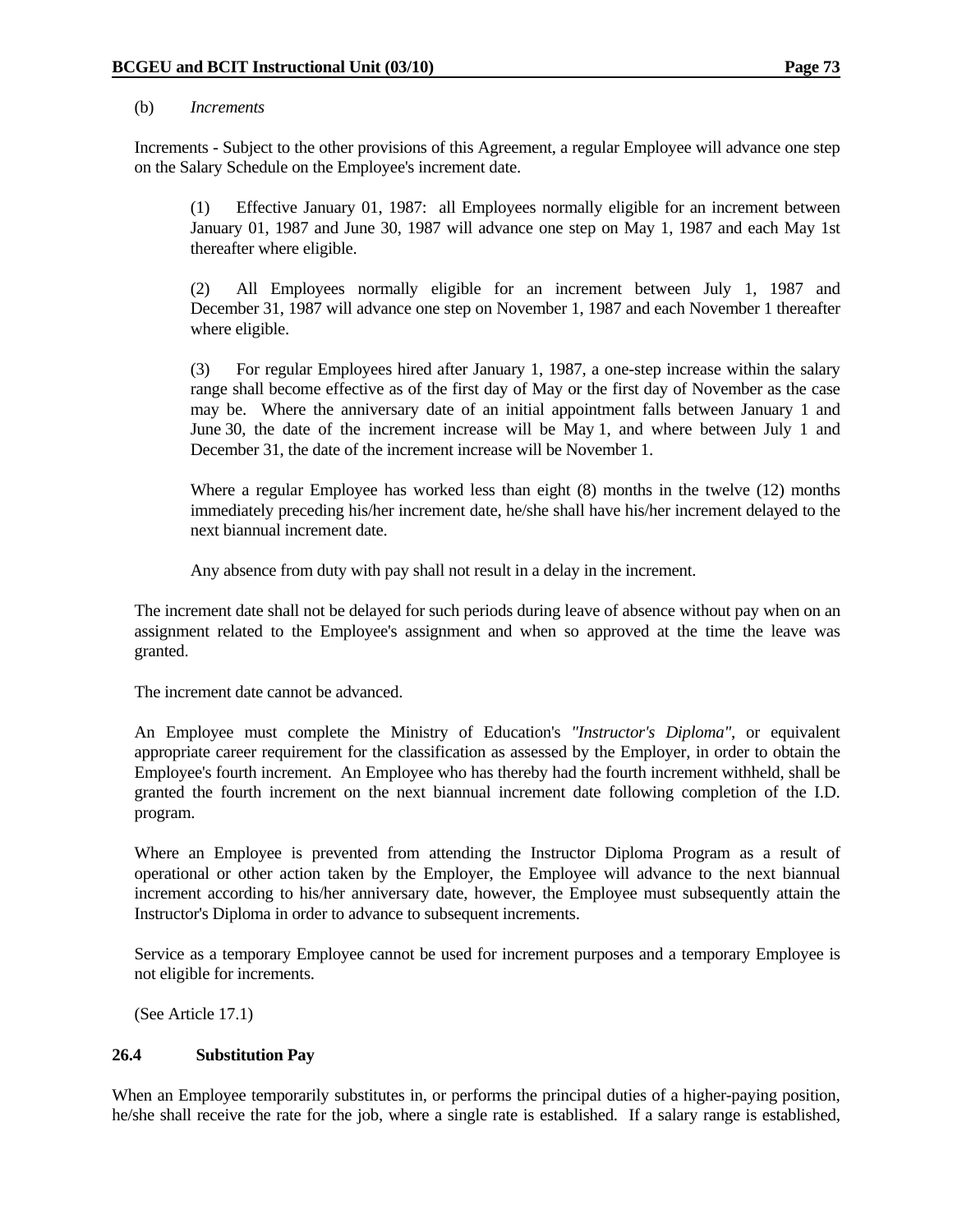(b) *Increments*

Increments - Subject to the other provisions of this Agreement, a regular Employee will advance one step on the Salary Schedule on the Employee's increment date.

(1) Effective January 01, 1987: all Employees normally eligible for an increment between January 01, 1987 and June 30, 1987 will advance one step on May 1, 1987 and each May 1st thereafter where eligible.

(2) All Employees normally eligible for an increment between July 1, 1987 and December 31, 1987 will advance one step on November 1, 1987 and each November 1 thereafter where eligible.

(3) For regular Employees hired after January 1, 1987, a one-step increase within the salary range shall become effective as of the first day of May or the first day of November as the case may be. Where the anniversary date of an initial appointment falls between January 1 and June 30, the date of the increment increase will be May 1, and where between July 1 and December 31, the date of the increment increase will be November 1.

Where a regular Employee has worked less than eight (8) months in the twelve (12) months immediately preceding his/her increment date, he/she shall have his/her increment delayed to the next biannual increment date.

Any absence from duty with pay shall not result in a delay in the increment.

The increment date shall not be delayed for such periods during leave of absence without pay when on an assignment related to the Employee's assignment and when so approved at the time the leave was granted.

The increment date cannot be advanced.

An Employee must complete the Ministry of Education's *"Instructor's Diploma"*, or equivalent appropriate career requirement for the classification as assessed by the Employer, in order to obtain the Employee's fourth increment. An Employee who has thereby had the fourth increment withheld, shall be granted the fourth increment on the next biannual increment date following completion of the I.D. program.

Where an Employee is prevented from attending the Instructor Diploma Program as a result of operational or other action taken by the Employer, the Employee will advance to the next biannual increment according to his/her anniversary date, however, the Employee must subsequently attain the Instructor's Diploma in order to advance to subsequent increments.

Service as a temporary Employee cannot be used for increment purposes and a temporary Employee is not eligible for increments.

(See Article 17.1)

### 26.4 Substitution Pay

When an Employee temporarily substitutes in, or performs the principal duties of a higher-paying position, he/she shall receive the rate for the job, where a single rate is established. If a salary range is established,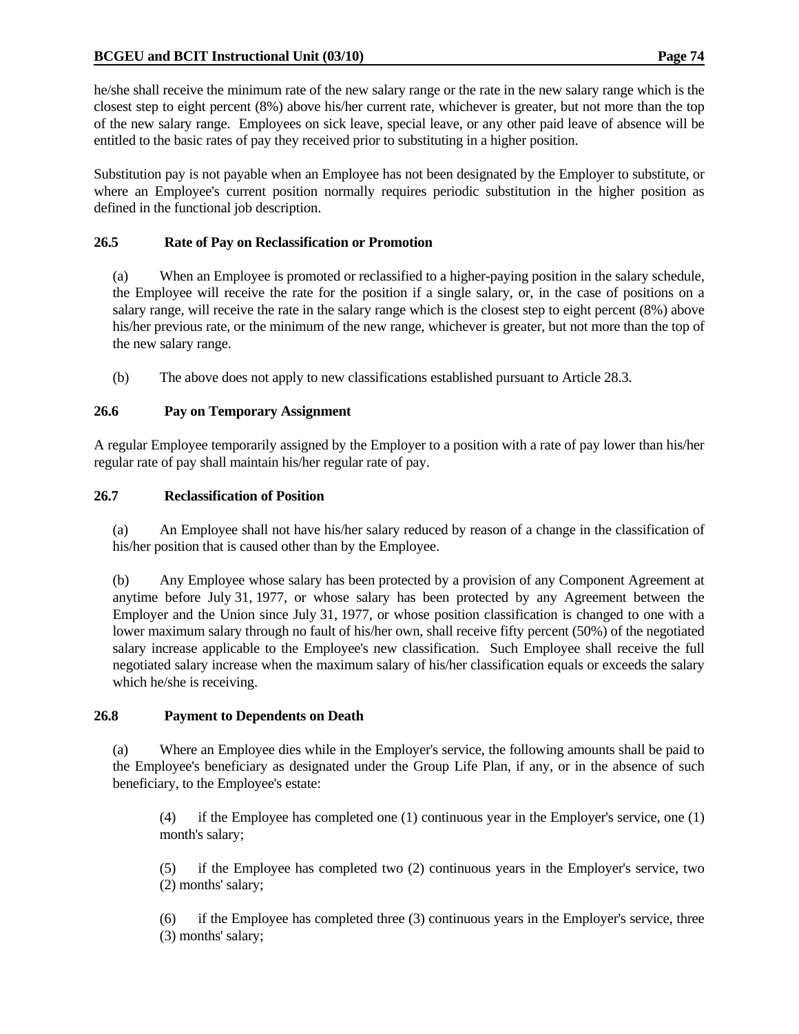he/she shall receive the minimum rate of the new salary range or the rate in the new salary range which is the closest step to eight percent (8%) above his/her current rate, whichever is greater, but not more than the top of the new salary range. Employees on sick leave, special leave, or any other paid leave of absence will be entitled to the basic rates of pay they received prior to substituting in a higher position.

Substitution pay is not payable when an Employee has not been designated by the Employer to substitute, or where an Employee's current position normally requires periodic substitution in the higher position as defined in the functional job description.

### 26.5 Rate of Pay on Reclassification or Promotion

(a) When an Employee is promoted or reclassified to a higher-paying position in the salary schedule, the Employee will receive the rate for the position if a single salary, or, in the case of positions on a salary range, will receive the rate in the salary range which is the closest step to eight percent (8%) above his/her previous rate, or the minimum of the new range, whichever is greater, but not more than the top of the new salary range.

(b) The above does not apply to new classifications established pursuant to Article 28.3.

### 26.6 Pay on Temporary Assignment

A regular Employee temporarily assigned by the Employer to a position with a rate of pay lower than his/her regular rate of pay shall maintain his/her regular rate of pay.

### 26.7 Reclassification of Position

(a) An Employee shall not have his/her salary reduced by reason of a change in the classification of his/her position that is caused other than by the Employee.

(b) Any Employee whose salary has been protected by a provision of any Component Agreement at anytime before July 31, 1977, or whose salary has been protected by any Agreement between the Employer and the Union since July 31, 1977, or whose position classification is changed to one with a lower maximum salary through no fault of his/her own, shall receive fifty percent (50%) of the negotiated salary increase applicable to the Employee's new classification. Such Employee shall receive the full negotiated salary increase when the maximum salary of his/her classification equals or exceeds the salary which he/she is receiving.

### 26.8 Payment to Dependents on Death

(a) Where an Employee dies while in the Employer's service, the following amounts shall be paid to the Employee's beneficiary as designated under the Group Life Plan, if any, or in the absence of such beneficiary, to the Employee's estate:

(4) if the Employee has completed one (1) continuous year in the Employer's service, one (1) month's salary;

(5) if the Employee has completed two (2) continuous years in the Employer's service, two (2) months' salary;

(6) if the Employee has completed three (3) continuous years in the Employer's service, three (3) months' salary;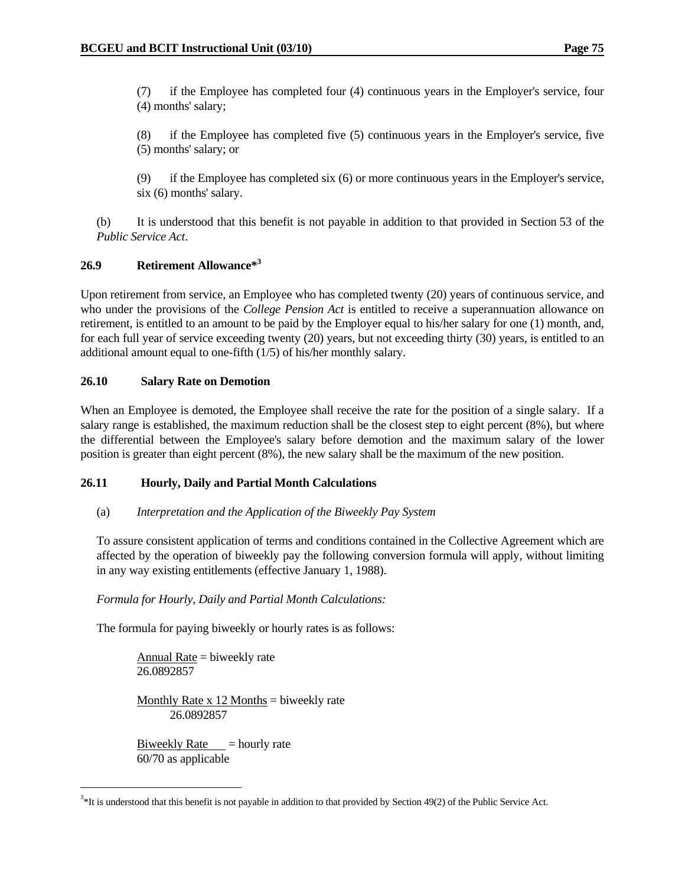(7) if the Employee has completed four (4) continuous years in the Employer's service, four (4) months' salary;

(8) if the Employee has completed five (5) continuous years in the Employer's service, five (5) months' salary; or

(9) if the Employee has completed six (6) or more continuous years in the Employer's service, six (6) months' salary.

(b) It is understood that this benefit is not payable in addition to that provided in Section 53 of the *Public Service Act*.

### 26.9 Retirement Allowance*[3]

Upon retirement from service, an Employee who has completed twenty (20) years of continuous service, and who under the provisions of the *College Pension Act* is entitled to receive a superannuation allowance on retirement, is entitled to an amount to be paid by the Employer equal to his/her salary for one (1) month, and, for each full year of service exceeding twenty (20) years, but not exceeding thirty (30) years, is entitled to an additional amount equal to one-fifth (1/5) of his/her monthly salary.

### 26.10 Salary Rate on Demotion

When an Employee is demoted, the Employee shall receive the rate for the position of a single salary. If a salary range is established, the maximum reduction shall be the closest step to eight percent (8%), but where the differential between the Employee's salary before demotion and the maximum salary of the lower position is greater than eight percent (8%), the new salary shall be the maximum of the new position.

### 26.11 Hourly, Daily and Partial Month Calculations

(a) *Interpretation and the Application of the Biweekly Pay System*

To assure consistent application of terms and conditions contained in the Collective Agreement which are affected by the operation of biweekly pay the following conversion formula will apply, without limiting in any way existing entitlements (effective January 1, 1988).

*Formula for Hourly, Daily and Partial Month Calculations:*

The formula for paying biweekly or hourly rates is as follows:

$$\frac{\text{Annual Rate}}{26.0892857} = \text{biweekly rate}$$

$$\frac{\text{Monthly Rate x 12 Months}}{26.0892857} = \text{biweekly rate}$$

$$\frac{\text{Biweekly Rate}}{\text{60/70 as applicable}} = \text{hourly rate}$$

[3] *It is understood that this benefit is not payable in addition to that provided by Section 49(2) of the Public Service Act.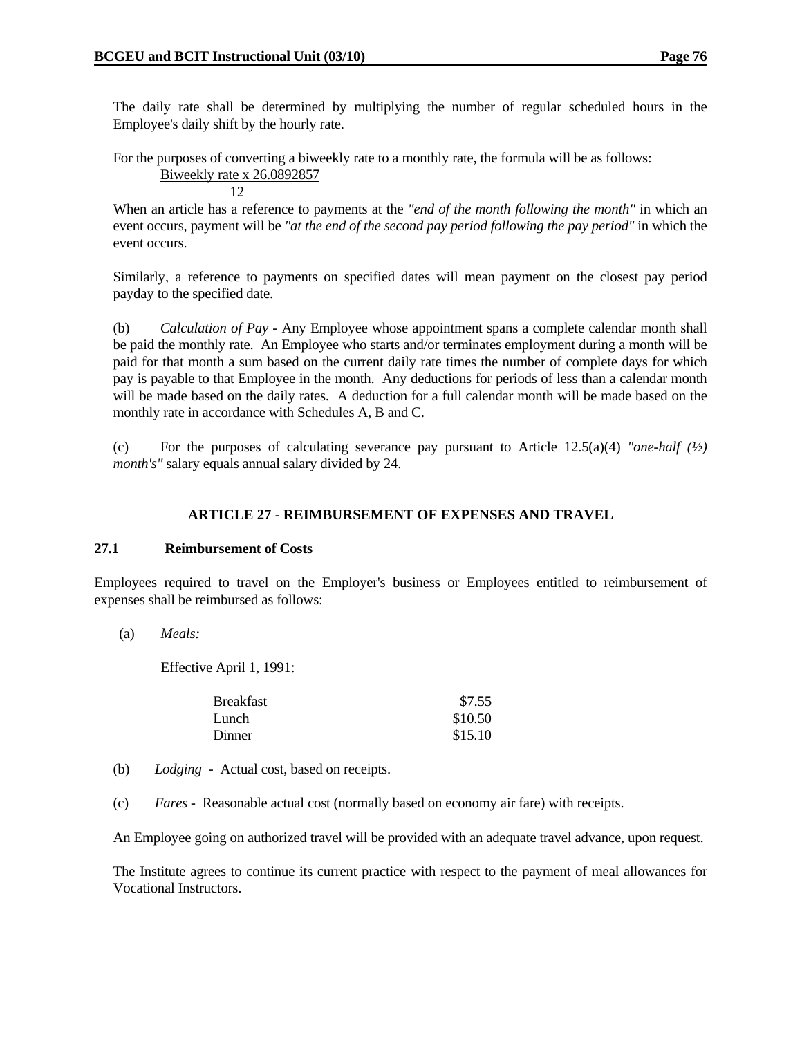The daily rate shall be determined by multiplying the number of regular scheduled hours in the Employee's daily shift by the hourly rate.

For the purposes of converting a biweekly rate to a monthly rate, the formula will be as follows:

$$\frac{\text{Biweekly rate} \times 26.0892857}{12}$$

When an article has a reference to payments at the *"end of the month following the month"* in which an event occurs, payment will be *"at the end of the second pay period following the pay period"* in which the event occurs.

Similarly, a reference to payments on specified dates will mean payment on the closest pay period payday to the specified date.

(b) *Calculation of Pay* - Any Employee whose appointment spans a complete calendar month shall be paid the monthly rate. An Employee who starts and/or terminates employment during a month will be paid for that month a sum based on the current daily rate times the number of complete days for which pay is payable to that Employee in the month. Any deductions for periods of less than a calendar month will be made based on the daily rates. A deduction for a full calendar month will be made based on the monthly rate in accordance with Schedules A, B and C.

(c) For the purposes of calculating severance pay pursuant to Article 12.5(a)(4) *"one-half (½) month's"* salary equals annual salary divided by 24.

## ARTICLE 27 - REIMBURSEMENT OF EXPENSES AND TRAVEL

### 27.1 Reimbursement of Costs

Employees required to travel on the Employer's business or Employees entitled to reimbursement of expenses shall be reimbursed as follows:

(a) *Meals:*

Effective April 1, 1991:

| | |
|---|---|
| Breakfast | $7.55 |
| Lunch | $10.50 |
| Dinner | $15.10 |

(b) *Lodging* - Actual cost, based on receipts.

(c) *Fares* - Reasonable actual cost (normally based on economy air fare) with receipts.

An Employee going on authorized travel will be provided with an adequate travel advance, upon request.

The Institute agrees to continue its current practice with respect to the payment of meal allowances for Vocational Instructors.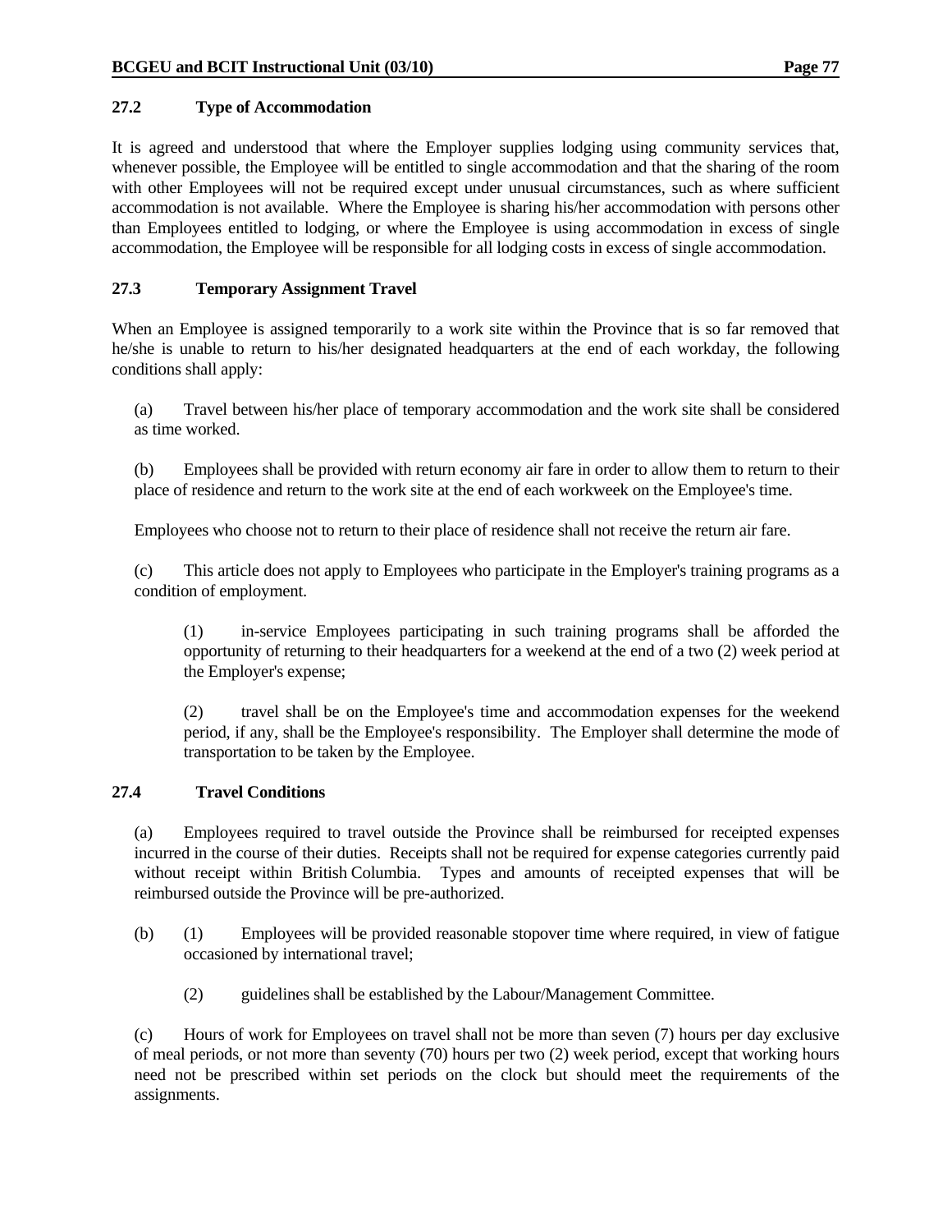### 27.2 Type of Accommodation

It is agreed and understood that where the Employer supplies lodging using community services that, whenever possible, the Employee will be entitled to single accommodation and that the sharing of the room with other Employees will not be required except under unusual circumstances, such as where sufficient accommodation is not available. Where the Employee is sharing his/her accommodation with persons other than Employees entitled to lodging, or where the Employee is using accommodation in excess of single accommodation, the Employee will be responsible for all lodging costs in excess of single accommodation.

### 27.3 Temporary Assignment Travel

When an Employee is assigned temporarily to a work site within the Province that is so far removed that he/she is unable to return to his/her designated headquarters at the end of each workday, the following conditions shall apply:

(a) Travel between his/her place of temporary accommodation and the work site shall be considered as time worked.

(b) Employees shall be provided with return economy air fare in order to allow them to return to their place of residence and return to the work site at the end of each workweek on the Employee's time.

Employees who choose not to return to their place of residence shall not receive the return air fare.

(c) This article does not apply to Employees who participate in the Employer's training programs as a condition of employment.

(1) in-service Employees participating in such training programs shall be afforded the opportunity of returning to their headquarters for a weekend at the end of a two (2) week period at the Employer's expense;

(2) travel shall be on the Employee's time and accommodation expenses for the weekend period, if any, shall be the Employee's responsibility. The Employer shall determine the mode of transportation to be taken by the Employee.

### 27.4 Travel Conditions

(a) Employees required to travel outside the Province shall be reimbursed for receipted expenses incurred in the course of their duties. Receipts shall not be required for expense categories currently paid without receipt within British Columbia. Types and amounts of receipted expenses that will be reimbursed outside the Province will be pre-authorized.

(b) (1) Employees will be provided reasonable stopover time where required, in view of fatigue occasioned by international travel;

(2) guidelines shall be established by the Labour/Management Committee.

(c) Hours of work for Employees on travel shall not be more than seven (7) hours per day exclusive of meal periods, or not more than seventy (70) hours per two (2) week period, except that working hours need not be prescribed within set periods on the clock but should meet the requirements of the assignments.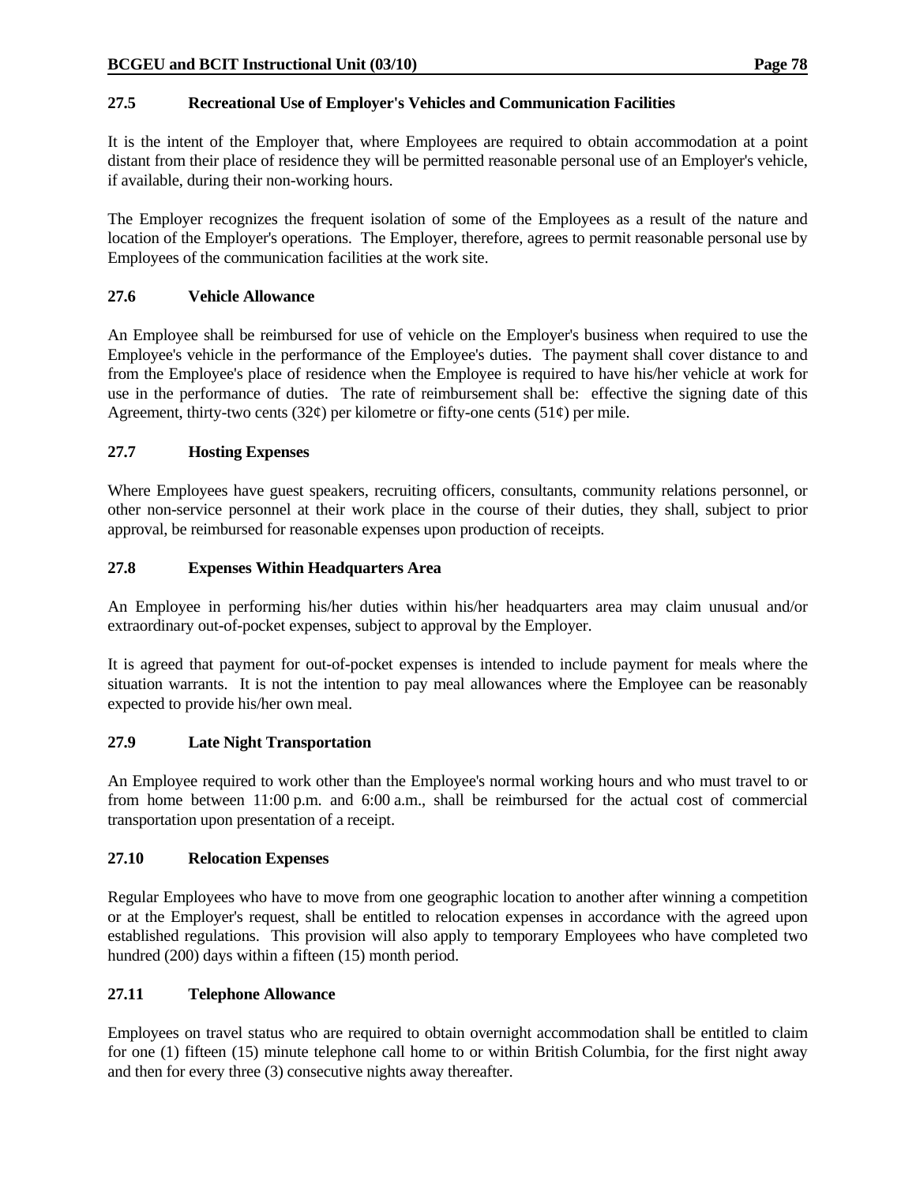### 27.5 Recreational Use of Employer's Vehicles and Communication Facilities

It is the intent of the Employer that, where Employees are required to obtain accommodation at a point distant from their place of residence they will be permitted reasonable personal use of an Employer's vehicle, if available, during their non-working hours.

The Employer recognizes the frequent isolation of some of the Employees as a result of the nature and location of the Employer's operations. The Employer, therefore, agrees to permit reasonable personal use by Employees of the communication facilities at the work site.

### 27.6 Vehicle Allowance

An Employee shall be reimbursed for use of vehicle on the Employer's business when required to use the Employee's vehicle in the performance of the Employee's duties. The payment shall cover distance to and from the Employee's place of residence when the Employee is required to have his/her vehicle at work for use in the performance of duties. The rate of reimbursement shall be: effective the signing date of this Agreement, thirty-two cents (32¢) per kilometre or fifty-one cents (51¢) per mile.

### 27.7 Hosting Expenses

Where Employees have guest speakers, recruiting officers, consultants, community relations personnel, or other non-service personnel at their work place in the course of their duties, they shall, subject to prior approval, be reimbursed for reasonable expenses upon production of receipts.

### 27.8 Expenses Within Headquarters Area

An Employee in performing his/her duties within his/her headquarters area may claim unusual and/or extraordinary out-of-pocket expenses, subject to approval by the Employer.

It is agreed that payment for out-of-pocket expenses is intended to include payment for meals where the situation warrants. It is not the intention to pay meal allowances where the Employee can be reasonably expected to provide his/her own meal.

### 27.9 Late Night Transportation

An Employee required to work other than the Employee's normal working hours and who must travel to or from home between 11:00 p.m. and 6:00 a.m., shall be reimbursed for the actual cost of commercial transportation upon presentation of a receipt.

### 27.10 Relocation Expenses

Regular Employees who have to move from one geographic location to another after winning a competition or at the Employer's request, shall be entitled to relocation expenses in accordance with the agreed upon established regulations. This provision will also apply to temporary Employees who have completed two hundred (200) days within a fifteen (15) month period.

### 27.11 Telephone Allowance

Employees on travel status who are required to obtain overnight accommodation shall be entitled to claim for one (1) fifteen (15) minute telephone call home to or within British Columbia, for the first night away and then for every three (3) consecutive nights away thereafter.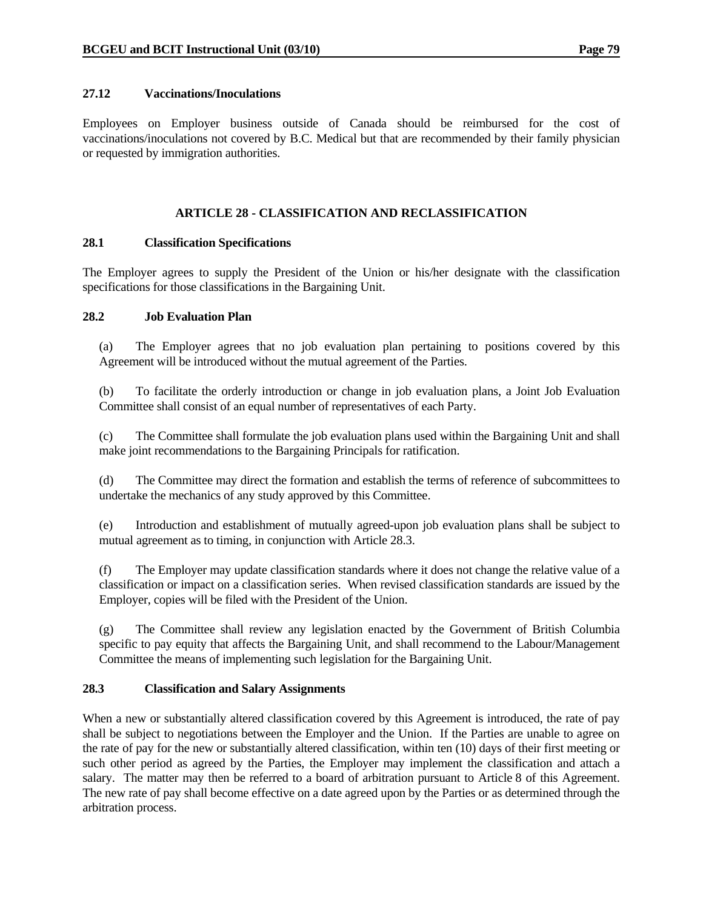### 27.12 Vaccinations/Inoculations

Employees on Employer business outside of Canada should be reimbursed for the cost of vaccinations/inoculations not covered by B.C. Medical but that are recommended by their family physician or requested by immigration authorities.

## ARTICLE 28 - CLASSIFICATION AND RECLASSIFICATION

### 28.1 Classification Specifications

The Employer agrees to supply the President of the Union or his/her designate with the classification specifications for those classifications in the Bargaining Unit.

### 28.2 Job Evaluation Plan

(a) The Employer agrees that no job evaluation plan pertaining to positions covered by this Agreement will be introduced without the mutual agreement of the Parties.

(b) To facilitate the orderly introduction or change in job evaluation plans, a Joint Job Evaluation Committee shall consist of an equal number of representatives of each Party.

(c) The Committee shall formulate the job evaluation plans used within the Bargaining Unit and shall make joint recommendations to the Bargaining Principals for ratification.

(d) The Committee may direct the formation and establish the terms of reference of subcommittees to undertake the mechanics of any study approved by this Committee.

(e) Introduction and establishment of mutually agreed-upon job evaluation plans shall be subject to mutual agreement as to timing, in conjunction with Article 28.3.

(f) The Employer may update classification standards where it does not change the relative value of a classification or impact on a classification series. When revised classification standards are issued by the Employer, copies will be filed with the President of the Union.

(g) The Committee shall review any legislation enacted by the Government of British Columbia specific to pay equity that affects the Bargaining Unit, and shall recommend to the Labour/Management Committee the means of implementing such legislation for the Bargaining Unit.

### 28.3 Classification and Salary Assignments

When a new or substantially altered classification covered by this Agreement is introduced, the rate of pay shall be subject to negotiations between the Employer and the Union. If the Parties are unable to agree on the rate of pay for the new or substantially altered classification, within ten (10) days of their first meeting or such other period as agreed by the Parties, the Employer may implement the classification and attach a salary. The matter may then be referred to a board of arbitration pursuant to Article 8 of this Agreement. The new rate of pay shall become effective on a date agreed upon by the Parties or as determined through the arbitration process.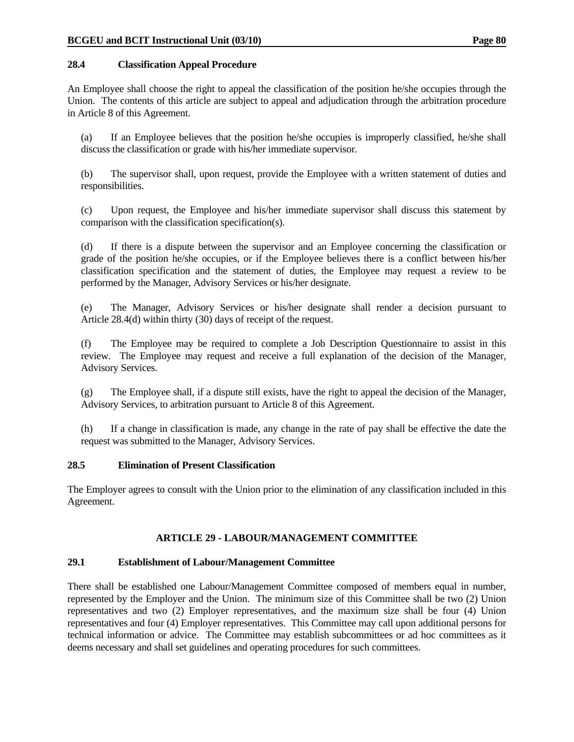### 28.4 Classification Appeal Procedure

An Employee shall choose the right to appeal the classification of the position he/she occupies through the Union. The contents of this article are subject to appeal and adjudication through the arbitration procedure in Article 8 of this Agreement.

(a) If an Employee believes that the position he/she occupies is improperly classified, he/she shall discuss the classification or grade with his/her immediate supervisor.

(b) The supervisor shall, upon request, provide the Employee with a written statement of duties and responsibilities.

(c) Upon request, the Employee and his/her immediate supervisor shall discuss this statement by comparison with the classification specification(s).

(d) If there is a dispute between the supervisor and an Employee concerning the classification or grade of the position he/she occupies, or if the Employee believes there is a conflict between his/her classification specification and the statement of duties, the Employee may request a review to be performed by the Manager, Advisory Services or his/her designate.

(e) The Manager, Advisory Services or his/her designate shall render a decision pursuant to Article 28.4(d) within thirty (30) days of receipt of the request.

(f) The Employee may be required to complete a Job Description Questionnaire to assist in this review. The Employee may request and receive a full explanation of the decision of the Manager, Advisory Services.

(g) The Employee shall, if a dispute still exists, have the right to appeal the decision of the Manager, Advisory Services, to arbitration pursuant to Article 8 of this Agreement.

(h) If a change in classification is made, any change in the rate of pay shall be effective the date the request was submitted to the Manager, Advisory Services.

### 28.5 Elimination of Present Classification

The Employer agrees to consult with the Union prior to the elimination of any classification included in this Agreement.

## ARTICLE 29 - LABOUR/MANAGEMENT COMMITTEE

### 29.1 Establishment of Labour/Management Committee

There shall be established one Labour/Management Committee composed of members equal in number, represented by the Employer and the Union. The minimum size of this Committee shall be two (2) Union representatives and two (2) Employer representatives, and the maximum size shall be four (4) Union representatives and four (4) Employer representatives. This Committee may call upon additional persons for technical information or advice. The Committee may establish subcommittees or ad hoc committees as it deems necessary and shall set guidelines and operating procedures for such committees.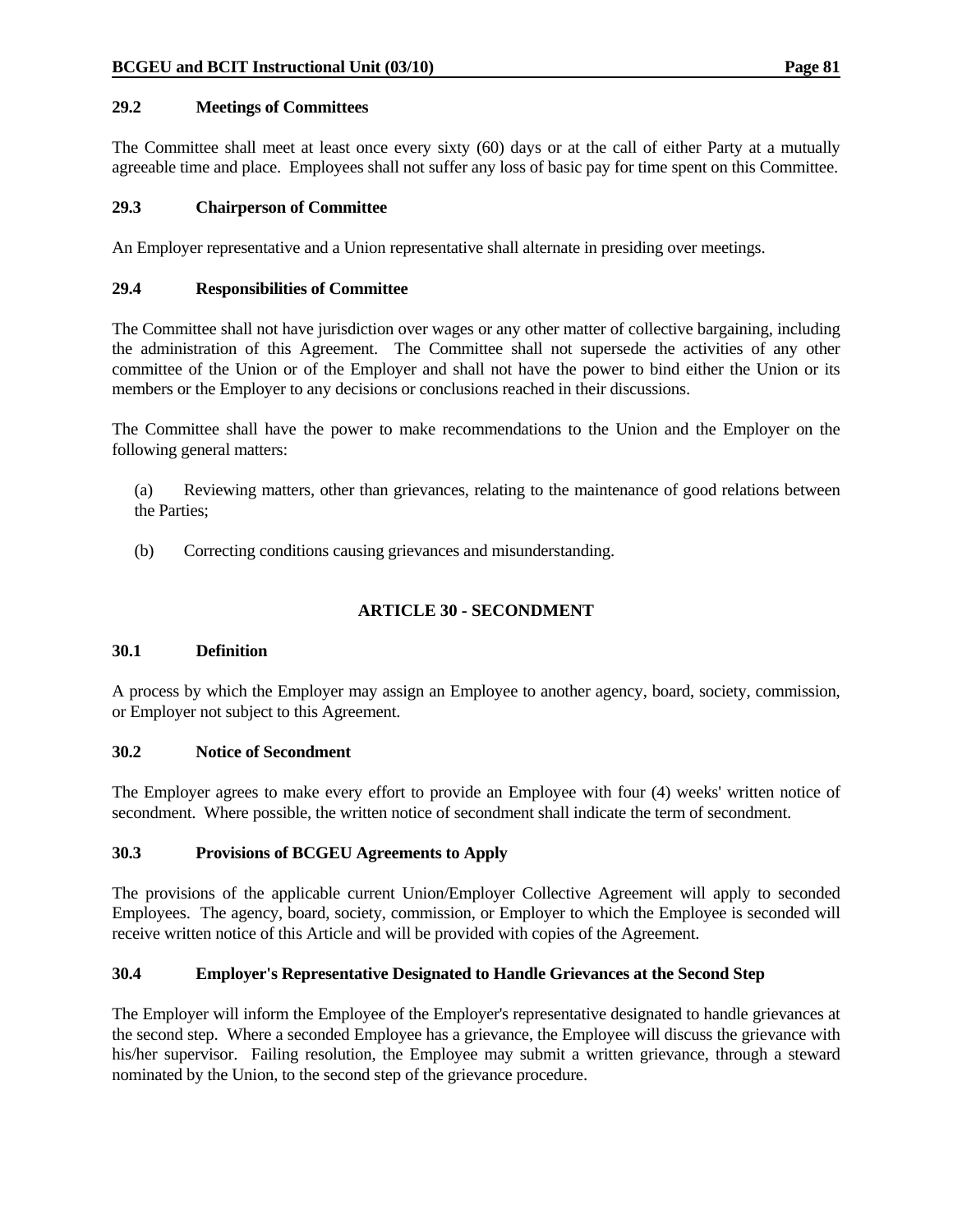### 29.2 Meetings of Committees

The Committee shall meet at least once every sixty (60) days or at the call of either Party at a mutually agreeable time and place. Employees shall not suffer any loss of basic pay for time spent on this Committee.

### 29.3 Chairperson of Committee

An Employer representative and a Union representative shall alternate in presiding over meetings.

### 29.4 Responsibilities of Committee

The Committee shall not have jurisdiction over wages or any other matter of collective bargaining, including the administration of this Agreement. The Committee shall not supersede the activities of any other committee of the Union or of the Employer and shall not have the power to bind either the Union or its members or the Employer to any decisions or conclusions reached in their discussions.

The Committee shall have the power to make recommendations to the Union and the Employer on the following general matters:

(a) Reviewing matters, other than grievances, relating to the maintenance of good relations between the Parties;

(b) Correcting conditions causing grievances and misunderstanding.

## ARTICLE 30 - SECONDMENT

### 30.1 Definition

A process by which the Employer may assign an Employee to another agency, board, society, commission, or Employer not subject to this Agreement.

### 30.2 Notice of Secondment

The Employer agrees to make every effort to provide an Employee with four (4) weeks' written notice of secondment. Where possible, the written notice of secondment shall indicate the term of secondment.

### 30.3 Provisions of BCGEU Agreements to Apply

The provisions of the applicable current Union/Employer Collective Agreement will apply to seconded Employees. The agency, board, society, commission, or Employer to which the Employee is seconded will receive written notice of this Article and will be provided with copies of the Agreement.

### 30.4 Employer's Representative Designated to Handle Grievances at the Second Step

The Employer will inform the Employee of the Employer's representative designated to handle grievances at the second step. Where a seconded Employee has a grievance, the Employee will discuss the grievance with his/her supervisor. Failing resolution, the Employee may submit a written grievance, through a steward nominated by the Union, to the second step of the grievance procedure.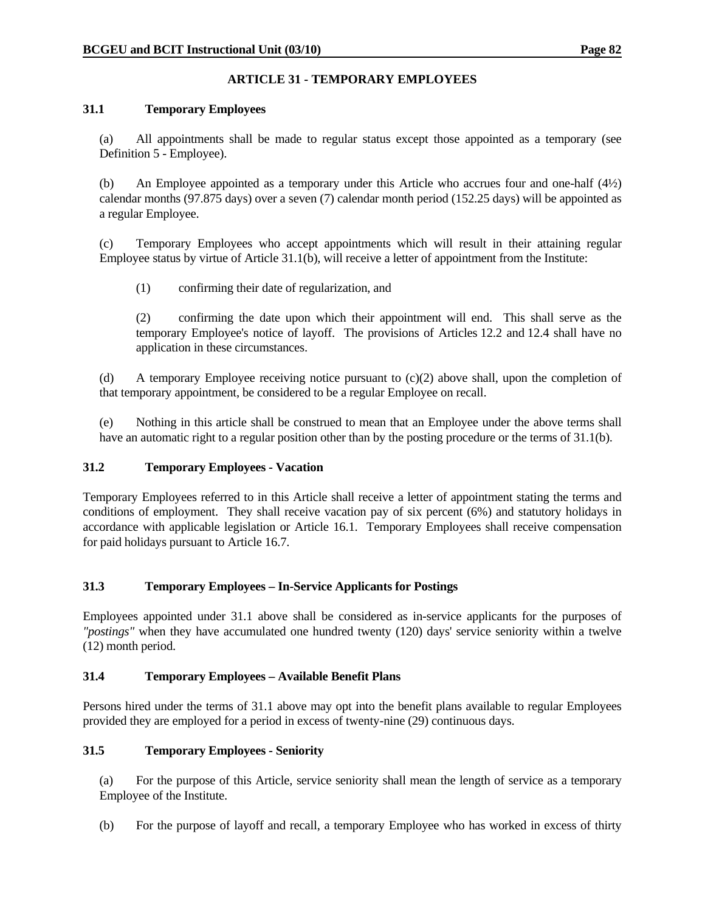## ARTICLE 31 - TEMPORARY EMPLOYEES

### 31.1 Temporary Employees

(a) All appointments shall be made to regular status except those appointed as a temporary (see Definition 5 - Employee).

(b) An Employee appointed as a temporary under this Article who accrues four and one-half (4½) calendar months (97.875 days) over a seven (7) calendar month period (152.25 days) will be appointed as a regular Employee.

(c) Temporary Employees who accept appointments which will result in their attaining regular Employee status by virtue of Article 31.1(b), will receive a letter of appointment from the Institute:

(1) confirming their date of regularization, and

(2) confirming the date upon which their appointment will end. This shall serve as the temporary Employee's notice of layoff. The provisions of Articles 12.2 and 12.4 shall have no application in these circumstances.

(d) A temporary Employee receiving notice pursuant to (c)(2) above shall, upon the completion of that temporary appointment, be considered to be a regular Employee on recall.

(e) Nothing in this article shall be construed to mean that an Employee under the above terms shall have an automatic right to a regular position other than by the posting procedure or the terms of 31.1(b).

### 31.2 Temporary Employees - Vacation

Temporary Employees referred to in this Article shall receive a letter of appointment stating the terms and conditions of employment. They shall receive vacation pay of six percent (6%) and statutory holidays in accordance with applicable legislation or Article 16.1. Temporary Employees shall receive compensation for paid holidays pursuant to Article 16.7.

### 31.3 Temporary Employees – In-Service Applicants for Postings

Employees appointed under 31.1 above shall be considered as in-service applicants for the purposes of *"postings"* when they have accumulated one hundred twenty (120) days' service seniority within a twelve (12) month period.

### 31.4 Temporary Employees – Available Benefit Plans

Persons hired under the terms of 31.1 above may opt into the benefit plans available to regular Employees provided they are employed for a period in excess of twenty-nine (29) continuous days.

### 31.5 Temporary Employees - Seniority

(a) For the purpose of this Article, service seniority shall mean the length of service as a temporary Employee of the Institute.

(b) For the purpose of layoff and recall, a temporary Employee who has worked in excess of thirty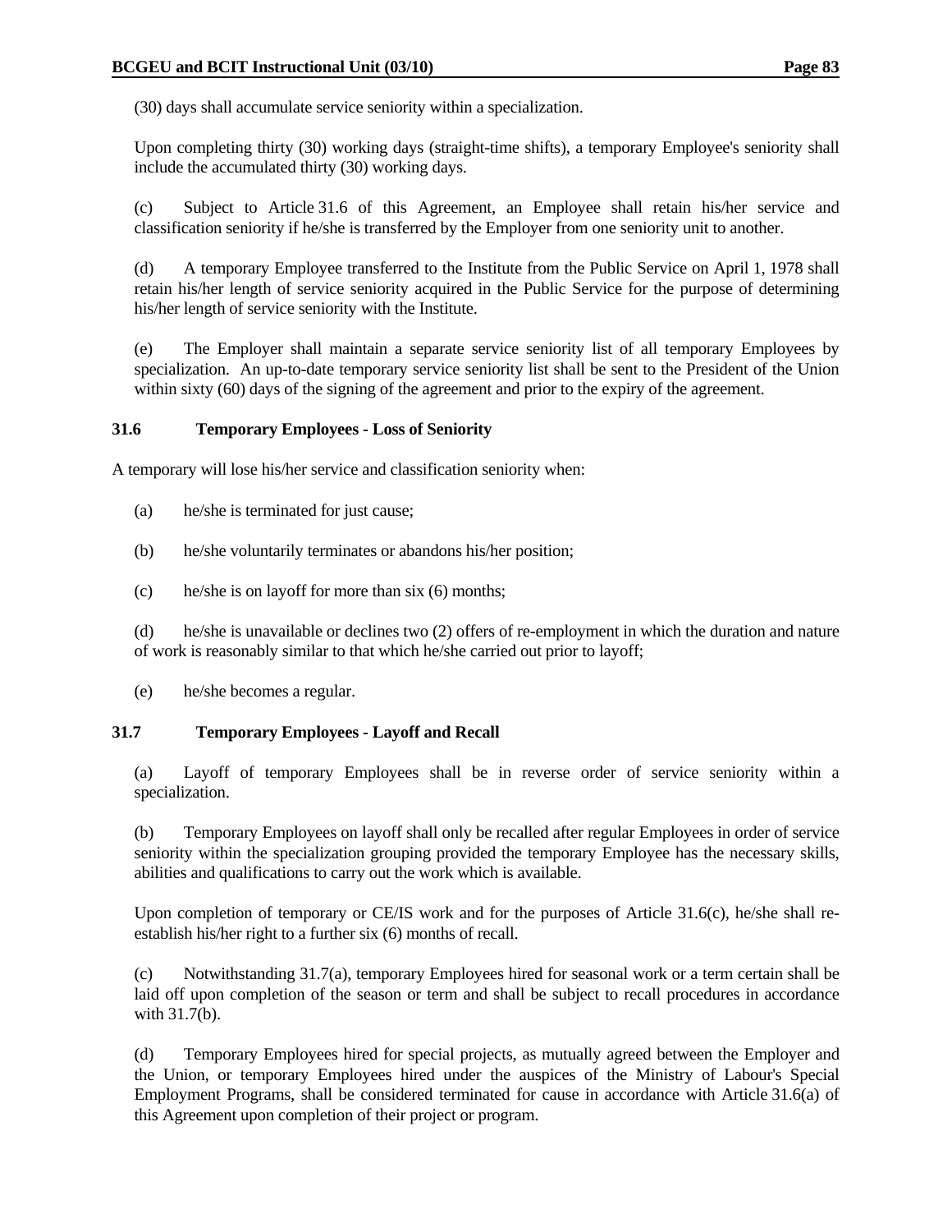(30) days shall accumulate service seniority within a specialization.

Upon completing thirty (30) working days (straight-time shifts), a temporary Employee's seniority shall include the accumulated thirty (30) working days.

(c) Subject to Article 31.6 of this Agreement, an Employee shall retain his/her service and classification seniority if he/she is transferred by the Employer from one seniority unit to another.

(d) A temporary Employee transferred to the Institute from the Public Service on April 1, 1978 shall retain his/her length of service seniority acquired in the Public Service for the purpose of determining his/her length of service seniority with the Institute.

(e) The Employer shall maintain a separate service seniority list of all temporary Employees by specialization. An up-to-date temporary service seniority list shall be sent to the President of the Union within sixty (60) days of the signing of the agreement and prior to the expiry of the agreement.

### 31.6 Temporary Employees - Loss of Seniority

A temporary will lose his/her service and classification seniority when:

(a) he/she is terminated for just cause;

(b) he/she voluntarily terminates or abandons his/her position;

(c) he/she is on layoff for more than six (6) months;

(d) he/she is unavailable or declines two (2) offers of re-employment in which the duration and nature of work is reasonably similar to that which he/she carried out prior to layoff;

(e) he/she becomes a regular.

### 31.7 Temporary Employees - Layoff and Recall

(a) Layoff of temporary Employees shall be in reverse order of service seniority within a specialization.

(b) Temporary Employees on layoff shall only be recalled after regular Employees in order of service seniority within the specialization grouping provided the temporary Employee has the necessary skills, abilities and qualifications to carry out the work which is available.

Upon completion of temporary or CE/IS work and for the purposes of Article 31.6(c), he/she shall re-establish his/her right to a further six (6) months of recall.

(c) Notwithstanding 31.7(a), temporary Employees hired for seasonal work or a term certain shall be laid off upon completion of the season or term and shall be subject to recall procedures in accordance with 31.7(b).

(d) Temporary Employees hired for special projects, as mutually agreed between the Employer and the Union, or temporary Employees hired under the auspices of the Ministry of Labour's Special Employment Programs, shall be considered terminated for cause in accordance with Article 31.6(a) of this Agreement upon completion of their project or program.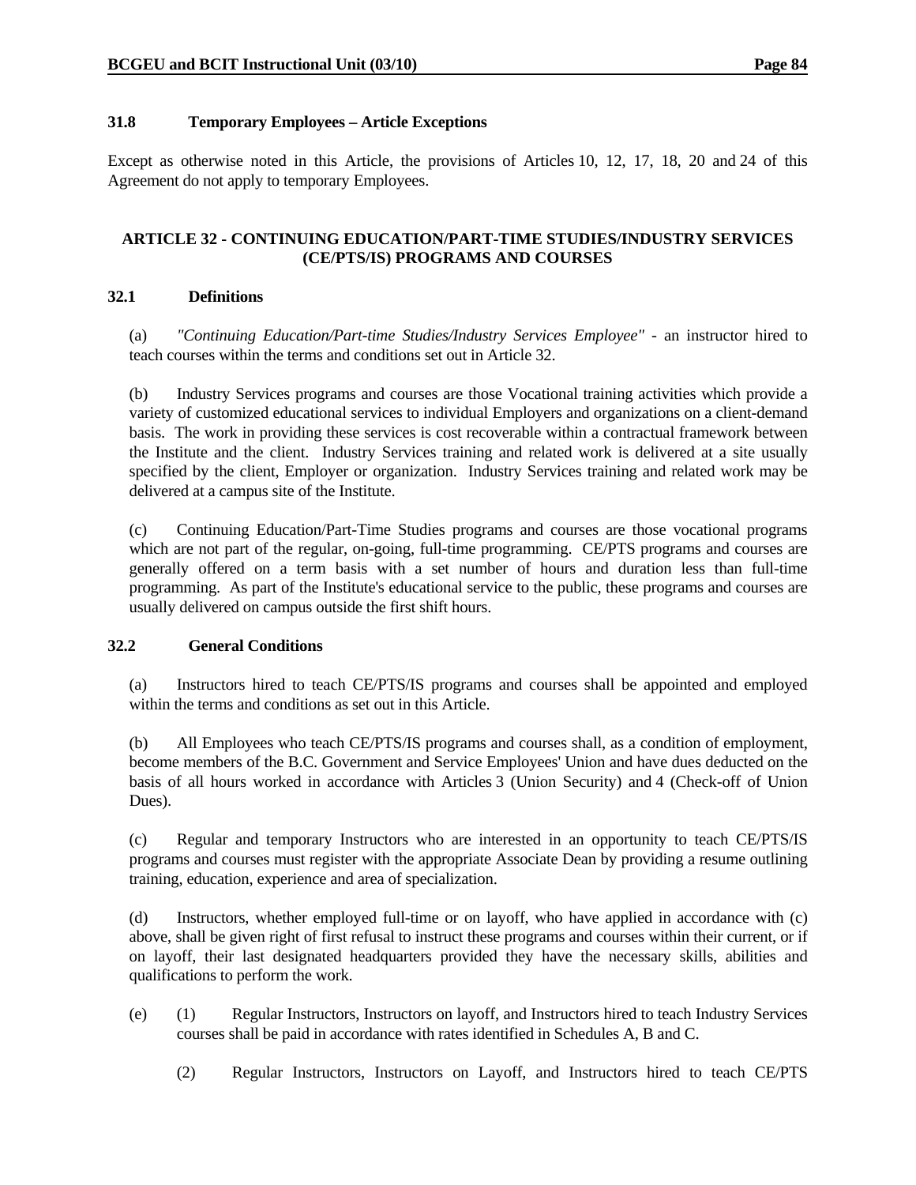### 31.8 Temporary Employees – Article Exceptions

Except as otherwise noted in this Article, the provisions of Articles 10, 12, 17, 18, 20 and 24 of this Agreement do not apply to temporary Employees.

## ARTICLE 32 - CONTINUING EDUCATION/PART-TIME STUDIES/INDUSTRY SERVICES (CE/PTS/IS) PROGRAMS AND COURSES

### 32.1 Definitions

(a) *"Continuing Education/Part-time Studies/Industry Services Employee"* - an instructor hired to teach courses within the terms and conditions set out in Article 32.

(b) Industry Services programs and courses are those Vocational training activities which provide a variety of customized educational services to individual Employers and organizations on a client-demand basis. The work in providing these services is cost recoverable within a contractual framework between the Institute and the client. Industry Services training and related work is delivered at a site usually specified by the client, Employer or organization. Industry Services training and related work may be delivered at a campus site of the Institute.

(c) Continuing Education/Part-Time Studies programs and courses are those vocational programs which are not part of the regular, on-going, full-time programming. CE/PTS programs and courses are generally offered on a term basis with a set number of hours and duration less than full-time programming. As part of the Institute's educational service to the public, these programs and courses are usually delivered on campus outside the first shift hours.

### 32.2 General Conditions

(a) Instructors hired to teach CE/PTS/IS programs and courses shall be appointed and employed within the terms and conditions as set out in this Article.

(b) All Employees who teach CE/PTS/IS programs and courses shall, as a condition of employment, become members of the B.C. Government and Service Employees' Union and have dues deducted on the basis of all hours worked in accordance with Articles 3 (Union Security) and 4 (Check-off of Union Dues).

(c) Regular and temporary Instructors who are interested in an opportunity to teach CE/PTS/IS programs and courses must register with the appropriate Associate Dean by providing a resume outlining training, education, experience and area of specialization.

(d) Instructors, whether employed full-time or on layoff, who have applied in accordance with (c) above, shall be given right of first refusal to instruct these programs and courses within their current, or if on layoff, their last designated headquarters provided they have the necessary skills, abilities and qualifications to perform the work.

(e) (1) Regular Instructors, Instructors on layoff, and Instructors hired to teach Industry Services courses shall be paid in accordance with rates identified in Schedules A, B and C.

(2) Regular Instructors, Instructors on Layoff, and Instructors hired to teach CE/PTS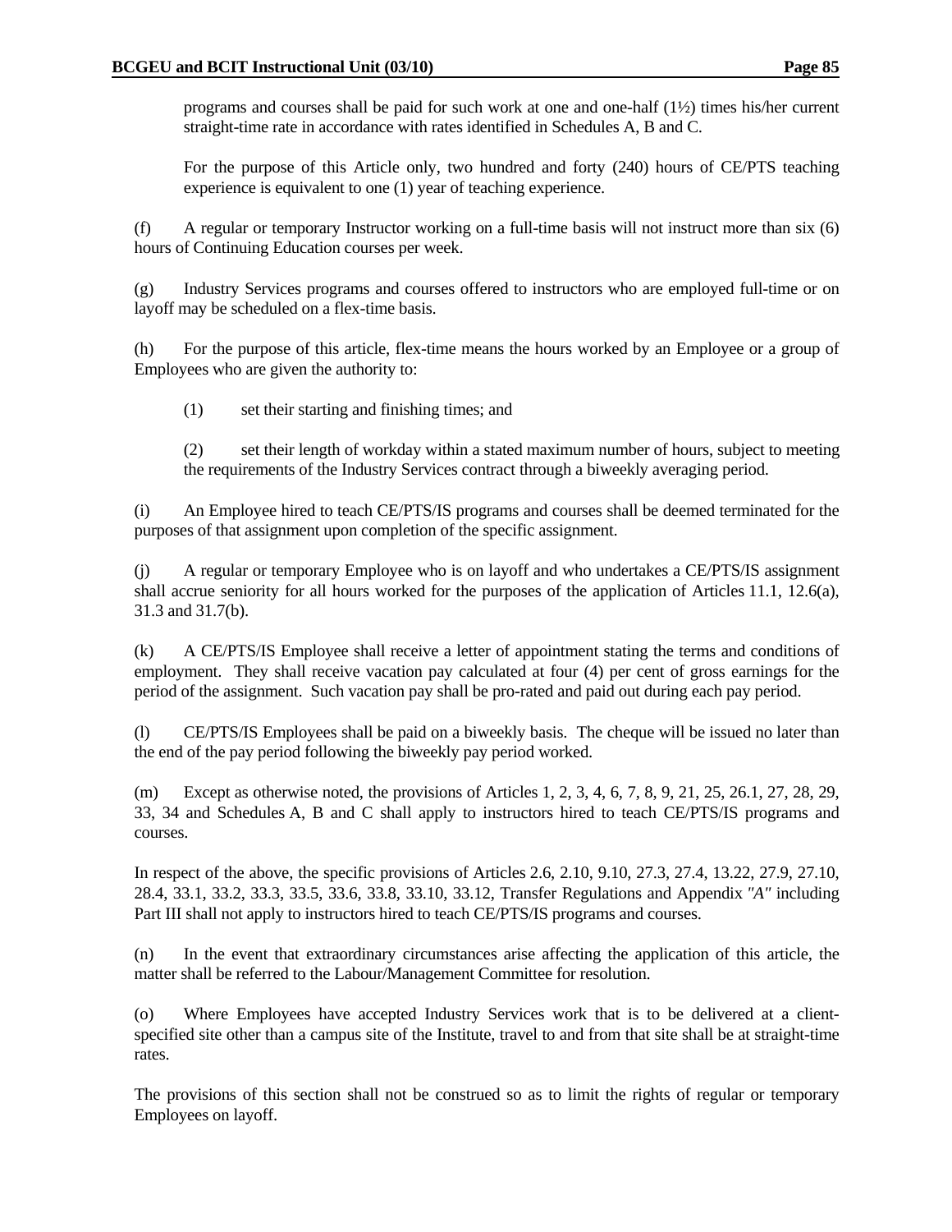programs and courses shall be paid for such work at one and one-half (1½) times his/her current straight-time rate in accordance with rates identified in Schedules A, B and C.

For the purpose of this Article only, two hundred and forty (240) hours of CE/PTS teaching experience is equivalent to one (1) year of teaching experience.

(f) A regular or temporary Instructor working on a full-time basis will not instruct more than six (6) hours of Continuing Education courses per week.

(g) Industry Services programs and courses offered to instructors who are employed full-time or on layoff may be scheduled on a flex-time basis.

(h) For the purpose of this article, flex-time means the hours worked by an Employee or a group of Employees who are given the authority to:

(1) set their starting and finishing times; and

(2) set their length of workday within a stated maximum number of hours, subject to meeting the requirements of the Industry Services contract through a biweekly averaging period.

(i) An Employee hired to teach CE/PTS/IS programs and courses shall be deemed terminated for the purposes of that assignment upon completion of the specific assignment.

(j) A regular or temporary Employee who is on layoff and who undertakes a CE/PTS/IS assignment shall accrue seniority for all hours worked for the purposes of the application of Articles 11.1, 12.6(a), 31.3 and 31.7(b).

(k) A CE/PTS/IS Employee shall receive a letter of appointment stating the terms and conditions of employment. They shall receive vacation pay calculated at four (4) per cent of gross earnings for the period of the assignment. Such vacation pay shall be pro-rated and paid out during each pay period.

(l) CE/PTS/IS Employees shall be paid on a biweekly basis. The cheque will be issued no later than the end of the pay period following the biweekly pay period worked.

(m) Except as otherwise noted, the provisions of Articles 1, 2, 3, 4, 6, 7, 8, 9, 21, 25, 26.1, 27, 28, 29, 33, 34 and Schedules A, B and C shall apply to instructors hired to teach CE/PTS/IS programs and courses.

In respect of the above, the specific provisions of Articles 2.6, 2.10, 9.10, 27.3, 27.4, 13.22, 27.9, 27.10, 28.4, 33.1, 33.2, 33.3, 33.5, 33.6, 33.8, 33.10, 33.12, Transfer Regulations and Appendix "A" including Part III shall not apply to instructors hired to teach CE/PTS/IS programs and courses.

(n) In the event that extraordinary circumstances arise affecting the application of this article, the matter shall be referred to the Labour/Management Committee for resolution.

(o) Where Employees have accepted Industry Services work that is to be delivered at a client-specified site other than a campus site of the Institute, travel to and from that site shall be at straight-time rates.

The provisions of this section shall not be construed so as to limit the rights of regular or temporary Employees on layoff.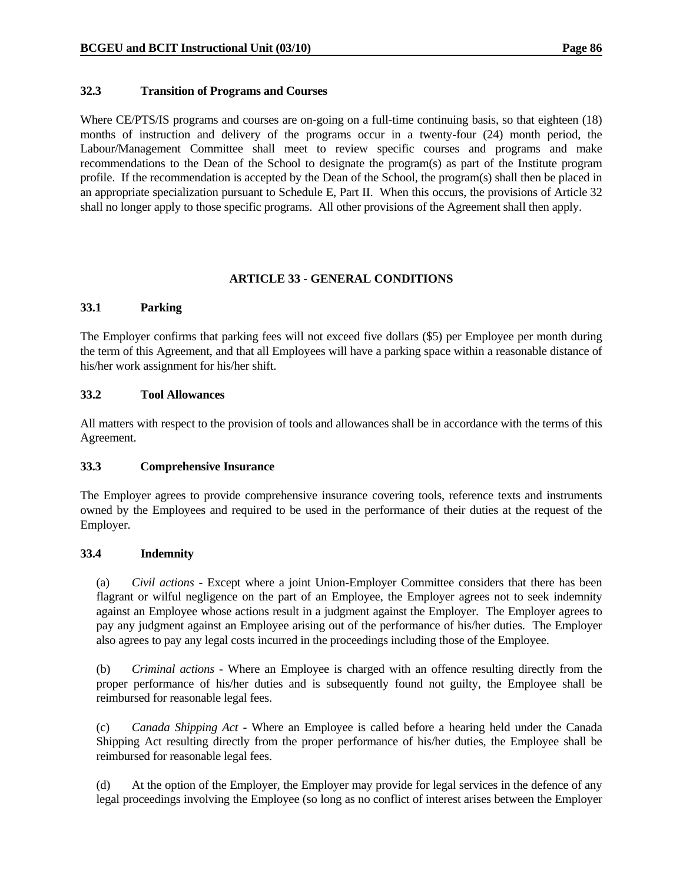### 32.3 Transition of Programs and Courses

Where CE/PTS/IS programs and courses are on-going on a full-time continuing basis, so that eighteen (18) months of instruction and delivery of the programs occur in a twenty-four (24) month period, the Labour/Management Committee shall meet to review specific courses and programs and make recommendations to the Dean of the School to designate the program(s) as part of the Institute program profile. If the recommendation is accepted by the Dean of the School, the program(s) shall then be placed in an appropriate specialization pursuant to Schedule E, Part II. When this occurs, the provisions of Article 32 shall no longer apply to those specific programs. All other provisions of the Agreement shall then apply.

## ARTICLE 33 - GENERAL CONDITIONS

### 33.1 Parking

The Employer confirms that parking fees will not exceed five dollars ($5) per Employee per month during the term of this Agreement, and that all Employees will have a parking space within a reasonable distance of his/her work assignment for his/her shift.

### 33.2 Tool Allowances

All matters with respect to the provision of tools and allowances shall be in accordance with the terms of this Agreement.

### 33.3 Comprehensive Insurance

The Employer agrees to provide comprehensive insurance covering tools, reference texts and instruments owned by the Employees and required to be used in the performance of their duties at the request of the Employer.

### 33.4 Indemnity

(a) *Civil actions* - Except where a joint Union-Employer Committee considers that there has been flagrant or wilful negligence on the part of an Employee, the Employer agrees not to seek indemnity against an Employee whose actions result in a judgment against the Employer. The Employer agrees to pay any judgment against an Employee arising out of the performance of his/her duties. The Employer also agrees to pay any legal costs incurred in the proceedings including those of the Employee.

(b) *Criminal actions* - Where an Employee is charged with an offence resulting directly from the proper performance of his/her duties and is subsequently found not guilty, the Employee shall be reimbursed for reasonable legal fees.

(c) *Canada Shipping Act* - Where an Employee is called before a hearing held under the Canada Shipping Act resulting directly from the proper performance of his/her duties, the Employee shall be reimbursed for reasonable legal fees.

(d) At the option of the Employer, the Employer may provide for legal services in the defence of any legal proceedings involving the Employee (so long as no conflict of interest arises between the Employer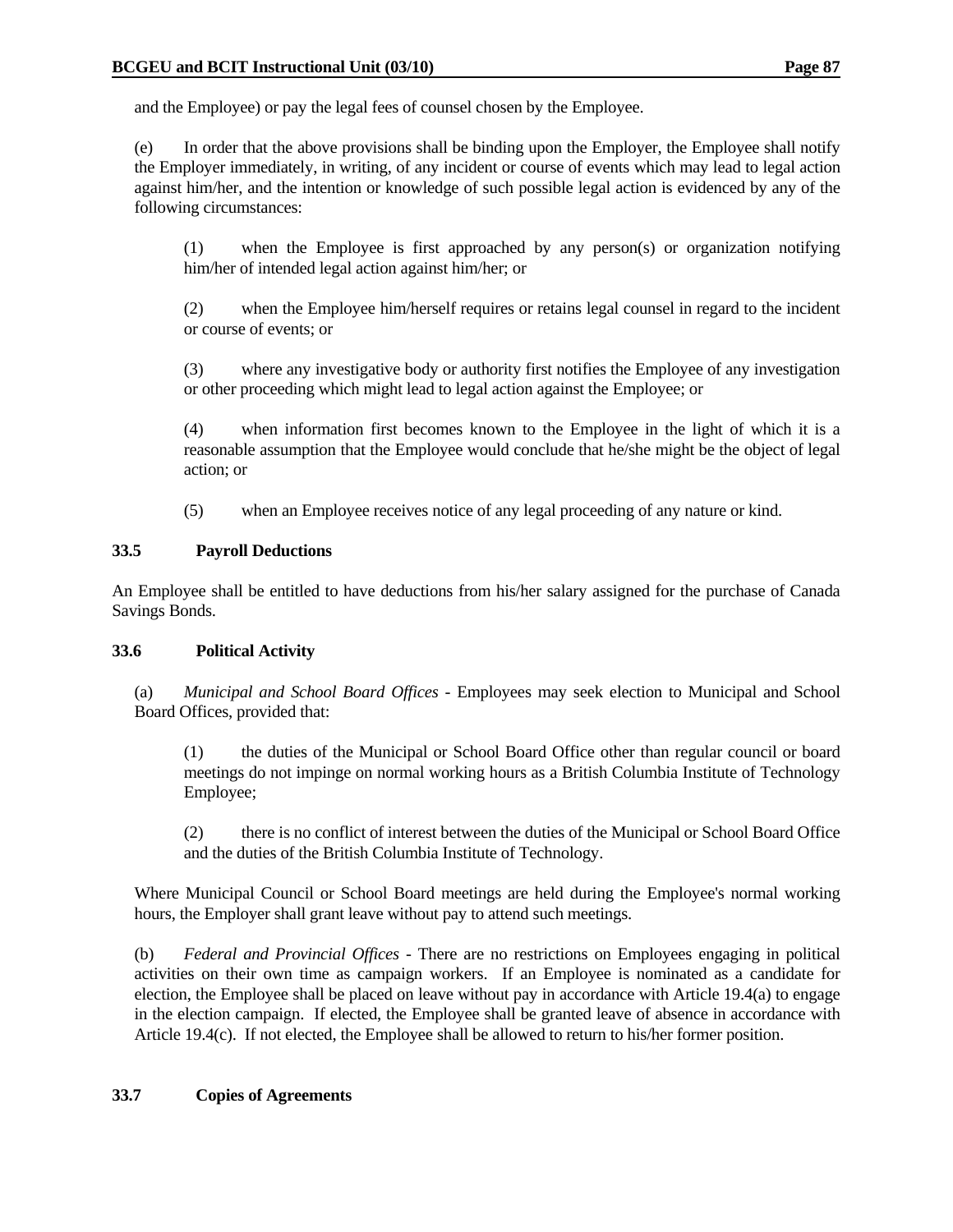and the Employee) or pay the legal fees of counsel chosen by the Employee.

(e) In order that the above provisions shall be binding upon the Employer, the Employee shall notify the Employer immediately, in writing, of any incident or course of events which may lead to legal action against him/her, and the intention or knowledge of such possible legal action is evidenced by any of the following circumstances:

> (1) when the Employee is first approached by any person(s) or organization notifying him/her of intended legal action against him/her; or
>
> (2) when the Employee him/herself requires or retains legal counsel in regard to the incident or course of events; or
>
> (3) where any investigative body or authority first notifies the Employee of any investigation or other proceeding which might lead to legal action against the Employee; or
>
> (4) when information first becomes known to the Employee in the light of which it is a reasonable assumption that the Employee would conclude that he/she might be the object of legal action; or
>
> (5) when an Employee receives notice of any legal proceeding of any nature or kind.

### 33.5 Payroll Deductions

An Employee shall be entitled to have deductions from his/her salary assigned for the purchase of Canada Savings Bonds.

### 33.6 Political Activity

(a) *Municipal and School Board Offices* - Employees may seek election to Municipal and School Board Offices, provided that:

> (1) the duties of the Municipal or School Board Office other than regular council or board meetings do not impinge on normal working hours as a British Columbia Institute of Technology Employee;
>
> (2) there is no conflict of interest between the duties of the Municipal or School Board Office and the duties of the British Columbia Institute of Technology.

Where Municipal Council or School Board meetings are held during the Employee's normal working hours, the Employer shall grant leave without pay to attend such meetings.

(b) *Federal and Provincial Offices* - There are no restrictions on Employees engaging in political activities on their own time as campaign workers. If an Employee is nominated as a candidate for election, the Employee shall be placed on leave without pay in accordance with Article 19.4(a) to engage in the election campaign. If elected, the Employee shall be granted leave of absence in accordance with Article 19.4(c). If not elected, the Employee shall be allowed to return to his/her former position.

### 33.7 Copies of Agreements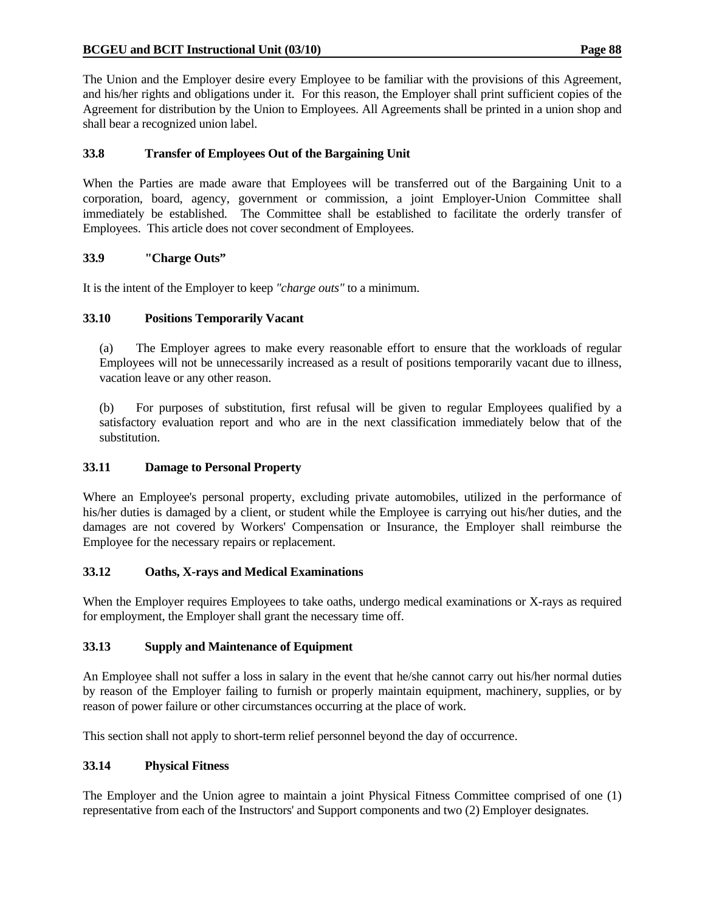The Union and the Employer desire every Employee to be familiar with the provisions of this Agreement, and his/her rights and obligations under it. For this reason, the Employer shall print sufficient copies of the Agreement for distribution by the Union to Employees. All Agreements shall be printed in a union shop and shall bear a recognized union label.

### 33.8 Transfer of Employees Out of the Bargaining Unit

When the Parties are made aware that Employees will be transferred out of the Bargaining Unit to a corporation, board, agency, government or commission, a joint Employer-Union Committee shall immediately be established. The Committee shall be established to facilitate the orderly transfer of Employees. This article does not cover secondment of Employees.

### 33.9 "Charge Outs"

It is the intent of the Employer to keep *"charge outs"* to a minimum.

### 33.10 Positions Temporarily Vacant

(a) The Employer agrees to make every reasonable effort to ensure that the workloads of regular Employees will not be unnecessarily increased as a result of positions temporarily vacant due to illness, vacation leave or any other reason.

(b) For purposes of substitution, first refusal will be given to regular Employees qualified by a satisfactory evaluation report and who are in the next classification immediately below that of the substitution.

### 33.11 Damage to Personal Property

Where an Employee's personal property, excluding private automobiles, utilized in the performance of his/her duties is damaged by a client, or student while the Employee is carrying out his/her duties, and the damages are not covered by Workers' Compensation or Insurance, the Employer shall reimburse the Employee for the necessary repairs or replacement.

### 33.12 Oaths, X-rays and Medical Examinations

When the Employer requires Employees to take oaths, undergo medical examinations or X-rays as required for employment, the Employer shall grant the necessary time off.

### 33.13 Supply and Maintenance of Equipment

An Employee shall not suffer a loss in salary in the event that he/she cannot carry out his/her normal duties by reason of the Employer failing to furnish or properly maintain equipment, machinery, supplies, or by reason of power failure or other circumstances occurring at the place of work.

This section shall not apply to short-term relief personnel beyond the day of occurrence.

### 33.14 Physical Fitness

The Employer and the Union agree to maintain a joint Physical Fitness Committee comprised of one (1) representative from each of the Instructors' and Support components and two (2) Employer designates.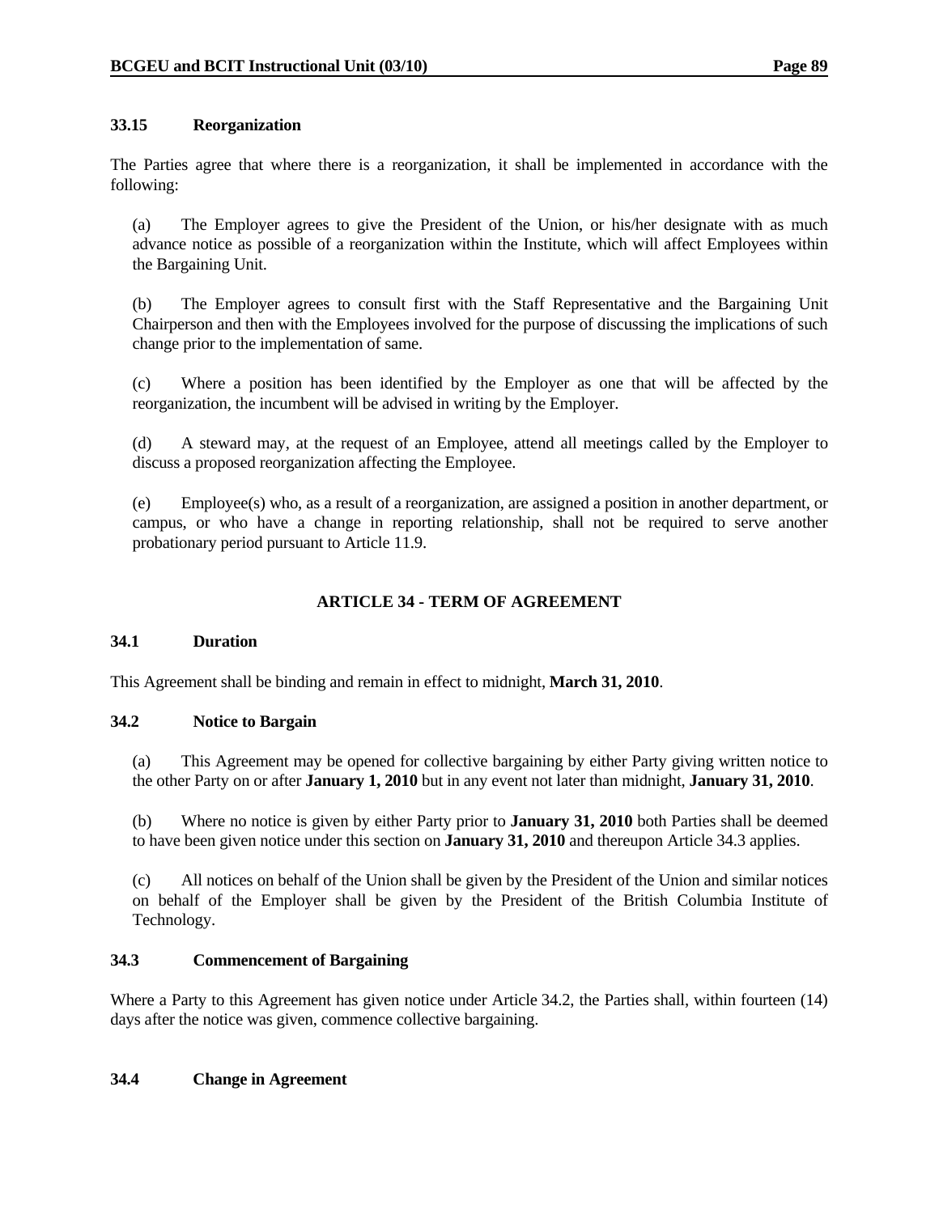### 33.15 Reorganization

The Parties agree that where there is a reorganization, it shall be implemented in accordance with the following:

(a) The Employer agrees to give the President of the Union, or his/her designate with as much advance notice as possible of a reorganization within the Institute, which will affect Employees within the Bargaining Unit.

(b) The Employer agrees to consult first with the Staff Representative and the Bargaining Unit Chairperson and then with the Employees involved for the purpose of discussing the implications of such change prior to the implementation of same.

(c) Where a position has been identified by the Employer as one that will be affected by the reorganization, the incumbent will be advised in writing by the Employer.

(d) A steward may, at the request of an Employee, attend all meetings called by the Employer to discuss a proposed reorganization affecting the Employee.

(e) Employee(s) who, as a result of a reorganization, are assigned a position in another department, or campus, or who have a change in reporting relationship, shall not be required to serve another probationary period pursuant to Article 11.9.

## ARTICLE 34 - TERM OF AGREEMENT

### 34.1 Duration

This Agreement shall be binding and remain in effect to midnight, **March 31, 2010**.

### 34.2 Notice to Bargain

(a) This Agreement may be opened for collective bargaining by either Party giving written notice to the other Party on or after **January 1, 2010** but in any event not later than midnight, **January 31, 2010**.

(b) Where no notice is given by either Party prior to **January 31, 2010** both Parties shall be deemed to have been given notice under this section on **January 31, 2010** and thereupon Article 34.3 applies.

(c) All notices on behalf of the Union shall be given by the President of the Union and similar notices on behalf of the Employer shall be given by the President of the British Columbia Institute of Technology.

### 34.3 Commencement of Bargaining

Where a Party to this Agreement has given notice under Article 34.2, the Parties shall, within fourteen (14) days after the notice was given, commence collective bargaining.

### 34.4 Change in Agreement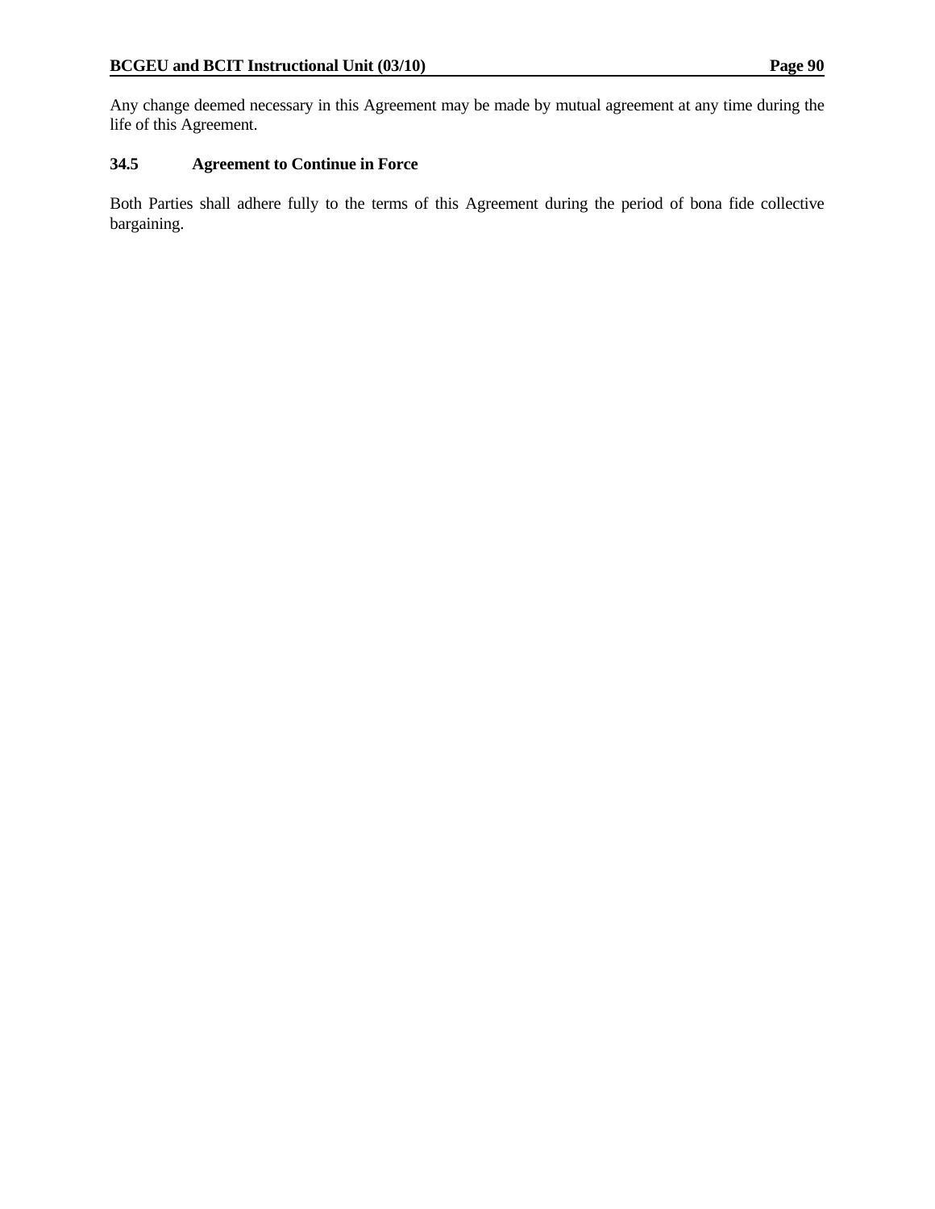Any change deemed necessary in this Agreement may be made by mutual agreement at any time during the life of this Agreement.

### 34.5 Agreement to Continue in Force

Both Parties shall adhere fully to the terms of this Agreement during the period of bona fide collective bargaining.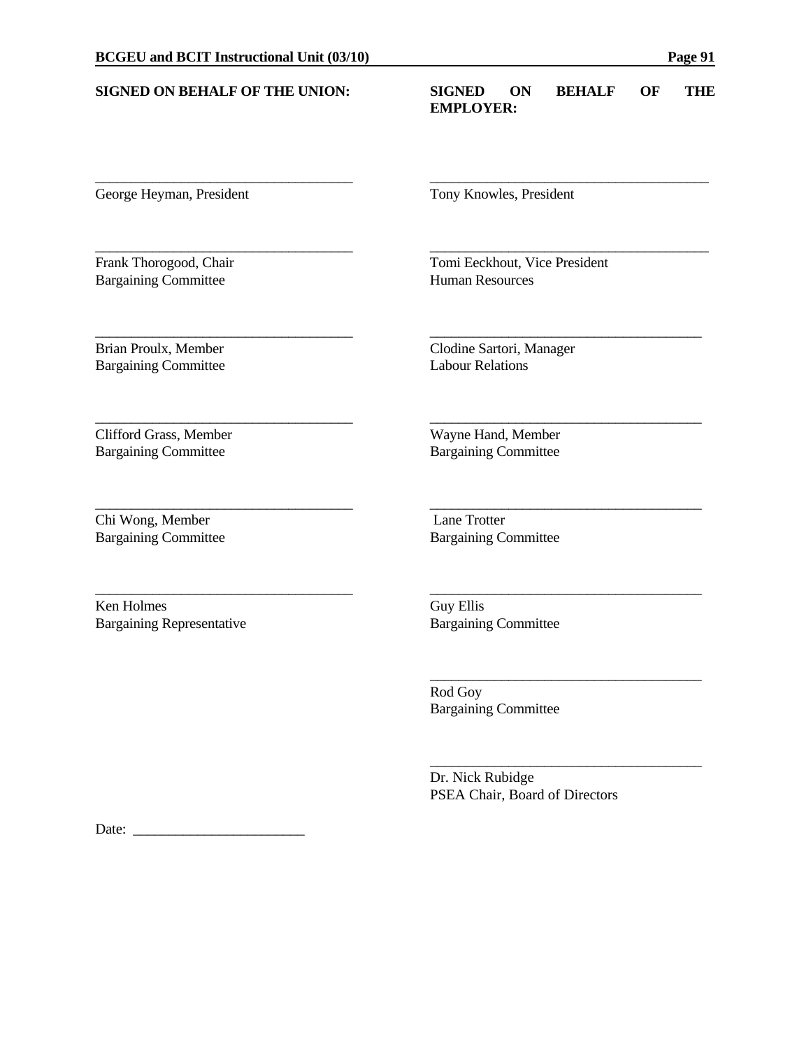| **SIGNED ON BEHALF OF THE UNION:** | **SIGNED ON BEHALF OF THE EMPLOYER:** |
|---|---|
| ______________________________<br>George Heyman, President | ______________________________<br>Tony Knowles, President |
| ______________________________<br>Frank Thorogood, Chair<br>Bargaining Committee | ______________________________<br>Tomi Eeckhout, Vice President<br>Human Resources |
| ______________________________<br>Brian Proulx, Member<br>Bargaining Committee | ______________________________<br>Clodine Sartori, Manager<br>Labour Relations |
| ______________________________<br>Clifford Grass, Member<br>Bargaining Committee | ______________________________<br>Wayne Hand, Member<br>Bargaining Committee |
| ______________________________<br>Chi Wong, Member<br>Bargaining Committee | ______________________________<br>Lane Trotter<br>Bargaining Committee |
| ______________________________<br>Ken Holmes<br>Bargaining Representative | ______________________________<br>Guy Ellis<br>Bargaining Committee |
| | ______________________________<br>Rod Goy<br>Bargaining Committee |
| | ______________________________<br>Dr. Nick Rubidge<br>PSEA Chair, Board of Directors |

Date: ______________________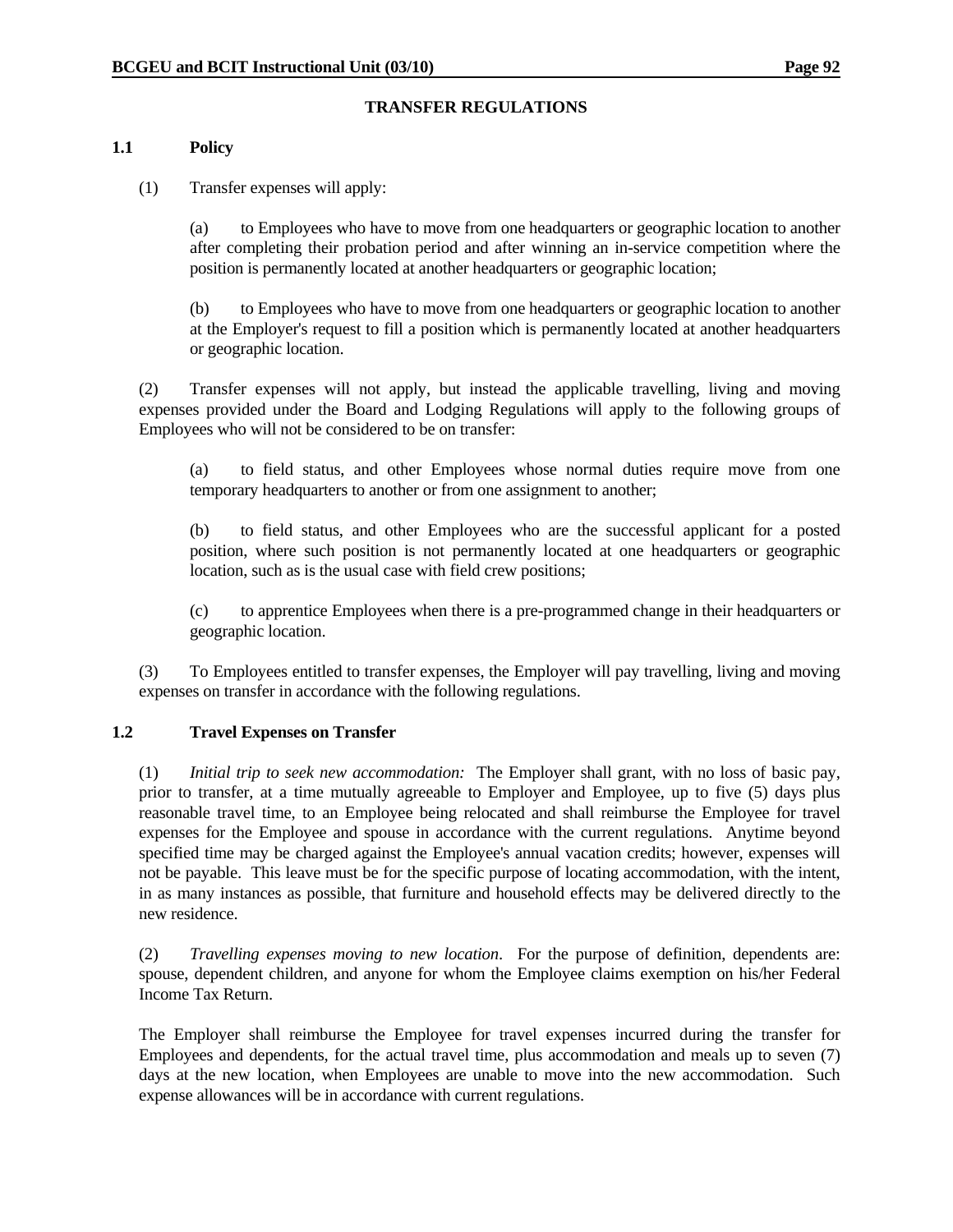## TRANSFER REGULATIONS

### 1.1 Policy

(1) Transfer expenses will apply:

(a) to Employees who have to move from one headquarters or geographic location to another after completing their probation period and after winning an in-service competition where the position is permanently located at another headquarters or geographic location;

(b) to Employees who have to move from one headquarters or geographic location to another at the Employer's request to fill a position which is permanently located at another headquarters or geographic location.

(2) Transfer expenses will not apply, but instead the applicable travelling, living and moving expenses provided under the Board and Lodging Regulations will apply to the following groups of Employees who will not be considered to be on transfer:

(a) to field status, and other Employees whose normal duties require move from one temporary headquarters to another or from one assignment to another;

(b) to field status, and other Employees who are the successful applicant for a posted position, where such position is not permanently located at one headquarters or geographic location, such as is the usual case with field crew positions;

(c) to apprentice Employees when there is a pre-programmed change in their headquarters or geographic location.

(3) To Employees entitled to transfer expenses, the Employer will pay travelling, living and moving expenses on transfer in accordance with the following regulations.

### 1.2 Travel Expenses on Transfer

(1) *Initial trip to seek new accommodation:* The Employer shall grant, with no loss of basic pay, prior to transfer, at a time mutually agreeable to Employer and Employee, up to five (5) days plus reasonable travel time, to an Employee being relocated and shall reimburse the Employee for travel expenses for the Employee and spouse in accordance with the current regulations. Anytime beyond specified time may be charged against the Employee's annual vacation credits; however, expenses will not be payable. This leave must be for the specific purpose of locating accommodation, with the intent, in as many instances as possible, that furniture and household effects may be delivered directly to the new residence.

(2) *Travelling expenses moving to new location*. For the purpose of definition, dependents are: spouse, dependent children, and anyone for whom the Employee claims exemption on his/her Federal Income Tax Return.

The Employer shall reimburse the Employee for travel expenses incurred during the transfer for Employees and dependents, for the actual travel time, plus accommodation and meals up to seven (7) days at the new location, when Employees are unable to move into the new accommodation. Such expense allowances will be in accordance with current regulations.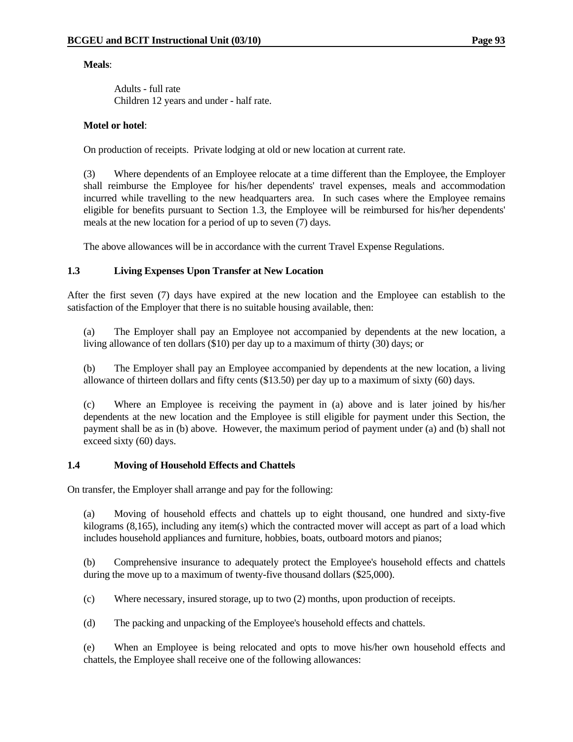**Meals**:

Adults - full rate
Children 12 years and under - half rate.

**Motel or hotel**:

On production of receipts. Private lodging at old or new location at current rate.

(3) Where dependents of an Employee relocate at a time different than the Employee, the Employer shall reimburse the Employee for his/her dependents' travel expenses, meals and accommodation incurred while travelling to the new headquarters area. In such cases where the Employee remains eligible for benefits pursuant to Section 1.3, the Employee will be reimbursed for his/her dependents' meals at the new location for a period of up to seven (7) days.

The above allowances will be in accordance with the current Travel Expense Regulations.

### 1.3 Living Expenses Upon Transfer at New Location

After the first seven (7) days have expired at the new location and the Employee can establish to the satisfaction of the Employer that there is no suitable housing available, then:

(a) The Employer shall pay an Employee not accompanied by dependents at the new location, a living allowance of ten dollars ($10) per day up to a maximum of thirty (30) days; or

(b) The Employer shall pay an Employee accompanied by dependents at the new location, a living allowance of thirteen dollars and fifty cents ($13.50) per day up to a maximum of sixty (60) days.

(c) Where an Employee is receiving the payment in (a) above and is later joined by his/her dependents at the new location and the Employee is still eligible for payment under this Section, the payment shall be as in (b) above. However, the maximum period of payment under (a) and (b) shall not exceed sixty (60) days.

### 1.4 Moving of Household Effects and Chattels

On transfer, the Employer shall arrange and pay for the following:

(a) Moving of household effects and chattels up to eight thousand, one hundred and sixty-five kilograms (8,165), including any item(s) which the contracted mover will accept as part of a load which includes household appliances and furniture, hobbies, boats, outboard motors and pianos;

(b) Comprehensive insurance to adequately protect the Employee's household effects and chattels during the move up to a maximum of twenty-five thousand dollars ($25,000).

(c) Where necessary, insured storage, up to two (2) months, upon production of receipts.

(d) The packing and unpacking of the Employee's household effects and chattels.

(e) When an Employee is being relocated and opts to move his/her own household effects and chattels, the Employee shall receive one of the following allowances: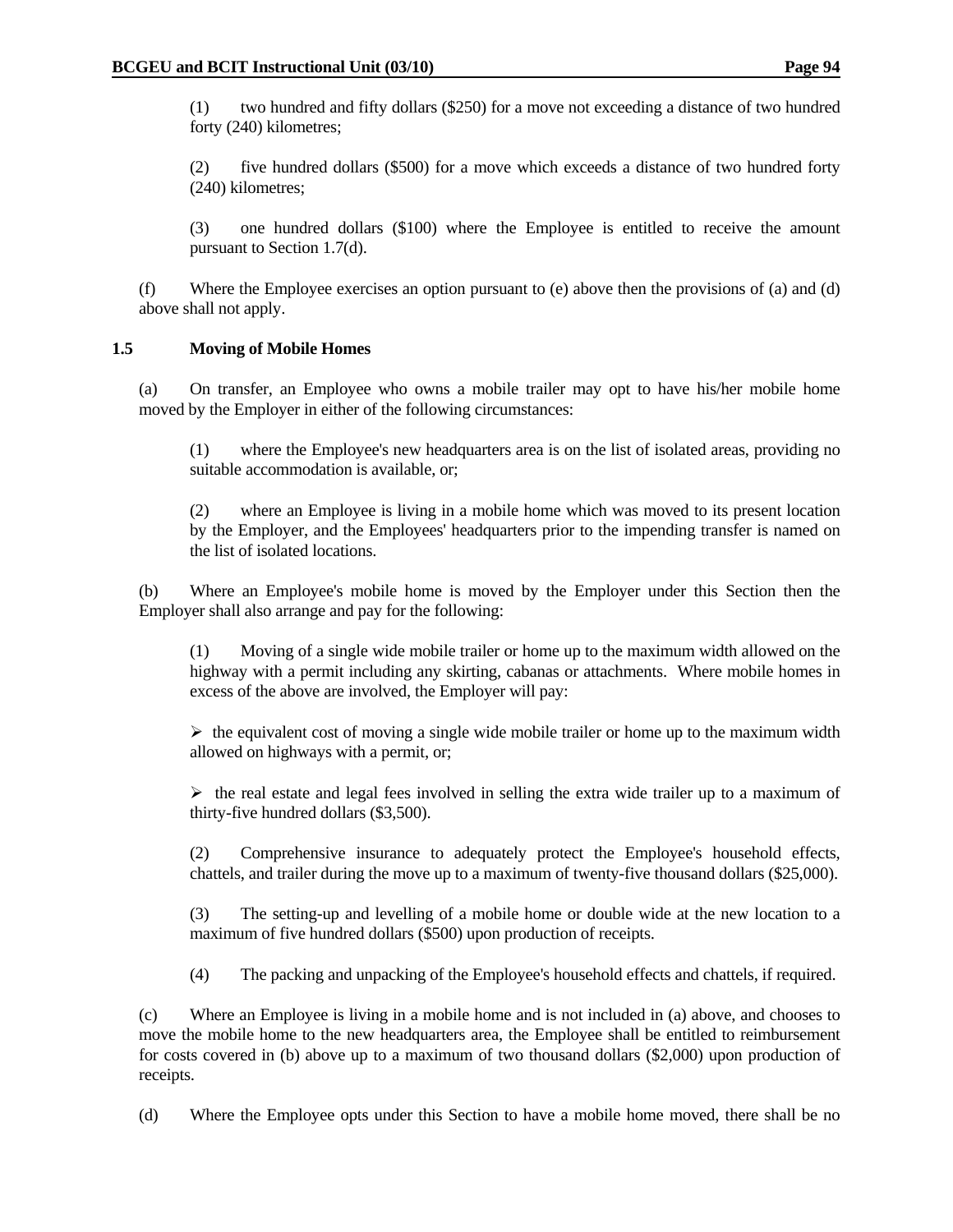(1) two hundred and fifty dollars ($250) for a move not exceeding a distance of two hundred forty (240) kilometres;

(2) five hundred dollars ($500) for a move which exceeds a distance of two hundred forty (240) kilometres;

(3) one hundred dollars ($100) where the Employee is entitled to receive the amount pursuant to Section 1.7(d).

(f) Where the Employee exercises an option pursuant to (e) above then the provisions of (a) and (d) above shall not apply.

**1.5 Moving of Mobile Homes**

(a) On transfer, an Employee who owns a mobile trailer may opt to have his/her mobile home moved by the Employer in either of the following circumstances:

(1) where the Employee's new headquarters area is on the list of isolated areas, providing no suitable accommodation is available, or;

(2) where an Employee is living in a mobile home which was moved to its present location by the Employer, and the Employees' headquarters prior to the impending transfer is named on the list of isolated locations.

(b) Where an Employee's mobile home is moved by the Employer under this Section then the Employer shall also arrange and pay for the following:

(1) Moving of a single wide mobile trailer or home up to the maximum width allowed on the highway with a permit including any skirting, cabanas or attachments. Where mobile homes in excess of the above are involved, the Employer will pay:

- the equivalent cost of moving a single wide mobile trailer or home up to the maximum width allowed on highways with a permit, or;

- the real estate and legal fees involved in selling the extra wide trailer up to a maximum of thirty-five hundred dollars ($3,500).

(2) Comprehensive insurance to adequately protect the Employee's household effects, chattels, and trailer during the move up to a maximum of twenty-five thousand dollars ($25,000).

(3) The setting-up and levelling of a mobile home or double wide at the new location to a maximum of five hundred dollars ($500) upon production of receipts.

(4) The packing and unpacking of the Employee's household effects and chattels, if required.

(c) Where an Employee is living in a mobile home and is not included in (a) above, and chooses to move the mobile home to the new headquarters area, the Employee shall be entitled to reimbursement for costs covered in (b) above up to a maximum of two thousand dollars ($2,000) upon production of receipts.

(d) Where the Employee opts under this Section to have a mobile home moved, there shall be no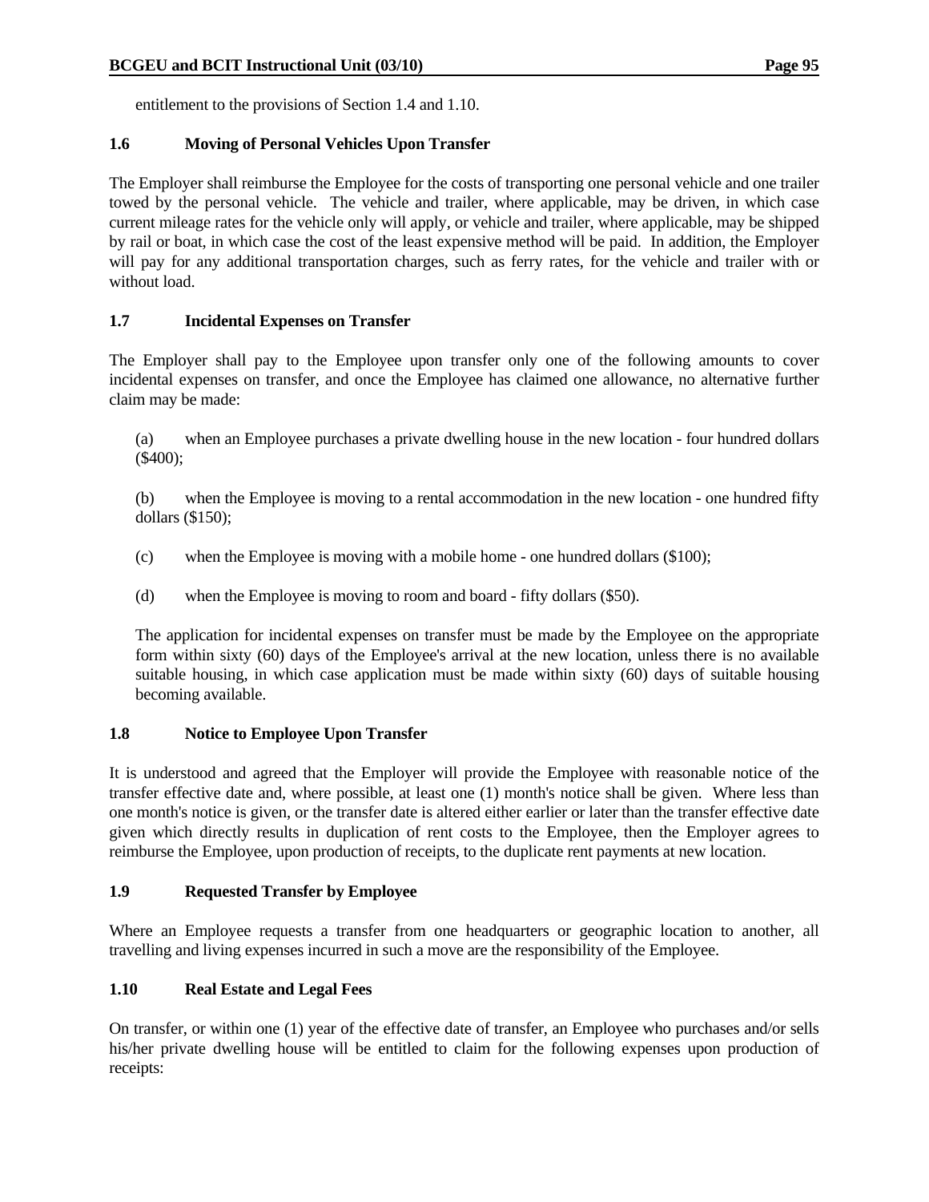entitlement to the provisions of Section 1.4 and 1.10.

### 1.6 Moving of Personal Vehicles Upon Transfer

The Employer shall reimburse the Employee for the costs of transporting one personal vehicle and one trailer towed by the personal vehicle. The vehicle and trailer, where applicable, may be driven, in which case current mileage rates for the vehicle only will apply, or vehicle and trailer, where applicable, may be shipped by rail or boat, in which case the cost of the least expensive method will be paid. In addition, the Employer will pay for any additional transportation charges, such as ferry rates, for the vehicle and trailer with or without load.

### 1.7 Incidental Expenses on Transfer

The Employer shall pay to the Employee upon transfer only one of the following amounts to cover incidental expenses on transfer, and once the Employee has claimed one allowance, no alternative further claim may be made:

(a) when an Employee purchases a private dwelling house in the new location - four hundred dollars ($400);

(b) when the Employee is moving to a rental accommodation in the new location - one hundred fifty dollars ($150);

(c) when the Employee is moving with a mobile home - one hundred dollars ($100);

(d) when the Employee is moving to room and board - fifty dollars ($50).

The application for incidental expenses on transfer must be made by the Employee on the appropriate form within sixty (60) days of the Employee's arrival at the new location, unless there is no available suitable housing, in which case application must be made within sixty (60) days of suitable housing becoming available.

### 1.8 Notice to Employee Upon Transfer

It is understood and agreed that the Employer will provide the Employee with reasonable notice of the transfer effective date and, where possible, at least one (1) month's notice shall be given. Where less than one month's notice is given, or the transfer date is altered either earlier or later than the transfer effective date given which directly results in duplication of rent costs to the Employee, then the Employer agrees to reimburse the Employee, upon production of receipts, to the duplicate rent payments at new location.

### 1.9 Requested Transfer by Employee

Where an Employee requests a transfer from one headquarters or geographic location to another, all travelling and living expenses incurred in such a move are the responsibility of the Employee.

### 1.10 Real Estate and Legal Fees

On transfer, or within one (1) year of the effective date of transfer, an Employee who purchases and/or sells his/her private dwelling house will be entitled to claim for the following expenses upon production of receipts: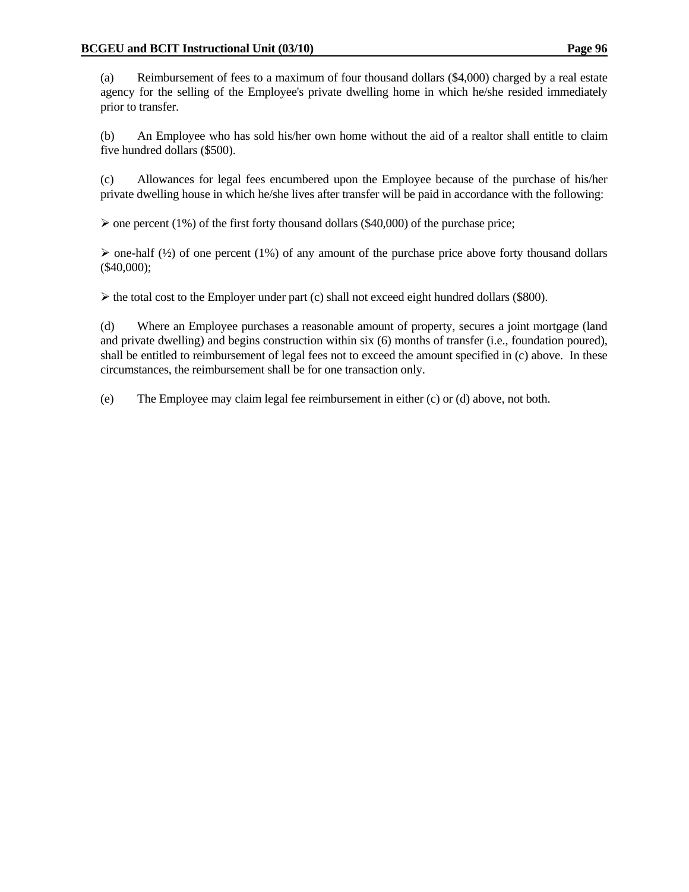(a) Reimbursement of fees to a maximum of four thousand dollars ($4,000) charged by a real estate agency for the selling of the Employee's private dwelling home in which he/she resided immediately prior to transfer.

(b) An Employee who has sold his/her own home without the aid of a realtor shall entitle to claim five hundred dollars ($500).

(c) Allowances for legal fees encumbered upon the Employee because of the purchase of his/her private dwelling house in which he/she lives after transfer will be paid in accordance with the following:

- one percent (1%) of the first forty thousand dollars ($40,000) of the purchase price;

- one-half (½) of one percent (1%) of any amount of the purchase price above forty thousand dollars ($40,000);

- the total cost to the Employer under part (c) shall not exceed eight hundred dollars ($800).

(d) Where an Employee purchases a reasonable amount of property, secures a joint mortgage (land and private dwelling) and begins construction within six (6) months of transfer (i.e., foundation poured), shall be entitled to reimbursement of legal fees not to exceed the amount specified in (c) above. In these circumstances, the reimbursement shall be for one transaction only.

(e) The Employee may claim legal fee reimbursement in either (c) or (d) above, not both.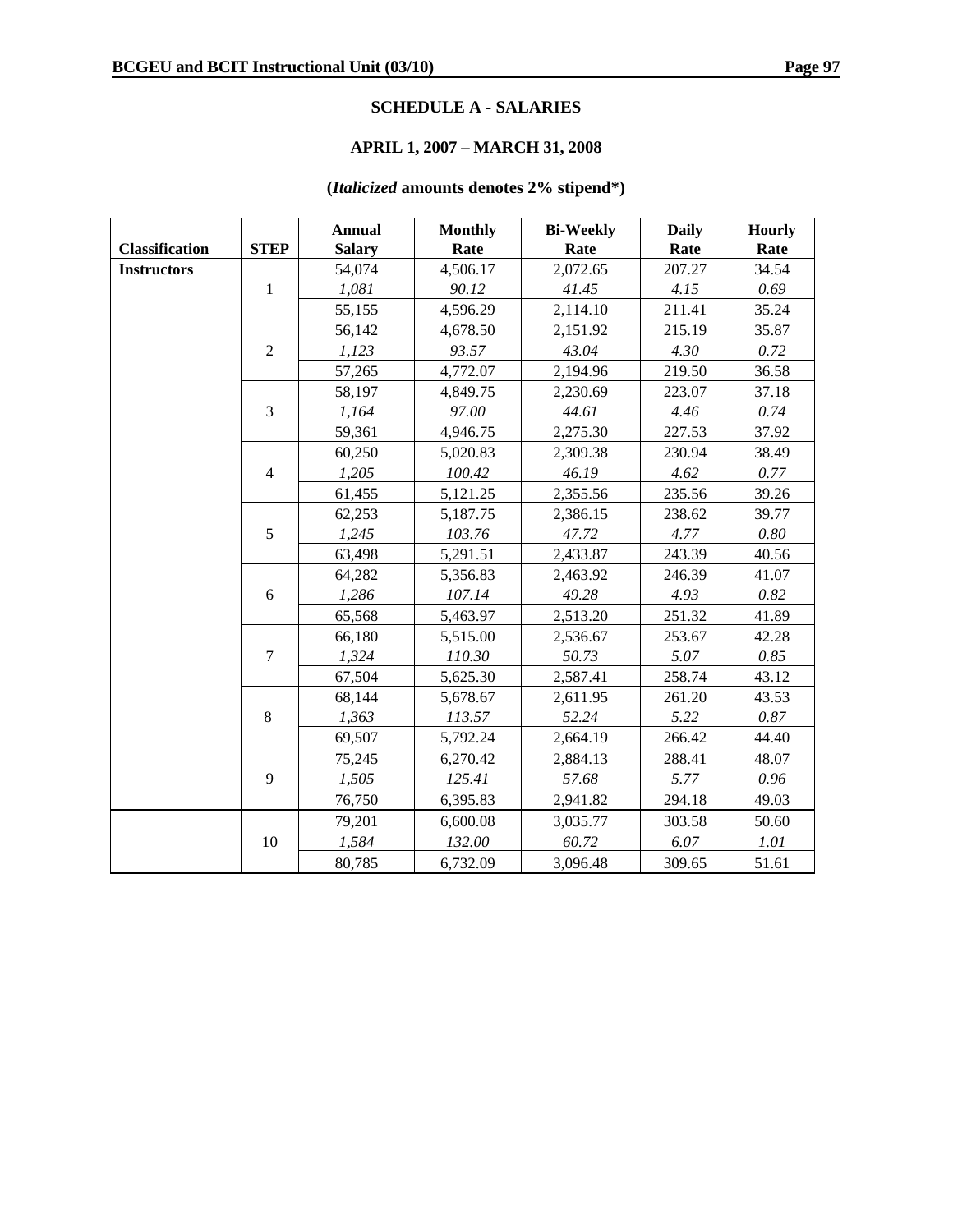## SCHEDULE A - SALARIES

## APRIL 1, 2007 – MARCH 31, 2008

**(*Italicized* amounts denotes 2% stipend*)**

| Classification | STEP | Annual Salary | Monthly Rate | Bi-Weekly Rate | Daily Rate | Hourly Rate |
|---|---|---|---|---|---|---|
| Instructors | | 54,074 | 4,506.17 | 2,072.65 | 207.27 | 34.54 |
| | 1 | *1,081* | *90.12* | *41.45* | *4.15* | *0.69* |
| | | 55,155 | 4,596.29 | 2,114.10 | 211.41 | 35.24 |
| | | 56,142 | 4,678.50 | 2,151.92 | 215.19 | 35.87 |
| | 2 | *1,123* | *93.57* | *43.04* | *4.30* | *0.72* |
| | | 57,265 | 4,772.07 | 2,194.96 | 219.50 | 36.58 |
| | | 58,197 | 4,849.75 | 2,230.69 | 223.07 | 37.18 |
| | 3 | *1,164* | *97.00* | *44.61* | *4.46* | *0.74* |
| | | 59,361 | 4,946.75 | 2,275.30 | 227.53 | 37.92 |
| | | 60,250 | 5,020.83 | 2,309.38 | 230.94 | 38.49 |
| | 4 | *1,205* | *100.42* | *46.19* | *4.62* | *0.77* |
| | | 61,455 | 5,121.25 | 2,355.56 | 235.56 | 39.26 |
| | | 62,253 | 5,187.75 | 2,386.15 | 238.62 | 39.77 |
| | 5 | *1,245* | *103.76* | *47.72* | *4.77* | *0.80* |
| | | 63,498 | 5,291.51 | 2,433.87 | 243.39 | 40.56 |
| | | 64,282 | 5,356.83 | 2,463.92 | 246.39 | 41.07 |
| | 6 | *1,286* | *107.14* | *49.28* | *4.93* | *0.82* |
| | | 65,568 | 5,463.97 | 2,513.20 | 251.32 | 41.89 |
| | | 66,180 | 5,515.00 | 2,536.67 | 253.67 | 42.28 |
| | 7 | *1,324* | *110.30* | *50.73* | *5.07* | *0.85* |
| | | 67,504 | 5,625.30 | 2,587.41 | 258.74 | 43.12 |
| | | 68,144 | 5,678.67 | 2,611.95 | 261.20 | 43.53 |
| | 8 | *1,363* | *113.57* | *52.24* | *5.22* | *0.87* |
| | | 69,507 | 5,792.24 | 2,664.19 | 266.42 | 44.40 |
| | | 75,245 | 6,270.42 | 2,884.13 | 288.41 | 48.07 |
| | 9 | *1,505* | *125.41* | *57.68* | *5.77* | *0.96* |
| | | 76,750 | 6,395.83 | 2,941.82 | 294.18 | 49.03 |
| | | 79,201 | 6,600.08 | 3,035.77 | 303.58 | 50.60 |
| | 10 | *1,584* | *132.00* | *60.72* | *6.07* | *1.01* |
| | | 80,785 | 6,732.09 | 3,096.48 | 309.65 | 51.61 |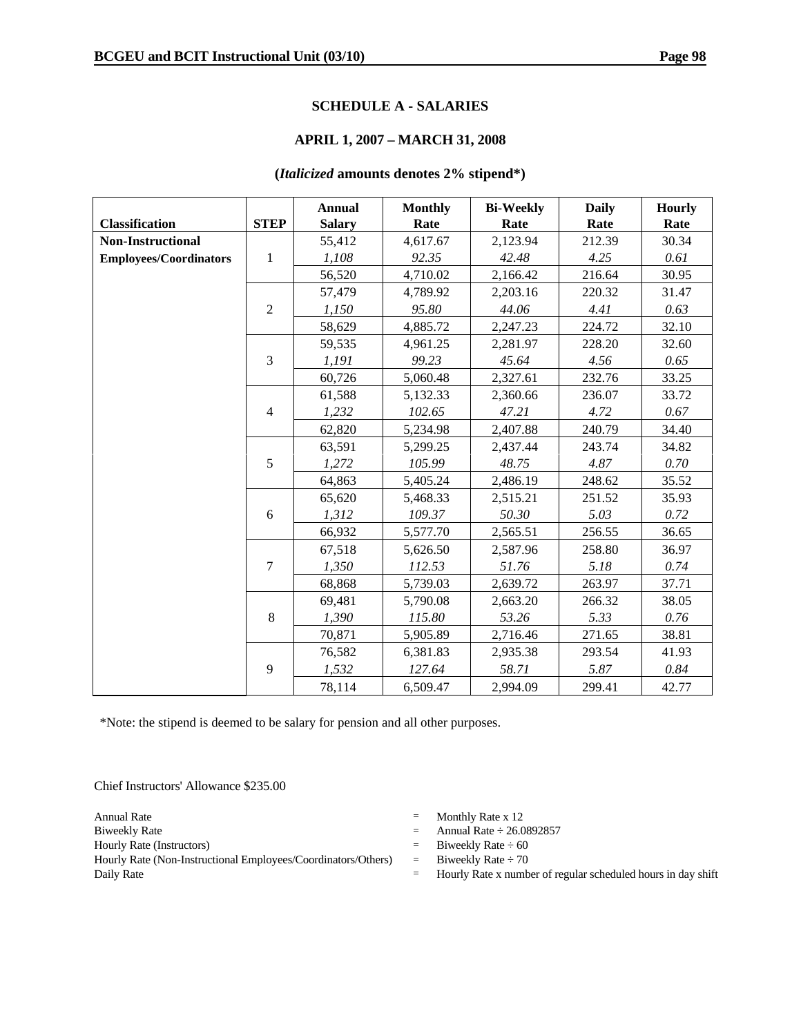## SCHEDULE A - SALARIES

### APRIL 1, 2007 – MARCH 31, 2008

**(*Italicized* amounts denotes 2% stipend*)**

| Classification | STEP | Annual Salary | Monthly Rate | Bi-Weekly Rate | Daily Rate | Hourly Rate |
|---|---|---|---|---|---|---|
| **Non-Instructional** | | 55,412 | 4,617.67 | 2,123.94 | 212.39 | 30.34 |
| **Employees/Coordinators** | 1 | *1,108* | *92.35* | *42.48* | *4.25* | *0.61* |
| | | 56,520 | 4,710.02 | 2,166.42 | 216.64 | 30.95 |
| | | 57,479 | 4,789.92 | 2,203.16 | 220.32 | 31.47 |
| | 2 | *1,150* | *95.80* | *44.06* | *4.41* | *0.63* |
| | | 58,629 | 4,885.72 | 2,247.23 | 224.72 | 32.10 |
| | | 59,535 | 4,961.25 | 2,281.97 | 228.20 | 32.60 |
| | 3 | *1,191* | *99.23* | *45.64* | *4.56* | *0.65* |
| | | 60,726 | 5,060.48 | 2,327.61 | 232.76 | 33.25 |
| | | 61,588 | 5,132.33 | 2,360.66 | 236.07 | 33.72 |
| | 4 | *1,232* | *102.65* | *47.21* | *4.72* | *0.67* |
| | | 62,820 | 5,234.98 | 2,407.88 | 240.79 | 34.40 |
| | | 63,591 | 5,299.25 | 2,437.44 | 243.74 | 34.82 |
| | 5 | *1,272* | *105.99* | *48.75* | *4.87* | *0.70* |
| | | 64,863 | 5,405.24 | 2,486.19 | 248.62 | 35.52 |
| | | 65,620 | 5,468.33 | 2,515.21 | 251.52 | 35.93 |
| | 6 | *1,312* | *109.37* | *50.30* | *5.03* | *0.72* |
| | | 66,932 | 5,577.70 | 2,565.51 | 256.55 | 36.65 |
| | | 67,518 | 5,626.50 | 2,587.96 | 258.80 | 36.97 |
| | 7 | *1,350* | *112.53* | *51.76* | *5.18* | *0.74* |
| | | 68,868 | 5,739.03 | 2,639.72 | 263.97 | 37.71 |
| | | 69,481 | 5,790.08 | 2,663.20 | 266.32 | 38.05 |
| | 8 | *1,390* | *115.80* | *53.26* | *5.33* | *0.76* |
| | | 70,871 | 5,905.89 | 2,716.46 | 271.65 | 38.81 |
| | | 76,582 | 6,381.83 | 2,935.38 | 293.54 | 41.93 |
| | 9 | *1,532* | *127.64* | *58.71* | *5.87* | *0.84* |
| | | 78,114 | 6,509.47 | 2,994.09 | 299.41 | 42.77 |

*Note: the stipend is deemed to be salary for pension and all other purposes.

Chief Instructors' Allowance $235.00

| | | |
|---|---|---|
| Annual Rate | = | Monthly Rate x 12 |
| Biweekly Rate | = | Annual Rate ÷ 26.0892857 |
| Hourly Rate (Instructors) | = | Biweekly Rate ÷ 60 |
| Hourly Rate (Non-Instructional Employees/Coordinators/Others) | = | Biweekly Rate ÷ 70 |
| Daily Rate | = | Hourly Rate x number of regular scheduled hours in day shift |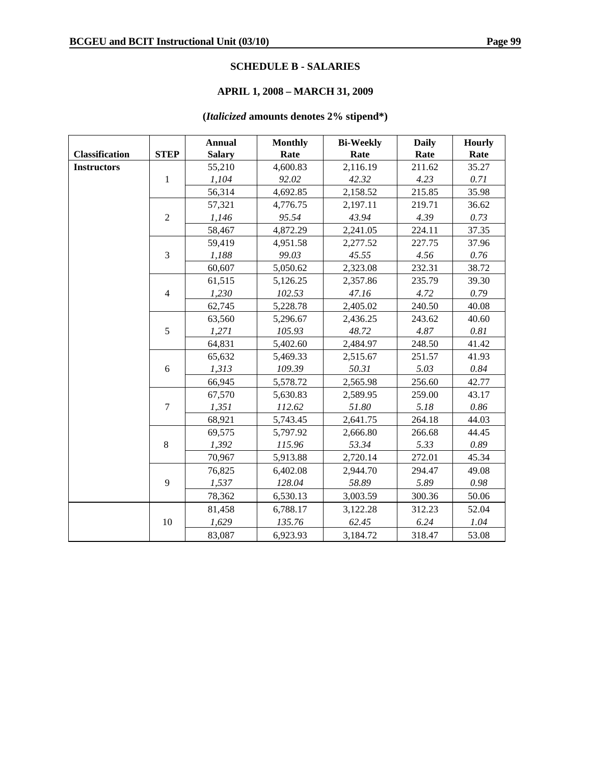## SCHEDULE B - SALARIES

## APRIL 1, 2008 – MARCH 31, 2009

**(*Italicized* amounts denotes 2% stipend*)**

| Classification | STEP | Annual Salary | Monthly Rate | Bi-Weekly Rate | Daily Rate | Hourly Rate |
|---|---|---|---|---|---|---|
| Instructors | 1 | 55,210 | 4,600.83 | 2,116.19 | 211.62 | 35.27 |
| | | *1,104* | *92.02* | *42.32* | *4.23* | *0.71* |
| | | 56,314 | 4,692.85 | 2,158.52 | 215.85 | 35.98 |
| | 2 | 57,321 | 4,776.75 | 2,197.11 | 219.71 | 36.62 |
| | | *1,146* | *95.54* | *43.94* | *4.39* | *0.73* |
| | | 58,467 | 4,872.29 | 2,241.05 | 224.11 | 37.35 |
| | 3 | 59,419 | 4,951.58 | 2,277.52 | 227.75 | 37.96 |
| | | *1,188* | *99.03* | *45.55* | *4.56* | *0.76* |
| | | 60,607 | 5,050.62 | 2,323.08 | 232.31 | 38.72 |
| | 4 | 61,515 | 5,126.25 | 2,357.86 | 235.79 | 39.30 |
| | | *1,230* | *102.53* | *47.16* | *4.72* | *0.79* |
| | | 62,745 | 5,228.78 | 2,405.02 | 240.50 | 40.08 |
| | 5 | 63,560 | 5,296.67 | 2,436.25 | 243.62 | 40.60 |
| | | *1,271* | *105.93* | *48.72* | *4.87* | *0.81* |
| | | 64,831 | 5,402.60 | 2,484.97 | 248.50 | 41.42 |
| | 6 | 65,632 | 5,469.33 | 2,515.67 | 251.57 | 41.93 |
| | | *1,313* | *109.39* | *50.31* | *5.03* | *0.84* |
| | | 66,945 | 5,578.72 | 2,565.98 | 256.60 | 42.77 |
| | 7 | 67,570 | 5,630.83 | 2,589.95 | 259.00 | 43.17 |
| | | *1,351* | *112.62* | *51.80* | *5.18* | *0.86* |
| | | 68,921 | 5,743.45 | 2,641.75 | 264.18 | 44.03 |
| | 8 | 69,575 | 5,797.92 | 2,666.80 | 266.68 | 44.45 |
| | | *1,392* | *115.96* | *53.34* | *5.33* | *0.89* |
| | | 70,967 | 5,913.88 | 2,720.14 | 272.01 | 45.34 |
| | 9 | 76,825 | 6,402.08 | 2,944.70 | 294.47 | 49.08 |
| | | *1,537* | *128.04* | *58.89* | *5.89* | *0.98* |
| | | 78,362 | 6,530.13 | 3,003.59 | 300.36 | 50.06 |
| | 10 | 81,458 | 6,788.17 | 3,122.28 | 312.23 | 52.04 |
| | | *1,629* | *135.76* | *62.45* | *6.24* | *1.04* |
| | | 83,087 | 6,923.93 | 3,184.72 | 318.47 | 53.08 |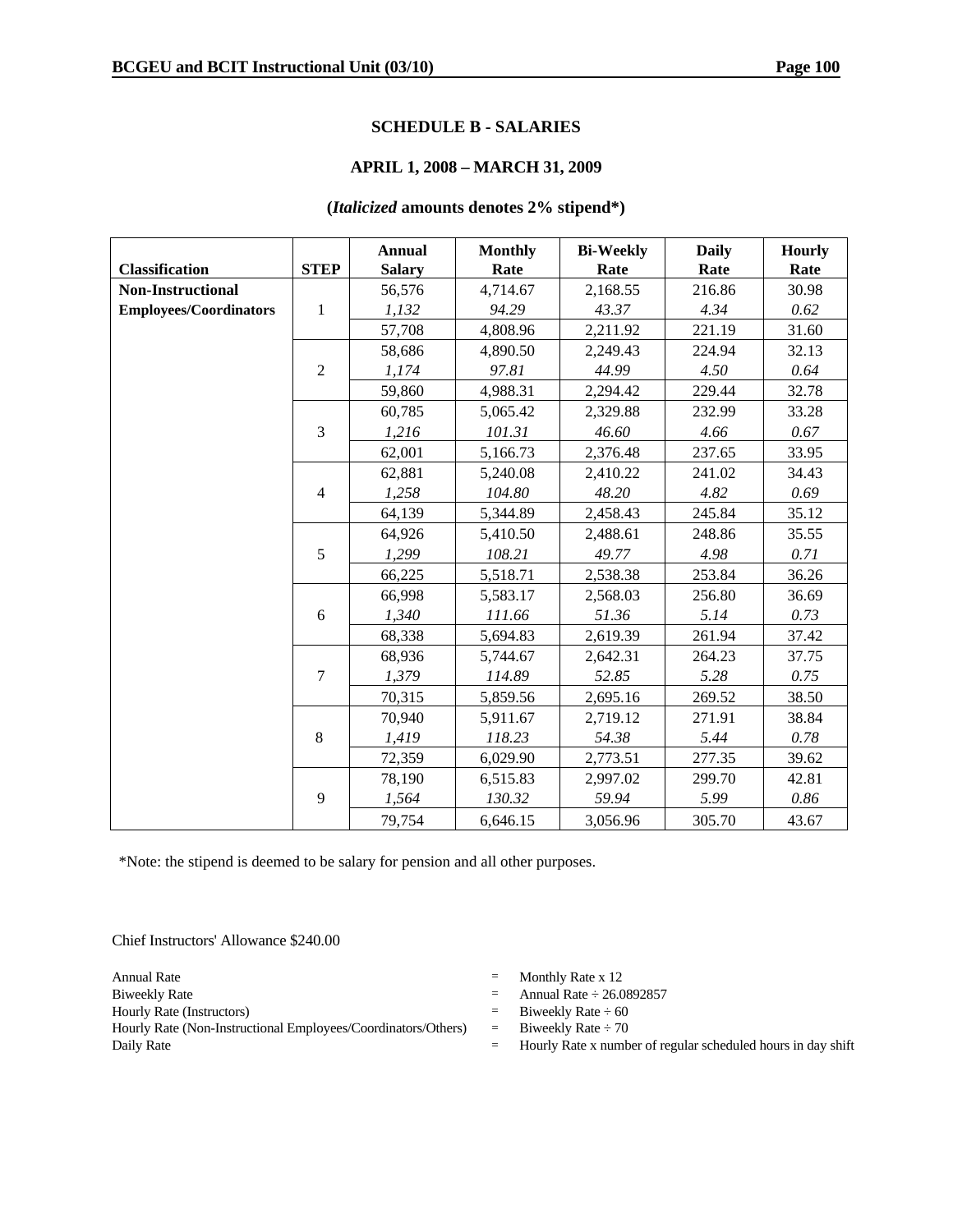## SCHEDULE B - SALARIES

### APRIL 1, 2008 – MARCH 31, 2009

### (*Italicized* amounts denotes 2% stipend*)

| Classification | STEP | Annual Salary | Monthly Rate | Bi-Weekly Rate | Daily Rate | Hourly Rate |
|---|---|---|---|---|---|---|
| **Non-Instructional Employees/Coordinators** | 1 | 56,576 | 4,714.67 | 2,168.55 | 216.86 | 30.98 |
| | | *1,132* | *94.29* | *43.37* | *4.34* | *0.62* |
| | | 57,708 | 4,808.96 | 2,211.92 | 221.19 | 31.60 |
| | 2 | 58,686 | 4,890.50 | 2,249.43 | 224.94 | 32.13 |
| | | *1,174* | *97.81* | *44.99* | *4.50* | *0.64* |
| | | 59,860 | 4,988.31 | 2,294.42 | 229.44 | 32.78 |
| | 3 | 60,785 | 5,065.42 | 2,329.88 | 232.99 | 33.28 |
| | | *1,216* | *101.31* | *46.60* | *4.66* | *0.67* |
| | | 62,001 | 5,166.73 | 2,376.48 | 237.65 | 33.95 |
| | 4 | 62,881 | 5,240.08 | 2,410.22 | 241.02 | 34.43 |
| | | *1,258* | *104.80* | *48.20* | *4.82* | *0.69* |
| | | 64,139 | 5,344.89 | 2,458.43 | 245.84 | 35.12 |
| | 5 | 64,926 | 5,410.50 | 2,488.61 | 248.86 | 35.55 |
| | | *1,299* | *108.21* | *49.77* | *4.98* | *0.71* |
| | | 66,225 | 5,518.71 | 2,538.38 | 253.84 | 36.26 |
| | 6 | 66,998 | 5,583.17 | 2,568.03 | 256.80 | 36.69 |
| | | *1,340* | *111.66* | *51.36* | *5.14* | *0.73* |
| | | 68,338 | 5,694.83 | 2,619.39 | 261.94 | 37.42 |
| | 7 | 68,936 | 5,744.67 | 2,642.31 | 264.23 | 37.75 |
| | | *1,379* | *114.89* | *52.85* | *5.28* | *0.75* |
| | | 70,315 | 5,859.56 | 2,695.16 | 269.52 | 38.50 |
| | 8 | 70,940 | 5,911.67 | 2,719.12 | 271.91 | 38.84 |
| | | *1,419* | *118.23* | *54.38* | *5.44* | *0.78* |
| | | 72,359 | 6,029.90 | 2,773.51 | 277.35 | 39.62 |
| | 9 | 78,190 | 6,515.83 | 2,997.02 | 299.70 | 42.81 |
| | | *1,564* | *130.32* | *59.94* | *5.99* | *0.86* |
| | | 79,754 | 6,646.15 | 3,056.96 | 305.70 | 43.67 |

*Note: the stipend is deemed to be salary for pension and all other purposes.

Chief Instructors' Allowance $240.00

| | | |
|---|---|---|
| Annual Rate | = | Monthly Rate x 12 |
| Biweekly Rate | = | Annual Rate ÷ 26.0892857 |
| Hourly Rate (Instructors) | = | Biweekly Rate ÷ 60 |
| Hourly Rate (Non-Instructional Employees/Coordinators/Others) | = | Biweekly Rate ÷ 70 |
| Daily Rate | = | Hourly Rate x number of regular scheduled hours in day shift |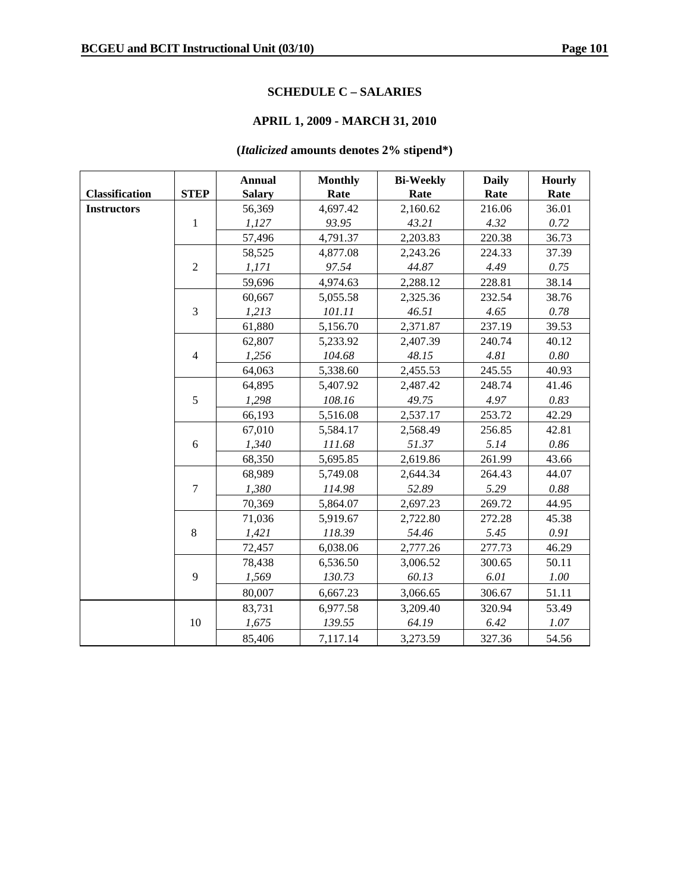## SCHEDULE C – SALARIES

## APRIL 1, 2009 - MARCH 31, 2010

**(*Italicized* amounts denotes 2% stipend*)**

| Classification | STEP | Annual Salary | Monthly Rate | Bi-Weekly Rate | Daily Rate | Hourly Rate |
|---|---|---|---|---|---|---|
| **Instructors** | | 56,369 | 4,697.42 | 2,160.62 | 216.06 | 36.01 |
| | 1 | *1,127* | *93.95* | *43.21* | *4.32* | *0.72* |
| | | 57,496 | 4,791.37 | 2,203.83 | 220.38 | 36.73 |
| | | 58,525 | 4,877.08 | 2,243.26 | 224.33 | 37.39 |
| | 2 | *1,171* | *97.54* | *44.87* | *4.49* | *0.75* |
| | | 59,696 | 4,974.63 | 2,288.12 | 228.81 | 38.14 |
| | | 60,667 | 5,055.58 | 2,325.36 | 232.54 | 38.76 |
| | 3 | *1,213* | *101.11* | *46.51* | *4.65* | *0.78* |
| | | 61,880 | 5,156.70 | 2,371.87 | 237.19 | 39.53 |
| | | 62,807 | 5,233.92 | 2,407.39 | 240.74 | 40.12 |
| | 4 | *1,256* | *104.68* | *48.15* | *4.81* | *0.80* |
| | | 64,063 | 5,338.60 | 2,455.53 | 245.55 | 40.93 |
| | | 64,895 | 5,407.92 | 2,487.42 | 248.74 | 41.46 |
| | 5 | *1,298* | *108.16* | *49.75* | *4.97* | *0.83* |
| | | 66,193 | 5,516.08 | 2,537.17 | 253.72 | 42.29 |
| | | 67,010 | 5,584.17 | 2,568.49 | 256.85 | 42.81 |
| | 6 | *1,340* | *111.68* | *51.37* | *5.14* | *0.86* |
| | | 68,350 | 5,695.85 | 2,619.86 | 261.99 | 43.66 |
| | | 68,989 | 5,749.08 | 2,644.34 | 264.43 | 44.07 |
| | 7 | *1,380* | *114.98* | *52.89* | *5.29* | *0.88* |
| | | 70,369 | 5,864.07 | 2,697.23 | 269.72 | 44.95 |
| | | 71,036 | 5,919.67 | 2,722.80 | 272.28 | 45.38 |
| | 8 | *1,421* | *118.39* | *54.46* | *5.45* | *0.91* |
| | | 72,457 | 6,038.06 | 2,777.26 | 277.73 | 46.29 |
| | | 78,438 | 6,536.50 | 3,006.52 | 300.65 | 50.11 |
| | 9 | *1,569* | *130.73* | *60.13* | *6.01* | *1.00* |
| | | 80,007 | 6,667.23 | 3,066.65 | 306.67 | 51.11 |
| | | 83,731 | 6,977.58 | 3,209.40 | 320.94 | 53.49 |
| | 10 | *1,675* | *139.55* | *64.19* | *6.42* | *1.07* |
| | | 85,406 | 7,117.14 | 3,273.59 | 327.36 | 54.56 |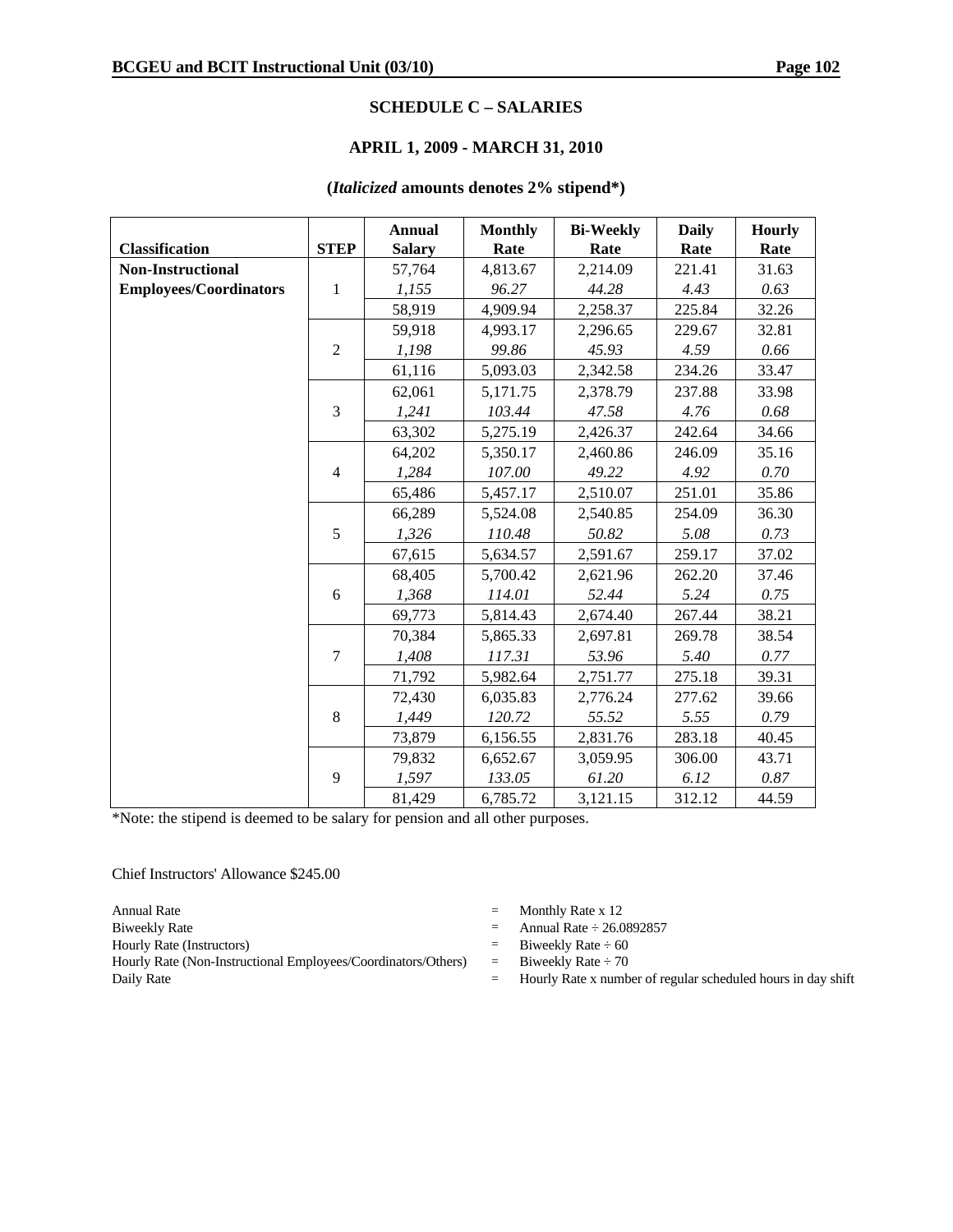## SCHEDULE C – SALARIES

### APRIL 1, 2009 - MARCH 31, 2010

### (*Italicized* amounts denotes 2% stipend*)

| Classification | STEP | Annual Salary | Monthly Rate | Bi-Weekly Rate | Daily Rate | Hourly Rate |
|---|---|---|---|---|---|---|
| **Non-Instructional Employees/Coordinators** | 1 | 57,764 | 4,813.67 | 2,214.09 | 221.41 | 31.63 |
| | | *1,155* | *96.27* | *44.28* | *4.43* | *0.63* |
| | | 58,919 | 4,909.94 | 2,258.37 | 225.84 | 32.26 |
| | 2 | 59,918 | 4,993.17 | 2,296.65 | 229.67 | 32.81 |
| | | *1,198* | *99.86* | *45.93* | *4.59* | *0.66* |
| | | 61,116 | 5,093.03 | 2,342.58 | 234.26 | 33.47 |
| | 3 | 62,061 | 5,171.75 | 2,378.79 | 237.88 | 33.98 |
| | | *1,241* | *103.44* | *47.58* | *4.76* | *0.68* |
| | | 63,302 | 5,275.19 | 2,426.37 | 242.64 | 34.66 |
| | 4 | 64,202 | 5,350.17 | 2,460.86 | 246.09 | 35.16 |
| | | *1,284* | *107.00* | *49.22* | *4.92* | *0.70* |
| | | 65,486 | 5,457.17 | 2,510.07 | 251.01 | 35.86 |
| | 5 | 66,289 | 5,524.08 | 2,540.85 | 254.09 | 36.30 |
| | | *1,326* | *110.48* | *50.82* | *5.08* | *0.73* |
| | | 67,615 | 5,634.57 | 2,591.67 | 259.17 | 37.02 |
| | 6 | 68,405 | 5,700.42 | 2,621.96 | 262.20 | 37.46 |
| | | *1,368* | *114.01* | *52.44* | *5.24* | *0.75* |
| | | 69,773 | 5,814.43 | 2,674.40 | 267.44 | 38.21 |
| | 7 | 70,384 | 5,865.33 | 2,697.81 | 269.78 | 38.54 |
| | | *1,408* | *117.31* | *53.96* | *5.40* | *0.77* |
| | | 71,792 | 5,982.64 | 2,751.77 | 275.18 | 39.31 |
| | 8 | 72,430 | 6,035.83 | 2,776.24 | 277.62 | 39.66 |
| | | *1,449* | *120.72* | *55.52* | *5.55* | *0.79* |
| | | 73,879 | 6,156.55 | 2,831.76 | 283.18 | 40.45 |
| | 9 | 79,832 | 6,652.67 | 3,059.95 | 306.00 | 43.71 |
| | | *1,597* | *133.05* | *61.20* | *6.12* | *0.87* |
| | | 81,429 | 6,785.72 | 3,121.15 | 312.12 | 44.59 |

*Note: the stipend is deemed to be salary for pension and all other purposes.

Chief Instructors' Allowance $245.00

| | | |
|---|---|---|
| Annual Rate | = | Monthly Rate x 12 |
| Biweekly Rate | = | Annual Rate ÷ 26.0892857 |
| Hourly Rate (Instructors) | = | Biweekly Rate ÷ 60 |
| Hourly Rate (Non-Instructional Employees/Coordinators/Others) | = | Biweekly Rate ÷ 70 |
| Daily Rate | = | Hourly Rate x number of regular scheduled hours in day shift |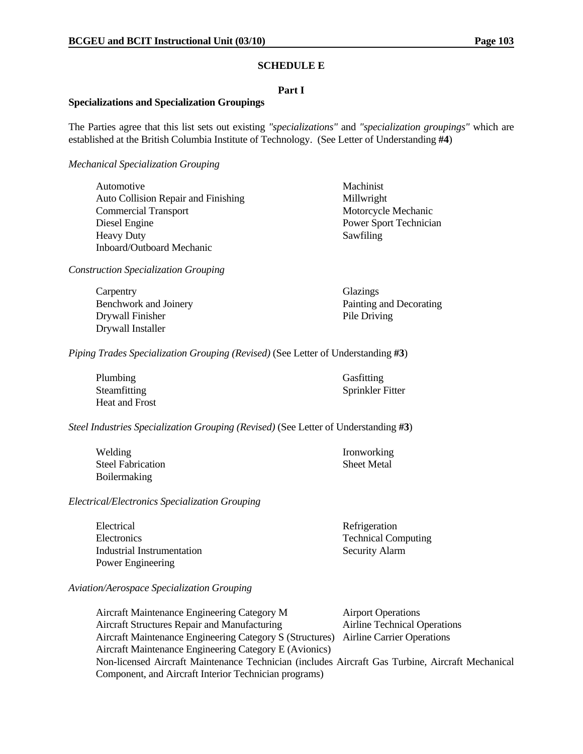## SCHEDULE E

### Part I

**Specializations and Specialization Groupings**

The Parties agree that this list sets out existing *"specializations"* and *"specialization groupings"* which are established at the British Columbia Institute of Technology. (See Letter of Understanding **#4**)

*Mechanical Specialization Grouping*

- Automotive
- Auto Collision Repair and Finishing
- Commercial Transport
- Diesel Engine
- Heavy Duty
- Inboard/Outboard Mechanic
- Machinist
- Millwright
- Motorcycle Mechanic
- Power Sport Technician
- Sawfiling

*Construction Specialization Grouping*

- Carpentry
- Benchwork and Joinery
- Drywall Finisher
- Drywall Installer
- Glazings
- Painting and Decorating
- Pile Driving

*Piping Trades Specialization Grouping (Revised)* (See Letter of Understanding **#3**)

- Plumbing
- Steamfitting
- Heat and Frost
- Gasfitting
- Sprinkler Fitter

*Steel Industries Specialization Grouping (Revised)* (See Letter of Understanding **#3**)

- Welding
- Steel Fabrication
- Boilermaking
- Ironworking
- Sheet Metal

*Electrical/Electronics Specialization Grouping*

- Electrical
- Electronics
- Industrial Instrumentation
- Power Engineering
- Refrigeration
- Technical Computing
- Security Alarm

*Aviation/Aerospace Specialization Grouping*

- Aircraft Maintenance Engineering Category M
- Aircraft Structures Repair and Manufacturing
- Aircraft Maintenance Engineering Category S (Structures)
- Aircraft Maintenance Engineering Category E (Avionics)
- Non-licensed Aircraft Maintenance Technician (includes Aircraft Gas Turbine, Aircraft Mechanical Component, and Aircraft Interior Technician programs)
- Airport Operations
- Airline Technical Operations
- Airline Carrier Operations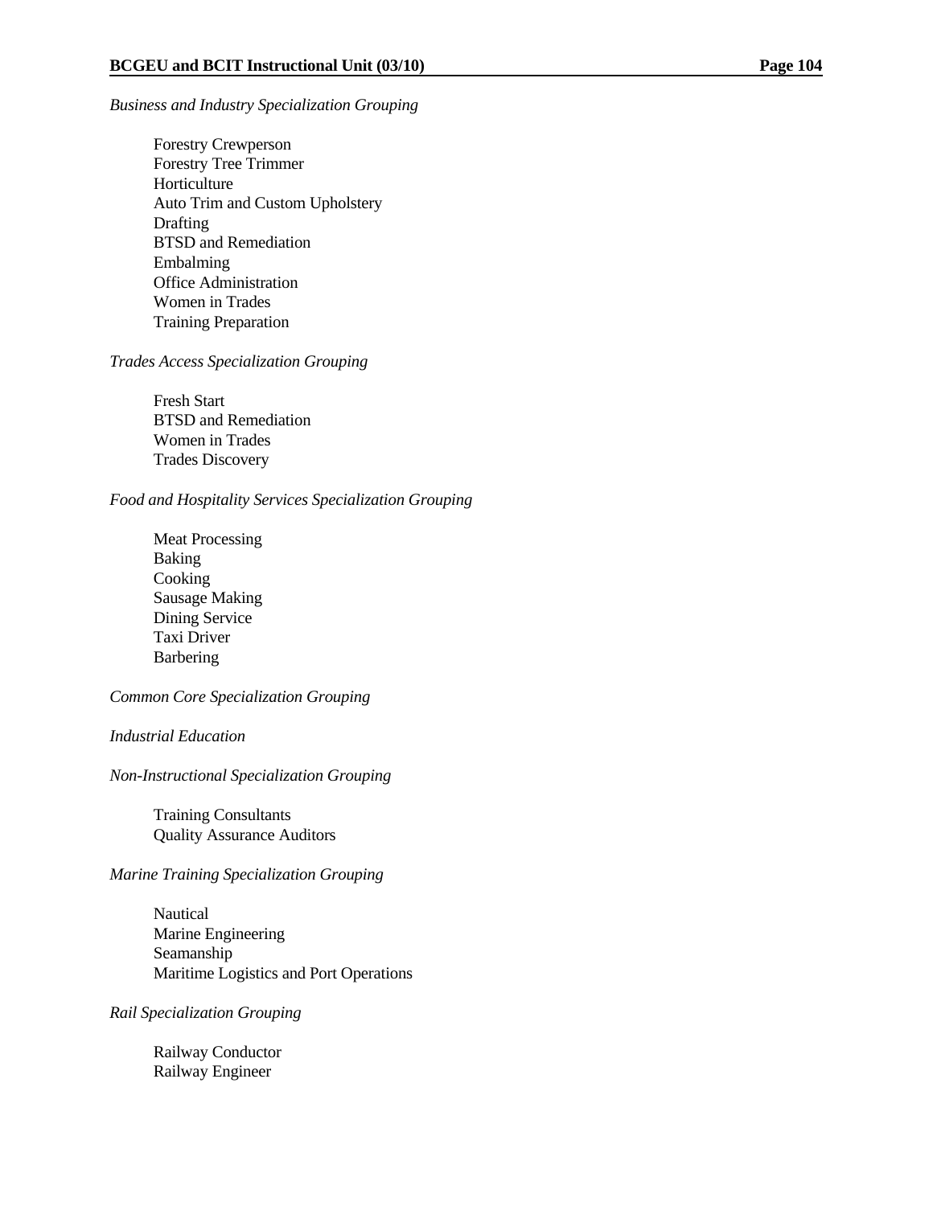*Business and Industry Specialization Grouping*

Forestry Crewperson
Forestry Tree Trimmer
Horticulture
Auto Trim and Custom Upholstery
Drafting
BTSD and Remediation
Embalming
Office Administration
Women in Trades
Training Preparation

*Trades Access Specialization Grouping*

Fresh Start
BTSD and Remediation
Women in Trades
Trades Discovery

*Food and Hospitality Services Specialization Grouping*

Meat Processing
Baking
Cooking
Sausage Making
Dining Service
Taxi Driver
Barbering

*Common Core Specialization Grouping*

*Industrial Education*

*Non-Instructional Specialization Grouping*

Training Consultants
Quality Assurance Auditors

*Marine Training Specialization Grouping*

Nautical
Marine Engineering
Seamanship
Maritime Logistics and Port Operations

*Rail Specialization Grouping*

Railway Conductor
Railway Engineer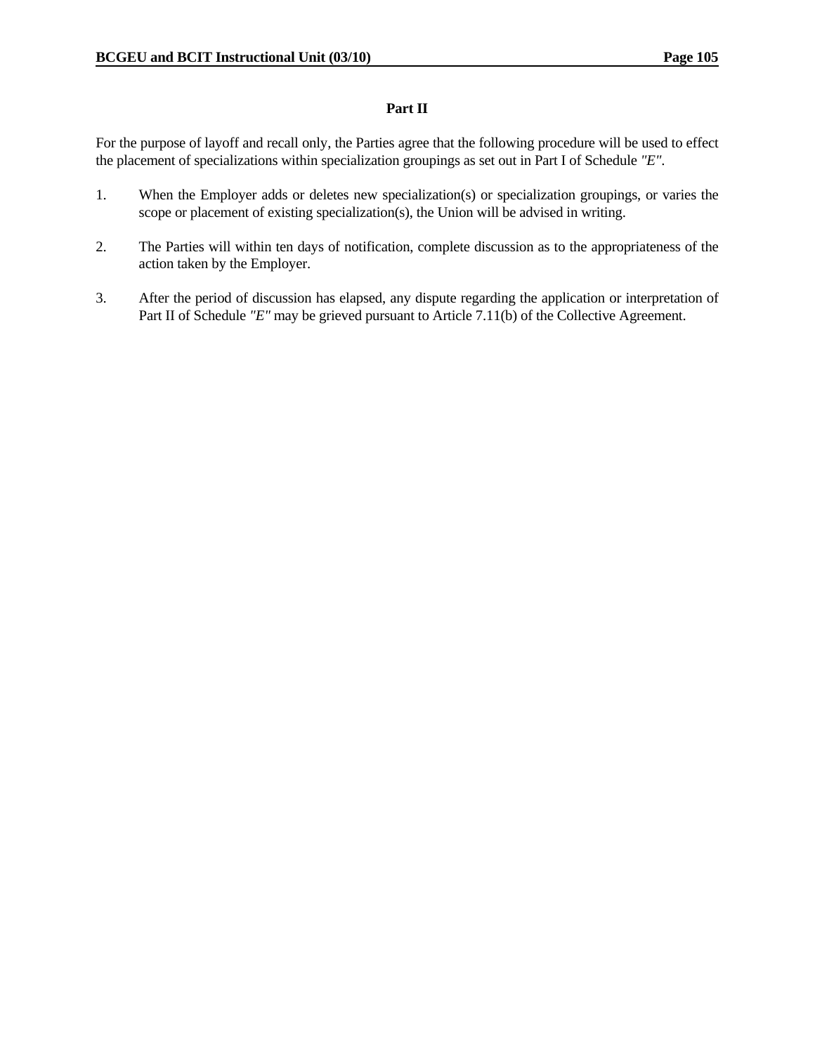## Part II

For the purpose of layoff and recall only, the Parties agree that the following procedure will be used to effect the placement of specializations within specialization groupings as set out in Part I of Schedule *"E"*.

1. When the Employer adds or deletes new specialization(s) or specialization groupings, or varies the scope or placement of existing specialization(s), the Union will be advised in writing.

2. The Parties will within ten days of notification, complete discussion as to the appropriateness of the action taken by the Employer.

3. After the period of discussion has elapsed, any dispute regarding the application or interpretation of Part II of Schedule *"E"* may be grieved pursuant to Article 7.11(b) of the Collective Agreement.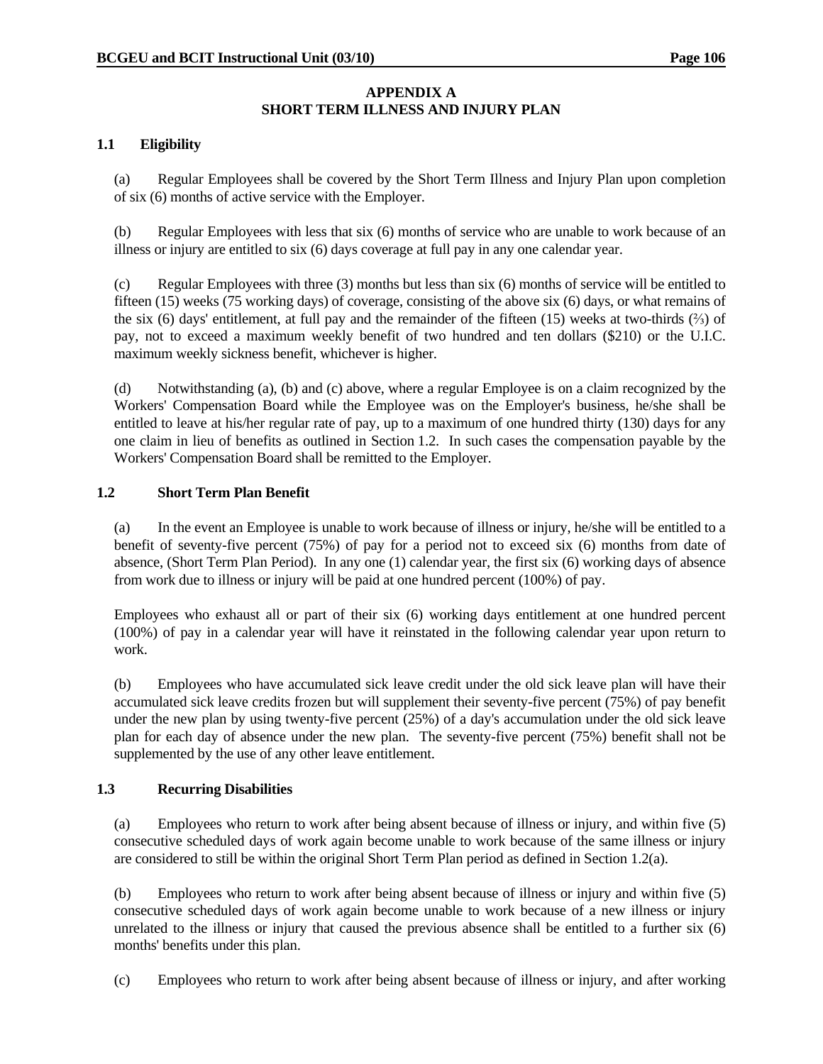## APPENDIX A
## SHORT TERM ILLNESS AND INJURY PLAN

### 1.1 Eligibility

(a) Regular Employees shall be covered by the Short Term Illness and Injury Plan upon completion of six (6) months of active service with the Employer.

(b) Regular Employees with less that six (6) months of service who are unable to work because of an illness or injury are entitled to six (6) days coverage at full pay in any one calendar year.

(c) Regular Employees with three (3) months but less than six (6) months of service will be entitled to fifteen (15) weeks (75 working days) of coverage, consisting of the above six (6) days, or what remains of the six (6) days' entitlement, at full pay and the remainder of the fifteen (15) weeks at two-thirds (⅔) of pay, not to exceed a maximum weekly benefit of two hundred and ten dollars ($210) or the U.I.C. maximum weekly sickness benefit, whichever is higher.

(d) Notwithstanding (a), (b) and (c) above, where a regular Employee is on a claim recognized by the Workers' Compensation Board while the Employee was on the Employer's business, he/she shall be entitled to leave at his/her regular rate of pay, up to a maximum of one hundred thirty (130) days for any one claim in lieu of benefits as outlined in Section 1.2. In such cases the compensation payable by the Workers' Compensation Board shall be remitted to the Employer.

### 1.2 Short Term Plan Benefit

(a) In the event an Employee is unable to work because of illness or injury, he/she will be entitled to a benefit of seventy-five percent (75%) of pay for a period not to exceed six (6) months from date of absence, (Short Term Plan Period). In any one (1) calendar year, the first six (6) working days of absence from work due to illness or injury will be paid at one hundred percent (100%) of pay.

Employees who exhaust all or part of their six (6) working days entitlement at one hundred percent (100%) of pay in a calendar year will have it reinstated in the following calendar year upon return to work.

(b) Employees who have accumulated sick leave credit under the old sick leave plan will have their accumulated sick leave credits frozen but will supplement their seventy-five percent (75%) of pay benefit under the new plan by using twenty-five percent (25%) of a day's accumulation under the old sick leave plan for each day of absence under the new plan. The seventy-five percent (75%) benefit shall not be supplemented by the use of any other leave entitlement.

### 1.3 Recurring Disabilities

(a) Employees who return to work after being absent because of illness or injury, and within five (5) consecutive scheduled days of work again become unable to work because of the same illness or injury are considered to still be within the original Short Term Plan period as defined in Section 1.2(a).

(b) Employees who return to work after being absent because of illness or injury and within five (5) consecutive scheduled days of work again become unable to work because of a new illness or injury unrelated to the illness or injury that caused the previous absence shall be entitled to a further six (6) months' benefits under this plan.

(c) Employees who return to work after being absent because of illness or injury, and after working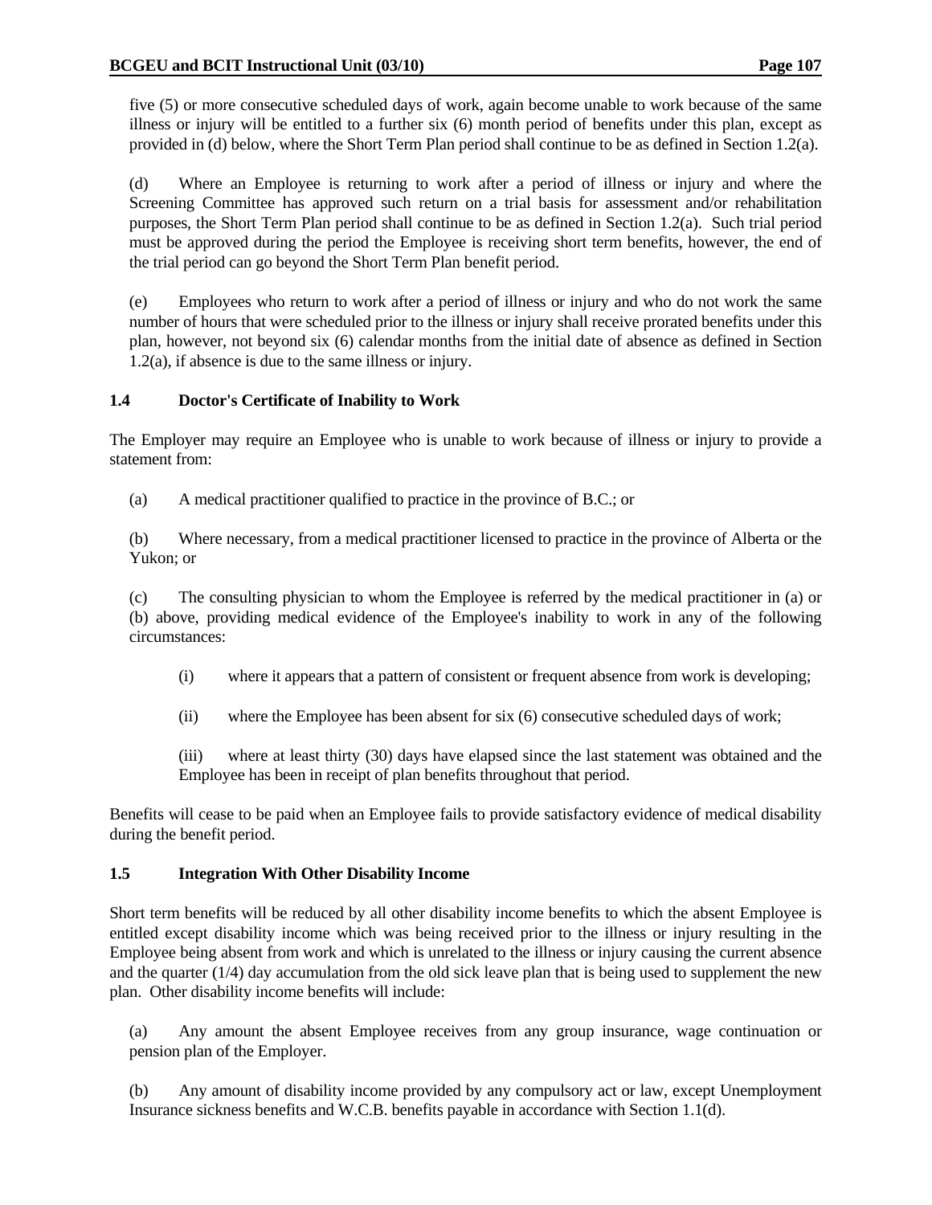five (5) or more consecutive scheduled days of work, again become unable to work because of the same illness or injury will be entitled to a further six (6) month period of benefits under this plan, except as provided in (d) below, where the Short Term Plan period shall continue to be as defined in Section 1.2(a).

(d) Where an Employee is returning to work after a period of illness or injury and where the Screening Committee has approved such return on a trial basis for assessment and/or rehabilitation purposes, the Short Term Plan period shall continue to be as defined in Section 1.2(a). Such trial period must be approved during the period the Employee is receiving short term benefits, however, the end of the trial period can go beyond the Short Term Plan benefit period.

(e) Employees who return to work after a period of illness or injury and who do not work the same number of hours that were scheduled prior to the illness or injury shall receive prorated benefits under this plan, however, not beyond six (6) calendar months from the initial date of absence as defined in Section 1.2(a), if absence is due to the same illness or injury.

### 1.4 Doctor's Certificate of Inability to Work

The Employer may require an Employee who is unable to work because of illness or injury to provide a statement from:

(a) A medical practitioner qualified to practice in the province of B.C.; or

(b) Where necessary, from a medical practitioner licensed to practice in the province of Alberta or the Yukon; or

(c) The consulting physician to whom the Employee is referred by the medical practitioner in (a) or (b) above, providing medical evidence of the Employee's inability to work in any of the following circumstances:

(i) where it appears that a pattern of consistent or frequent absence from work is developing;

(ii) where the Employee has been absent for six (6) consecutive scheduled days of work;

(iii) where at least thirty (30) days have elapsed since the last statement was obtained and the Employee has been in receipt of plan benefits throughout that period.

Benefits will cease to be paid when an Employee fails to provide satisfactory evidence of medical disability during the benefit period.

### 1.5 Integration With Other Disability Income

Short term benefits will be reduced by all other disability income benefits to which the absent Employee is entitled except disability income which was being received prior to the illness or injury resulting in the Employee being absent from work and which is unrelated to the illness or injury causing the current absence and the quarter (1/4) day accumulation from the old sick leave plan that is being used to supplement the new plan. Other disability income benefits will include:

(a) Any amount the absent Employee receives from any group insurance, wage continuation or pension plan of the Employer.

(b) Any amount of disability income provided by any compulsory act or law, except Unemployment Insurance sickness benefits and W.C.B. benefits payable in accordance with Section 1.1(d).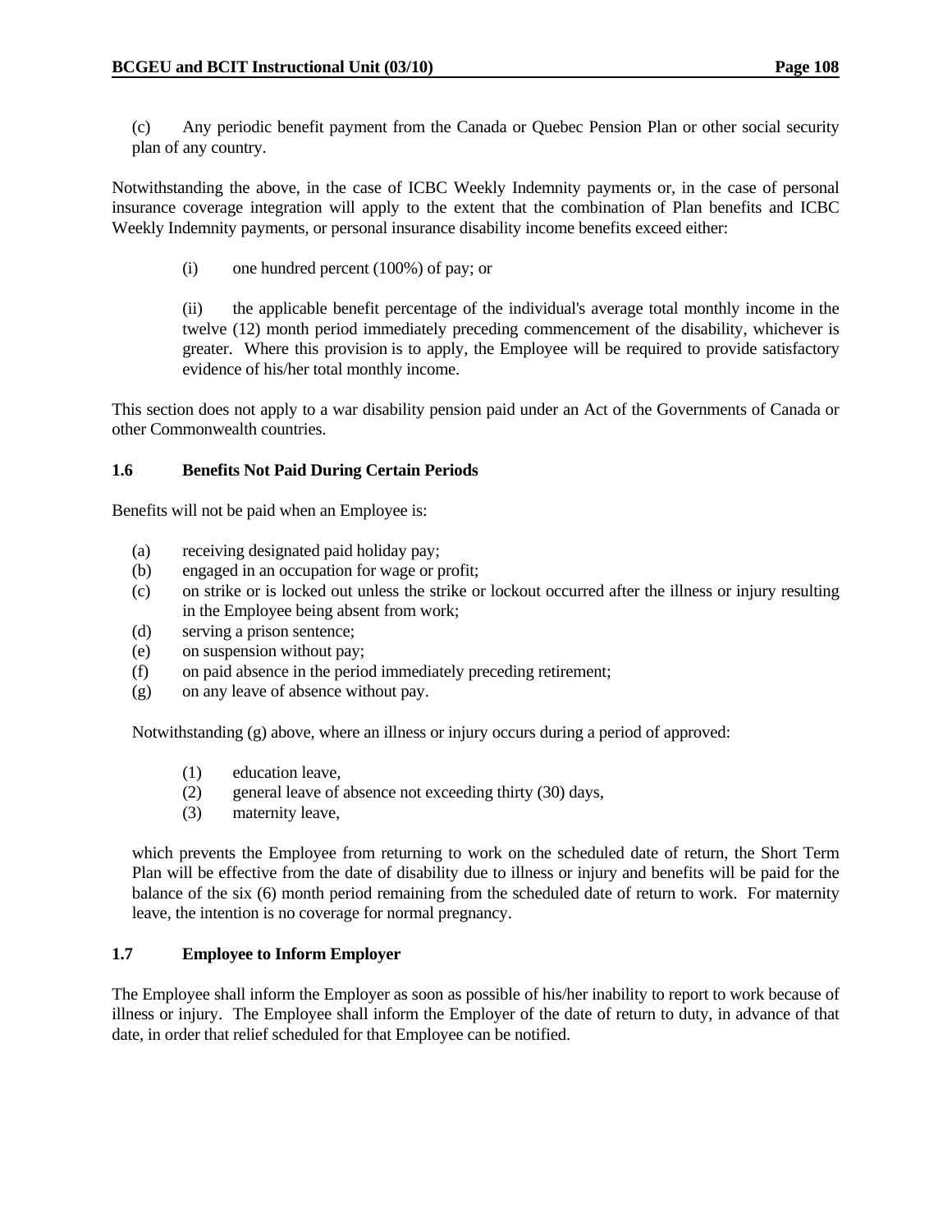(c) Any periodic benefit payment from the Canada or Quebec Pension Plan or other social security plan of any country.

Notwithstanding the above, in the case of ICBC Weekly Indemnity payments or, in the case of personal insurance coverage integration will apply to the extent that the combination of Plan benefits and ICBC Weekly Indemnity payments, or personal insurance disability income benefits exceed either:

(i) one hundred percent (100%) of pay; or

(ii) the applicable benefit percentage of the individual's average total monthly income in the twelve (12) month period immediately preceding commencement of the disability, whichever is greater. Where this provision is to apply, the Employee will be required to provide satisfactory evidence of his/her total monthly income.

This section does not apply to a war disability pension paid under an Act of the Governments of Canada or other Commonwealth countries.

### 1.6 Benefits Not Paid During Certain Periods

Benefits will not be paid when an Employee is:

(a) receiving designated paid holiday pay;
(b) engaged in an occupation for wage or profit;
(c) on strike or is locked out unless the strike or lockout occurred after the illness or injury resulting in the Employee being absent from work;
(d) serving a prison sentence;
(e) on suspension without pay;
(f) on paid absence in the period immediately preceding retirement;
(g) on any leave of absence without pay.

Notwithstanding (g) above, where an illness or injury occurs during a period of approved:

(1) education leave,
(2) general leave of absence not exceeding thirty (30) days,
(3) maternity leave,

which prevents the Employee from returning to work on the scheduled date of return, the Short Term Plan will be effective from the date of disability due to illness or injury and benefits will be paid for the balance of the six (6) month period remaining from the scheduled date of return to work. For maternity leave, the intention is no coverage for normal pregnancy.

### 1.7 Employee to Inform Employer

The Employee shall inform the Employer as soon as possible of his/her inability to report to work because of illness or injury. The Employee shall inform the Employer of the date of return to duty, in advance of that date, in order that relief scheduled for that Employee can be notified.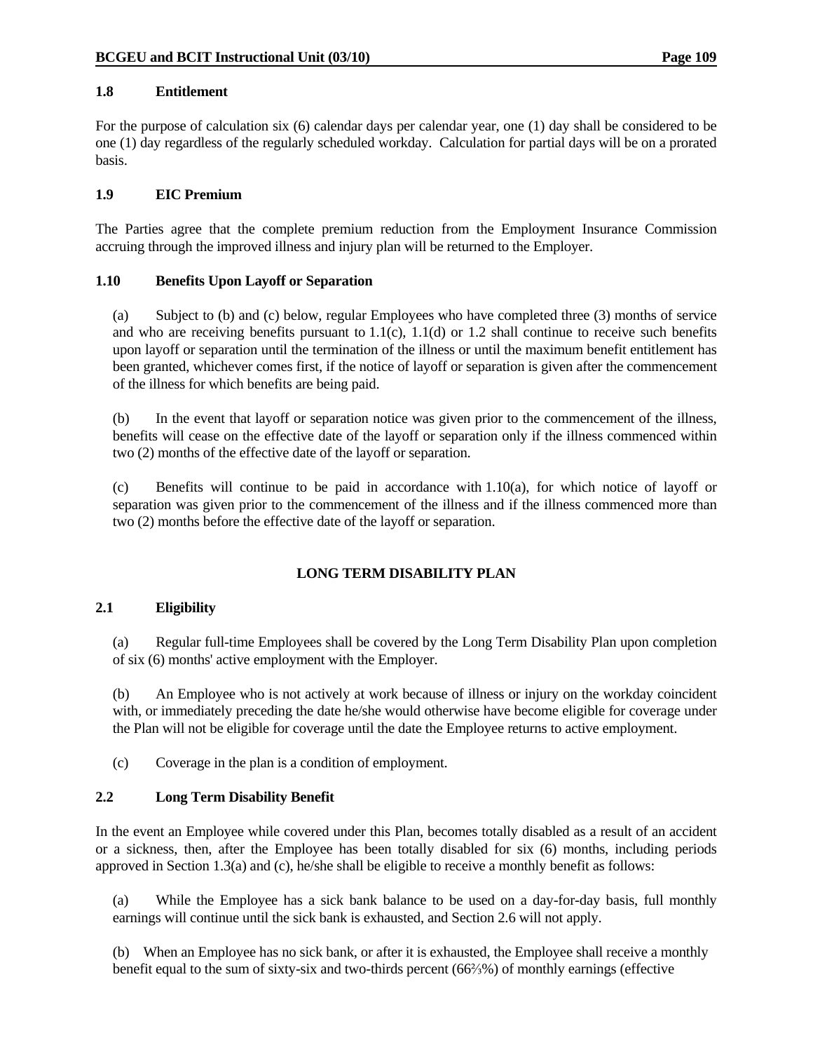### 1.8 Entitlement

For the purpose of calculation six (6) calendar days per calendar year, one (1) day shall be considered to be one (1) day regardless of the regularly scheduled workday. Calculation for partial days will be on a prorated basis.

### 1.9 EIC Premium

The Parties agree that the complete premium reduction from the Employment Insurance Commission accruing through the improved illness and injury plan will be returned to the Employer.

### 1.10 Benefits Upon Layoff or Separation

(a) Subject to (b) and (c) below, regular Employees who have completed three (3) months of service and who are receiving benefits pursuant to 1.1(c), 1.1(d) or 1.2 shall continue to receive such benefits upon layoff or separation until the termination of the illness or until the maximum benefit entitlement has been granted, whichever comes first, if the notice of layoff or separation is given after the commencement of the illness for which benefits are being paid.

(b) In the event that layoff or separation notice was given prior to the commencement of the illness, benefits will cease on the effective date of the layoff or separation only if the illness commenced within two (2) months of the effective date of the layoff or separation.

(c) Benefits will continue to be paid in accordance with 1.10(a), for which notice of layoff or separation was given prior to the commencement of the illness and if the illness commenced more than two (2) months before the effective date of the layoff or separation.

## LONG TERM DISABILITY PLAN

### 2.1 Eligibility

(a) Regular full-time Employees shall be covered by the Long Term Disability Plan upon completion of six (6) months' active employment with the Employer.

(b) An Employee who is not actively at work because of illness or injury on the workday coincident with, or immediately preceding the date he/she would otherwise have become eligible for coverage under the Plan will not be eligible for coverage until the date the Employee returns to active employment.

(c) Coverage in the plan is a condition of employment.

### 2.2 Long Term Disability Benefit

In the event an Employee while covered under this Plan, becomes totally disabled as a result of an accident or a sickness, then, after the Employee has been totally disabled for six (6) months, including periods approved in Section 1.3(a) and (c), he/she shall be eligible to receive a monthly benefit as follows:

(a) While the Employee has a sick bank balance to be used on a day-for-day basis, full monthly earnings will continue until the sick bank is exhausted, and Section 2.6 will not apply.

(b) When an Employee has no sick bank, or after it is exhausted, the Employee shall receive a monthly benefit equal to the sum of sixty-six and two-thirds percent (66⅔%) of monthly earnings (effective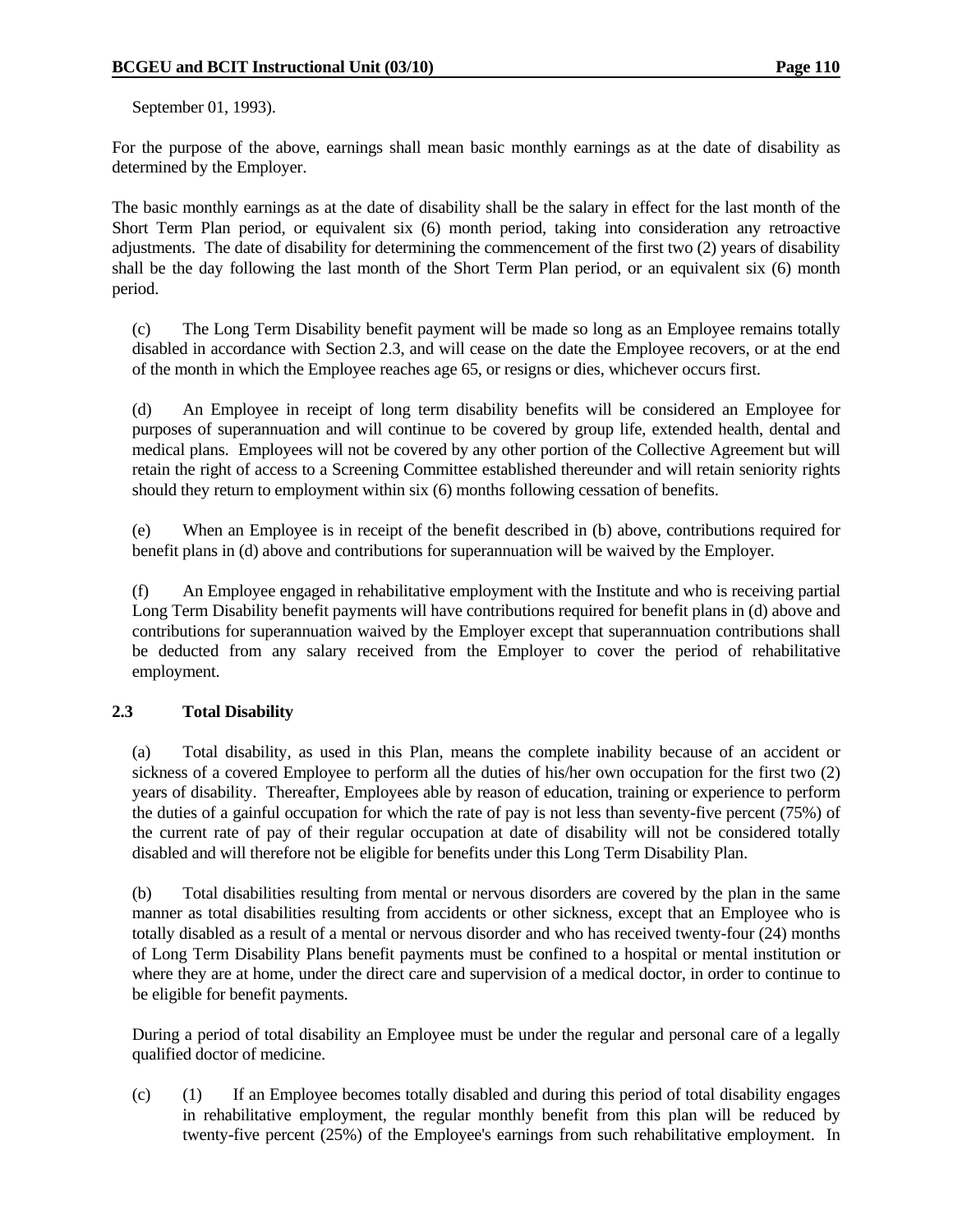September 01, 1993).

For the purpose of the above, earnings shall mean basic monthly earnings as at the date of disability as determined by the Employer.

The basic monthly earnings as at the date of disability shall be the salary in effect for the last month of the Short Term Plan period, or equivalent six (6) month period, taking into consideration any retroactive adjustments. The date of disability for determining the commencement of the first two (2) years of disability shall be the day following the last month of the Short Term Plan period, or an equivalent six (6) month period.

(c) The Long Term Disability benefit payment will be made so long as an Employee remains totally disabled in accordance with Section 2.3, and will cease on the date the Employee recovers, or at the end of the month in which the Employee reaches age 65, or resigns or dies, whichever occurs first.

(d) An Employee in receipt of long term disability benefits will be considered an Employee for purposes of superannuation and will continue to be covered by group life, extended health, dental and medical plans. Employees will not be covered by any other portion of the Collective Agreement but will retain the right of access to a Screening Committee established thereunder and will retain seniority rights should they return to employment within six (6) months following cessation of benefits.

(e) When an Employee is in receipt of the benefit described in (b) above, contributions required for benefit plans in (d) above and contributions for superannuation will be waived by the Employer.

(f) An Employee engaged in rehabilitative employment with the Institute and who is receiving partial Long Term Disability benefit payments will have contributions required for benefit plans in (d) above and contributions for superannuation waived by the Employer except that superannuation contributions shall be deducted from any salary received from the Employer to cover the period of rehabilitative employment.

### 2.3 Total Disability

(a) Total disability, as used in this Plan, means the complete inability because of an accident or sickness of a covered Employee to perform all the duties of his/her own occupation for the first two (2) years of disability. Thereafter, Employees able by reason of education, training or experience to perform the duties of a gainful occupation for which the rate of pay is not less than seventy-five percent (75%) of the current rate of pay of their regular occupation at date of disability will not be considered totally disabled and will therefore not be eligible for benefits under this Long Term Disability Plan.

(b) Total disabilities resulting from mental or nervous disorders are covered by the plan in the same manner as total disabilities resulting from accidents or other sickness, except that an Employee who is totally disabled as a result of a mental or nervous disorder and who has received twenty-four (24) months of Long Term Disability Plans benefit payments must be confined to a hospital or mental institution or where they are at home, under the direct care and supervision of a medical doctor, in order to continue to be eligible for benefit payments.

During a period of total disability an Employee must be under the regular and personal care of a legally qualified doctor of medicine.

(c) (1) If an Employee becomes totally disabled and during this period of total disability engages in rehabilitative employment, the regular monthly benefit from this plan will be reduced by twenty-five percent (25%) of the Employee's earnings from such rehabilitative employment. In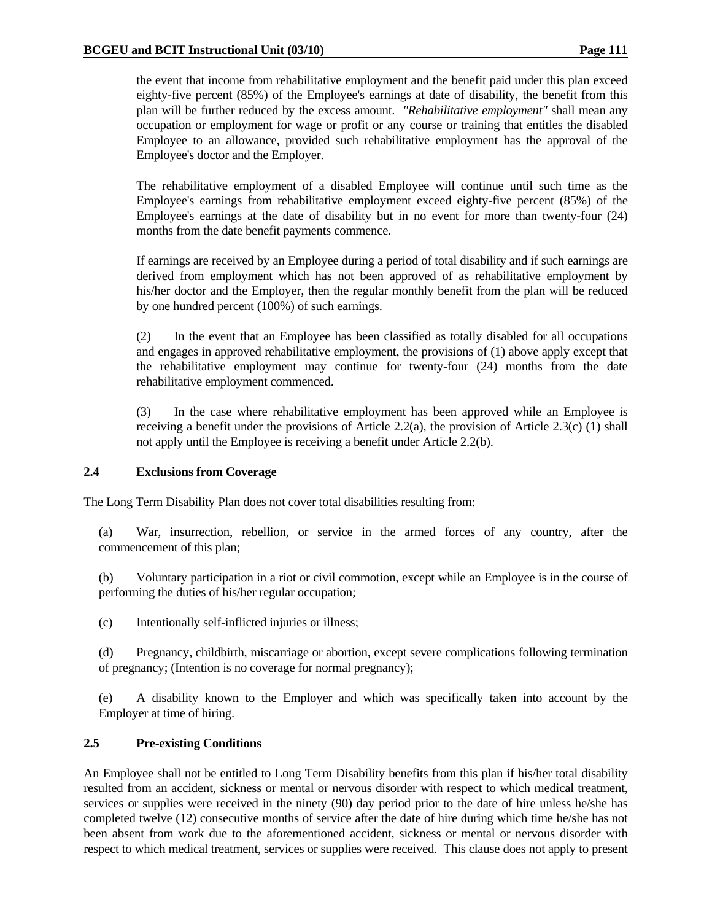the event that income from rehabilitative employment and the benefit paid under this plan exceed eighty-five percent (85%) of the Employee's earnings at date of disability, the benefit from this plan will be further reduced by the excess amount. *"Rehabilitative employment"* shall mean any occupation or employment for wage or profit or any course or training that entitles the disabled Employee to an allowance, provided such rehabilitative employment has the approval of the Employee's doctor and the Employer.

The rehabilitative employment of a disabled Employee will continue until such time as the Employee's earnings from rehabilitative employment exceed eighty-five percent (85%) of the Employee's earnings at the date of disability but in no event for more than twenty-four (24) months from the date benefit payments commence.

If earnings are received by an Employee during a period of total disability and if such earnings are derived from employment which has not been approved of as rehabilitative employment by his/her doctor and the Employer, then the regular monthly benefit from the plan will be reduced by one hundred percent (100%) of such earnings.

(2) In the event that an Employee has been classified as totally disabled for all occupations and engages in approved rehabilitative employment, the provisions of (1) above apply except that the rehabilitative employment may continue for twenty-four (24) months from the date rehabilitative employment commenced.

(3) In the case where rehabilitative employment has been approved while an Employee is receiving a benefit under the provisions of Article 2.2(a), the provision of Article 2.3(c) (1) shall not apply until the Employee is receiving a benefit under Article 2.2(b).

**2.4 Exclusions from Coverage**

The Long Term Disability Plan does not cover total disabilities resulting from:

(a) War, insurrection, rebellion, or service in the armed forces of any country, after the commencement of this plan;

(b) Voluntary participation in a riot or civil commotion, except while an Employee is in the course of performing the duties of his/her regular occupation;

(c) Intentionally self-inflicted injuries or illness;

(d) Pregnancy, childbirth, miscarriage or abortion, except severe complications following termination of pregnancy; (Intention is no coverage for normal pregnancy);

(e) A disability known to the Employer and which was specifically taken into account by the Employer at time of hiring.

**2.5 Pre-existing Conditions**

An Employee shall not be entitled to Long Term Disability benefits from this plan if his/her total disability resulted from an accident, sickness or mental or nervous disorder with respect to which medical treatment, services or supplies were received in the ninety (90) day period prior to the date of hire unless he/she has completed twelve (12) consecutive months of service after the date of hire during which time he/she has not been absent from work due to the aforementioned accident, sickness or mental or nervous disorder with respect to which medical treatment, services or supplies were received. This clause does not apply to present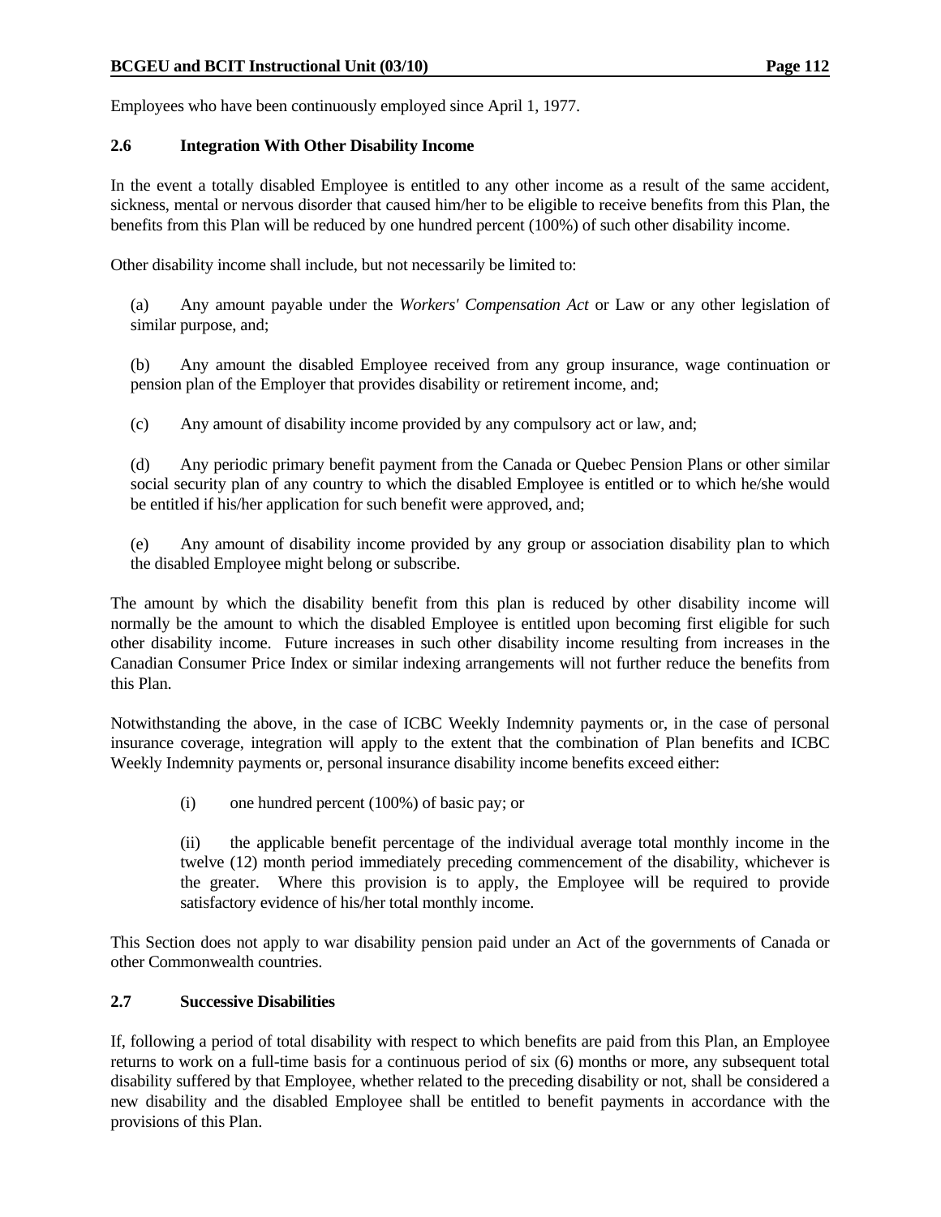Employees who have been continuously employed since April 1, 1977.

### 2.6 Integration With Other Disability Income

In the event a totally disabled Employee is entitled to any other income as a result of the same accident, sickness, mental or nervous disorder that caused him/her to be eligible to receive benefits from this Plan, the benefits from this Plan will be reduced by one hundred percent (100%) of such other disability income.

Other disability income shall include, but not necessarily be limited to:

(a) Any amount payable under the *Workers' Compensation Act* or Law or any other legislation of similar purpose, and;

(b) Any amount the disabled Employee received from any group insurance, wage continuation or pension plan of the Employer that provides disability or retirement income, and;

(c) Any amount of disability income provided by any compulsory act or law, and;

(d) Any periodic primary benefit payment from the Canada or Quebec Pension Plans or other similar social security plan of any country to which the disabled Employee is entitled or to which he/she would be entitled if his/her application for such benefit were approved, and;

(e) Any amount of disability income provided by any group or association disability plan to which the disabled Employee might belong or subscribe.

The amount by which the disability benefit from this plan is reduced by other disability income will normally be the amount to which the disabled Employee is entitled upon becoming first eligible for such other disability income. Future increases in such other disability income resulting from increases in the Canadian Consumer Price Index or similar indexing arrangements will not further reduce the benefits from this Plan.

Notwithstanding the above, in the case of ICBC Weekly Indemnity payments or, in the case of personal insurance coverage, integration will apply to the extent that the combination of Plan benefits and ICBC Weekly Indemnity payments or, personal insurance disability income benefits exceed either:

(i) one hundred percent (100%) of basic pay; or

(ii) the applicable benefit percentage of the individual average total monthly income in the twelve (12) month period immediately preceding commencement of the disability, whichever is the greater. Where this provision is to apply, the Employee will be required to provide satisfactory evidence of his/her total monthly income.

This Section does not apply to war disability pension paid under an Act of the governments of Canada or other Commonwealth countries.

### 2.7 Successive Disabilities

If, following a period of total disability with respect to which benefits are paid from this Plan, an Employee returns to work on a full-time basis for a continuous period of six (6) months or more, any subsequent total disability suffered by that Employee, whether related to the preceding disability or not, shall be considered a new disability and the disabled Employee shall be entitled to benefit payments in accordance with the provisions of this Plan.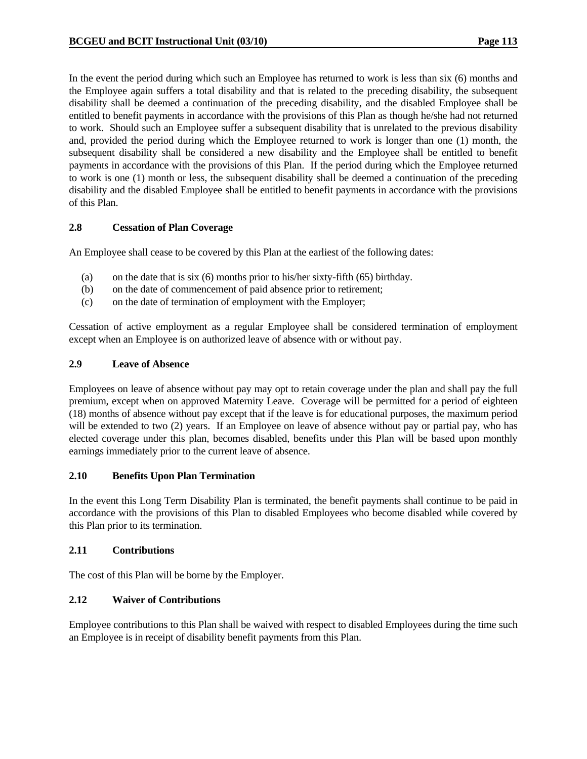In the event the period during which such an Employee has returned to work is less than six (6) months and the Employee again suffers a total disability and that is related to the preceding disability, the subsequent disability shall be deemed a continuation of the preceding disability, and the disabled Employee shall be entitled to benefit payments in accordance with the provisions of this Plan as though he/she had not returned to work. Should such an Employee suffer a subsequent disability that is unrelated to the previous disability and, provided the period during which the Employee returned to work is longer than one (1) month, the subsequent disability shall be considered a new disability and the Employee shall be entitled to benefit payments in accordance with the provisions of this Plan. If the period during which the Employee returned to work is one (1) month or less, the subsequent disability shall be deemed a continuation of the preceding disability and the disabled Employee shall be entitled to benefit payments in accordance with the provisions of this Plan.

### 2.8 Cessation of Plan Coverage

An Employee shall cease to be covered by this Plan at the earliest of the following dates:

(a) on the date that is six (6) months prior to his/her sixty-fifth (65) birthday.
(b) on the date of commencement of paid absence prior to retirement;
(c) on the date of termination of employment with the Employer;

Cessation of active employment as a regular Employee shall be considered termination of employment except when an Employee is on authorized leave of absence with or without pay.

### 2.9 Leave of Absence

Employees on leave of absence without pay may opt to retain coverage under the plan and shall pay the full premium, except when on approved Maternity Leave. Coverage will be permitted for a period of eighteen (18) months of absence without pay except that if the leave is for educational purposes, the maximum period will be extended to two (2) years. If an Employee on leave of absence without pay or partial pay, who has elected coverage under this plan, becomes disabled, benefits under this Plan will be based upon monthly earnings immediately prior to the current leave of absence.

### 2.10 Benefits Upon Plan Termination

In the event this Long Term Disability Plan is terminated, the benefit payments shall continue to be paid in accordance with the provisions of this Plan to disabled Employees who become disabled while covered by this Plan prior to its termination.

### 2.11 Contributions

The cost of this Plan will be borne by the Employer.

### 2.12 Waiver of Contributions

Employee contributions to this Plan shall be waived with respect to disabled Employees during the time such an Employee is in receipt of disability benefit payments from this Plan.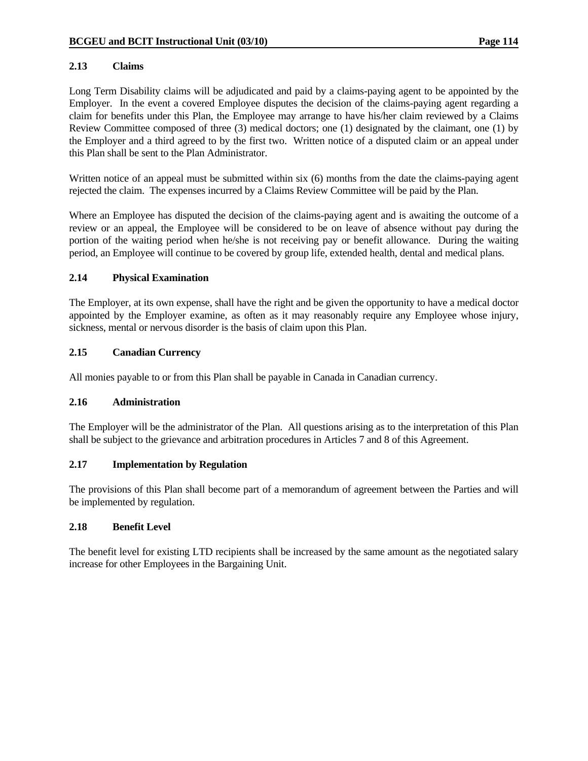### 2.13 Claims

Long Term Disability claims will be adjudicated and paid by a claims-paying agent to be appointed by the Employer. In the event a covered Employee disputes the decision of the claims-paying agent regarding a claim for benefits under this Plan, the Employee may arrange to have his/her claim reviewed by a Claims Review Committee composed of three (3) medical doctors; one (1) designated by the claimant, one (1) by the Employer and a third agreed to by the first two. Written notice of a disputed claim or an appeal under this Plan shall be sent to the Plan Administrator.

Written notice of an appeal must be submitted within six (6) months from the date the claims-paying agent rejected the claim. The expenses incurred by a Claims Review Committee will be paid by the Plan.

Where an Employee has disputed the decision of the claims-paying agent and is awaiting the outcome of a review or an appeal, the Employee will be considered to be on leave of absence without pay during the portion of the waiting period when he/she is not receiving pay or benefit allowance. During the waiting period, an Employee will continue to be covered by group life, extended health, dental and medical plans.

### 2.14 Physical Examination

The Employer, at its own expense, shall have the right and be given the opportunity to have a medical doctor appointed by the Employer examine, as often as it may reasonably require any Employee whose injury, sickness, mental or nervous disorder is the basis of claim upon this Plan.

### 2.15 Canadian Currency

All monies payable to or from this Plan shall be payable in Canada in Canadian currency.

### 2.16 Administration

The Employer will be the administrator of the Plan. All questions arising as to the interpretation of this Plan shall be subject to the grievance and arbitration procedures in Articles 7 and 8 of this Agreement.

### 2.17 Implementation by Regulation

The provisions of this Plan shall become part of a memorandum of agreement between the Parties and will be implemented by regulation.

### 2.18 Benefit Level

The benefit level for existing LTD recipients shall be increased by the same amount as the negotiated salary increase for other Employees in the Bargaining Unit.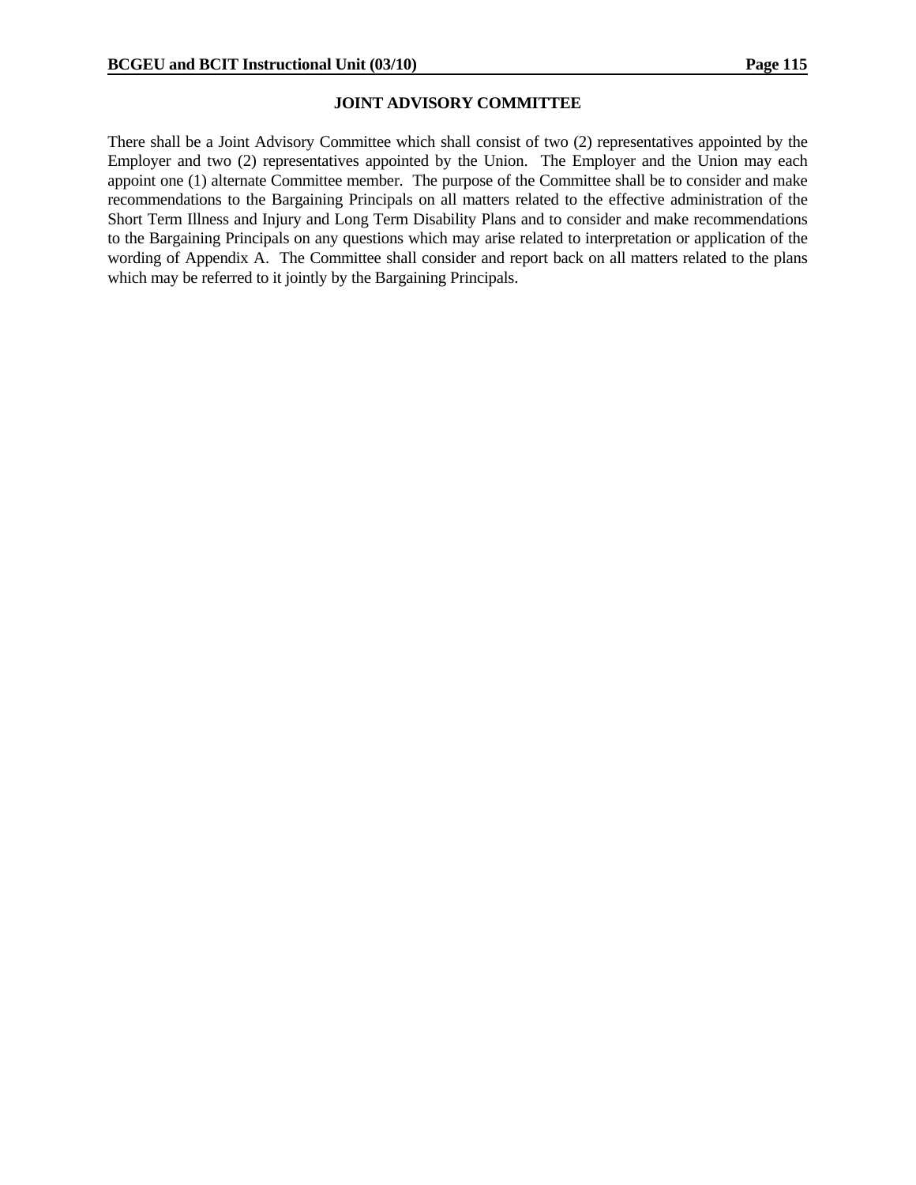## JOINT ADVISORY COMMITTEE

There shall be a Joint Advisory Committee which shall consist of two (2) representatives appointed by the Employer and two (2) representatives appointed by the Union. The Employer and the Union may each appoint one (1) alternate Committee member. The purpose of the Committee shall be to consider and make recommendations to the Bargaining Principals on all matters related to the effective administration of the Short Term Illness and Injury and Long Term Disability Plans and to consider and make recommendations to the Bargaining Principals on any questions which may arise related to interpretation or application of the wording of Appendix A. The Committee shall consider and report back on all matters related to the plans which may be referred to it jointly by the Bargaining Principals.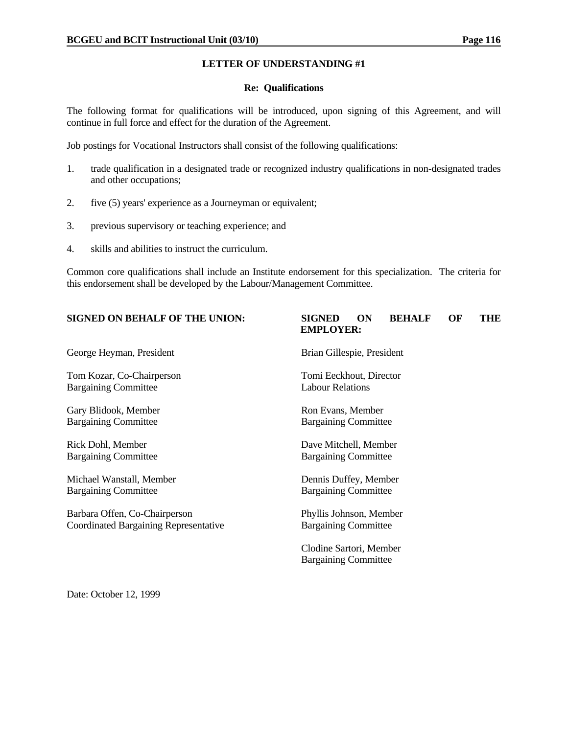## LETTER OF UNDERSTANDING #1

### Re: Qualifications

The following format for qualifications will be introduced, upon signing of this Agreement, and will continue in full force and effect for the duration of the Agreement.

Job postings for Vocational Instructors shall consist of the following qualifications:

1. trade qualification in a designated trade or recognized industry qualifications in non-designated trades and other occupations;
2. five (5) years' experience as a Journeyman or equivalent;
3. previous supervisory or teaching experience; and
4. skills and abilities to instruct the curriculum.

Common core qualifications shall include an Institute endorsement for this specialization. The criteria for this endorsement shall be developed by the Labour/Management Committee.

| **SIGNED ON BEHALF OF THE UNION:** | **SIGNED ON BEHALF OF THE EMPLOYER:** |
|---|---|
| George Heyman, President | Brian Gillespie, President |
| Tom Kozar, Co-Chairperson<br>Bargaining Committee | Tomi Eeckhout, Director<br>Labour Relations |
| Gary Blidook, Member<br>Bargaining Committee | Ron Evans, Member<br>Bargaining Committee |
| Rick Dohl, Member<br>Bargaining Committee | Dave Mitchell, Member<br>Bargaining Committee |
| Michael Wanstall, Member<br>Bargaining Committee | Dennis Duffey, Member<br>Bargaining Committee |
| Barbara Offen, Co-Chairperson<br>Coordinated Bargaining Representative | Phyllis Johnson, Member<br>Bargaining Committee |
| | Clodine Sartori, Member<br>Bargaining Committee |

Date: October 12, 1999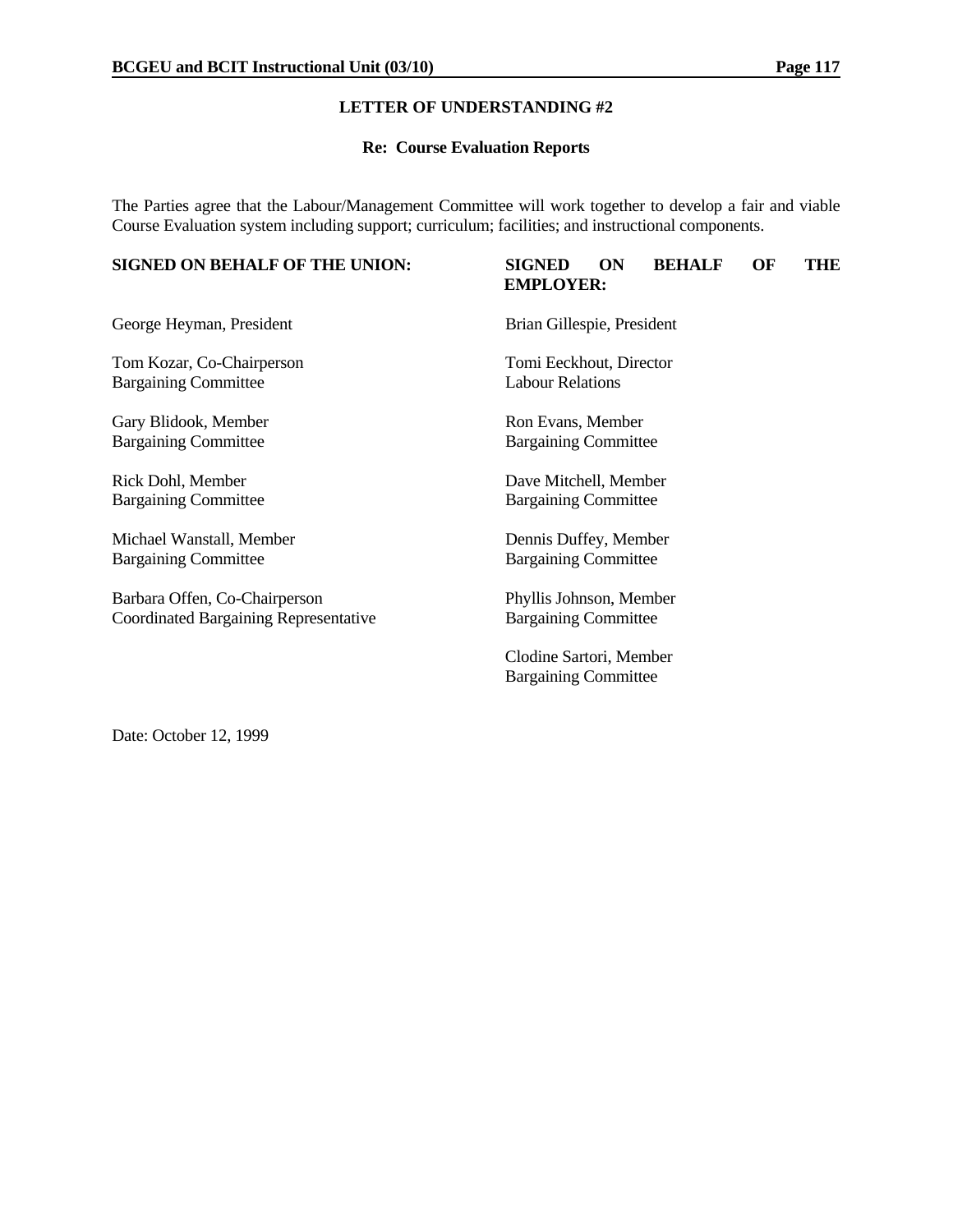## LETTER OF UNDERSTANDING #2

### Re: Course Evaluation Reports

The Parties agree that the Labour/Management Committee will work together to develop a fair and viable Course Evaluation system including support; curriculum; facilities; and instructional components.

| **SIGNED ON BEHALF OF THE UNION:** | **SIGNED ON BEHALF OF THE EMPLOYER:** |
|---|---|
| George Heyman, President | Brian Gillespie, President |
| Tom Kozar, Co-Chairperson<br>Bargaining Committee | Tomi Eeckhout, Director<br>Labour Relations |
| Gary Blidook, Member<br>Bargaining Committee | Ron Evans, Member<br>Bargaining Committee |
| Rick Dohl, Member<br>Bargaining Committee | Dave Mitchell, Member<br>Bargaining Committee |
| Michael Wanstall, Member<br>Bargaining Committee | Dennis Duffey, Member<br>Bargaining Committee |
| Barbara Offen, Co-Chairperson<br>Coordinated Bargaining Representative | Phyllis Johnson, Member<br>Bargaining Committee |
| | Clodine Sartori, Member<br>Bargaining Committee |

Date: October 12, 1999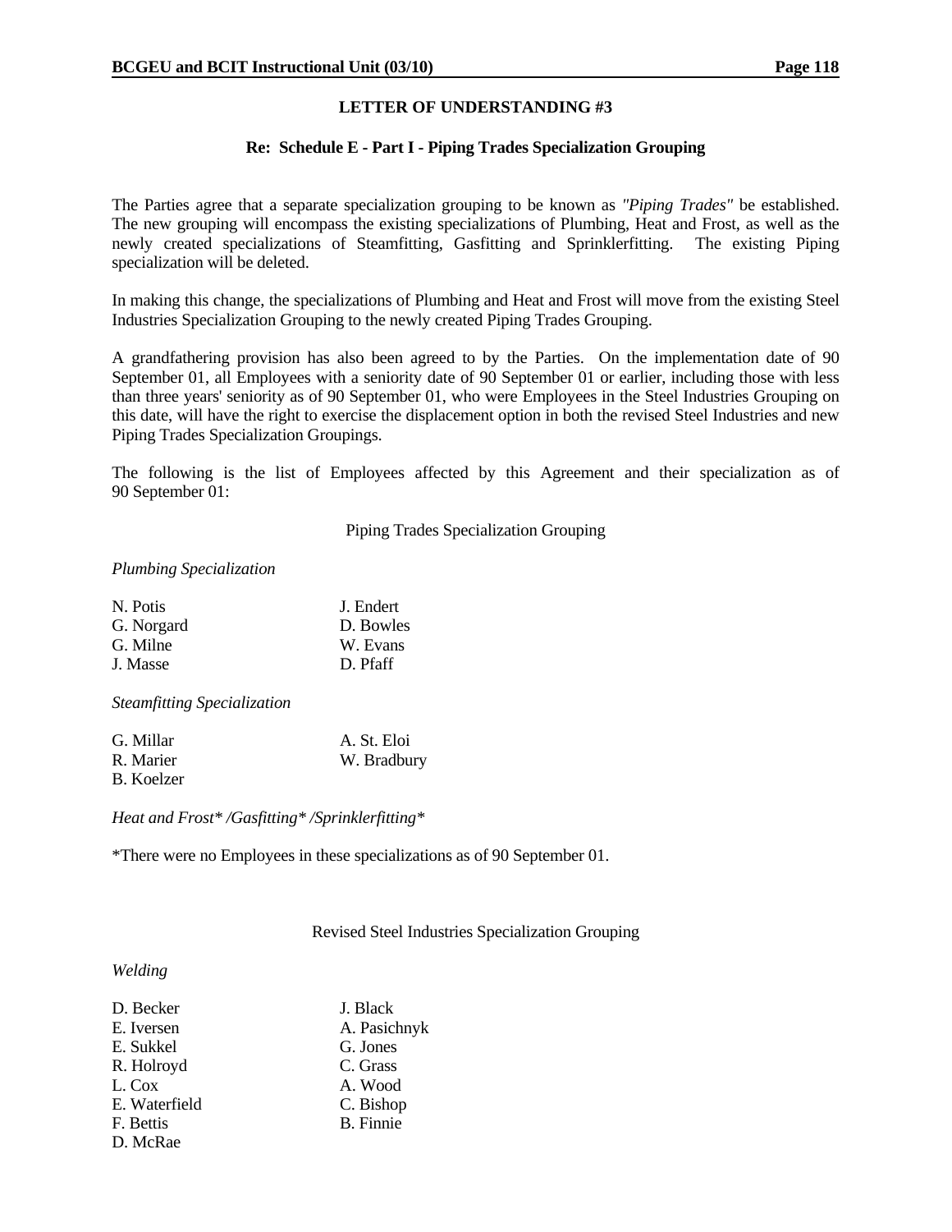## LETTER OF UNDERSTANDING #3

### Re: Schedule E - Part I - Piping Trades Specialization Grouping

The Parties agree that a separate specialization grouping to be known as *"Piping Trades"* be established. The new grouping will encompass the existing specializations of Plumbing, Heat and Frost, as well as the newly created specializations of Steamfitting, Gasfitting and Sprinklerfitting. The existing Piping specialization will be deleted.

In making this change, the specializations of Plumbing and Heat and Frost will move from the existing Steel Industries Specialization Grouping to the newly created Piping Trades Grouping.

A grandfathering provision has also been agreed to by the Parties. On the implementation date of 90 September 01, all Employees with a seniority date of 90 September 01 or earlier, including those with less than three years' seniority as of 90 September 01, who were Employees in the Steel Industries Grouping on this date, will have the right to exercise the displacement option in both the revised Steel Industries and new Piping Trades Specialization Groupings.

The following is the list of Employees affected by this Agreement and their specialization as of 90 September 01:

Piping Trades Specialization Grouping

*Plumbing Specialization*

N. Potis
G. Norgard
G. Milne
J. Masse
J. Endert
D. Bowles
W. Evans
D. Pfaff

*Steamfitting Specialization*

G. Millar
R. Marier
B. Koelzer
A. St. Eloi
W. Bradbury

*Heat and Frost* /Gasfitting* /Sprinklerfitting**

*There were no Employees in these specializations as of 90 September 01.

Revised Steel Industries Specialization Grouping

*Welding*

D. Becker
E. Iversen
E. Sukkel
R. Holroyd
L. Cox
E. Waterfield
F. Bettis
D. McRae
J. Black
A. Pasichnyk
G. Jones
C. Grass
A. Wood
C. Bishop
B. Finnie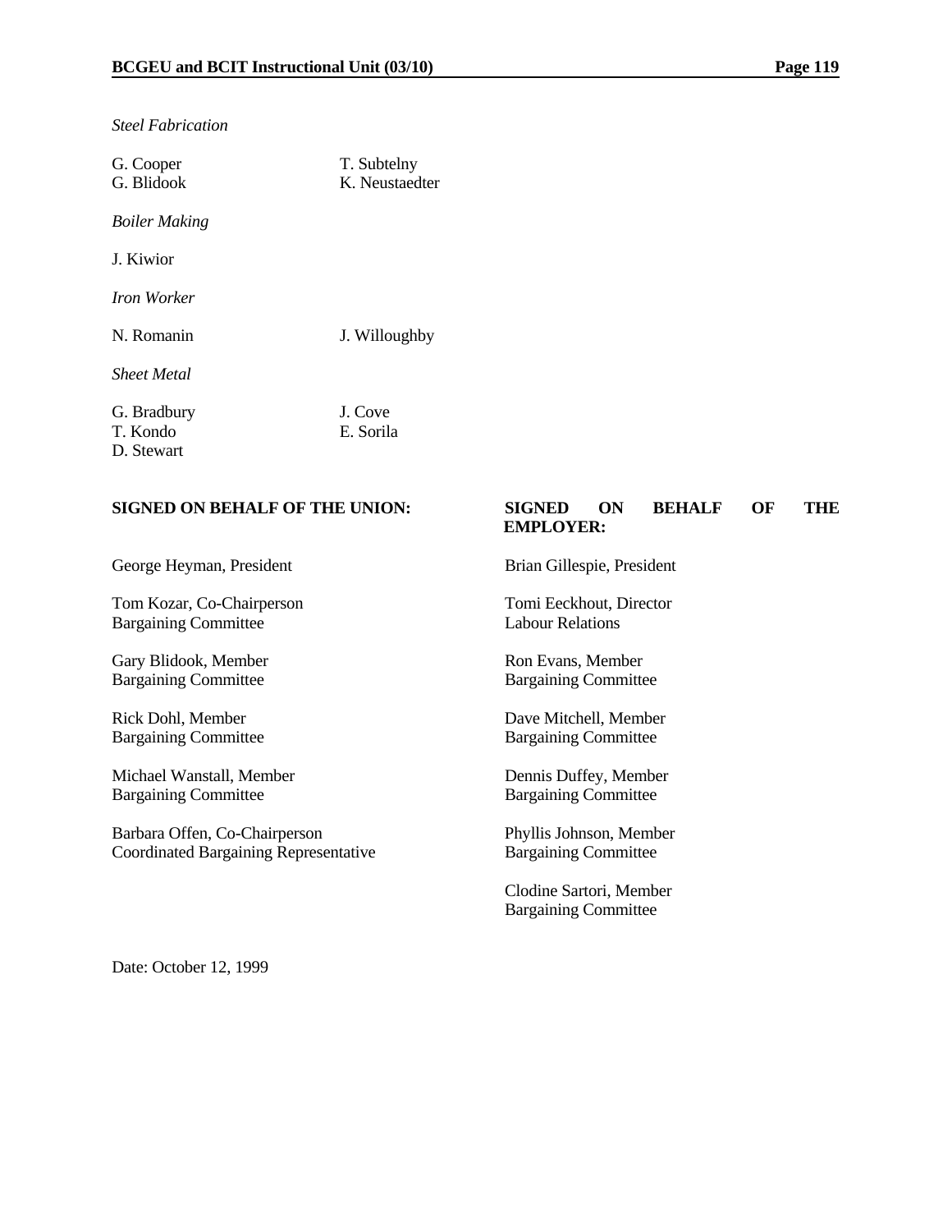*Steel Fabrication*

G. Cooper
G. Blidook

T. Subtelny
K. Neustaedter

*Boiler Making*

J. Kiwior

*Iron Worker*

N. Romanin

J. Willoughby

*Sheet Metal*

G. Bradbury
T. Kondo
D. Stewart

J. Cove
E. Sorila

**SIGNED ON BEHALF OF THE UNION:**

George Heyman, President

Tom Kozar, Co-Chairperson
Bargaining Committee

Gary Blidook, Member
Bargaining Committee

Rick Dohl, Member
Bargaining Committee

Michael Wanstall, Member
Bargaining Committee

Barbara Offen, Co-Chairperson
Coordinated Bargaining Representative

**SIGNED ON BEHALF OF THE EMPLOYER:**

Brian Gillespie, President

Tomi Eeckhout, Director
Labour Relations

Ron Evans, Member
Bargaining Committee

Dave Mitchell, Member
Bargaining Committee

Dennis Duffey, Member
Bargaining Committee

Phyllis Johnson, Member
Bargaining Committee

Clodine Sartori, Member
Bargaining Committee

Date: October 12, 1999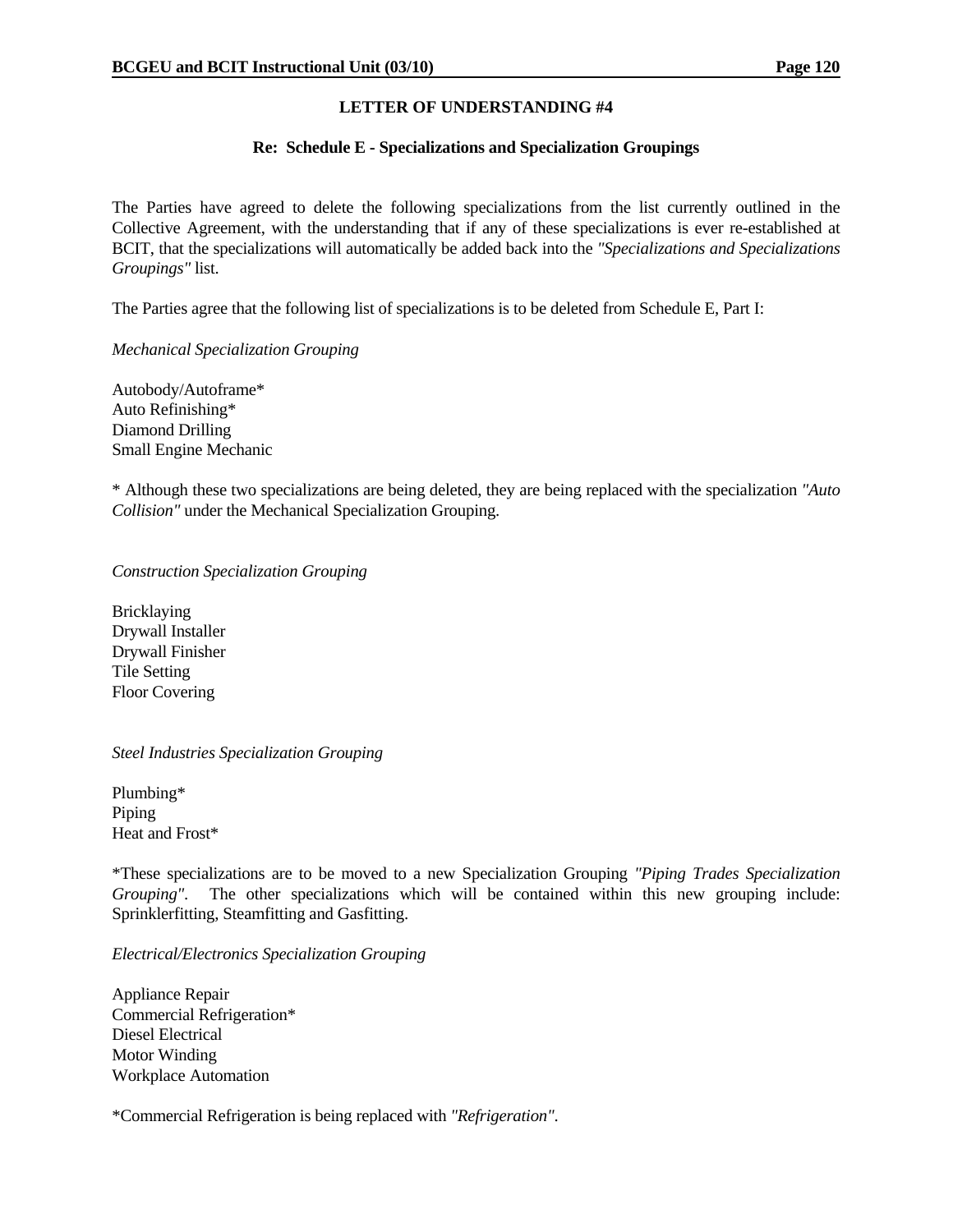## LETTER OF UNDERSTANDING #4

### Re: Schedule E - Specializations and Specialization Groupings

The Parties have agreed to delete the following specializations from the list currently outlined in the Collective Agreement, with the understanding that if any of these specializations is ever re-established at BCIT, that the specializations will automatically be added back into the *"Specializations and Specializations Groupings"* list.

The Parties agree that the following list of specializations is to be deleted from Schedule E, Part I:

*Mechanical Specialization Grouping*

Autobody/Autoframe*  
Auto Refinishing*  
Diamond Drilling  
Small Engine Mechanic

* Although these two specializations are being deleted, they are being replaced with the specialization *"Auto Collision"* under the Mechanical Specialization Grouping.

*Construction Specialization Grouping*

Bricklaying  
Drywall Installer  
Drywall Finisher  
Tile Setting  
Floor Covering

*Steel Industries Specialization Grouping*

Plumbing*  
Piping  
Heat and Frost*

*These specializations are to be moved to a new Specialization Grouping *"Piping Trades Specialization Grouping"*. The other specializations which will be contained within this new grouping include: Sprinklerfitting, Steamfitting and Gasfitting.

*Electrical/Electronics Specialization Grouping*

Appliance Repair  
Commercial Refrigeration*  
Diesel Electrical  
Motor Winding  
Workplace Automation

*Commercial Refrigeration is being replaced with *"Refrigeration"*.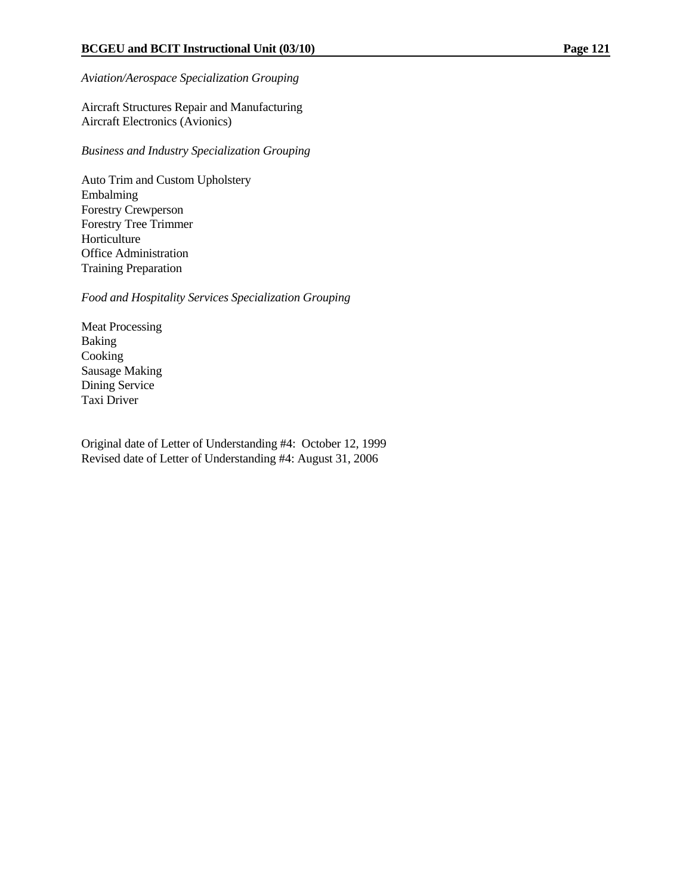*Aviation/Aerospace Specialization Grouping*

Aircraft Structures Repair and Manufacturing
Aircraft Electronics (Avionics)

*Business and Industry Specialization Grouping*

Auto Trim and Custom Upholstery
Embalming
Forestry Crewperson
Forestry Tree Trimmer
Horticulture
Office Administration
Training Preparation

*Food and Hospitality Services Specialization Grouping*

Meat Processing
Baking
Cooking
Sausage Making
Dining Service
Taxi Driver

Original date of Letter of Understanding #4: October 12, 1999
Revised date of Letter of Understanding #4: August 31, 2006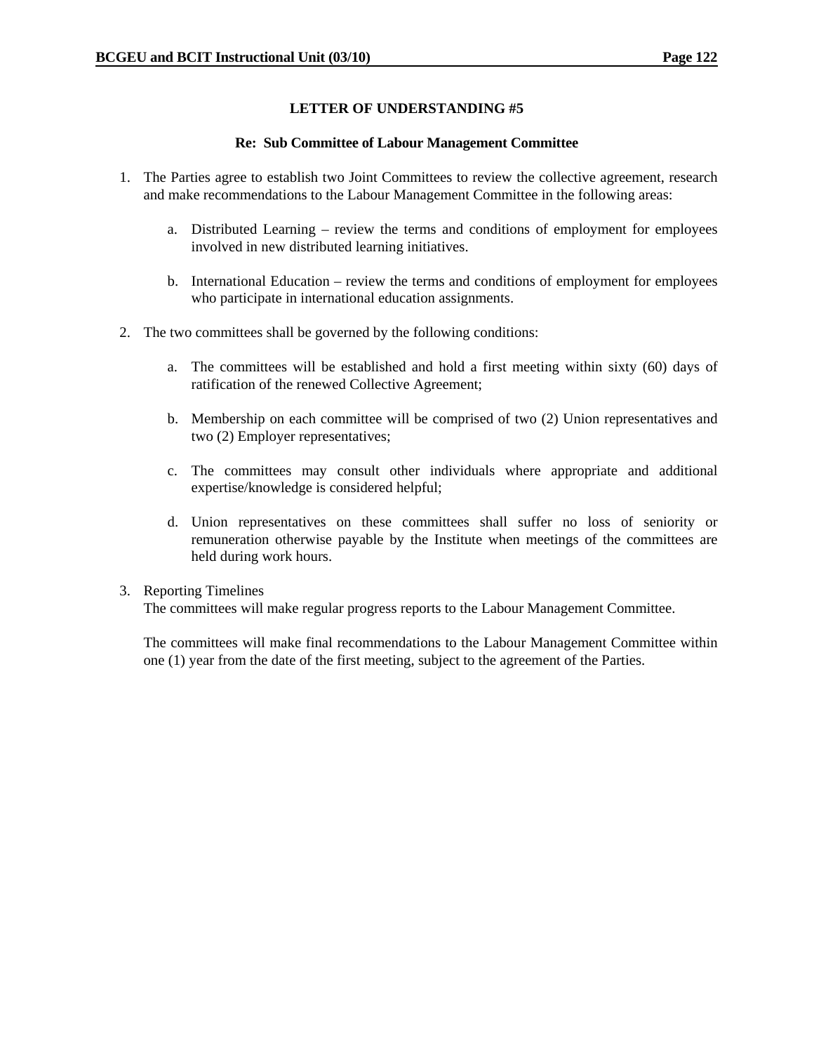## LETTER OF UNDERSTANDING #5

### Re: Sub Committee of Labour Management Committee

1. The Parties agree to establish two Joint Committees to review the collective agreement, research and make recommendations to the Labour Management Committee in the following areas:

   a. Distributed Learning – review the terms and conditions of employment for employees involved in new distributed learning initiatives.

   b. International Education – review the terms and conditions of employment for employees who participate in international education assignments.

2. The two committees shall be governed by the following conditions:

   a. The committees will be established and hold a first meeting within sixty (60) days of ratification of the renewed Collective Agreement;

   b. Membership on each committee will be comprised of two (2) Union representatives and two (2) Employer representatives;

   c. The committees may consult other individuals where appropriate and additional expertise/knowledge is considered helpful;

   d. Union representatives on these committees shall suffer no loss of seniority or remuneration otherwise payable by the Institute when meetings of the committees are held during work hours.

3. Reporting Timelines
   The committees will make regular progress reports to the Labour Management Committee.

   The committees will make final recommendations to the Labour Management Committee within one (1) year from the date of the first meeting, subject to the agreement of the Parties.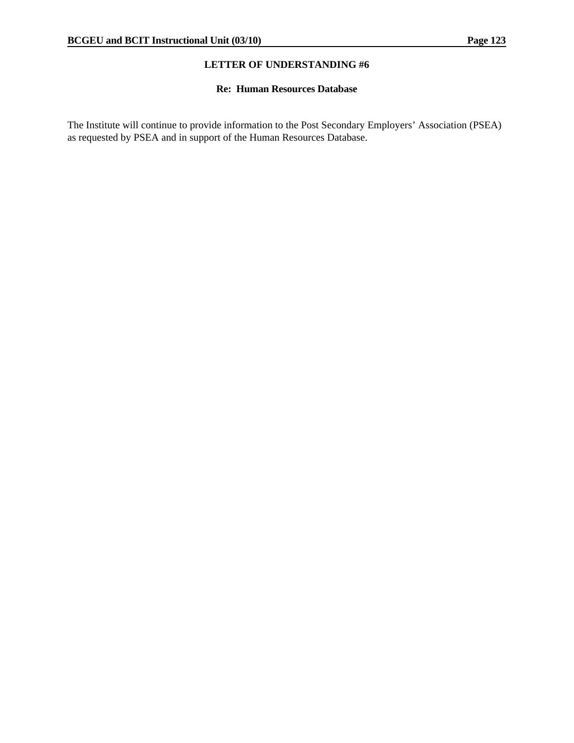## LETTER OF UNDERSTANDING #6

### Re: Human Resources Database

The Institute will continue to provide information to the Post Secondary Employers' Association (PSEA) as requested by PSEA and in support of the Human Resources Database.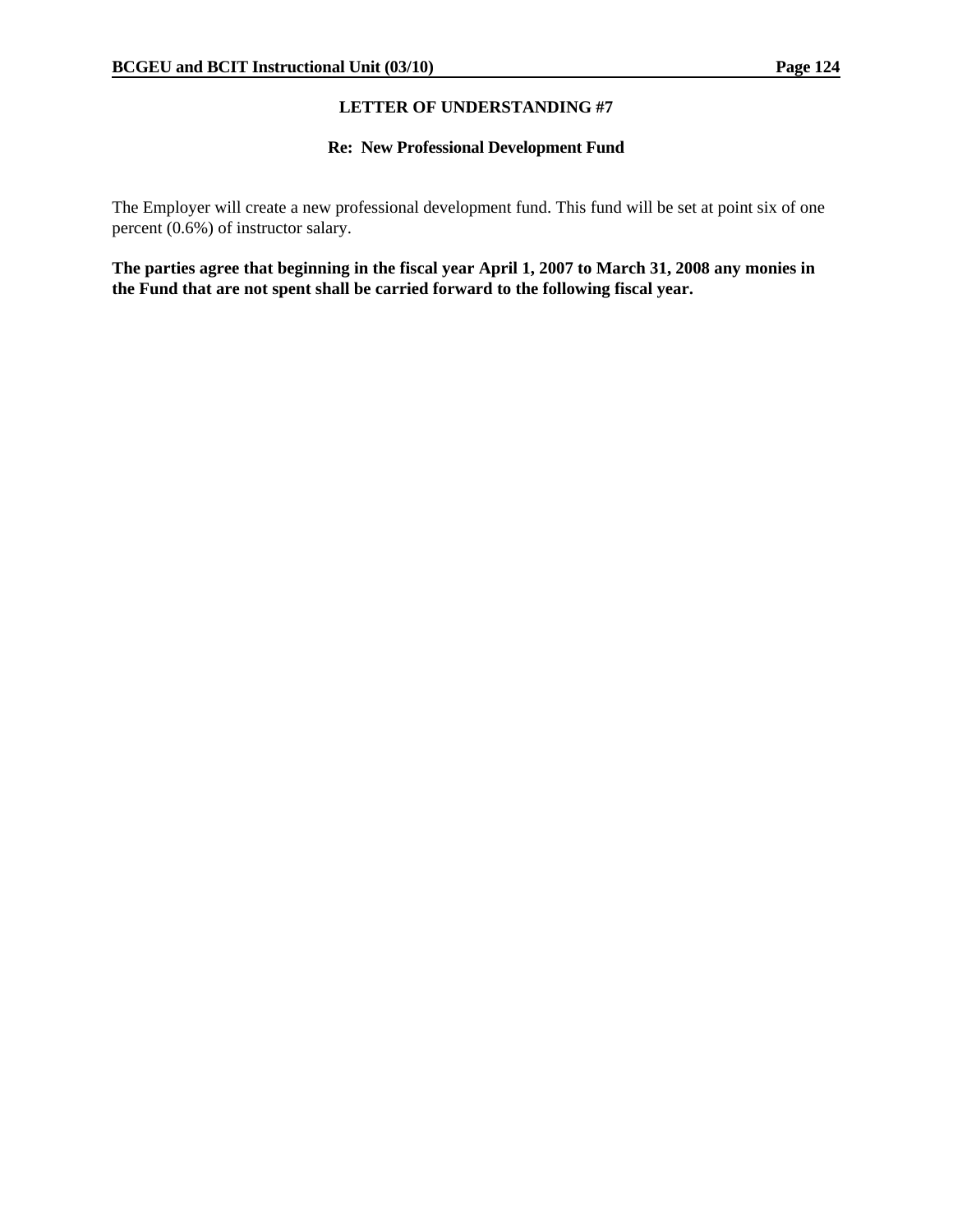## LETTER OF UNDERSTANDING #7

### Re: New Professional Development Fund

The Employer will create a new professional development fund. This fund will be set at point six of one percent (0.6%) of instructor salary.

**The parties agree that beginning in the fiscal year April 1, 2007 to March 31, 2008 any monies in the Fund that are not spent shall be carried forward to the following fiscal year.**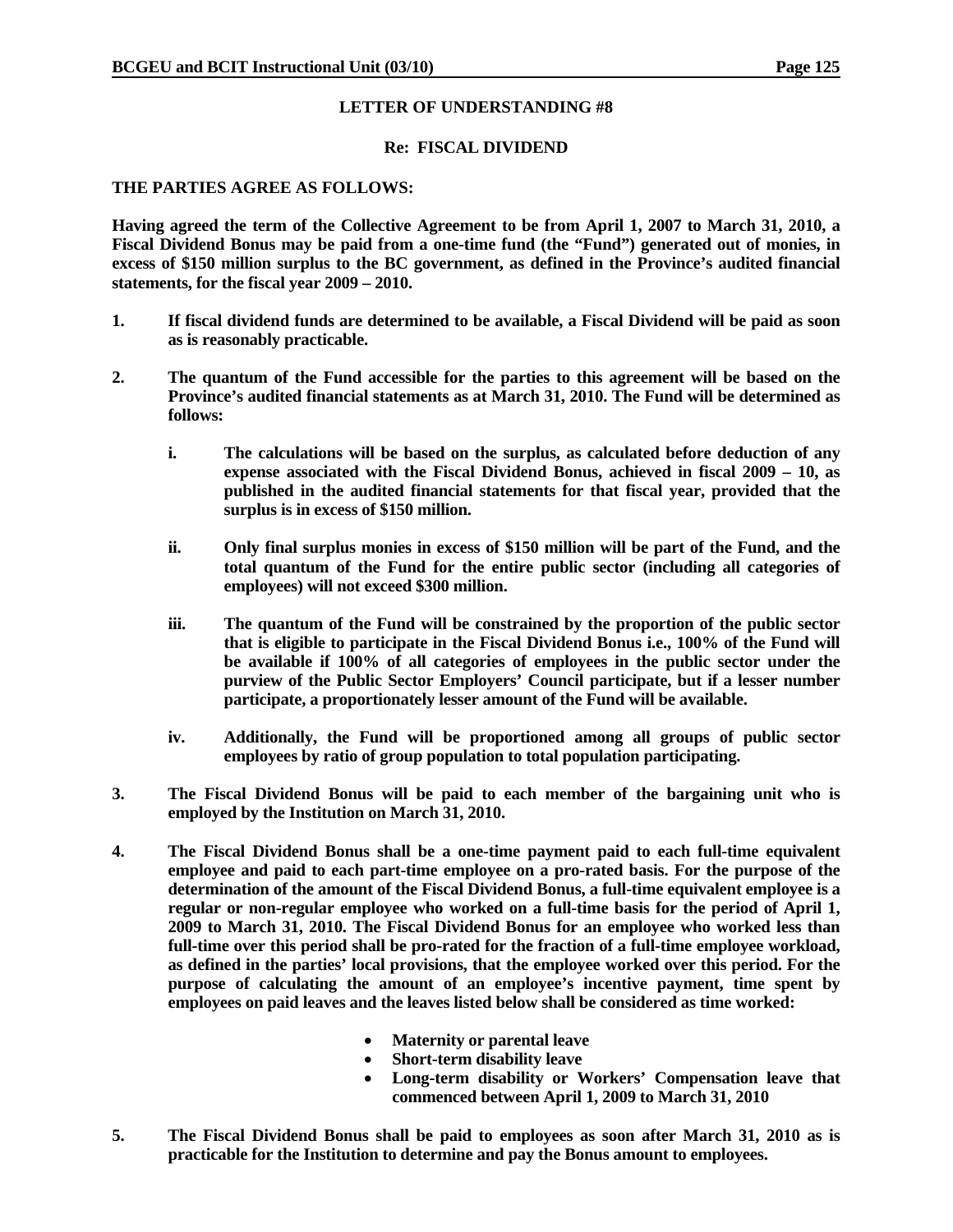## LETTER OF UNDERSTANDING #8

### Re: FISCAL DIVIDEND

**THE PARTIES AGREE AS FOLLOWS:**

**Having agreed the term of the Collective Agreement to be from April 1, 2007 to March 31, 2010, a Fiscal Dividend Bonus may be paid from a one-time fund (the "Fund") generated out of monies, in excess of $150 million surplus to the BC government, as defined in the Province's audited financial statements, for the fiscal year 2009 – 2010.**

1. **If fiscal dividend funds are determined to be available, a Fiscal Dividend will be paid as soon as is reasonably practicable.**

2. **The quantum of the Fund accessible for the parties to this agreement will be based on the Province's audited financial statements as at March 31, 2010. The Fund will be determined as follows:**

   i. **The calculations will be based on the surplus, as calculated before deduction of any expense associated with the Fiscal Dividend Bonus, achieved in fiscal 2009 – 10, as published in the audited financial statements for that fiscal year, provided that the surplus is in excess of $150 million.**

   ii. **Only final surplus monies in excess of $150 million will be part of the Fund, and the total quantum of the Fund for the entire public sector (including all categories of employees) will not exceed $300 million.**

   iii. **The quantum of the Fund will be constrained by the proportion of the public sector that is eligible to participate in the Fiscal Dividend Bonus i.e., 100% of the Fund will be available if 100% of all categories of employees in the public sector under the purview of the Public Sector Employers' Council participate, but if a lesser number participate, a proportionately lesser amount of the Fund will be available.**

   iv. **Additionally, the Fund will be proportioned among all groups of public sector employees by ratio of group population to total population participating.**

3. **The Fiscal Dividend Bonus will be paid to each member of the bargaining unit who is employed by the Institution on March 31, 2010.**

4. **The Fiscal Dividend Bonus shall be a one-time payment paid to each full-time equivalent employee and paid to each part-time employee on a pro-rated basis. For the purpose of the determination of the amount of the Fiscal Dividend Bonus, a full-time equivalent employee is a regular or non-regular employee who worked on a full-time basis for the period of April 1, 2009 to March 31, 2010. The Fiscal Dividend Bonus for an employee who worked less than full-time over this period shall be pro-rated for the fraction of a full-time employee workload, as defined in the parties' local provisions, that the employee worked over this period. For the purpose of calculating the amount of an employee's incentive payment, time spent by employees on paid leaves and the leaves listed below shall be considered as time worked:**

   - **Maternity or parental leave**
   - **Short-term disability leave**
   - **Long-term disability or Workers' Compensation leave that commenced between April 1, 2009 to March 31, 2010**

5. **The Fiscal Dividend Bonus shall be paid to employees as soon after March 31, 2010 as is practicable for the Institution to determine and pay the Bonus amount to employees.**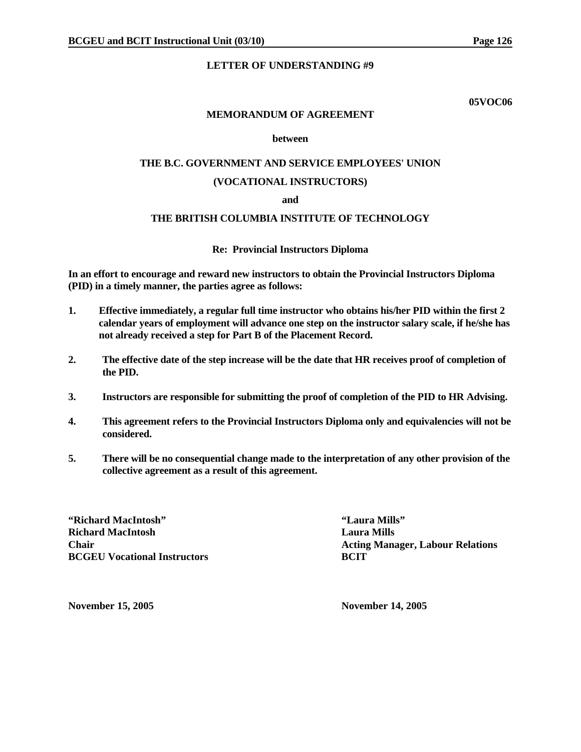**LETTER OF UNDERSTANDING #9**

**05VOC06**

**MEMORANDUM OF AGREEMENT**

**between**

**THE B.C. GOVERNMENT AND SERVICE EMPLOYEES' UNION**

**(VOCATIONAL INSTRUCTORS)**

**and**

**THE BRITISH COLUMBIA INSTITUTE OF TECHNOLOGY**

**Re: Provincial Instructors Diploma**

**In an effort to encourage and reward new instructors to obtain the Provincial Instructors Diploma (PID) in a timely manner, the parties agree as follows:**

1. **Effective immediately, a regular full time instructor who obtains his/her PID within the first 2 calendar years of employment will advance one step on the instructor salary scale, if he/she has not already received a step for Part B of the Placement Record.**
2. **The effective date of the step increase will be the date that HR receives proof of completion of the PID.**
3. **Instructors are responsible for submitting the proof of completion of the PID to HR Advising.**
4. **This agreement refers to the Provincial Instructors Diploma only and equivalencies will not be considered.**
5. **There will be no consequential change made to the interpretation of any other provision of the collective agreement as a result of this agreement.**

**"Richard MacIntosh"**
**Richard MacIntosh**
**Chair**
**BCGEU Vocational Instructors**

**November 15, 2005**

**"Laura Mills"**
**Laura Mills**
**Acting Manager, Labour Relations**
**BCIT**

**November 14, 2005**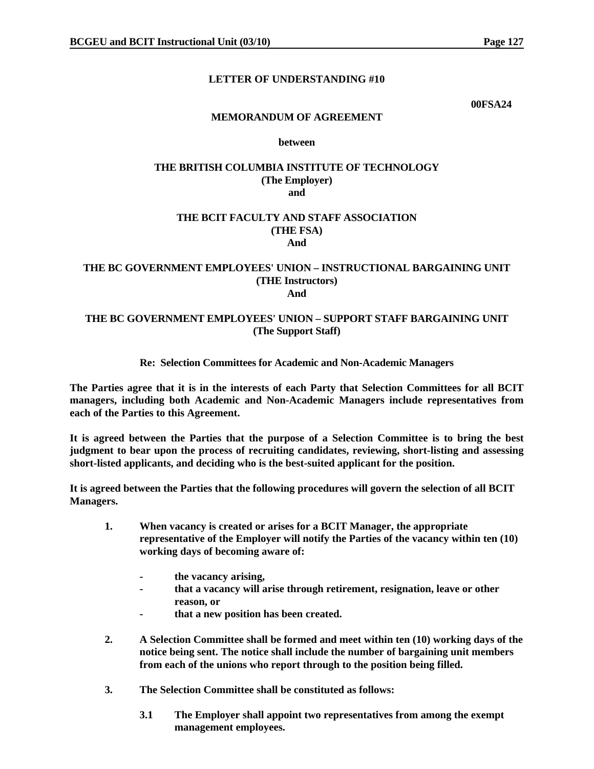**LETTER OF UNDERSTANDING #10**

**00FSA24**

**MEMORANDUM OF AGREEMENT**

**between**

**THE BRITISH COLUMBIA INSTITUTE OF TECHNOLOGY**
**(The Employer)**
**and**

**THE BCIT FACULTY AND STAFF ASSOCIATION**
**(THE FSA)**
**And**

**THE BC GOVERNMENT EMPLOYEES' UNION – INSTRUCTIONAL BARGAINING UNIT**
**(THE Instructors)**
**And**

**THE BC GOVERNMENT EMPLOYEES' UNION – SUPPORT STAFF BARGAINING UNIT**
**(The Support Staff)**

**Re: Selection Committees for Academic and Non-Academic Managers**

**The Parties agree that it is in the interests of each Party that Selection Committees for all BCIT managers, including both Academic and Non-Academic Managers include representatives from each of the Parties to this Agreement.**

**It is agreed between the Parties that the purpose of a Selection Committee is to bring the best judgment to bear upon the process of recruiting candidates, reviewing, short-listing and assessing short-listed applicants, and deciding who is the best-suited applicant for the position.**

**It is agreed between the Parties that the following procedures will govern the selection of all BCIT Managers.**

1. **When vacancy is created or arises for a BCIT Manager, the appropriate representative of the Employer will notify the Parties of the vacancy within ten (10) working days of becoming aware of:**

   - **the vacancy arising,**
   - **that a vacancy will arise through retirement, resignation, leave or other reason, or**
   - **that a new position has been created.**

2. **A Selection Committee shall be formed and meet within ten (10) working days of the notice being sent. The notice shall include the number of bargaining unit members from each of the unions who report through to the position being filled.**

3. **The Selection Committee shall be constituted as follows:**

   3.1 **The Employer shall appoint two representatives from among the exempt management employees.**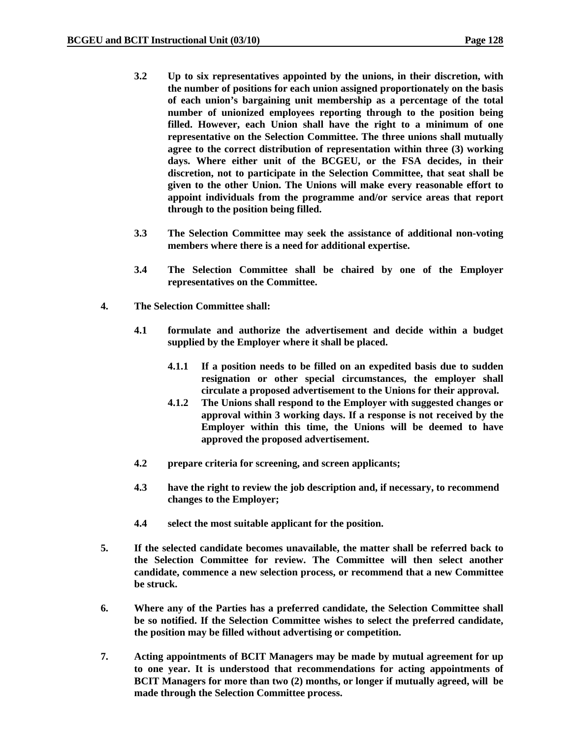**3.2 Up to six representatives appointed by the unions, in their discretion, with the number of positions for each union assigned proportionately on the basis of each union's bargaining unit membership as a percentage of the total number of unionized employees reporting through to the position being filled. However, each Union shall have the right to a minimum of one representative on the Selection Committee. The three unions shall mutually agree to the correct distribution of representation within three (3) working days. Where either unit of the BCGEU, or the FSA decides, in their discretion, not to participate in the Selection Committee, that seat shall be given to the other Union. The Unions will make every reasonable effort to appoint individuals from the programme and/or service areas that report through to the position being filled.**

**3.3 The Selection Committee may seek the assistance of additional non-voting members where there is a need for additional expertise.**

**3.4 The Selection Committee shall be chaired by one of the Employer representatives on the Committee.**

**4. The Selection Committee shall:**

**4.1 formulate and authorize the advertisement and decide within a budget supplied by the Employer where it shall be placed.**

**4.1.1 If a position needs to be filled on an expedited basis due to sudden resignation or other special circumstances, the employer shall circulate a proposed advertisement to the Unions for their approval.**

**4.1.2 The Unions shall respond to the Employer with suggested changes or approval within 3 working days. If a response is not received by the Employer within this time, the Unions will be deemed to have approved the proposed advertisement.**

**4.2 prepare criteria for screening, and screen applicants;**

**4.3 have the right to review the job description and, if necessary, to recommend changes to the Employer;**

**4.4 select the most suitable applicant for the position.**

**5. If the selected candidate becomes unavailable, the matter shall be referred back to the Selection Committee for review. The Committee will then select another candidate, commence a new selection process, or recommend that a new Committee be struck.**

**6. Where any of the Parties has a preferred candidate, the Selection Committee shall be so notified. If the Selection Committee wishes to select the preferred candidate, the position may be filled without advertising or competition.**

**7. Acting appointments of BCIT Managers may be made by mutual agreement for up to one year. It is understood that recommendations for acting appointments of BCIT Managers for more than two (2) months, or longer if mutually agreed, will be made through the Selection Committee process.**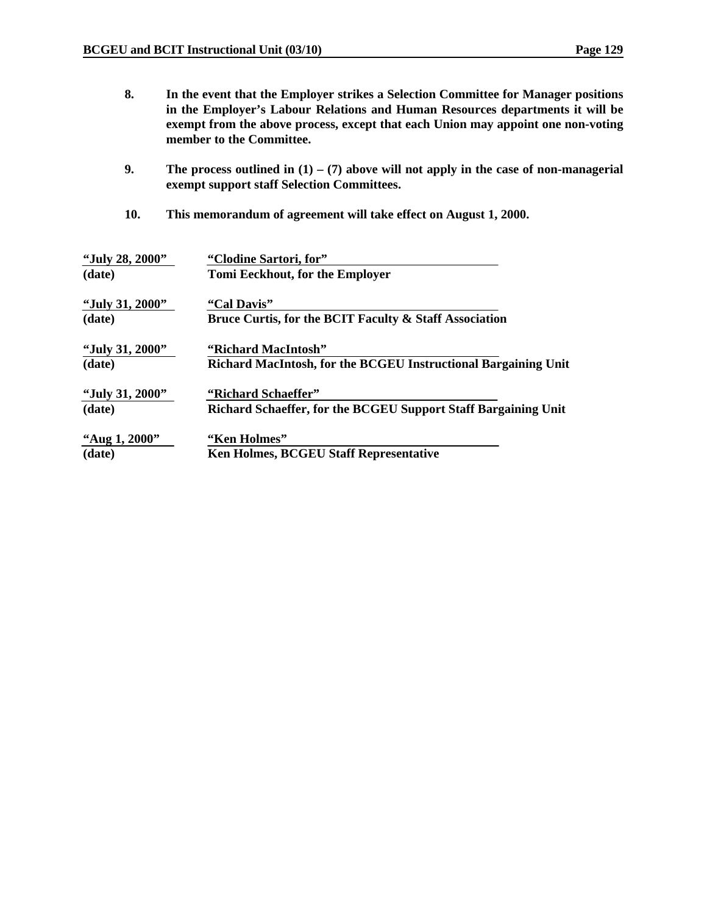8. **In the event that the Employer strikes a Selection Committee for Manager positions in the Employer's Labour Relations and Human Resources departments it will be exempt from the above process, except that each Union may appoint one non-voting member to the Committee.**

9. **The process outlined in (1) – (7) above will not apply in the case of non-managerial exempt support staff Selection Committees.**

10. **This memorandum of agreement will take effect on August 1, 2000.**

| | |
|---|---|
| **"July 28, 2000"** | **"Clodine Sartori, for"** |
| **(date)** | **Tomi Eeckhout, for the Employer** |
| **"July 31, 2000"** | **"Cal Davis"** |
| **(date)** | **Bruce Curtis, for the BCIT Faculty & Staff Association** |
| **"July 31, 2000"** | **"Richard MacIntosh"** |
| **(date)** | **Richard MacIntosh, for the BCGEU Instructional Bargaining Unit** |
| **"July 31, 2000"** | **"Richard Schaeffer"** |
| **(date)** | **Richard Schaeffer, for the BCGEU Support Staff Bargaining Unit** |
| **"Aug 1, 2000"** | **"Ken Holmes"** |
| **(date)** | **Ken Holmes, BCGEU Staff Representative** |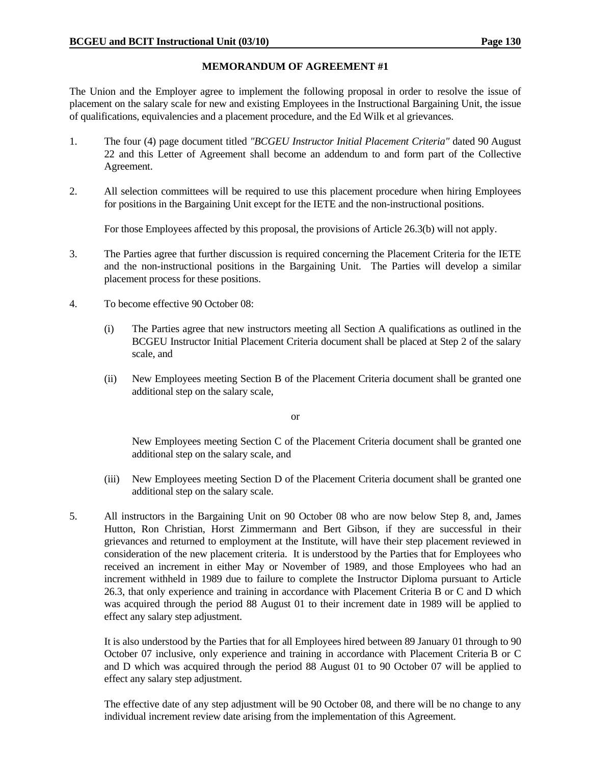## MEMORANDUM OF AGREEMENT #1

The Union and the Employer agree to implement the following proposal in order to resolve the issue of placement on the salary scale for new and existing Employees in the Instructional Bargaining Unit, the issue of qualifications, equivalencies and a placement procedure, and the Ed Wilk et al grievances.

1. The four (4) page document titled *"BCGEU Instructor Initial Placement Criteria"* dated 90 August 22 and this Letter of Agreement shall become an addendum to and form part of the Collective Agreement.

2. All selection committees will be required to use this placement procedure when hiring Employees for positions in the Bargaining Unit except for the IETE and the non-instructional positions.

   For those Employees affected by this proposal, the provisions of Article 26.3(b) will not apply.

3. The Parties agree that further discussion is required concerning the Placement Criteria for the IETE and the non-instructional positions in the Bargaining Unit. The Parties will develop a similar placement process for these positions.

4. To become effective 90 October 08:

   (i) The Parties agree that new instructors meeting all Section A qualifications as outlined in the BCGEU Instructor Initial Placement Criteria document shall be placed at Step 2 of the salary scale, and

   (ii) New Employees meeting Section B of the Placement Criteria document shall be granted one additional step on the salary scale,

   or

   New Employees meeting Section C of the Placement Criteria document shall be granted one additional step on the salary scale, and

   (iii) New Employees meeting Section D of the Placement Criteria document shall be granted one additional step on the salary scale.

5. All instructors in the Bargaining Unit on 90 October 08 who are now below Step 8, and, James Hutton, Ron Christian, Horst Zimmermann and Bert Gibson, if they are successful in their grievances and returned to employment at the Institute, will have their step placement reviewed in consideration of the new placement criteria. It is understood by the Parties that for Employees who received an increment in either May or November of 1989, and those Employees who had an increment withheld in 1989 due to failure to complete the Instructor Diploma pursuant to Article 26.3, that only experience and training in accordance with Placement Criteria B or C and D which was acquired through the period 88 August 01 to their increment date in 1989 will be applied to effect any salary step adjustment.

   It is also understood by the Parties that for all Employees hired between 89 January 01 through to 90 October 07 inclusive, only experience and training in accordance with Placement Criteria B or C and D which was acquired through the period 88 August 01 to 90 October 07 will be applied to effect any salary step adjustment.

   The effective date of any step adjustment will be 90 October 08, and there will be no change to any individual increment review date arising from the implementation of this Agreement.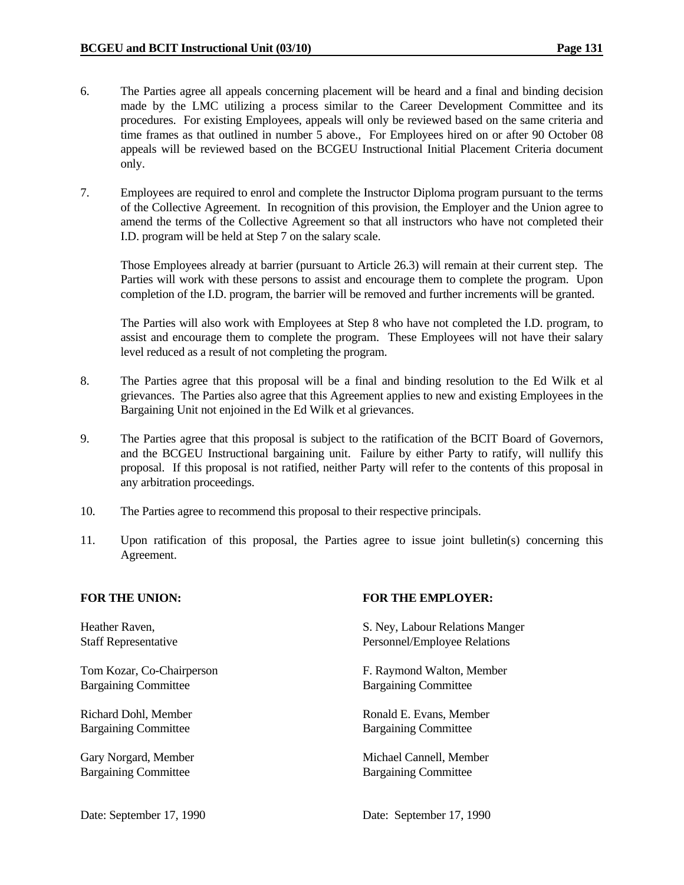6. The Parties agree all appeals concerning placement will be heard and a final and binding decision made by the LMC utilizing a process similar to the Career Development Committee and its procedures. For existing Employees, appeals will only be reviewed based on the same criteria and time frames as that outlined in number 5 above., For Employees hired on or after 90 October 08 appeals will be reviewed based on the BCGEU Instructional Initial Placement Criteria document only.

7. Employees are required to enrol and complete the Instructor Diploma program pursuant to the terms of the Collective Agreement. In recognition of this provision, the Employer and the Union agree to amend the terms of the Collective Agreement so that all instructors who have not completed their I.D. program will be held at Step 7 on the salary scale.

   Those Employees already at barrier (pursuant to Article 26.3) will remain at their current step. The Parties will work with these persons to assist and encourage them to complete the program. Upon completion of the I.D. program, the barrier will be removed and further increments will be granted.

   The Parties will also work with Employees at Step 8 who have not completed the I.D. program, to assist and encourage them to complete the program. These Employees will not have their salary level reduced as a result of not completing the program.

8. The Parties agree that this proposal will be a final and binding resolution to the Ed Wilk et al grievances. The Parties also agree that this Agreement applies to new and existing Employees in the Bargaining Unit not enjoined in the Ed Wilk et al grievances.

9. The Parties agree that this proposal is subject to the ratification of the BCIT Board of Governors, and the BCGEU Instructional bargaining unit. Failure by either Party to ratify, will nullify this proposal. If this proposal is not ratified, neither Party will refer to the contents of this proposal in any arbitration proceedings.

10. The Parties agree to recommend this proposal to their respective principals.

11. Upon ratification of this proposal, the Parties agree to issue joint bulletin(s) concerning this Agreement.

**FOR THE UNION:**

Heather Raven,
Staff Representative

Tom Kozar, Co-Chairperson
Bargaining Committee

Richard Dohl, Member
Bargaining Committee

Gary Norgard, Member
Bargaining Committee

Date: September 17, 1990

**FOR THE EMPLOYER:**

S. Ney, Labour Relations Manger
Personnel/Employee Relations

F. Raymond Walton, Member
Bargaining Committee

Ronald E. Evans, Member
Bargaining Committee

Michael Cannell, Member
Bargaining Committee

Date: September 17, 1990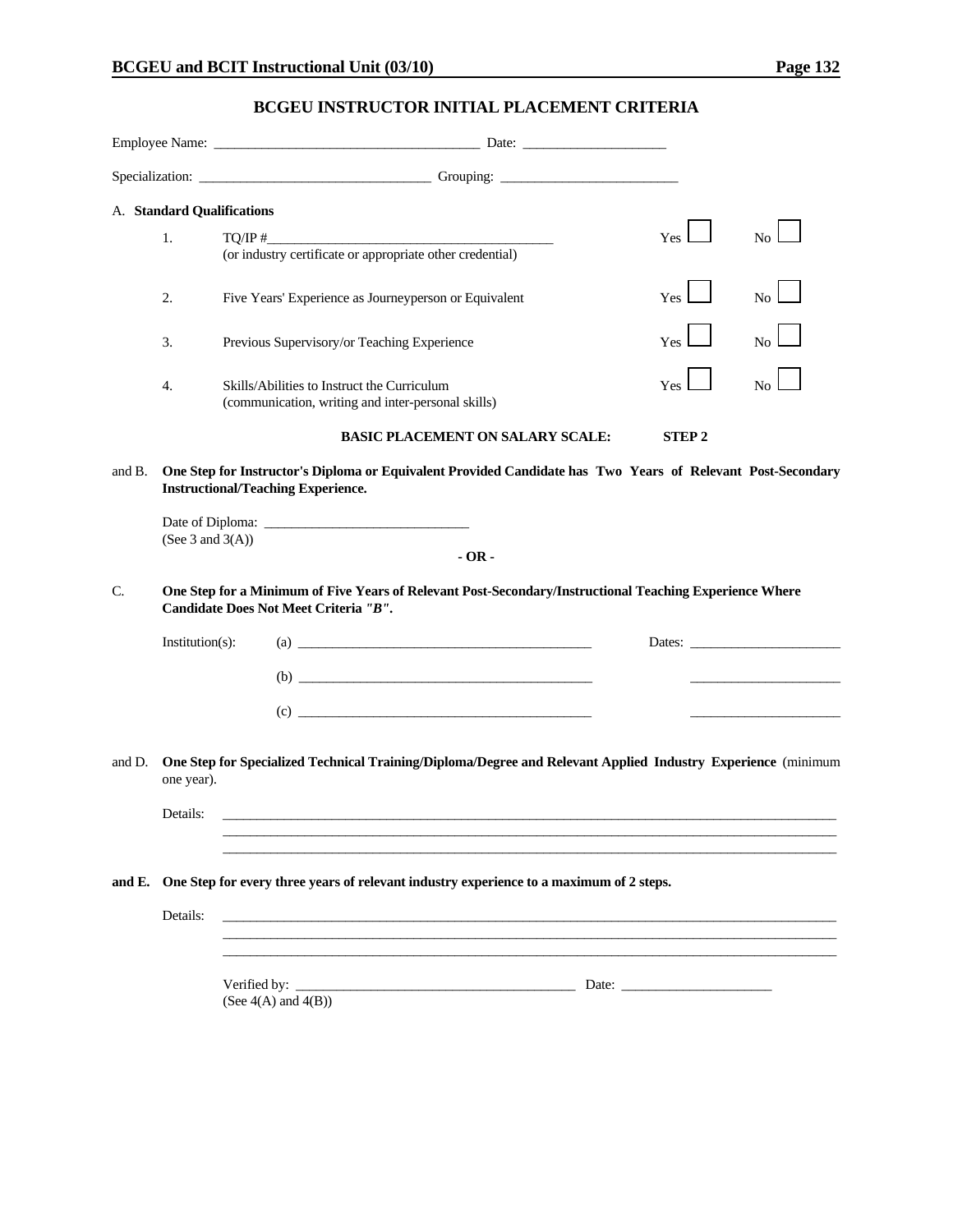# BCGEU INSTRUCTOR INITIAL PLACEMENT CRITERIA

Employee Name: ______________________________________ Date: ____________________

Specialization: ________________________________ Grouping: _________________________

A. **Standard Qualifications**

| | | | |
|---|---|---|---|
| 1. | TQ/IP #__________________________________________ (or industry certificate or appropriate other credential) | Yes ☐ | No ☐ |
| 2. | Five Years' Experience as Journeyperson or Equivalent | Yes ☐ | No ☐ |
| 3. | Previous Supervisory/or Teaching Experience | Yes ☐ | No ☐ |
| 4. | Skills/Abilities to Instruct the Curriculum (communication, writing and inter-personal skills) | Yes ☐ | No ☐ |

**BASIC PLACEMENT ON SALARY SCALE: STEP 2**

and B. **One Step for Instructor's Diploma or Equivalent Provided Candidate has Two Years of Relevant Post-Secondary Instructional/Teaching Experience.**

Date of Diploma: _____________________________
(See 3 and 3(A))

**- OR -**

C. **One Step for a Minimum of Five Years of Relevant Post-Secondary/Instructional Teaching Experience Where Candidate Does Not Meet Criteria *"B"*.**

Institution(s):

(a) ____________________________________________ Dates: _____________________

(b) ____________________________________________ _____________________

(c) ____________________________________________ _____________________

and D. **One Step for Specialized Technical Training/Diploma/Degree and Relevant Applied Industry Experience** (minimum one year).

Details: _______________________________________________________________________________________
_______________________________________________________________________________________
_______________________________________________________________________________________

**and E. One Step for every three years of relevant industry experience to a maximum of 2 steps.**

Details: _______________________________________________________________________________________
_______________________________________________________________________________________
_______________________________________________________________________________________

Verified by: __________________________________________ Date: _____________________
(See 4(A) and 4(B))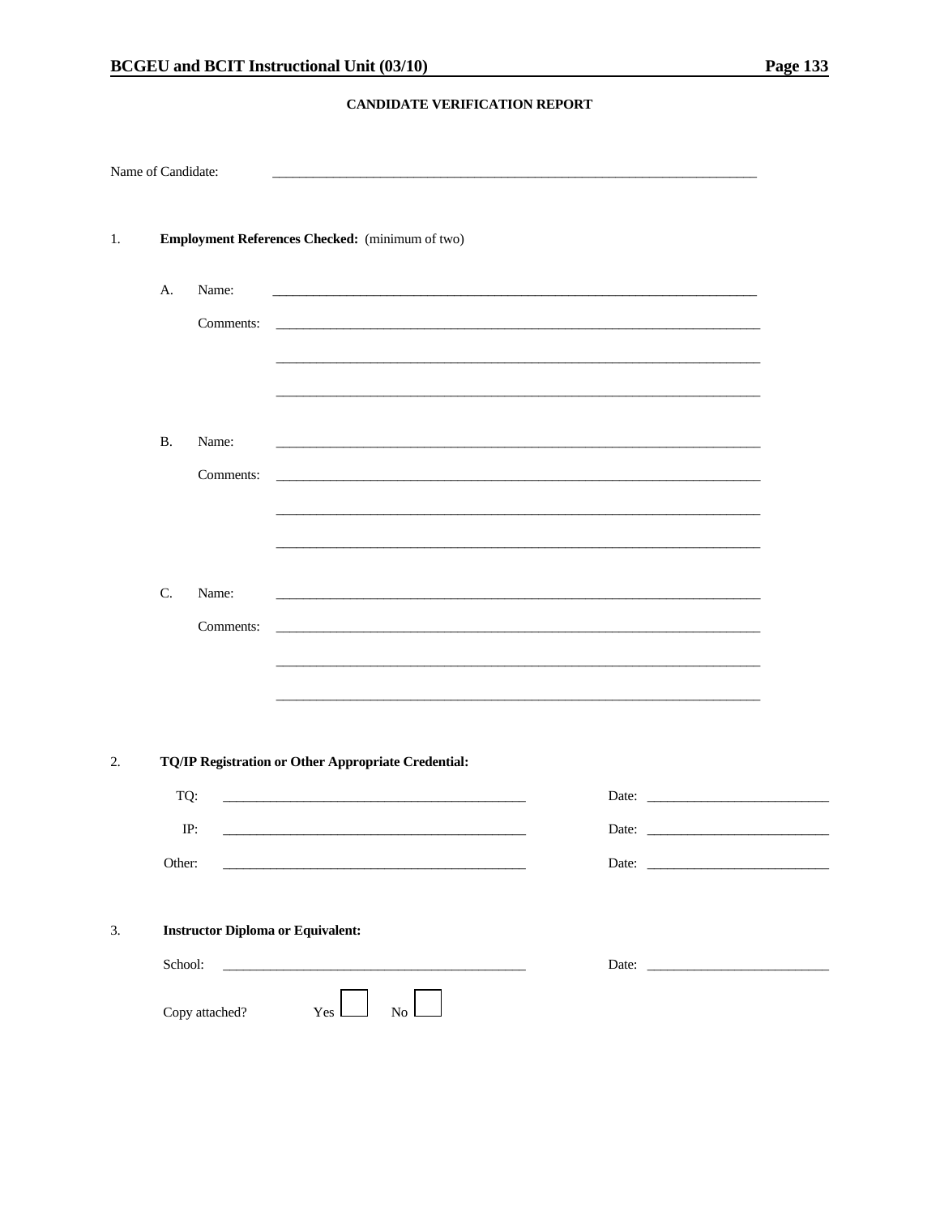## CANDIDATE VERIFICATION REPORT

Name of Candidate: \_\_\_\_\_\_\_\_\_\_\_\_\_\_\_\_\_\_\_\_\_\_\_\_\_\_\_\_\_\_\_\_\_\_\_\_\_\_\_\_\_\_\_\_\_\_\_\_

1. **Employment References Checked:** (minimum of two)

   A. Name: \_\_\_\_\_\_\_\_\_\_\_\_\_\_\_\_\_\_\_\_\_\_\_\_\_\_\_\_\_\_\_\_\_\_\_\_\_\_\_\_\_\_\_\_\_\_\_\_

   Comments: \_\_\_\_\_\_\_\_\_\_\_\_\_\_\_\_\_\_\_\_\_\_\_\_\_\_\_\_\_\_\_\_\_\_\_\_\_\_\_\_\_\_\_\_\_\_\_\_

   \_\_\_\_\_\_\_\_\_\_\_\_\_\_\_\_\_\_\_\_\_\_\_\_\_\_\_\_\_\_\_\_\_\_\_\_\_\_\_\_\_\_\_\_\_\_\_\_

   \_\_\_\_\_\_\_\_\_\_\_\_\_\_\_\_\_\_\_\_\_\_\_\_\_\_\_\_\_\_\_\_\_\_\_\_\_\_\_\_\_\_\_\_\_\_\_\_

   B. Name: \_\_\_\_\_\_\_\_\_\_\_\_\_\_\_\_\_\_\_\_\_\_\_\_\_\_\_\_\_\_\_\_\_\_\_\_\_\_\_\_\_\_\_\_\_\_\_\_

   Comments: \_\_\_\_\_\_\_\_\_\_\_\_\_\_\_\_\_\_\_\_\_\_\_\_\_\_\_\_\_\_\_\_\_\_\_\_\_\_\_\_\_\_\_\_\_\_\_\_

   \_\_\_\_\_\_\_\_\_\_\_\_\_\_\_\_\_\_\_\_\_\_\_\_\_\_\_\_\_\_\_\_\_\_\_\_\_\_\_\_\_\_\_\_\_\_\_\_

   \_\_\_\_\_\_\_\_\_\_\_\_\_\_\_\_\_\_\_\_\_\_\_\_\_\_\_\_\_\_\_\_\_\_\_\_\_\_\_\_\_\_\_\_\_\_\_\_

   C. Name: \_\_\_\_\_\_\_\_\_\_\_\_\_\_\_\_\_\_\_\_\_\_\_\_\_\_\_\_\_\_\_\_\_\_\_\_\_\_\_\_\_\_\_\_\_\_\_\_

   Comments: \_\_\_\_\_\_\_\_\_\_\_\_\_\_\_\_\_\_\_\_\_\_\_\_\_\_\_\_\_\_\_\_\_\_\_\_\_\_\_\_\_\_\_\_\_\_\_\_

   \_\_\_\_\_\_\_\_\_\_\_\_\_\_\_\_\_\_\_\_\_\_\_\_\_\_\_\_\_\_\_\_\_\_\_\_\_\_\_\_\_\_\_\_\_\_\_\_

   \_\_\_\_\_\_\_\_\_\_\_\_\_\_\_\_\_\_\_\_\_\_\_\_\_\_\_\_\_\_\_\_\_\_\_\_\_\_\_\_\_\_\_\_\_\_\_\_

2. **TQ/IP Registration or Other Appropriate Credential:**

   TQ: \_\_\_\_\_\_\_\_\_\_\_\_\_\_\_\_\_\_\_\_\_\_\_\_\_\_\_\_\_\_ Date: \_\_\_\_\_\_\_\_\_\_\_\_\_\_\_\_\_\_

   IP: \_\_\_\_\_\_\_\_\_\_\_\_\_\_\_\_\_\_\_\_\_\_\_\_\_\_\_\_\_\_ Date: \_\_\_\_\_\_\_\_\_\_\_\_\_\_\_\_\_\_

   Other: \_\_\_\_\_\_\_\_\_\_\_\_\_\_\_\_\_\_\_\_\_\_\_\_\_\_\_\_\_\_ Date: \_\_\_\_\_\_\_\_\_\_\_\_\_\_\_\_\_\_

3. **Instructor Diploma or Equivalent:**

   School: \_\_\_\_\_\_\_\_\_\_\_\_\_\_\_\_\_\_\_\_\_\_\_\_\_\_\_\_\_\_ Date: \_\_\_\_\_\_\_\_\_\_\_\_\_\_\_\_\_\_

   Copy attached? Yes ☐ No ☐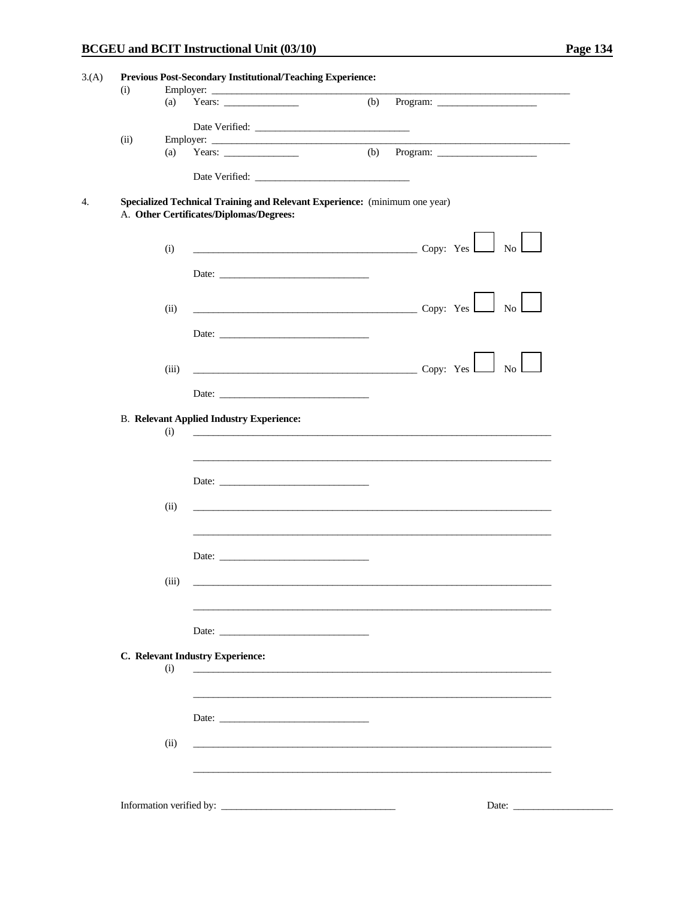3.(A) **Previous Post-Secondary Institutional/Teaching Experience:**

(i) Employer: ____________________________________________

(a) Years: ______________ (b) Program: ____________________

Date Verified: ______________________________

(ii) Employer: ____________________________________________

(a) Years: ______________ (b) Program: ____________________

Date Verified: ______________________________

4. **Specialized Technical Training and Relevant Experience:** (minimum one year)

A. **Other Certificates/Diplomas/Degrees:**

(i) ______________________________________________ Copy: Yes ☐ No ☐

Date: ______________________________

(ii) ______________________________________________ Copy: Yes ☐ No ☐

Date: ______________________________

(iii) ______________________________________________ Copy: Yes ☐ No ☐

Date: ______________________________

B. **Relevant Applied Industry Experience:**

(i) ____________________________________________________________

____________________________________________________________

Date: ______________________________

(ii) ____________________________________________________________

____________________________________________________________

Date: ______________________________

(iii) ____________________________________________________________

____________________________________________________________

Date: ______________________________

**C. Relevant Industry Experience:**

(i) ____________________________________________________________

____________________________________________________________

Date: ______________________________

(ii) ____________________________________________________________

____________________________________________________________

Information verified by: __________________________________ Date: ____________________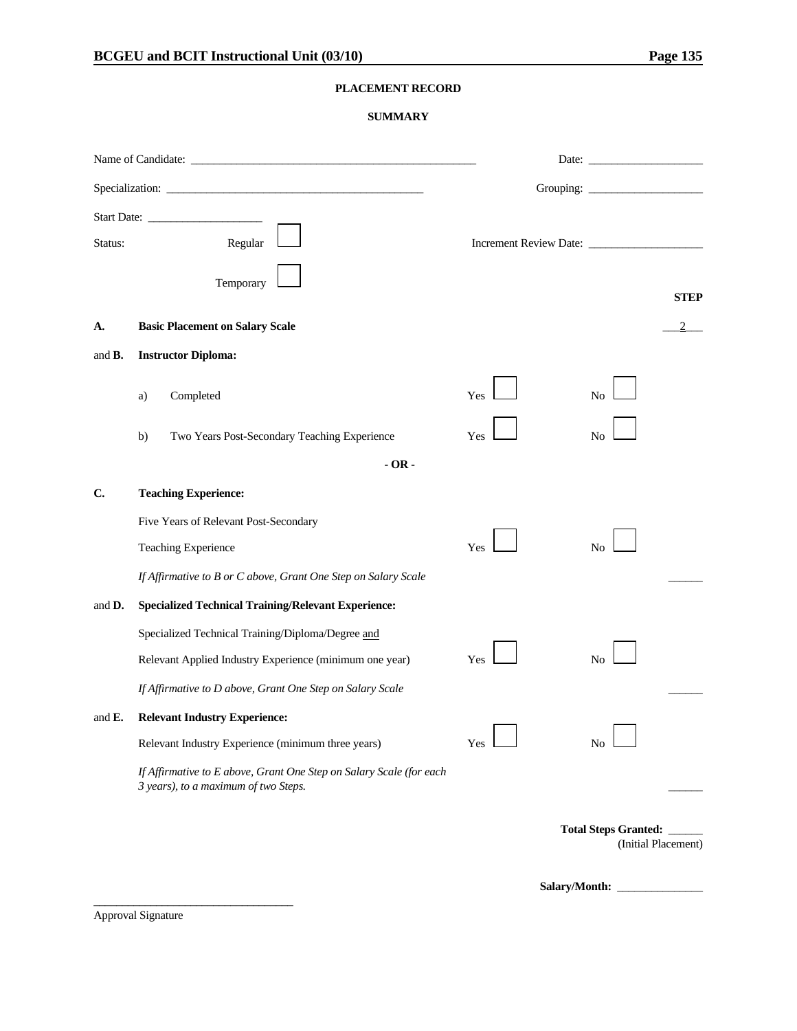## PLACEMENT RECORD

### SUMMARY

Name of Candidate: ____________________________________________________ Date: ____________________

Specialization: _____________________________________________ Grouping: ____________________

Start Date: ____________________

Status: Regular ☐ Increment Review Date: ____________________

Temporary ☐

| | | | | STEP |
|---|---|---|---|---|
| **A.** | **Basic Placement on Salary Scale** | | | 2 |
| and **B.** | **Instructor Diploma:** | | | |
| | a) Completed | Yes ☐ | No ☐ | |
| | b) Two Years Post-Secondary Teaching Experience | Yes ☐ | No ☐ | |
| | **- OR -** | | | |
| **C.** | **Teaching Experience:** | | | |
| | Five Years of Relevant Post-Secondary Teaching Experience | Yes ☐ | No ☐ | |
| | *If Affirmative to B or C above, Grant One Step on Salary Scale* | | | ______ |
| and **D.** | **Specialized Technical Training/Relevant Experience:** | | | |
| | Specialized Technical Training/Diploma/Degree and Relevant Applied Industry Experience (minimum one year) | Yes ☐ | No ☐ | |
| | *If Affirmative to D above, Grant One Step on Salary Scale* | | | ______ |
| and **E.** | **Relevant Industry Experience:** | | | |
| | Relevant Industry Experience (minimum three years) | Yes ☐ | No ☐ | |
| | *If Affirmative to E above, Grant One Step on Salary Scale (for each 3 years), to a maximum of two Steps.* | | | ______ |

**Total Steps Granted:** ______
(Initial Placement)

**Salary/Month:** _______________

___________________________________
Approval Signature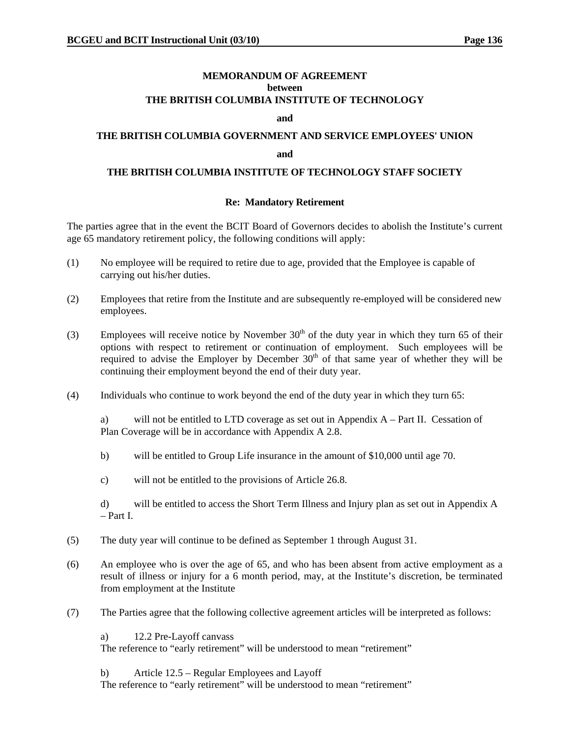**MEMORANDUM OF AGREEMENT**
**between**
**THE BRITISH COLUMBIA INSTITUTE OF TECHNOLOGY**

**and**

**THE BRITISH COLUMBIA GOVERNMENT AND SERVICE EMPLOYEES' UNION**

**and**

**THE BRITISH COLUMBIA INSTITUTE OF TECHNOLOGY STAFF SOCIETY**

**Re: Mandatory Retirement**

The parties agree that in the event the BCIT Board of Governors decides to abolish the Institute's current age 65 mandatory retirement policy, the following conditions will apply:

(1) No employee will be required to retire due to age, provided that the Employee is capable of carrying out his/her duties.

(2) Employees that retire from the Institute and are subsequently re-employed will be considered new employees.

(3) Employees will receive notice by November 30th of the duty year in which they turn 65 of their options with respect to retirement or continuation of employment. Such employees will be required to advise the Employer by December 30th of that same year of whether they will be continuing their employment beyond the end of their duty year.

(4) Individuals who continue to work beyond the end of the duty year in which they turn 65:

a) will not be entitled to LTD coverage as set out in Appendix A – Part II. Cessation of Plan Coverage will be in accordance with Appendix A 2.8.

b) will be entitled to Group Life insurance in the amount of $10,000 until age 70.

c) will not be entitled to the provisions of Article 26.8.

d) will be entitled to access the Short Term Illness and Injury plan as set out in Appendix A – Part I.

(5) The duty year will continue to be defined as September 1 through August 31.

(6) An employee who is over the age of 65, and who has been absent from active employment as a result of illness or injury for a 6 month period, may, at the Institute's discretion, be terminated from employment at the Institute

(7) The Parties agree that the following collective agreement articles will be interpreted as follows:

a) 12.2 Pre-Layoff canvass
The reference to "early retirement" will be understood to mean "retirement"

b) Article 12.5 – Regular Employees and Layoff
The reference to "early retirement" will be understood to mean "retirement"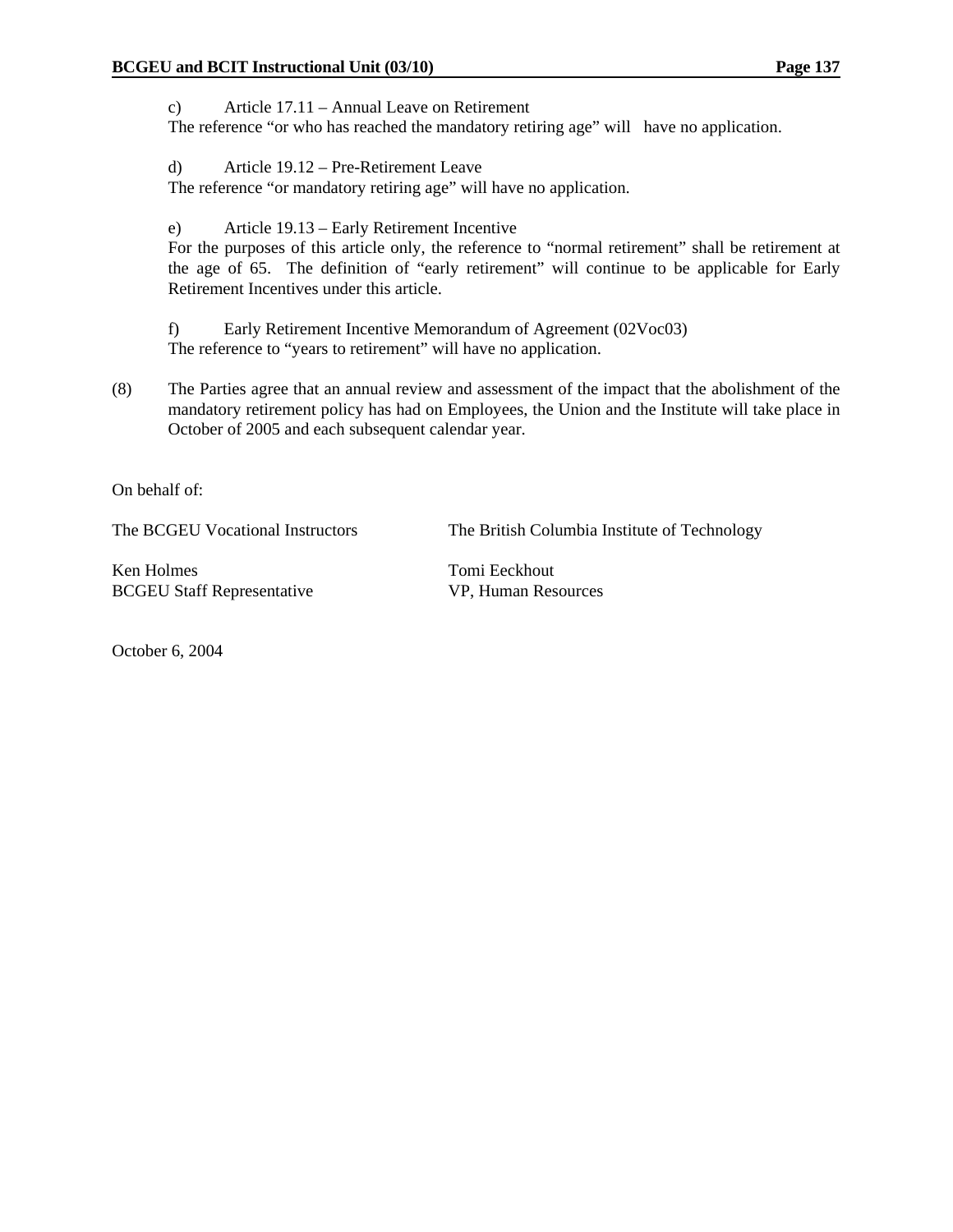c) Article 17.11 – Annual Leave on Retirement
The reference "or who has reached the mandatory retiring age" will have no application.

d) Article 19.12 – Pre-Retirement Leave
The reference "or mandatory retiring age" will have no application.

e) Article 19.13 – Early Retirement Incentive
For the purposes of this article only, the reference to "normal retirement" shall be retirement at the age of 65. The definition of "early retirement" will continue to be applicable for Early Retirement Incentives under this article.

f) Early Retirement Incentive Memorandum of Agreement (02Voc03)
The reference to "years to retirement" will have no application.

(8) The Parties agree that an annual review and assessment of the impact that the abolishment of the mandatory retirement policy has had on Employees, the Union and the Institute will take place in October of 2005 and each subsequent calendar year.

On behalf of:

| The BCGEU Vocational Instructors | The British Columbia Institute of Technology |
|---|---|
| Ken Holmes<br>BCGEU Staff Representative | Tomi Eeckhout<br>VP, Human Resources |

October 6, 2004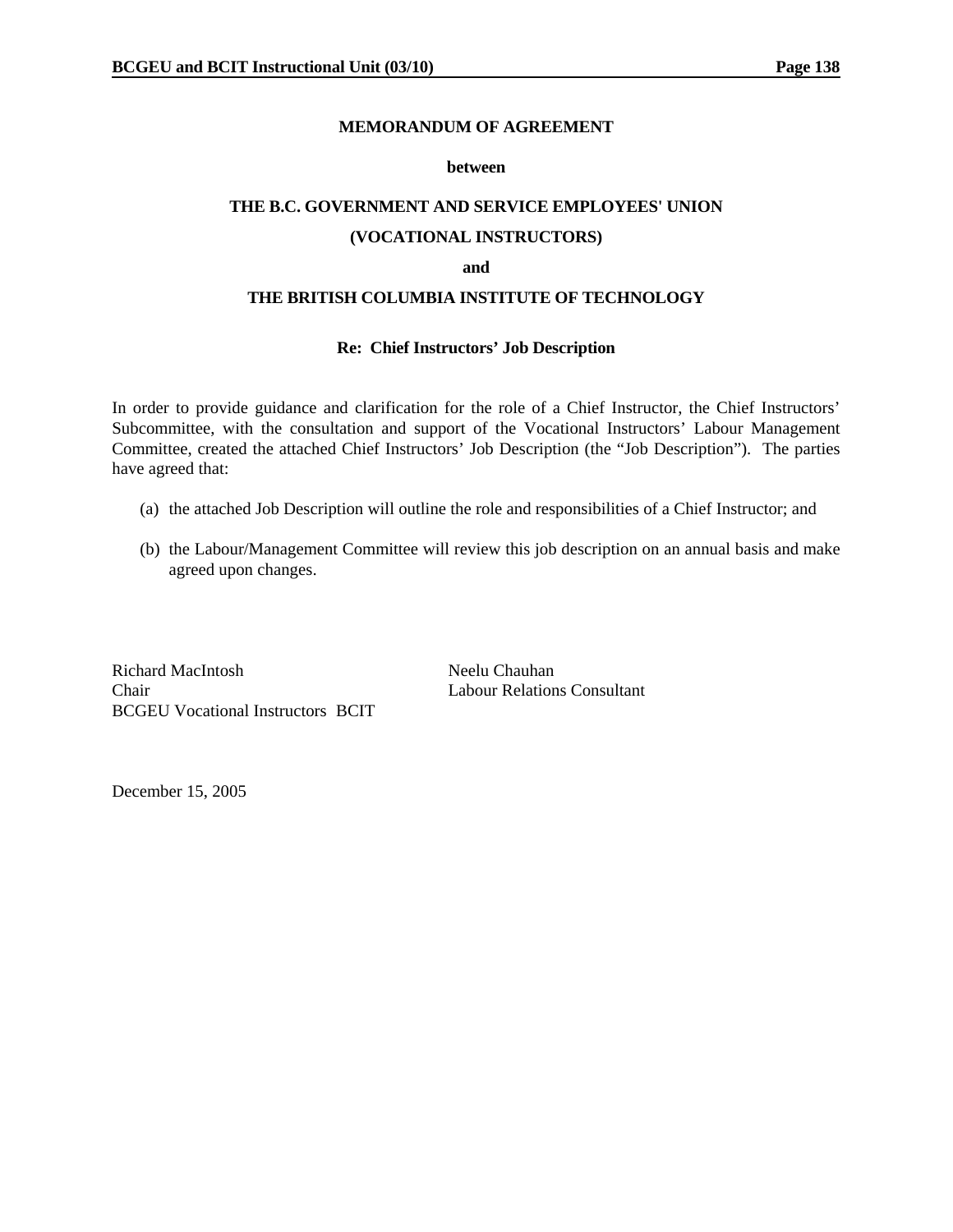**MEMORANDUM OF AGREEMENT**

**between**

**THE B.C. GOVERNMENT AND SERVICE EMPLOYEES' UNION**

**(VOCATIONAL INSTRUCTORS)**

**and**

**THE BRITISH COLUMBIA INSTITUTE OF TECHNOLOGY**

**Re: Chief Instructors' Job Description**

In order to provide guidance and clarification for the role of a Chief Instructor, the Chief Instructors' Subcommittee, with the consultation and support of the Vocational Instructors' Labour Management Committee, created the attached Chief Instructors' Job Description (the "Job Description"). The parties have agreed that:

(a) the attached Job Description will outline the role and responsibilities of a Chief Instructor; and

(b) the Labour/Management Committee will review this job description on an annual basis and make agreed upon changes.

Richard MacIntosh
Chair
BCGEU Vocational Instructors BCIT

Neelu Chauhan
Labour Relations Consultant

December 15, 2005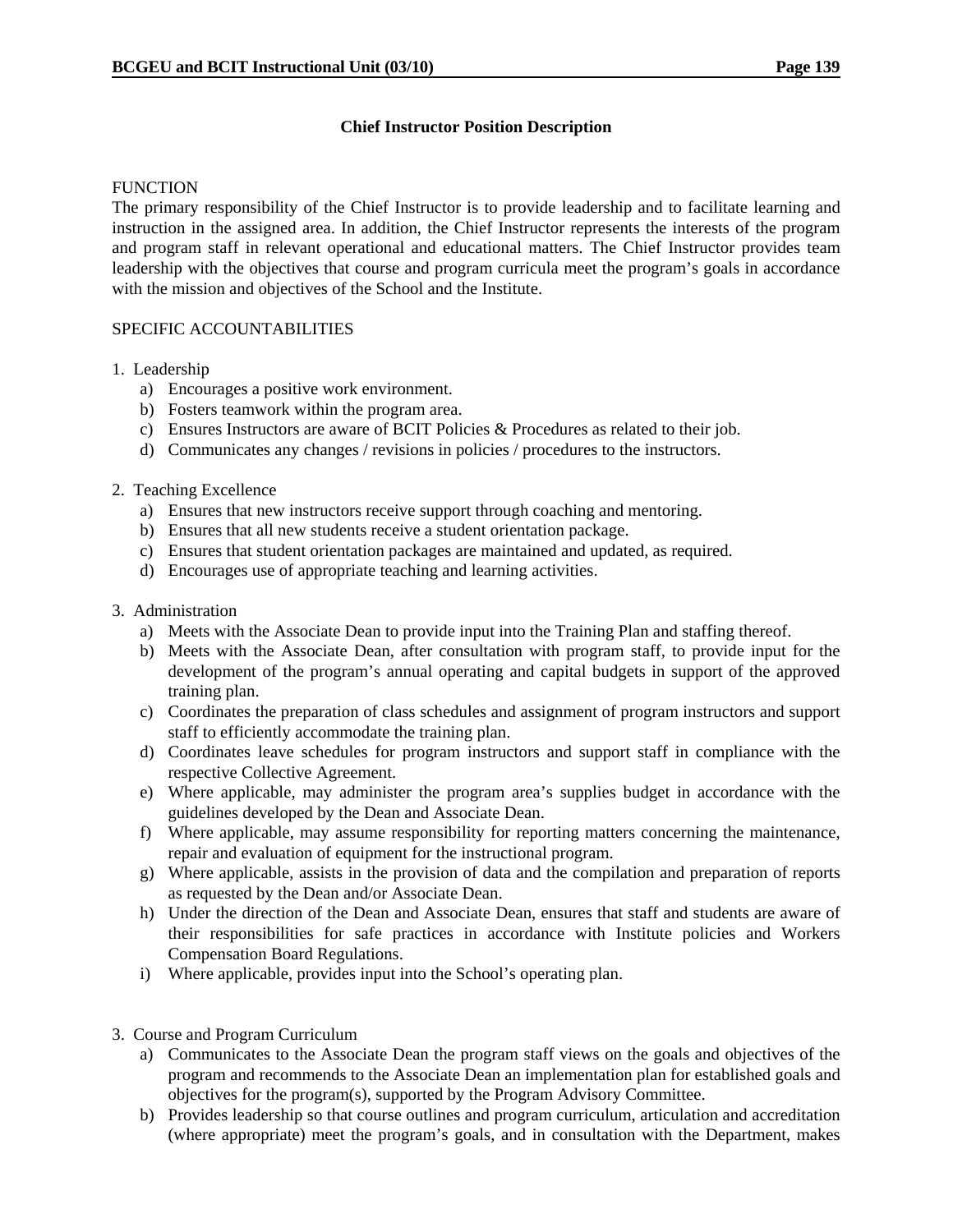## Chief Instructor Position Description

FUNCTION

The primary responsibility of the Chief Instructor is to provide leadership and to facilitate learning and instruction in the assigned area. In addition, the Chief Instructor represents the interests of the program and program staff in relevant operational and educational matters. The Chief Instructor provides team leadership with the objectives that course and program curricula meet the program's goals in accordance with the mission and objectives of the School and the Institute.

SPECIFIC ACCOUNTABILITIES

1. Leadership
   a) Encourages a positive work environment.
   b) Fosters teamwork within the program area.
   c) Ensures Instructors are aware of BCIT Policies & Procedures as related to their job.
   d) Communicates any changes / revisions in policies / procedures to the instructors.

2. Teaching Excellence
   a) Ensures that new instructors receive support through coaching and mentoring.
   b) Ensures that all new students receive a student orientation package.
   c) Ensures that student orientation packages are maintained and updated, as required.
   d) Encourages use of appropriate teaching and learning activities.

3. Administration
   a) Meets with the Associate Dean to provide input into the Training Plan and staffing thereof.
   b) Meets with the Associate Dean, after consultation with program staff, to provide input for the development of the program's annual operating and capital budgets in support of the approved training plan.
   c) Coordinates the preparation of class schedules and assignment of program instructors and support staff to efficiently accommodate the training plan.
   d) Coordinates leave schedules for program instructors and support staff in compliance with the respective Collective Agreement.
   e) Where applicable, may administer the program area's supplies budget in accordance with the guidelines developed by the Dean and Associate Dean.
   f) Where applicable, may assume responsibility for reporting matters concerning the maintenance, repair and evaluation of equipment for the instructional program.
   g) Where applicable, assists in the provision of data and the compilation and preparation of reports as requested by the Dean and/or Associate Dean.
   h) Under the direction of the Dean and Associate Dean, ensures that staff and students are aware of their responsibilities for safe practices in accordance with Institute policies and Workers Compensation Board Regulations.
   i) Where applicable, provides input into the School's operating plan.

3. Course and Program Curriculum
   a) Communicates to the Associate Dean the program staff views on the goals and objectives of the program and recommends to the Associate Dean an implementation plan for established goals and objectives for the program(s), supported by the Program Advisory Committee.
   b) Provides leadership so that course outlines and program curriculum, articulation and accreditation (where appropriate) meet the program's goals, and in consultation with the Department, makes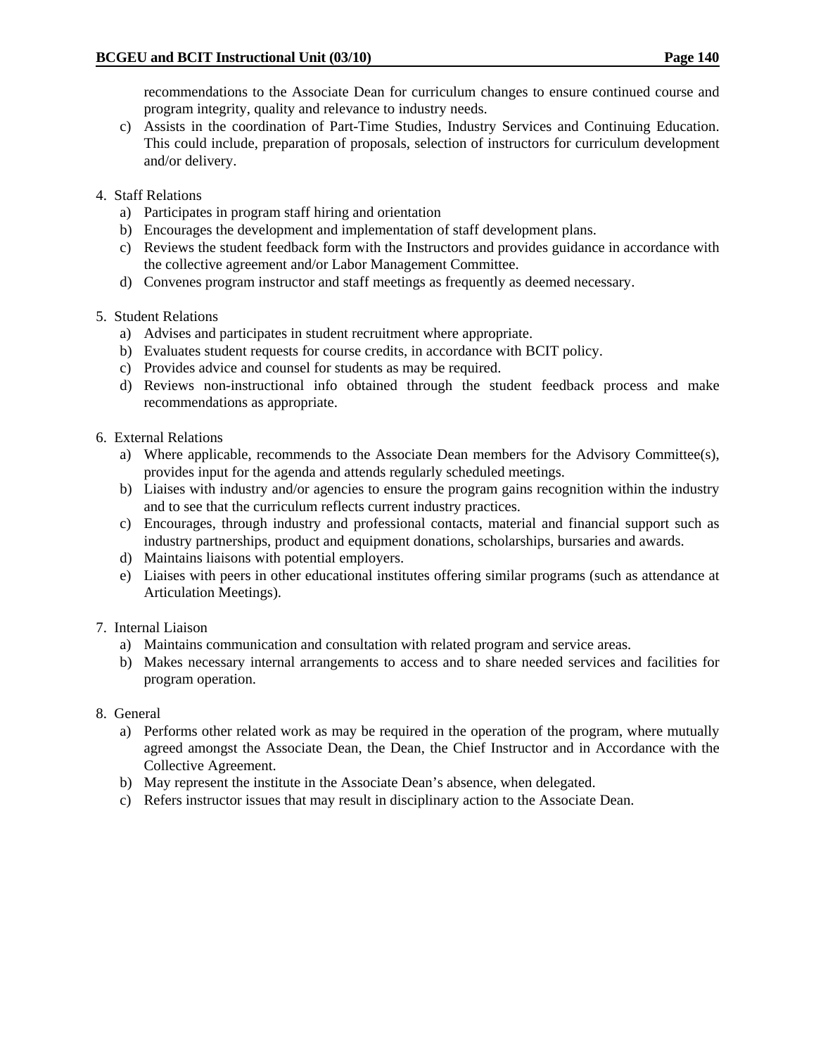recommendations to the Associate Dean for curriculum changes to ensure continued course and program integrity, quality and relevance to industry needs.

c) Assists in the coordination of Part-Time Studies, Industry Services and Continuing Education. This could include, preparation of proposals, selection of instructors for curriculum development and/or delivery.

4. Staff Relations
   a) Participates in program staff hiring and orientation
   b) Encourages the development and implementation of staff development plans.
   c) Reviews the student feedback form with the Instructors and provides guidance in accordance with the collective agreement and/or Labor Management Committee.
   d) Convenes program instructor and staff meetings as frequently as deemed necessary.

5. Student Relations
   a) Advises and participates in student recruitment where appropriate.
   b) Evaluates student requests for course credits, in accordance with BCIT policy.
   c) Provides advice and counsel for students as may be required.
   d) Reviews non-instructional info obtained through the student feedback process and make recommendations as appropriate.

6. External Relations
   a) Where applicable, recommends to the Associate Dean members for the Advisory Committee(s), provides input for the agenda and attends regularly scheduled meetings.
   b) Liaises with industry and/or agencies to ensure the program gains recognition within the industry and to see that the curriculum reflects current industry practices.
   c) Encourages, through industry and professional contacts, material and financial support such as industry partnerships, product and equipment donations, scholarships, bursaries and awards.
   d) Maintains liaisons with potential employers.
   e) Liaises with peers in other educational institutes offering similar programs (such as attendance at Articulation Meetings).

7. Internal Liaison
   a) Maintains communication and consultation with related program and service areas.
   b) Makes necessary internal arrangements to access and to share needed services and facilities for program operation.

8. General
   a) Performs other related work as may be required in the operation of the program, where mutually agreed amongst the Associate Dean, the Dean, the Chief Instructor and in Accordance with the Collective Agreement.
   b) May represent the institute in the Associate Dean's absence, when delegated.
   c) Refers instructor issues that may result in disciplinary action to the Associate Dean.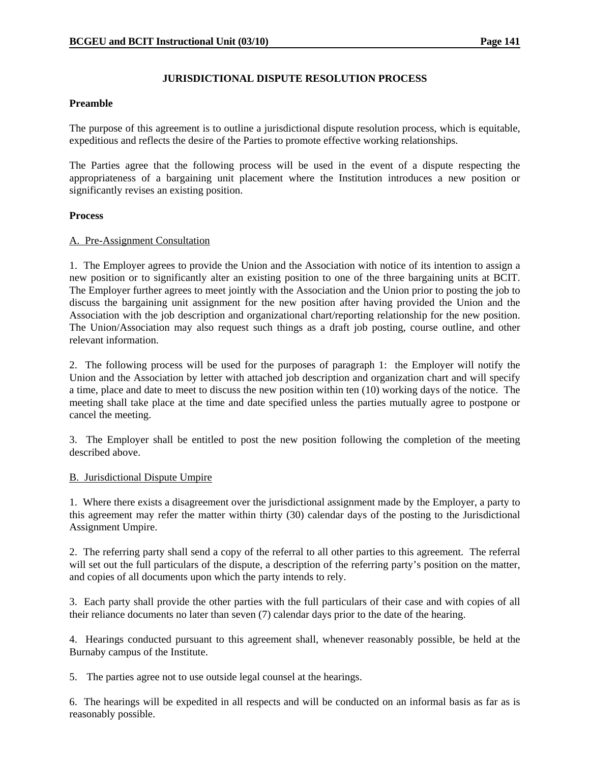# JURISDICTIONAL DISPUTE RESOLUTION PROCESS

**Preamble**

The purpose of this agreement is to outline a jurisdictional dispute resolution process, which is equitable, expeditious and reflects the desire of the Parties to promote effective working relationships.

The Parties agree that the following process will be used in the event of a dispute respecting the appropriateness of a bargaining unit placement where the Institution introduces a new position or significantly revises an existing position.

**Process**

A. Pre-Assignment Consultation

1. The Employer agrees to provide the Union and the Association with notice of its intention to assign a new position or to significantly alter an existing position to one of the three bargaining units at BCIT. The Employer further agrees to meet jointly with the Association and the Union prior to posting the job to discuss the bargaining unit assignment for the new position after having provided the Union and the Association with the job description and organizational chart/reporting relationship for the new position. The Union/Association may also request such things as a draft job posting, course outline, and other relevant information.

2. The following process will be used for the purposes of paragraph 1: the Employer will notify the Union and the Association by letter with attached job description and organization chart and will specify a time, place and date to meet to discuss the new position within ten (10) working days of the notice. The meeting shall take place at the time and date specified unless the parties mutually agree to postpone or cancel the meeting.

3. The Employer shall be entitled to post the new position following the completion of the meeting described above.

B. Jurisdictional Dispute Umpire

1. Where there exists a disagreement over the jurisdictional assignment made by the Employer, a party to this agreement may refer the matter within thirty (30) calendar days of the posting to the Jurisdictional Assignment Umpire.

2. The referring party shall send a copy of the referral to all other parties to this agreement. The referral will set out the full particulars of the dispute, a description of the referring party's position on the matter, and copies of all documents upon which the party intends to rely.

3. Each party shall provide the other parties with the full particulars of their case and with copies of all their reliance documents no later than seven (7) calendar days prior to the date of the hearing.

4. Hearings conducted pursuant to this agreement shall, whenever reasonably possible, be held at the Burnaby campus of the Institute.

5. The parties agree not to use outside legal counsel at the hearings.

6. The hearings will be expedited in all respects and will be conducted on an informal basis as far as is reasonably possible.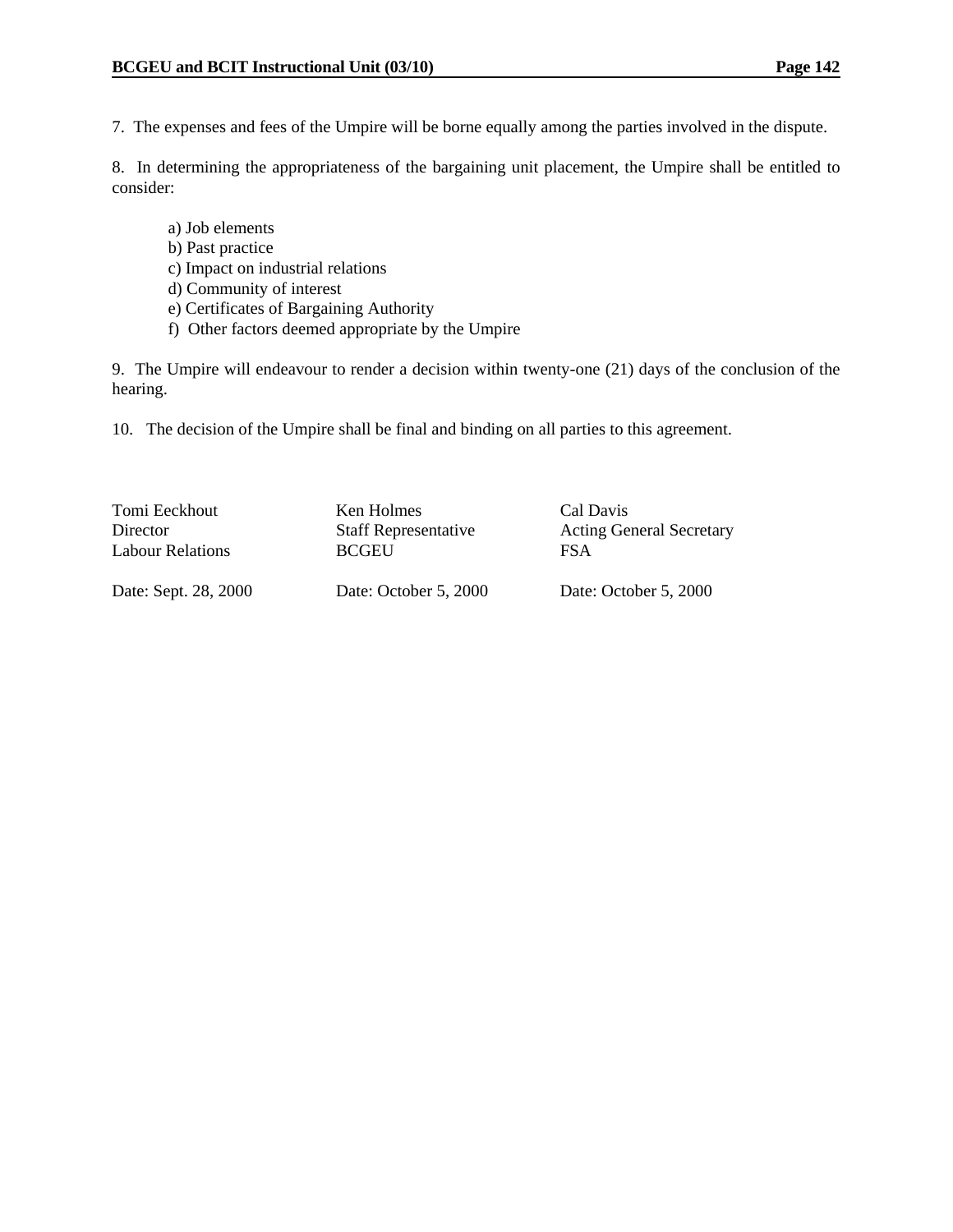7. The expenses and fees of the Umpire will be borne equally among the parties involved in the dispute.

8. In determining the appropriateness of the bargaining unit placement, the Umpire shall be entitled to consider:

a) Job elements
b) Past practice
c) Impact on industrial relations
d) Community of interest
e) Certificates of Bargaining Authority
f) Other factors deemed appropriate by the Umpire

9. The Umpire will endeavour to render a decision within twenty-one (21) days of the conclusion of the hearing.

10. The decision of the Umpire shall be final and binding on all parties to this agreement.

| | | |
|---|---|---|
| Tomi Eeckhout<br>Director<br>Labour Relations | Ken Holmes<br>Staff Representative<br>BCGEU | Cal Davis<br>Acting General Secretary<br>FSA |
| Date: Sept. 28, 2000 | Date: October 5, 2000 | Date: October 5, 2000 |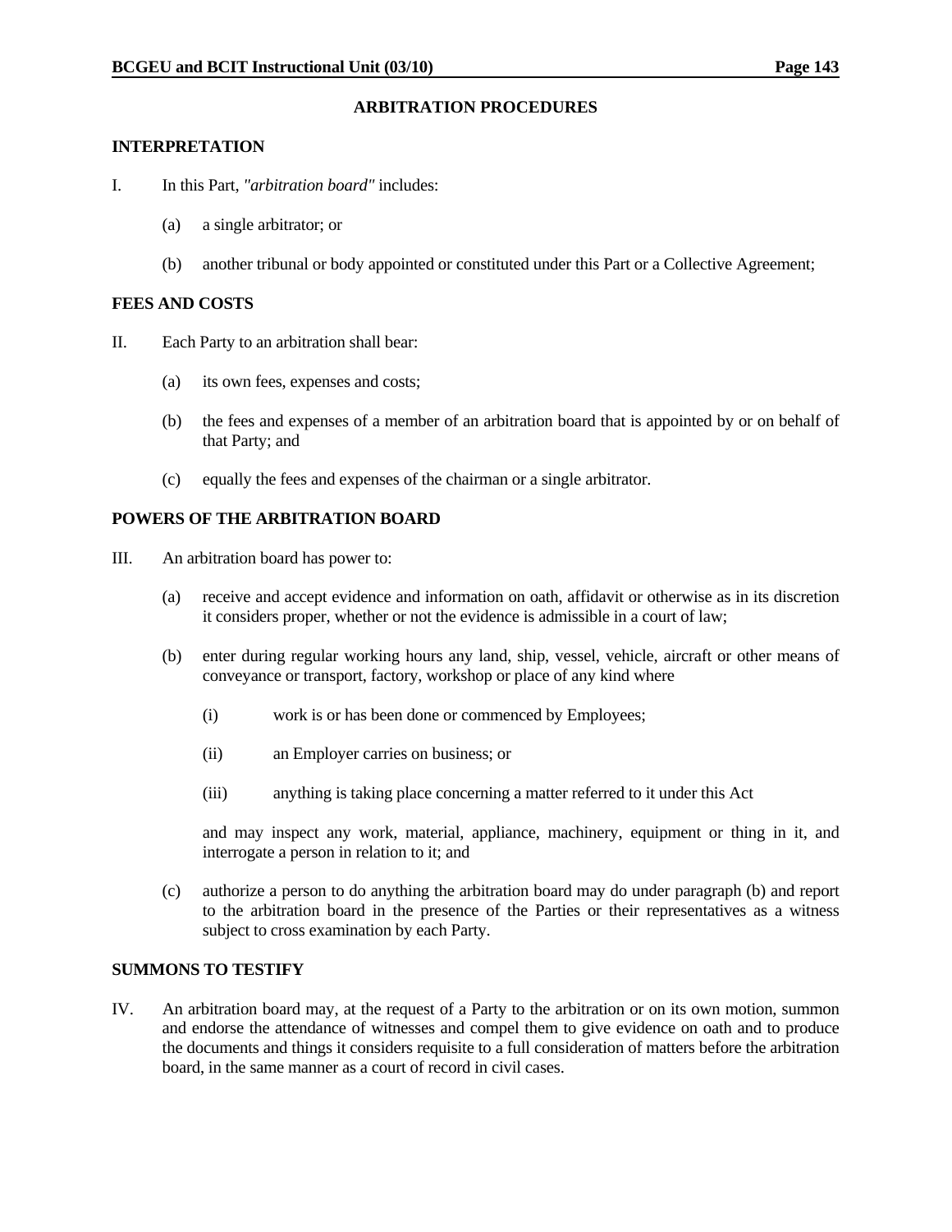## ARBITRATION PROCEDURES

### INTERPRETATION

I. In this Part, *"arbitration board"* includes:

(a) a single arbitrator; or

(b) another tribunal or body appointed or constituted under this Part or a Collective Agreement;

### FEES AND COSTS

II. Each Party to an arbitration shall bear:

(a) its own fees, expenses and costs;

(b) the fees and expenses of a member of an arbitration board that is appointed by or on behalf of that Party; and

(c) equally the fees and expenses of the chairman or a single arbitrator.

### POWERS OF THE ARBITRATION BOARD

III. An arbitration board has power to:

(a) receive and accept evidence and information on oath, affidavit or otherwise as in its discretion it considers proper, whether or not the evidence is admissible in a court of law;

(b) enter during regular working hours any land, ship, vessel, vehicle, aircraft or other means of conveyance or transport, factory, workshop or place of any kind where

(i) work is or has been done or commenced by Employees;

(ii) an Employer carries on business; or

(iii) anything is taking place concerning a matter referred to it under this Act

and may inspect any work, material, appliance, machinery, equipment or thing in it, and interrogate a person in relation to it; and

(c) authorize a person to do anything the arbitration board may do under paragraph (b) and report to the arbitration board in the presence of the Parties or their representatives as a witness subject to cross examination by each Party.

### SUMMONS TO TESTIFY

IV. An arbitration board may, at the request of a Party to the arbitration or on its own motion, summon and endorse the attendance of witnesses and compel them to give evidence on oath and to produce the documents and things it considers requisite to a full consideration of matters before the arbitration board, in the same manner as a court of record in civil cases.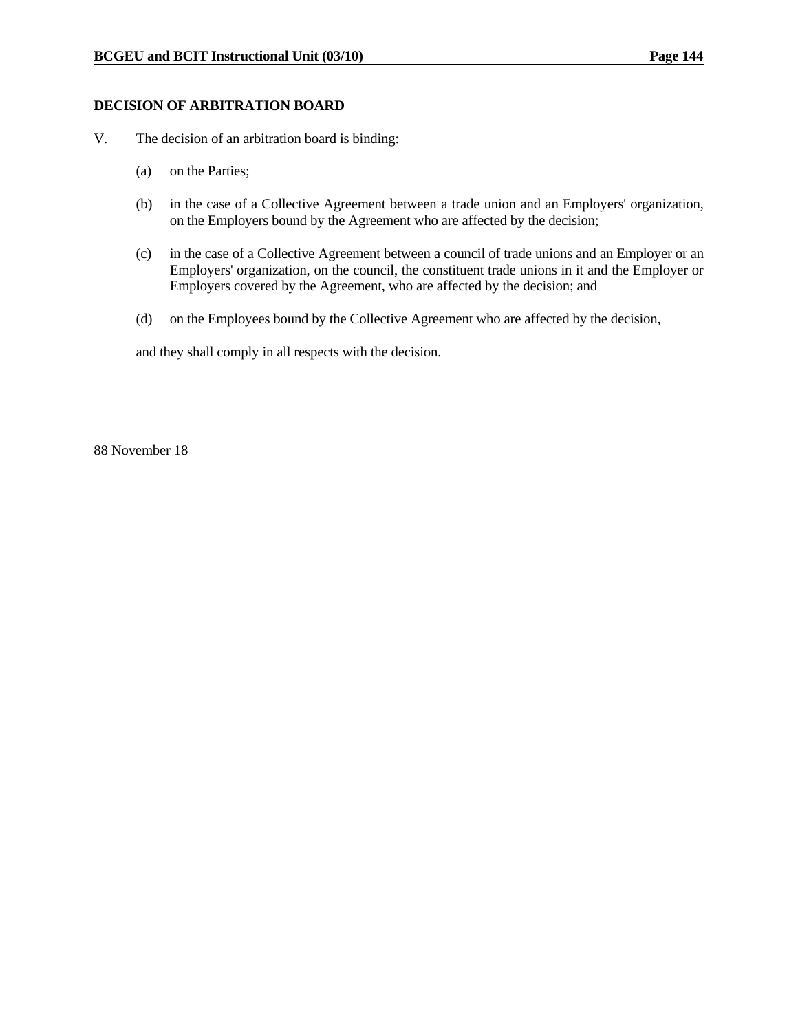**DECISION OF ARBITRATION BOARD**

V. The decision of an arbitration board is binding:

(a) on the Parties;

(b) in the case of a Collective Agreement between a trade union and an Employers' organization, on the Employers bound by the Agreement who are affected by the decision;

(c) in the case of a Collective Agreement between a council of trade unions and an Employer or an Employers' organization, on the council, the constituent trade unions in it and the Employer or Employers covered by the Agreement, who are affected by the decision; and

(d) on the Employees bound by the Collective Agreement who are affected by the decision,

and they shall comply in all respects with the decision.

88 November 18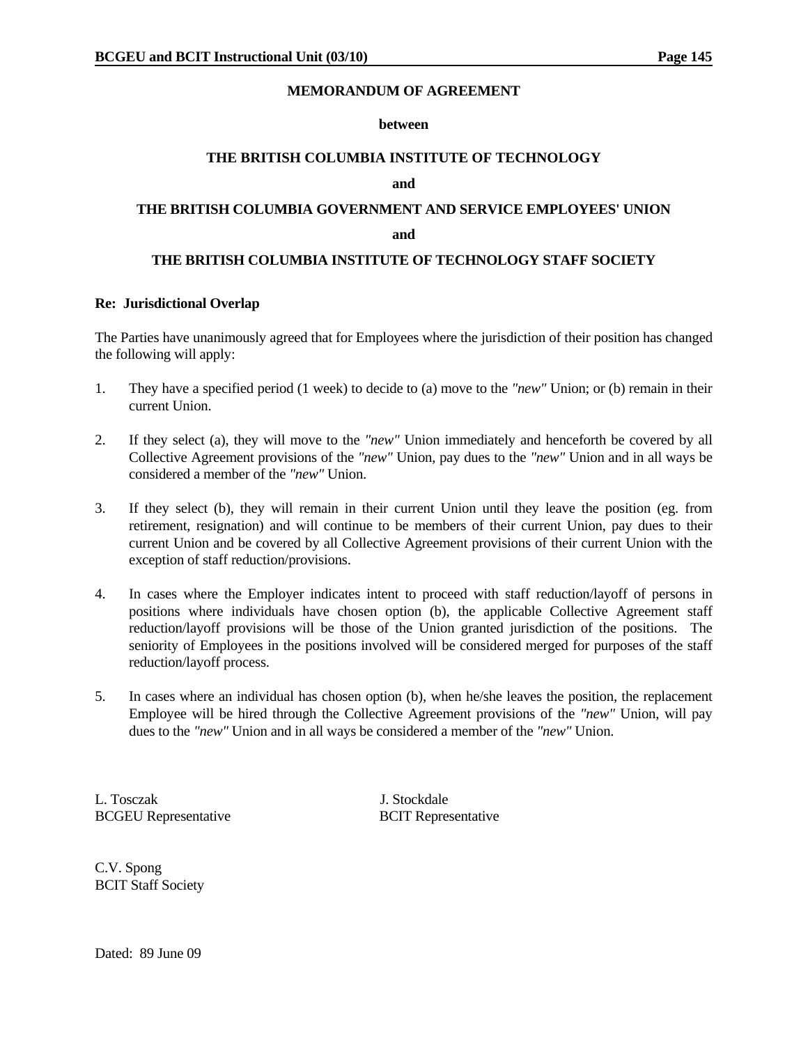**MEMORANDUM OF AGREEMENT**

**between**

**THE BRITISH COLUMBIA INSTITUTE OF TECHNOLOGY**

**and**

**THE BRITISH COLUMBIA GOVERNMENT AND SERVICE EMPLOYEES' UNION**

**and**

**THE BRITISH COLUMBIA INSTITUTE OF TECHNOLOGY STAFF SOCIETY**

**Re: Jurisdictional Overlap**

The Parties have unanimously agreed that for Employees where the jurisdiction of their position has changed the following will apply:

1. They have a specified period (1 week) to decide to (a) move to the *"new"* Union; or (b) remain in their current Union.

2. If they select (a), they will move to the *"new"* Union immediately and henceforth be covered by all Collective Agreement provisions of the *"new"* Union, pay dues to the *"new"* Union and in all ways be considered a member of the *"new"* Union.

3. If they select (b), they will remain in their current Union until they leave the position (eg. from retirement, resignation) and will continue to be members of their current Union, pay dues to their current Union and be covered by all Collective Agreement provisions of their current Union with the exception of staff reduction/provisions.

4. In cases where the Employer indicates intent to proceed with staff reduction/layoff of persons in positions where individuals have chosen option (b), the applicable Collective Agreement staff reduction/layoff provisions will be those of the Union granted jurisdiction of the positions. The seniority of Employees in the positions involved will be considered merged for purposes of the staff reduction/layoff process.

5. In cases where an individual has chosen option (b), when he/she leaves the position, the replacement Employee will be hired through the Collective Agreement provisions of the *"new"* Union, will pay dues to the *"new"* Union and in all ways be considered a member of the *"new"* Union.

L. Tosczak
BCGEU Representative

J. Stockdale
BCIT Representative

C.V. Spong
BCIT Staff Society

Dated: 89 June 09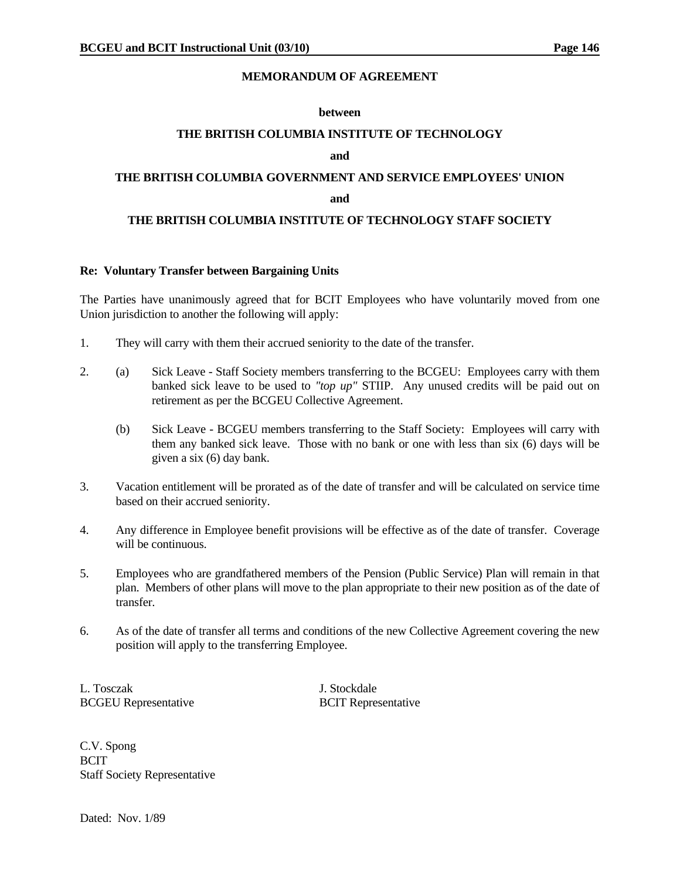**MEMORANDUM OF AGREEMENT**

**between**

**THE BRITISH COLUMBIA INSTITUTE OF TECHNOLOGY**

**and**

**THE BRITISH COLUMBIA GOVERNMENT AND SERVICE EMPLOYEES' UNION**

**and**

**THE BRITISH COLUMBIA INSTITUTE OF TECHNOLOGY STAFF SOCIETY**

**Re: Voluntary Transfer between Bargaining Units**

The Parties have unanimously agreed that for BCIT Employees who have voluntarily moved from one Union jurisdiction to another the following will apply:

1. They will carry with them their accrued seniority to the date of the transfer.

2. (a) Sick Leave - Staff Society members transferring to the BCGEU: Employees carry with them banked sick leave to be used to *"top up"* STIIP. Any unused credits will be paid out on retirement as per the BCGEU Collective Agreement.

   (b) Sick Leave - BCGEU members transferring to the Staff Society: Employees will carry with them any banked sick leave. Those with no bank or one with less than six (6) days will be given a six (6) day bank.

3. Vacation entitlement will be prorated as of the date of transfer and will be calculated on service time based on their accrued seniority.

4. Any difference in Employee benefit provisions will be effective as of the date of transfer. Coverage will be continuous.

5. Employees who are grandfathered members of the Pension (Public Service) Plan will remain in that plan. Members of other plans will move to the plan appropriate to their new position as of the date of transfer.

6. As of the date of transfer all terms and conditions of the new Collective Agreement covering the new position will apply to the transferring Employee.

L. Tosczak
BCGEU Representative

J. Stockdale
BCIT Representative

C.V. Spong
BCIT
Staff Society Representative

Dated: Nov. 1/89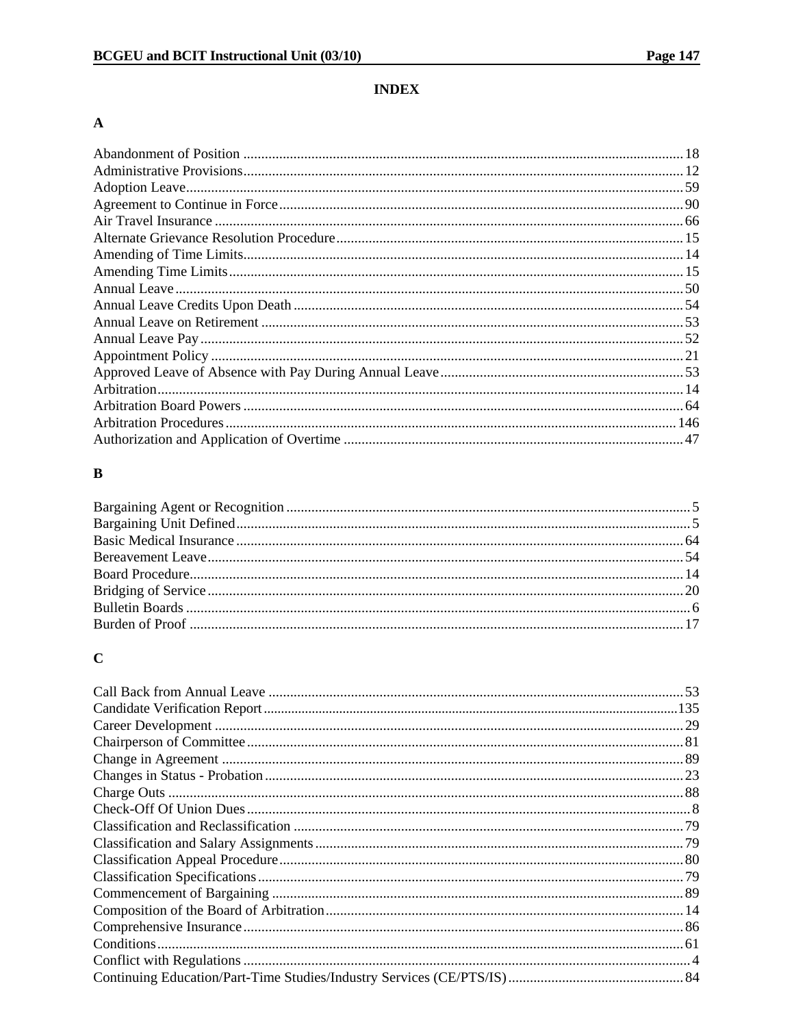# INDEX

## A

Abandonment of Position ........ 18
Administrative Provisions ........ 12
Adoption Leave ........ 59
Agreement to Continue in Force ........ 90
Air Travel Insurance ........ 66
Alternate Grievance Resolution Procedure ........ 15
Amending of Time Limits ........ 14
Amending Time Limits ........ 15
Annual Leave ........ 50
Annual Leave Credits Upon Death ........ 54
Annual Leave on Retirement ........ 53
Annual Leave Pay ........ 52
Appointment Policy ........ 21
Approved Leave of Absence with Pay During Annual Leave ........ 53
Arbitration ........ 14
Arbitration Board Powers ........ 64
Arbitration Procedures ........ 146
Authorization and Application of Overtime ........ 47

## B

Bargaining Agent or Recognition ........ 5
Bargaining Unit Defined ........ 5
Basic Medical Insurance ........ 64
Bereavement Leave ........ 54
Board Procedure ........ 14
Bridging of Service ........ 20
Bulletin Boards ........ 6
Burden of Proof ........ 17

## C

Call Back from Annual Leave ........ 53
Candidate Verification Report ........ 135
Career Development ........ 29
Chairperson of Committee ........ 81
Change in Agreement ........ 89
Changes in Status - Probation ........ 23
Charge Outs ........ 88
Check-Off Of Union Dues ........ 8
Classification and Reclassification ........ 79
Classification and Salary Assignments ........ 79
Classification Appeal Procedure ........ 80
Classification Specifications ........ 79
Commencement of Bargaining ........ 89
Composition of the Board of Arbitration ........ 14
Comprehensive Insurance ........ 86
Conditions ........ 61
Conflict with Regulations ........ 4
Continuing Education/Part-Time Studies/Industry Services (CE/PTS/IS) ........ 84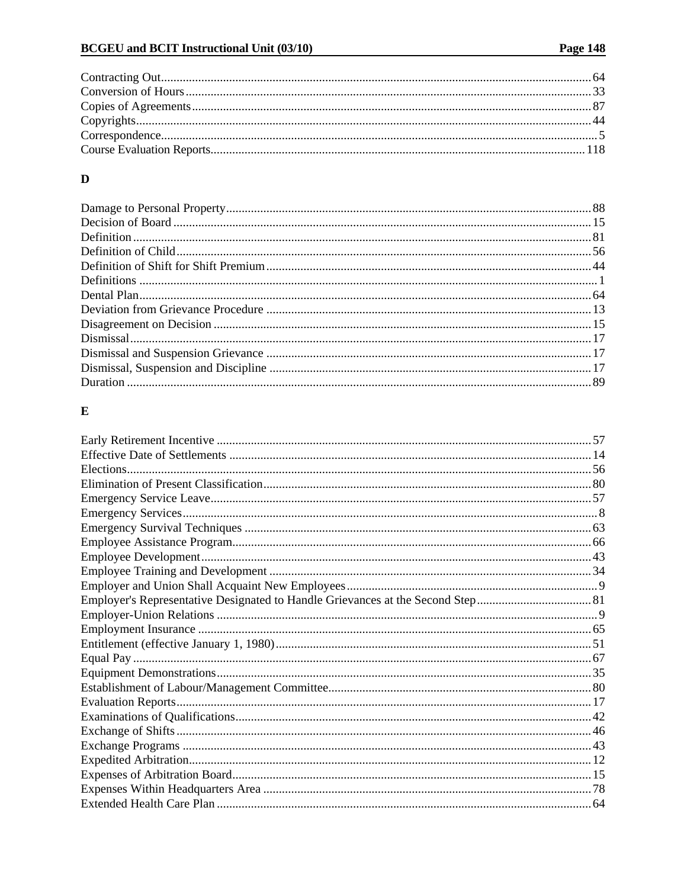Contracting Out....................64
Conversion of Hours....................33
Copies of Agreements....................87
Copyrights....................44
Correspondence....................5
Course Evaluation Reports....................118

## D

Damage to Personal Property....................88
Decision of Board....................15
Definition....................81
Definition of Child....................56
Definition of Shift for Shift Premium....................44
Definitions....................1
Dental Plan....................64
Deviation from Grievance Procedure....................13
Disagreement on Decision....................15
Dismissal....................17
Dismissal and Suspension Grievance....................17
Dismissal, Suspension and Discipline....................17
Duration....................89

## E

Early Retirement Incentive....................57
Effective Date of Settlements....................14
Elections....................56
Elimination of Present Classification....................80
Emergency Service Leave....................57
Emergency Services....................8
Emergency Survival Techniques....................63
Employee Assistance Program....................66
Employee Development....................43
Employee Training and Development....................34
Employer and Union Shall Acquaint New Employees....................9
Employer's Representative Designated to Handle Grievances at the Second Step....................81
Employer-Union Relations....................9
Employment Insurance....................65
Entitlement (effective January 1, 1980)....................51
Equal Pay....................67
Equipment Demonstrations....................35
Establishment of Labour/Management Committee....................80
Evaluation Reports....................17
Examinations of Qualifications....................42
Exchange of Shifts....................46
Exchange Programs....................43
Expedited Arbitration....................12
Expenses of Arbitration Board....................15
Expenses Within Headquarters Area....................78
Extended Health Care Plan....................64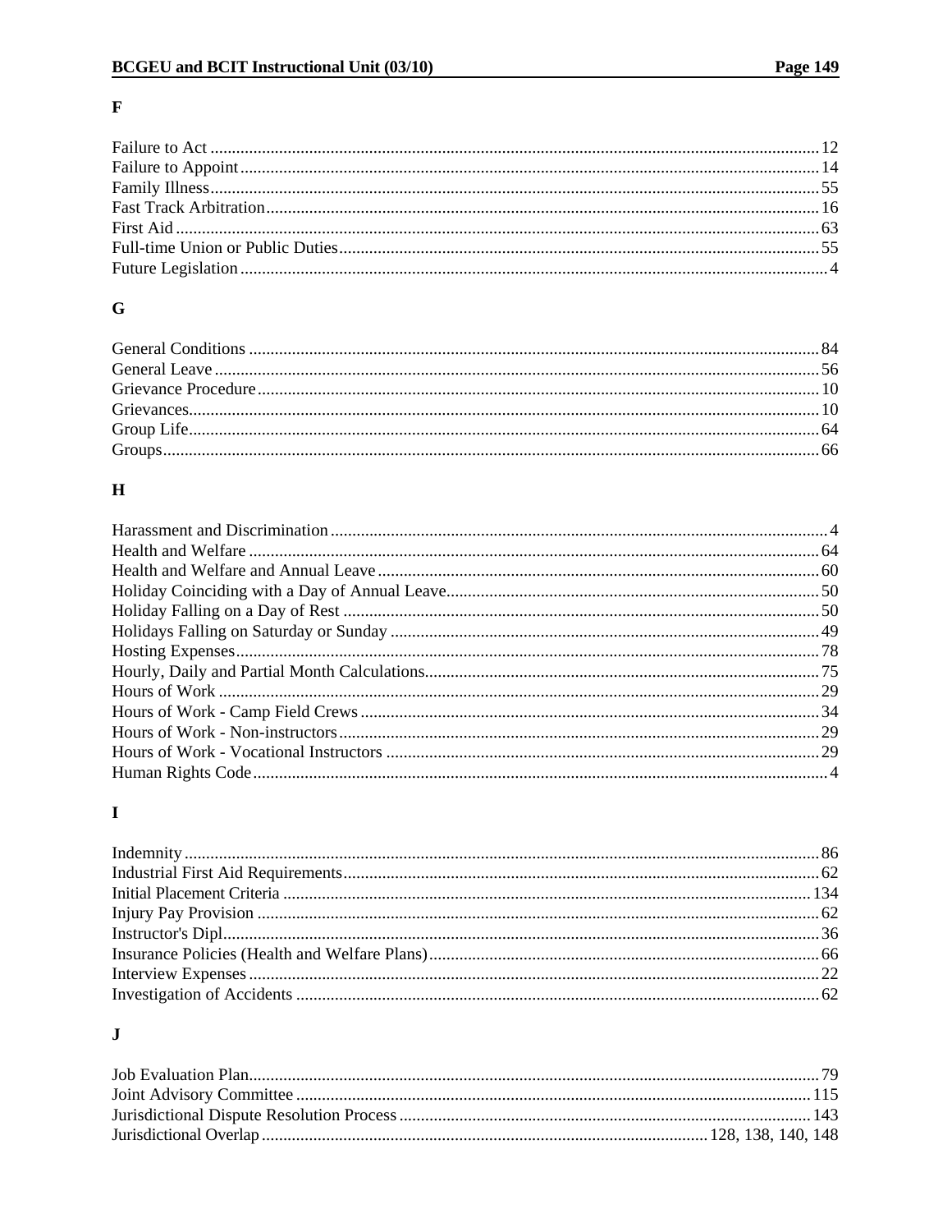## F

Failure to Act ........................................................ 12
Failure to Appoint ........................................................ 14
Family Illness ........................................................ 55
Fast Track Arbitration ........................................................ 16
First Aid ........................................................ 63
Full-time Union or Public Duties ........................................................ 55
Future Legislation ........................................................ 4

## G

General Conditions ........................................................ 84
General Leave ........................................................ 56
Grievance Procedure ........................................................ 10
Grievances ........................................................ 10
Group Life ........................................................ 64
Groups ........................................................ 66

## H

Harassment and Discrimination ........................................................ 4
Health and Welfare ........................................................ 64
Health and Welfare and Annual Leave ........................................................ 60
Holiday Coinciding with a Day of Annual Leave ........................................................ 50
Holiday Falling on a Day of Rest ........................................................ 50
Holidays Falling on Saturday or Sunday ........................................................ 49
Hosting Expenses ........................................................ 78
Hourly, Daily and Partial Month Calculations ........................................................ 75
Hours of Work ........................................................ 29
Hours of Work - Camp Field Crews ........................................................ 34
Hours of Work - Non-instructors ........................................................ 29
Hours of Work - Vocational Instructors ........................................................ 29
Human Rights Code ........................................................ 4

## I

Indemnity ........................................................ 86
Industrial First Aid Requirements ........................................................ 62
Initial Placement Criteria ........................................................ 134
Injury Pay Provision ........................................................ 62
Instructor's Dipl ........................................................ 36
Insurance Policies (Health and Welfare Plans) ........................................................ 66
Interview Expenses ........................................................ 22
Investigation of Accidents ........................................................ 62

## J

Job Evaluation Plan ........................................................ 79
Joint Advisory Committee ........................................................ 115
Jurisdictional Dispute Resolution Process ........................................................ 143
Jurisdictional Overlap ........................................................ 128, 138, 140, 148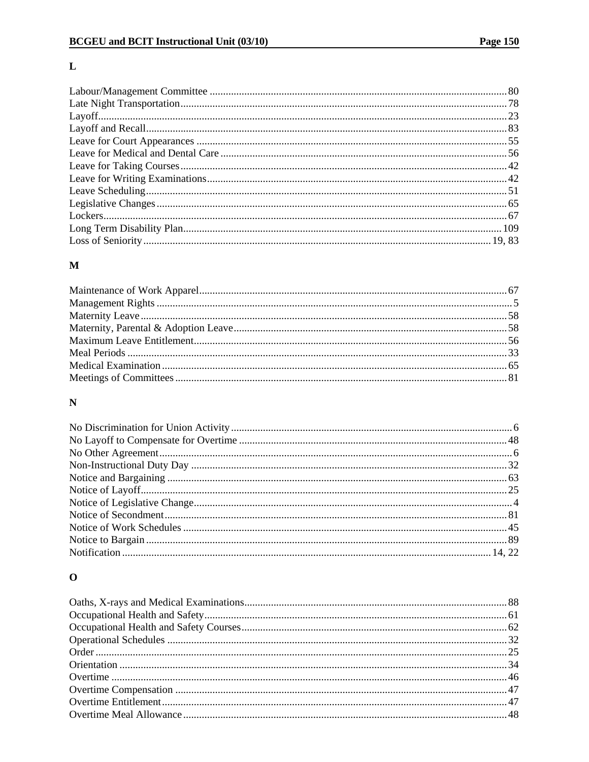## L

Labour/Management Committee ........ 80
Late Night Transportation ........ 78
Layoff ........ 23
Layoff and Recall ........ 83
Leave for Court Appearances ........ 55
Leave for Medical and Dental Care ........ 56
Leave for Taking Courses ........ 42
Leave for Writing Examinations ........ 42
Leave Scheduling ........ 51
Legislative Changes ........ 65
Lockers ........ 67
Long Term Disability Plan ........ 109
Loss of Seniority ........ 19, 83

## M

Maintenance of Work Apparel ........ 67
Management Rights ........ 5
Maternity Leave ........ 58
Maternity, Parental & Adoption Leave ........ 58
Maximum Leave Entitlement ........ 56
Meal Periods ........ 33
Medical Examination ........ 65
Meetings of Committees ........ 81

## N

No Discrimination for Union Activity ........ 6
No Layoff to Compensate for Overtime ........ 48
No Other Agreement ........ 6
Non-Instructional Duty Day ........ 32
Notice and Bargaining ........ 63
Notice of Layoff ........ 25
Notice of Legislative Change ........ 4
Notice of Secondment ........ 81
Notice of Work Schedules ........ 45
Notice to Bargain ........ 89
Notification ........ 14, 22

## O

Oaths, X-rays and Medical Examinations ........ 88
Occupational Health and Safety ........ 61
Occupational Health and Safety Courses ........ 62
Operational Schedules ........ 32
Order ........ 25
Orientation ........ 34
Overtime ........ 46
Overtime Compensation ........ 47
Overtime Entitlement ........ 47
Overtime Meal Allowance ........ 48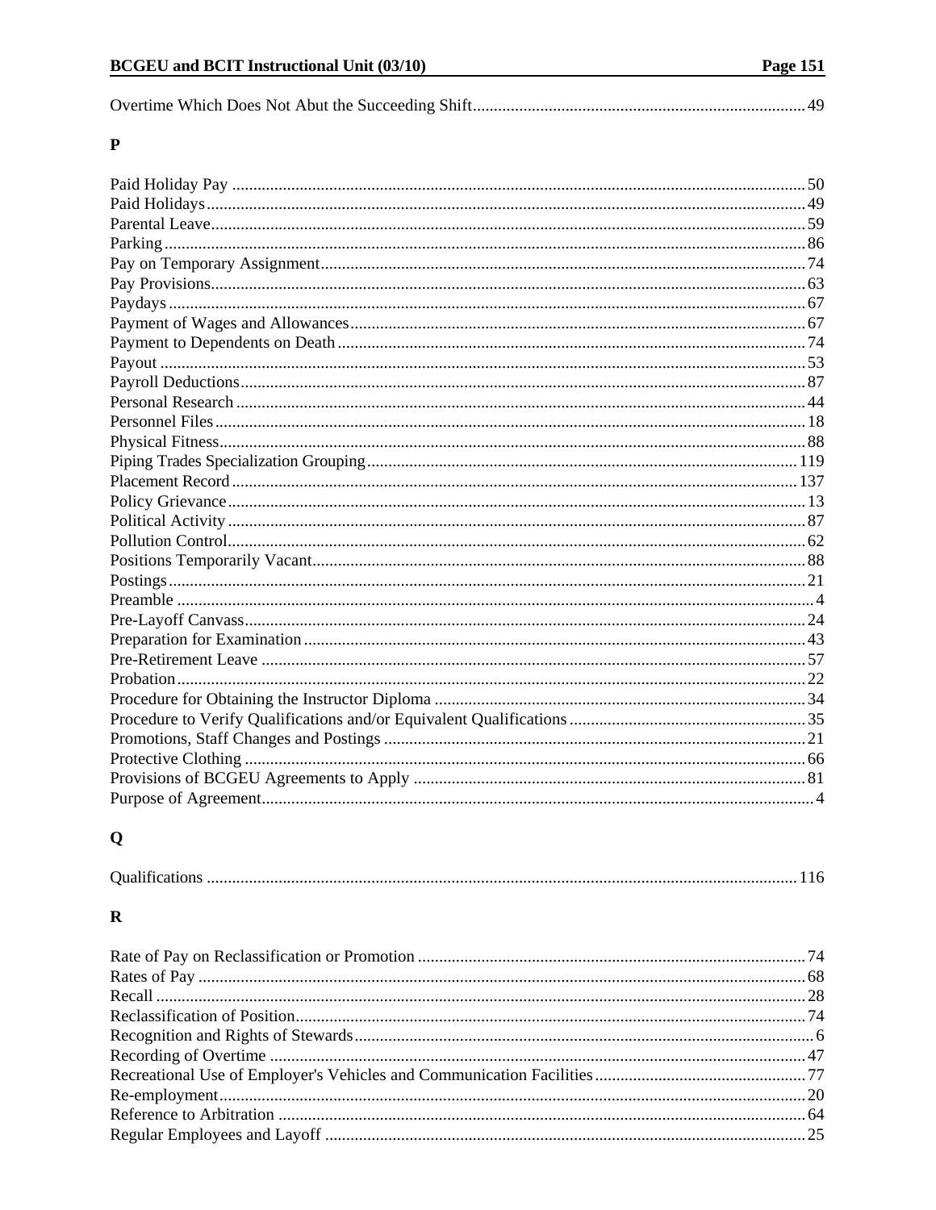Overtime Which Does Not Abut the Succeeding Shift .......... 49

## P

Paid Holiday Pay .......... 50
Paid Holidays .......... 49
Parental Leave .......... 59
Parking .......... 86
Pay on Temporary Assignment .......... 74
Pay Provisions .......... 63
Paydays .......... 67
Payment of Wages and Allowances .......... 67
Payment to Dependents on Death .......... 74
Payout .......... 53
Payroll Deductions .......... 87
Personal Research .......... 44
Personnel Files .......... 18
Physical Fitness .......... 88
Piping Trades Specialization Grouping .......... 119
Placement Record .......... 137
Policy Grievance .......... 13
Political Activity .......... 87
Pollution Control .......... 62
Positions Temporarily Vacant .......... 88
Postings .......... 21
Preamble .......... 4
Pre-Layoff Canvass .......... 24
Preparation for Examination .......... 43
Pre-Retirement Leave .......... 57
Probation .......... 22
Procedure for Obtaining the Instructor Diploma .......... 34
Procedure to Verify Qualifications and/or Equivalent Qualifications .......... 35
Promotions, Staff Changes and Postings .......... 21
Protective Clothing .......... 66
Provisions of BCGEU Agreements to Apply .......... 81
Purpose of Agreement .......... 4

## Q

Qualifications .......... 116

## R

Rate of Pay on Reclassification or Promotion .......... 74
Rates of Pay .......... 68
Recall .......... 28
Reclassification of Position .......... 74
Recognition and Rights of Stewards .......... 6
Recording of Overtime .......... 47
Recreational Use of Employer's Vehicles and Communication Facilities .......... 77
Re-employment .......... 20
Reference to Arbitration .......... 64
Regular Employees and Layoff .......... 25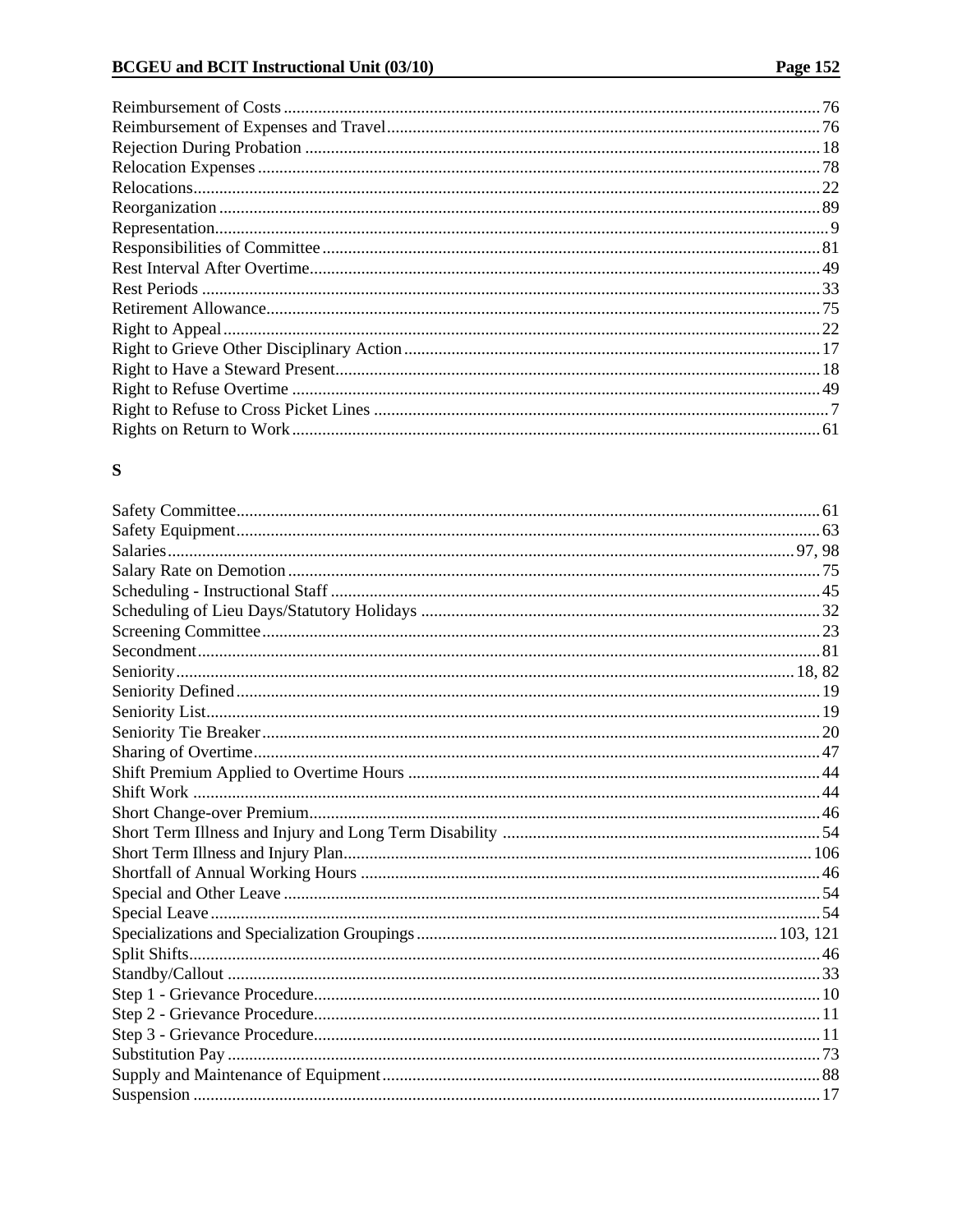Reimbursement of Costs ........................................................................................................ 76
Reimbursement of Expenses and Travel ................................................................................. 76
Rejection During Probation ................................................................................................... 18
Relocation Expenses .............................................................................................................. 78
Relocations ............................................................................................................................. 22
Reorganization ....................................................................................................................... 89
Representation .......................................................................................................................... 9
Responsibilities of Committee ................................................................................................ 81
Rest Interval After Overtime .................................................................................................. 49
Rest Periods ........................................................................................................................... 33
Retirement Allowance ............................................................................................................ 75
Right to Appeal ...................................................................................................................... 22
Right to Grieve Other Disciplinary Action ............................................................................. 17
Right to Have a Steward Present ............................................................................................ 18
Right to Refuse Overtime ...................................................................................................... 49
Right to Refuse to Cross Picket Lines ...................................................................................... 7
Rights on Return to Work ....................................................................................................... 61

## S

Safety Committee ................................................................................................................... 61
Safety Equipment ................................................................................................................... 63
Salaries ............................................................................................................................. 97, 98
Salary Rate on Demotion ........................................................................................................ 75
Scheduling - Instructional Staff .............................................................................................. 45
Scheduling of Lieu Days/Statutory Holidays ......................................................................... 32
Screening Committee ............................................................................................................. 23
Secondment ............................................................................................................................ 81
Seniority ............................................................................................................................ 18, 82
Seniority Defined ................................................................................................................... 19
Seniority List .......................................................................................................................... 19
Seniority Tie Breaker ............................................................................................................. 20
Sharing of Overtime ............................................................................................................... 47
Shift Premium Applied to Overtime Hours ............................................................................ 44
Shift Work ............................................................................................................................. 44
Short Change-over Premium ................................................................................................... 46
Short Term Illness and Injury and Long Term Disability ....................................................... 54
Short Term Illness and Injury Plan ........................................................................................ 106
Shortfall of Annual Working Hours ....................................................................................... 46
Special and Other Leave ......................................................................................................... 54
Special Leave ......................................................................................................................... 54
Specializations and Specialization Groupings ............................................................... 103, 121
Split Shifts .............................................................................................................................. 46
Standby/Callout ...................................................................................................................... 33
Step 1 - Grievance Procedure ................................................................................................. 10
Step 2 - Grievance Procedure ................................................................................................. 11
Step 3 - Grievance Procedure ................................................................................................. 11
Substitution Pay ..................................................................................................................... 73
Supply and Maintenance of Equipment .................................................................................. 88
Suspension ............................................................................................................................. 17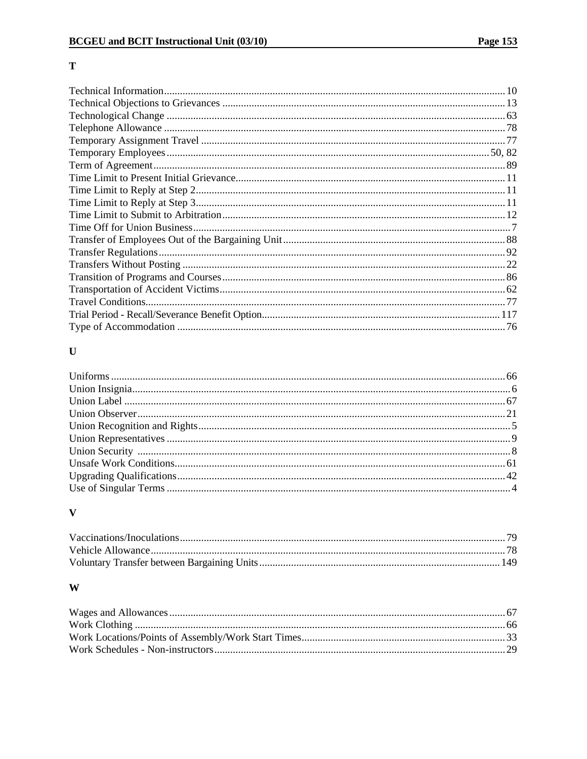## T

Technical Information ........................................................................................................ 10
Technical Objections to Grievances ................................................................................... 13
Technological Change ........................................................................................................ 63
Telephone Allowance ......................................................................................................... 78
Temporary Assignment Travel ........................................................................................... 77
Temporary Employees .................................................................................................... 50, 82
Term of Agreement ............................................................................................................. 89
Time Limit to Present Initial Grievance .............................................................................. 11
Time Limit to Reply at Step 2 ............................................................................................. 11
Time Limit to Reply at Step 3 ............................................................................................. 11
Time Limit to Submit to Arbitration ................................................................................... 12
Time Off for Union Business ................................................................................................ 7
Transfer of Employees Out of the Bargaining Unit ............................................................. 88
Transfer Regulations ........................................................................................................... 92
Transfers Without Posting .................................................................................................. 22
Transition of Programs and Courses ................................................................................... 86
Transportation of Accident Victims .................................................................................... 62
Travel Conditions ................................................................................................................ 77
Trial Period - Recall/Severance Benefit Option ................................................................. 117
Type of Accommodation .................................................................................................... 76

## U

Uniforms ............................................................................................................................. 66
Union Insignia ....................................................................................................................... 6
Union Label ......................................................................................................................... 67
Union Observer .................................................................................................................... 21
Union Recognition and Rights .............................................................................................. 5
Union Representatives .......................................................................................................... 9
Union Security ...................................................................................................................... 8
Unsafe Work Conditions ...................................................................................................... 61
Upgrading Qualifications ..................................................................................................... 42
Use of Singular Terms ........................................................................................................... 4

## V

Vaccinations/Inoculations .................................................................................................... 79
Vehicle Allowance ............................................................................................................... 78
Voluntary Transfer between Bargaining Units .................................................................. 149

## W

Wages and Allowances ........................................................................................................ 67
Work Clothing ..................................................................................................................... 66
Work Locations/Points of Assembly/Work Start Times ...................................................... 33
Work Schedules - Non-instructors ....................................................................................... 29